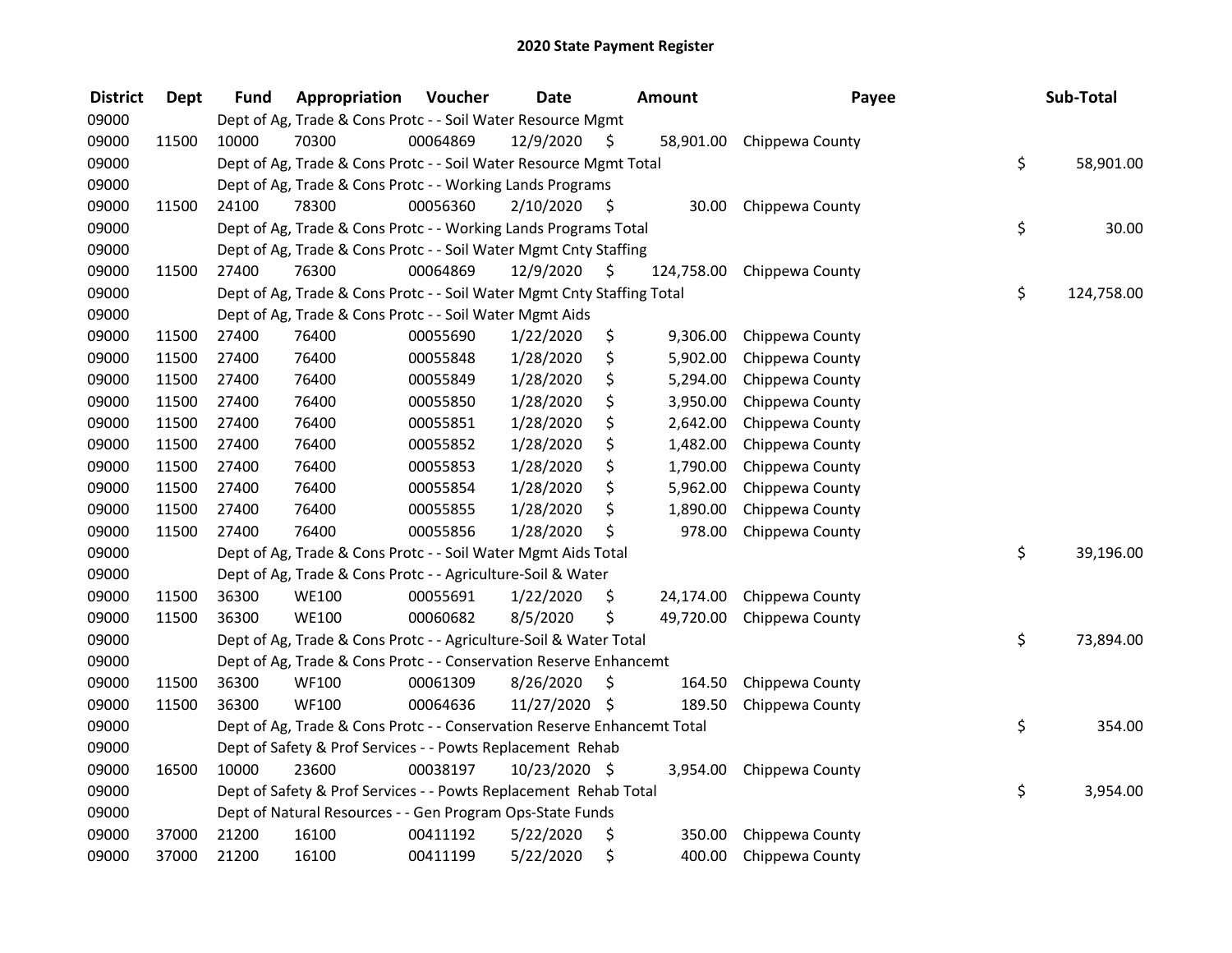# 2020 State Payment Register

| District | Dept | Fund | Appropriation | Voucher | Date | Amount | Payee | Sub-Total |
|---|---|---|---|---|---|---|---|---|
| 09000 | | Dept of Ag, Trade & Cons Protc - - Soil Water Resource Mgmt | | | | | | |
| 09000 | 11500 | 10000 | 70300 | 00064869 | 12/9/2020 | $ 58,901.00 | Chippewa County | |
| 09000 | | Dept of Ag, Trade & Cons Protc - - Soil Water Resource Mgmt Total | | | | | | $ 58,901.00 |
| 09000 | | Dept of Ag, Trade & Cons Protc - - Working Lands Programs | | | | | | |
| 09000 | 11500 | 24100 | 78300 | 00056360 | 2/10/2020 | $ 30.00 | Chippewa County | |
| 09000 | | Dept of Ag, Trade & Cons Protc - - Working Lands Programs Total | | | | | | $ 30.00 |
| 09000 | | Dept of Ag, Trade & Cons Protc - - Soil Water Mgmt Cnty Staffing | | | | | | |
| 09000 | 11500 | 27400 | 76300 | 00064869 | 12/9/2020 | $ 124,758.00 | Chippewa County | |
| 09000 | | Dept of Ag, Trade & Cons Protc - - Soil Water Mgmt Cnty Staffing Total | | | | | | $ 124,758.00 |
| 09000 | | Dept of Ag, Trade & Cons Protc - - Soil Water Mgmt Aids | | | | | | |
| 09000 | 11500 | 27400 | 76400 | 00055690 | 1/22/2020 | $ 9,306.00 | Chippewa County | |
| 09000 | 11500 | 27400 | 76400 | 00055848 | 1/28/2020 | $ 5,902.00 | Chippewa County | |
| 09000 | 11500 | 27400 | 76400 | 00055849 | 1/28/2020 | $ 5,294.00 | Chippewa County | |
| 09000 | 11500 | 27400 | 76400 | 00055850 | 1/28/2020 | $ 3,950.00 | Chippewa County | |
| 09000 | 11500 | 27400 | 76400 | 00055851 | 1/28/2020 | $ 2,642.00 | Chippewa County | |
| 09000 | 11500 | 27400 | 76400 | 00055852 | 1/28/2020 | $ 1,482.00 | Chippewa County | |
| 09000 | 11500 | 27400 | 76400 | 00055853 | 1/28/2020 | $ 1,790.00 | Chippewa County | |
| 09000 | 11500 | 27400 | 76400 | 00055854 | 1/28/2020 | $ 5,962.00 | Chippewa County | |
| 09000 | 11500 | 27400 | 76400 | 00055855 | 1/28/2020 | $ 1,890.00 | Chippewa County | |
| 09000 | 11500 | 27400 | 76400 | 00055856 | 1/28/2020 | $ 978.00 | Chippewa County | |
| 09000 | | Dept of Ag, Trade & Cons Protc - - Soil Water Mgmt Aids Total | | | | | | $ 39,196.00 |
| 09000 | | Dept of Ag, Trade & Cons Protc - - Agriculture-Soil & Water | | | | | | |
| 09000 | 11500 | 36300 | WE100 | 00055691 | 1/22/2020 | $ 24,174.00 | Chippewa County | |
| 09000 | 11500 | 36300 | WE100 | 00060682 | 8/5/2020 | $ 49,720.00 | Chippewa County | |
| 09000 | | Dept of Ag, Trade & Cons Protc - - Agriculture-Soil & Water Total | | | | | | $ 73,894.00 |
| 09000 | | Dept of Ag, Trade & Cons Protc - - Conservation Reserve Enhancemt | | | | | | |
| 09000 | 11500 | 36300 | WF100 | 00061309 | 8/26/2020 | $ 164.50 | Chippewa County | |
| 09000 | 11500 | 36300 | WF100 | 00064636 | 11/27/2020 | $ 189.50 | Chippewa County | |
| 09000 | | Dept of Ag, Trade & Cons Protc - - Conservation Reserve Enhancemt Total | | | | | | $ 354.00 |
| 09000 | | Dept of Safety & Prof Services - - Powts Replacement Rehab | | | | | | |
| 09000 | 16500 | 10000 | 23600 | 00038197 | 10/23/2020 | $ 3,954.00 | Chippewa County | |
| 09000 | | Dept of Safety & Prof Services - - Powts Replacement Rehab Total | | | | | | $ 3,954.00 |
| 09000 | | Dept of Natural Resources - - Gen Program Ops-State Funds | | | | | | |
| 09000 | 37000 | 21200 | 16100 | 00411192 | 5/22/2020 | $ 350.00 | Chippewa County | |
| 09000 | 37000 | 21200 | 16100 | 00411199 | 5/22/2020 | $ 400.00 | Chippewa County | |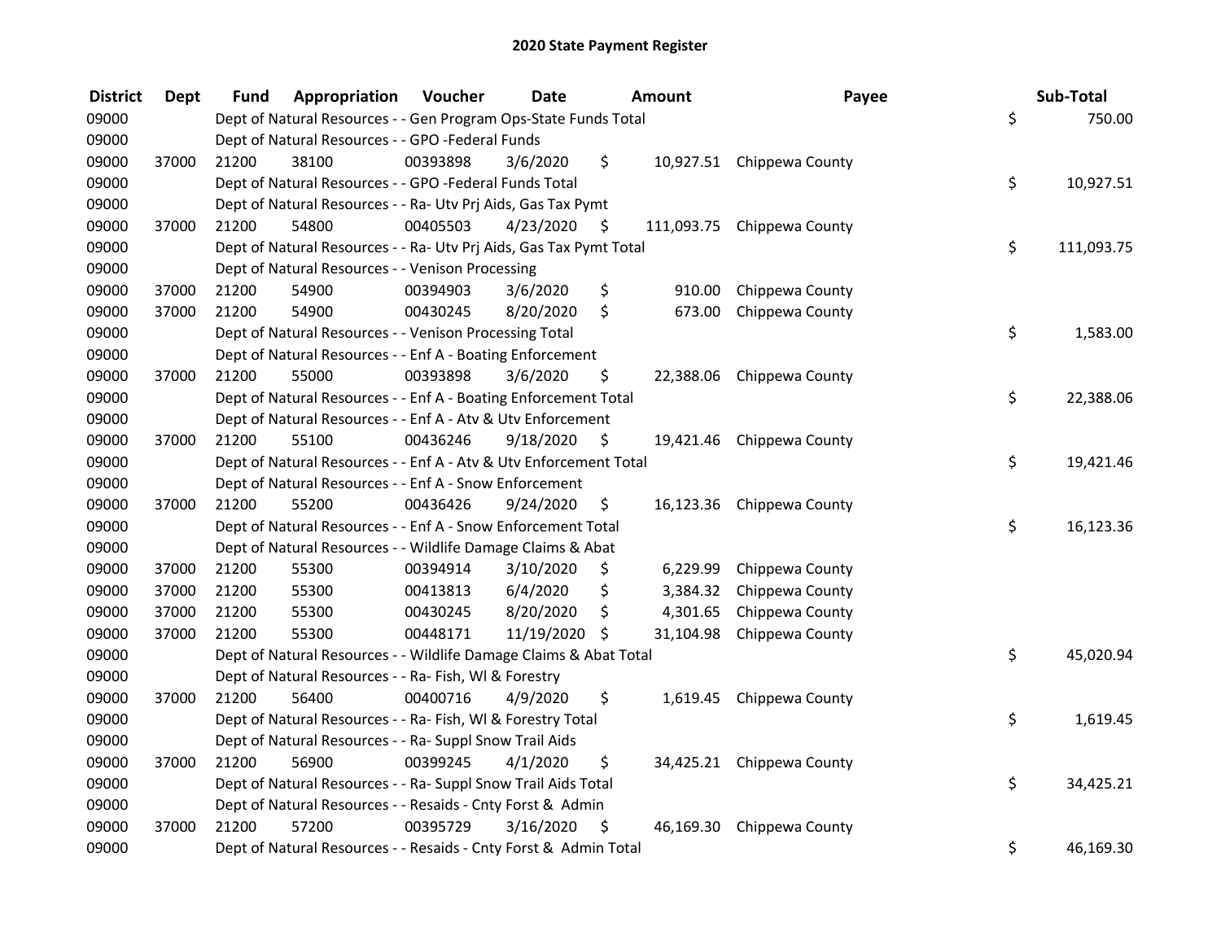# 2020 State Payment Register

| District | Dept | Fund | Appropriation | Voucher | Date | Amount | Payee | Sub-Total |
|---|---|---|---|---|---|---|---|---|
| 09000 | | Dept of Natural Resources - - Gen Program Ops-State Funds Total | | | | | | $ 750.00 |
| 09000 | | Dept of Natural Resources - - GPO -Federal Funds | | | | | | |
| 09000 | 37000 | 21200 | 38100 | 00393898 | 3/6/2020 | $ 10,927.51 | Chippewa County | |
| 09000 | | Dept of Natural Resources - - GPO -Federal Funds Total | | | | | | $ 10,927.51 |
| 09000 | | Dept of Natural Resources - - Ra- Utv Prj Aids, Gas Tax Pymt | | | | | | |
| 09000 | 37000 | 21200 | 54800 | 00405503 | 4/23/2020 | $ 111,093.75 | Chippewa County | |
| 09000 | | Dept of Natural Resources - - Ra- Utv Prj Aids, Gas Tax Pymt Total | | | | | | $ 111,093.75 |
| 09000 | | Dept of Natural Resources - - Venison Processing | | | | | | |
| 09000 | 37000 | 21200 | 54900 | 00394903 | 3/6/2020 | $ 910.00 | Chippewa County | |
| 09000 | 37000 | 21200 | 54900 | 00430245 | 8/20/2020 | $ 673.00 | Chippewa County | |
| 09000 | | Dept of Natural Resources - - Venison Processing Total | | | | | | $ 1,583.00 |
| 09000 | | Dept of Natural Resources - - Enf A - Boating Enforcement | | | | | | |
| 09000 | 37000 | 21200 | 55000 | 00393898 | 3/6/2020 | $ 22,388.06 | Chippewa County | |
| 09000 | | Dept of Natural Resources - - Enf A - Boating Enforcement Total | | | | | | $ 22,388.06 |
| 09000 | | Dept of Natural Resources - - Enf A - Atv & Utv Enforcement | | | | | | |
| 09000 | 37000 | 21200 | 55100 | 00436246 | 9/18/2020 | $ 19,421.46 | Chippewa County | |
| 09000 | | Dept of Natural Resources - - Enf A - Atv & Utv Enforcement Total | | | | | | $ 19,421.46 |
| 09000 | | Dept of Natural Resources - - Enf A - Snow Enforcement | | | | | | |
| 09000 | 37000 | 21200 | 55200 | 00436426 | 9/24/2020 | $ 16,123.36 | Chippewa County | |
| 09000 | | Dept of Natural Resources - - Enf A - Snow Enforcement Total | | | | | | $ 16,123.36 |
| 09000 | | Dept of Natural Resources - - Wildlife Damage Claims & Abat | | | | | | |
| 09000 | 37000 | 21200 | 55300 | 00394914 | 3/10/2020 | $ 6,229.99 | Chippewa County | |
| 09000 | 37000 | 21200 | 55300 | 00413813 | 6/4/2020 | $ 3,384.32 | Chippewa County | |
| 09000 | 37000 | 21200 | 55300 | 00430245 | 8/20/2020 | $ 4,301.65 | Chippewa County | |
| 09000 | 37000 | 21200 | 55300 | 00448171 | 11/19/2020 | $ 31,104.98 | Chippewa County | |
| 09000 | | Dept of Natural Resources - - Wildlife Damage Claims & Abat Total | | | | | | $ 45,020.94 |
| 09000 | | Dept of Natural Resources - - Ra- Fish, Wl & Forestry | | | | | | |
| 09000 | 37000 | 21200 | 56400 | 00400716 | 4/9/2020 | $ 1,619.45 | Chippewa County | |
| 09000 | | Dept of Natural Resources - - Ra- Fish, Wl & Forestry Total | | | | | | $ 1,619.45 |
| 09000 | | Dept of Natural Resources - - Ra- Suppl Snow Trail Aids | | | | | | |
| 09000 | 37000 | 21200 | 56900 | 00399245 | 4/1/2020 | $ 34,425.21 | Chippewa County | |
| 09000 | | Dept of Natural Resources - - Ra- Suppl Snow Trail Aids Total | | | | | | $ 34,425.21 |
| 09000 | | Dept of Natural Resources - - Resaids - Cnty Forst & Admin | | | | | | |
| 09000 | 37000 | 21200 | 57200 | 00395729 | 3/16/2020 | $ 46,169.30 | Chippewa County | |
| 09000 | | Dept of Natural Resources - - Resaids - Cnty Forst & Admin Total | | | | | | $ 46,169.30 |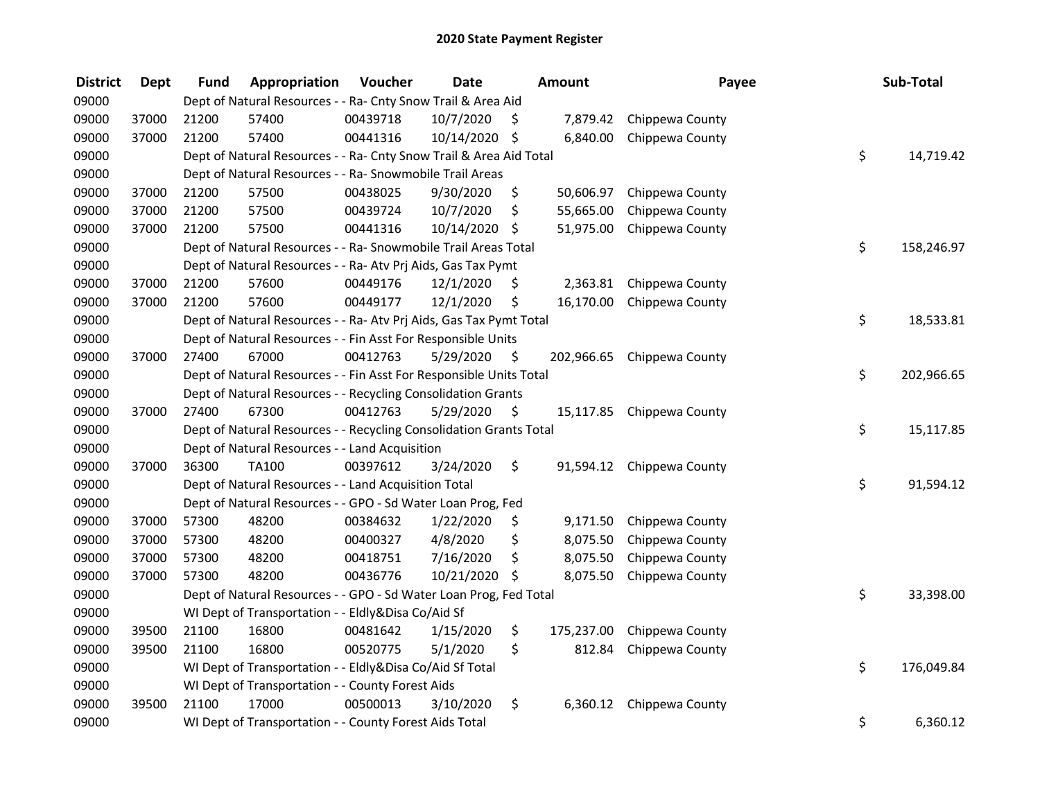# 2020 State Payment Register

| District | Dept | Fund | Appropriation | Voucher | Date | Amount | Payee | Sub-Total |
|---|---|---|---|---|---|---|---|---|
| 09000 | | Dept of Natural Resources - - Ra- Cnty Snow Trail & Area Aid | | | | | | |
| 09000 | 37000 | 21200 | 57400 | 00439718 | 10/7/2020 | $ 7,879.42 | Chippewa County | |
| 09000 | 37000 | 21200 | 57400 | 00441316 | 10/14/2020 | $ 6,840.00 | Chippewa County | |
| 09000 | | Dept of Natural Resources - - Ra- Cnty Snow Trail & Area Aid Total | | | | | | $ 14,719.42 |
| 09000 | | Dept of Natural Resources - - Ra- Snowmobile Trail Areas | | | | | | |
| 09000 | 37000 | 21200 | 57500 | 00438025 | 9/30/2020 | $ 50,606.97 | Chippewa County | |
| 09000 | 37000 | 21200 | 57500 | 00439724 | 10/7/2020 | $ 55,665.00 | Chippewa County | |
| 09000 | 37000 | 21200 | 57500 | 00441316 | 10/14/2020 | $ 51,975.00 | Chippewa County | |
| 09000 | | Dept of Natural Resources - - Ra- Snowmobile Trail Areas Total | | | | | | $ 158,246.97 |
| 09000 | | Dept of Natural Resources - - Ra- Atv Prj Aids, Gas Tax Pymt | | | | | | |
| 09000 | 37000 | 21200 | 57600 | 00449176 | 12/1/2020 | $ 2,363.81 | Chippewa County | |
| 09000 | 37000 | 21200 | 57600 | 00449177 | 12/1/2020 | $ 16,170.00 | Chippewa County | |
| 09000 | | Dept of Natural Resources - - Ra- Atv Prj Aids, Gas Tax Pymt Total | | | | | | $ 18,533.81 |
| 09000 | | Dept of Natural Resources - - Fin Asst For Responsible Units | | | | | | |
| 09000 | 37000 | 27400 | 67000 | 00412763 | 5/29/2020 | $ 202,966.65 | Chippewa County | |
| 09000 | | Dept of Natural Resources - - Fin Asst For Responsible Units Total | | | | | | $ 202,966.65 |
| 09000 | | Dept of Natural Resources - - Recycling Consolidation Grants | | | | | | |
| 09000 | 37000 | 27400 | 67300 | 00412763 | 5/29/2020 | $ 15,117.85 | Chippewa County | |
| 09000 | | Dept of Natural Resources - - Recycling Consolidation Grants Total | | | | | | $ 15,117.85 |
| 09000 | | Dept of Natural Resources - - Land Acquisition | | | | | | |
| 09000 | 37000 | 36300 | TA100 | 00397612 | 3/24/2020 | $ 91,594.12 | Chippewa County | |
| 09000 | | Dept of Natural Resources - - Land Acquisition Total | | | | | | $ 91,594.12 |
| 09000 | | Dept of Natural Resources - - GPO - Sd Water Loan Prog, Fed | | | | | | |
| 09000 | 37000 | 57300 | 48200 | 00384632 | 1/22/2020 | $ 9,171.50 | Chippewa County | |
| 09000 | 37000 | 57300 | 48200 | 00400327 | 4/8/2020 | $ 8,075.50 | Chippewa County | |
| 09000 | 37000 | 57300 | 48200 | 00418751 | 7/16/2020 | $ 8,075.50 | Chippewa County | |
| 09000 | 37000 | 57300 | 48200 | 00436776 | 10/21/2020 | $ 8,075.50 | Chippewa County | |
| 09000 | | Dept of Natural Resources - - GPO - Sd Water Loan Prog, Fed Total | | | | | | $ 33,398.00 |
| 09000 | | WI Dept of Transportation - - Eldly&Disa Co/Aid Sf | | | | | | |
| 09000 | 39500 | 21100 | 16800 | 00481642 | 1/15/2020 | $ 175,237.00 | Chippewa County | |
| 09000 | 39500 | 21100 | 16800 | 00520775 | 5/1/2020 | $ 812.84 | Chippewa County | |
| 09000 | | WI Dept of Transportation - - Eldly&Disa Co/Aid Sf Total | | | | | | $ 176,049.84 |
| 09000 | | WI Dept of Transportation - - County Forest Aids | | | | | | |
| 09000 | 39500 | 21100 | 17000 | 00500013 | 3/10/2020 | $ 6,360.12 | Chippewa County | |
| 09000 | | WI Dept of Transportation - - County Forest Aids Total | | | | | | $ 6,360.12 |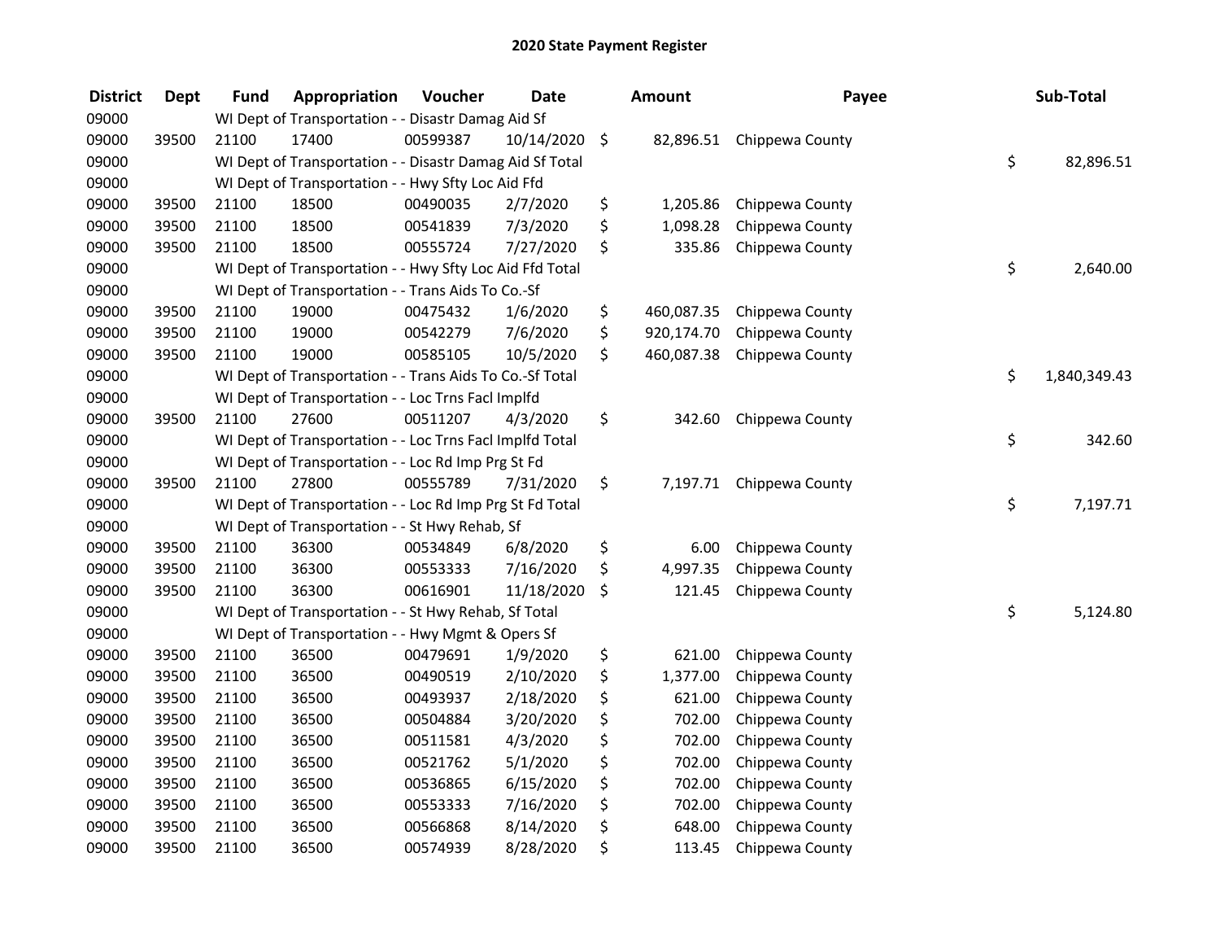## 2020 State Payment Register

| District | Dept | Fund | Appropriation | Voucher | Date | Amount | Payee | Sub-Total |
|---|---|---|---|---|---|---|---|---|
| 09000 | | WI Dept of Transportation - - Disastr Damag Aid Sf | | | | | | |
| 09000 | 39500 | 21100 | 17400 | 00599387 | 10/14/2020 | $ 82,896.51 | Chippewa County | |
| 09000 | | WI Dept of Transportation - - Disastr Damag Aid Sf Total | | | | | | $ 82,896.51 |
| 09000 | | WI Dept of Transportation - - Hwy Sfty Loc Aid Ffd | | | | | | |
| 09000 | 39500 | 21100 | 18500 | 00490035 | 2/7/2020 | $ 1,205.86 | Chippewa County | |
| 09000 | 39500 | 21100 | 18500 | 00541839 | 7/3/2020 | $ 1,098.28 | Chippewa County | |
| 09000 | 39500 | 21100 | 18500 | 00555724 | 7/27/2020 | $ 335.86 | Chippewa County | |
| 09000 | | WI Dept of Transportation - - Hwy Sfty Loc Aid Ffd Total | | | | | | $ 2,640.00 |
| 09000 | | WI Dept of Transportation - - Trans Aids To Co.-Sf | | | | | | |
| 09000 | 39500 | 21100 | 19000 | 00475432 | 1/6/2020 | $ 460,087.35 | Chippewa County | |
| 09000 | 39500 | 21100 | 19000 | 00542279 | 7/6/2020 | $ 920,174.70 | Chippewa County | |
| 09000 | 39500 | 21100 | 19000 | 00585105 | 10/5/2020 | $ 460,087.38 | Chippewa County | |
| 09000 | | WI Dept of Transportation - - Trans Aids To Co.-Sf Total | | | | | | $ 1,840,349.43 |
| 09000 | | WI Dept of Transportation - - Loc Trns Facl Implfd | | | | | | |
| 09000 | 39500 | 21100 | 27600 | 00511207 | 4/3/2020 | $ 342.60 | Chippewa County | |
| 09000 | | WI Dept of Transportation - - Loc Trns Facl Implfd Total | | | | | | $ 342.60 |
| 09000 | | WI Dept of Transportation - - Loc Rd Imp Prg St Fd | | | | | | |
| 09000 | 39500 | 21100 | 27800 | 00555789 | 7/31/2020 | $ 7,197.71 | Chippewa County | |
| 09000 | | WI Dept of Transportation - - Loc Rd Imp Prg St Fd Total | | | | | | $ 7,197.71 |
| 09000 | | WI Dept of Transportation - - St Hwy Rehab, Sf | | | | | | |
| 09000 | 39500 | 21100 | 36300 | 00534849 | 6/8/2020 | $ 6.00 | Chippewa County | |
| 09000 | 39500 | 21100 | 36300 | 00553333 | 7/16/2020 | $ 4,997.35 | Chippewa County | |
| 09000 | 39500 | 21100 | 36300 | 00616901 | 11/18/2020 | $ 121.45 | Chippewa County | |
| 09000 | | WI Dept of Transportation - - St Hwy Rehab, Sf Total | | | | | | $ 5,124.80 |
| 09000 | | WI Dept of Transportation - - Hwy Mgmt & Opers Sf | | | | | | |
| 09000 | 39500 | 21100 | 36500 | 00479691 | 1/9/2020 | $ 621.00 | Chippewa County | |
| 09000 | 39500 | 21100 | 36500 | 00490519 | 2/10/2020 | $ 1,377.00 | Chippewa County | |
| 09000 | 39500 | 21100 | 36500 | 00493937 | 2/18/2020 | $ 621.00 | Chippewa County | |
| 09000 | 39500 | 21100 | 36500 | 00504884 | 3/20/2020 | $ 702.00 | Chippewa County | |
| 09000 | 39500 | 21100 | 36500 | 00511581 | 4/3/2020 | $ 702.00 | Chippewa County | |
| 09000 | 39500 | 21100 | 36500 | 00521762 | 5/1/2020 | $ 702.00 | Chippewa County | |
| 09000 | 39500 | 21100 | 36500 | 00536865 | 6/15/2020 | $ 702.00 | Chippewa County | |
| 09000 | 39500 | 21100 | 36500 | 00553333 | 7/16/2020 | $ 702.00 | Chippewa County | |
| 09000 | 39500 | 21100 | 36500 | 00566868 | 8/14/2020 | $ 648.00 | Chippewa County | |
| 09000 | 39500 | 21100 | 36500 | 00574939 | 8/28/2020 | $ 113.45 | Chippewa County | |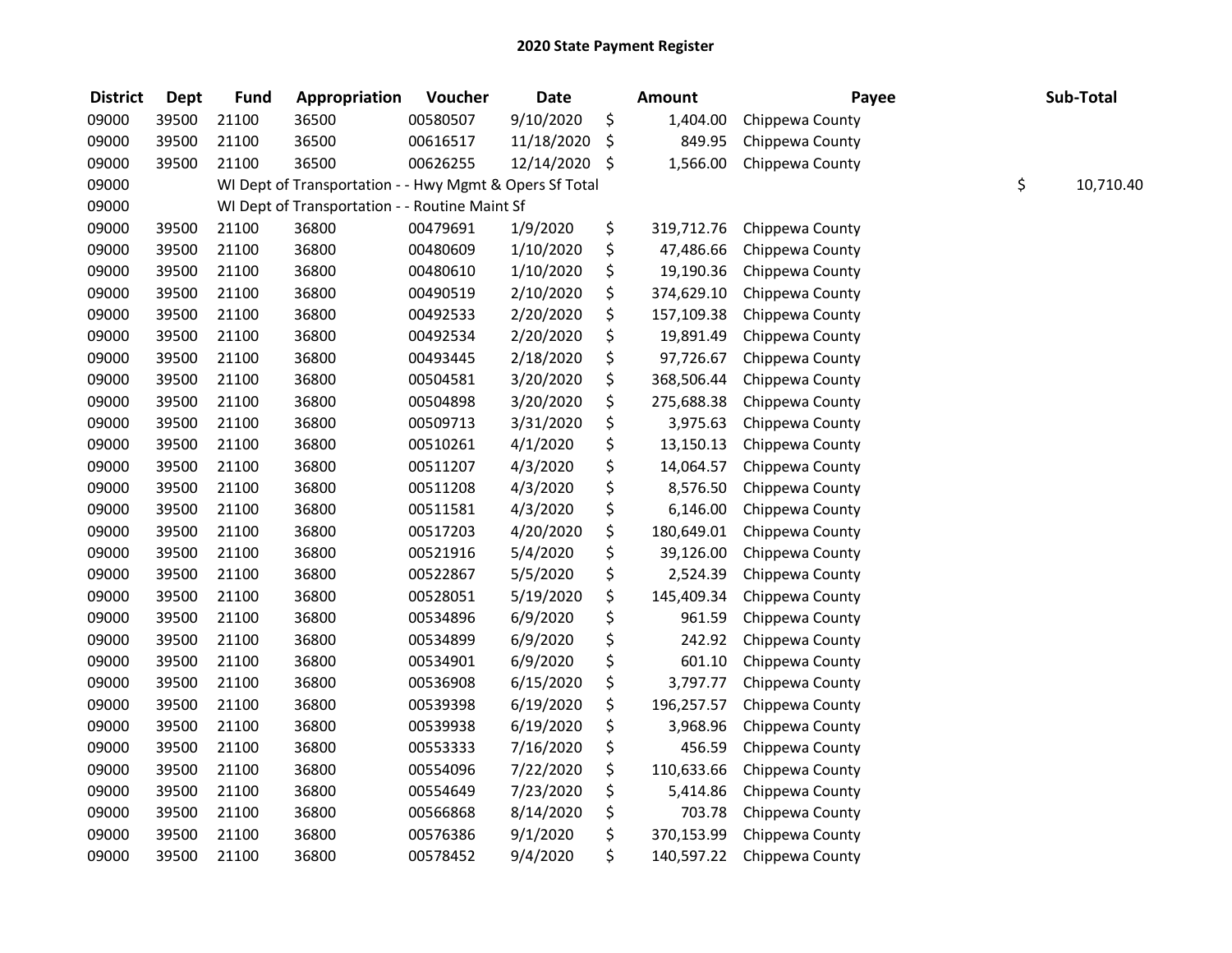# 2020 State Payment Register

| District | Dept | Fund | Appropriation | Voucher | Date | | Amount | Payee | | Sub-Total |
|---|---|---|---|---|---|---|---|---|---|---|
| 09000 | 39500 | 21100 | 36500 | 00580507 | 9/10/2020 | $ | 1,404.00 | Chippewa County | | |
| 09000 | 39500 | 21100 | 36500 | 00616517 | 11/18/2020 | $ | 849.95 | Chippewa County | | |
| 09000 | 39500 | 21100 | 36500 | 00626255 | 12/14/2020 | $ | 1,566.00 | Chippewa County | | |
| 09000 | | WI Dept of Transportation - - Hwy Mgmt & Opers Sf Total | | | | | | | $ | 10,710.40 |
| 09000 | | WI Dept of Transportation - - Routine Maint Sf | | | | | | | | |
| 09000 | 39500 | 21100 | 36800 | 00479691 | 1/9/2020 | $ | 319,712.76 | Chippewa County | | |
| 09000 | 39500 | 21100 | 36800 | 00480609 | 1/10/2020 | $ | 47,486.66 | Chippewa County | | |
| 09000 | 39500 | 21100 | 36800 | 00480610 | 1/10/2020 | $ | 19,190.36 | Chippewa County | | |
| 09000 | 39500 | 21100 | 36800 | 00490519 | 2/10/2020 | $ | 374,629.10 | Chippewa County | | |
| 09000 | 39500 | 21100 | 36800 | 00492533 | 2/20/2020 | $ | 157,109.38 | Chippewa County | | |
| 09000 | 39500 | 21100 | 36800 | 00492534 | 2/20/2020 | $ | 19,891.49 | Chippewa County | | |
| 09000 | 39500 | 21100 | 36800 | 00493445 | 2/18/2020 | $ | 97,726.67 | Chippewa County | | |
| 09000 | 39500 | 21100 | 36800 | 00504581 | 3/20/2020 | $ | 368,506.44 | Chippewa County | | |
| 09000 | 39500 | 21100 | 36800 | 00504898 | 3/20/2020 | $ | 275,688.38 | Chippewa County | | |
| 09000 | 39500 | 21100 | 36800 | 00509713 | 3/31/2020 | $ | 3,975.63 | Chippewa County | | |
| 09000 | 39500 | 21100 | 36800 | 00510261 | 4/1/2020 | $ | 13,150.13 | Chippewa County | | |
| 09000 | 39500 | 21100 | 36800 | 00511207 | 4/3/2020 | $ | 14,064.57 | Chippewa County | | |
| 09000 | 39500 | 21100 | 36800 | 00511208 | 4/3/2020 | $ | 8,576.50 | Chippewa County | | |
| 09000 | 39500 | 21100 | 36800 | 00511581 | 4/3/2020 | $ | 6,146.00 | Chippewa County | | |
| 09000 | 39500 | 21100 | 36800 | 00517203 | 4/20/2020 | $ | 180,649.01 | Chippewa County | | |
| 09000 | 39500 | 21100 | 36800 | 00521916 | 5/4/2020 | $ | 39,126.00 | Chippewa County | | |
| 09000 | 39500 | 21100 | 36800 | 00522867 | 5/5/2020 | $ | 2,524.39 | Chippewa County | | |
| 09000 | 39500 | 21100 | 36800 | 00528051 | 5/19/2020 | $ | 145,409.34 | Chippewa County | | |
| 09000 | 39500 | 21100 | 36800 | 00534896 | 6/9/2020 | $ | 961.59 | Chippewa County | | |
| 09000 | 39500 | 21100 | 36800 | 00534899 | 6/9/2020 | $ | 242.92 | Chippewa County | | |
| 09000 | 39500 | 21100 | 36800 | 00534901 | 6/9/2020 | $ | 601.10 | Chippewa County | | |
| 09000 | 39500 | 21100 | 36800 | 00536908 | 6/15/2020 | $ | 3,797.77 | Chippewa County | | |
| 09000 | 39500 | 21100 | 36800 | 00539398 | 6/19/2020 | $ | 196,257.57 | Chippewa County | | |
| 09000 | 39500 | 21100 | 36800 | 00539938 | 6/19/2020 | $ | 3,968.96 | Chippewa County | | |
| 09000 | 39500 | 21100 | 36800 | 00553333 | 7/16/2020 | $ | 456.59 | Chippewa County | | |
| 09000 | 39500 | 21100 | 36800 | 00554096 | 7/22/2020 | $ | 110,633.66 | Chippewa County | | |
| 09000 | 39500 | 21100 | 36800 | 00554649 | 7/23/2020 | $ | 5,414.86 | Chippewa County | | |
| 09000 | 39500 | 21100 | 36800 | 00566868 | 8/14/2020 | $ | 703.78 | Chippewa County | | |
| 09000 | 39500 | 21100 | 36800 | 00576386 | 9/1/2020 | $ | 370,153.99 | Chippewa County | | |
| 09000 | 39500 | 21100 | 36800 | 00578452 | 9/4/2020 | $ | 140,597.22 | Chippewa County | | |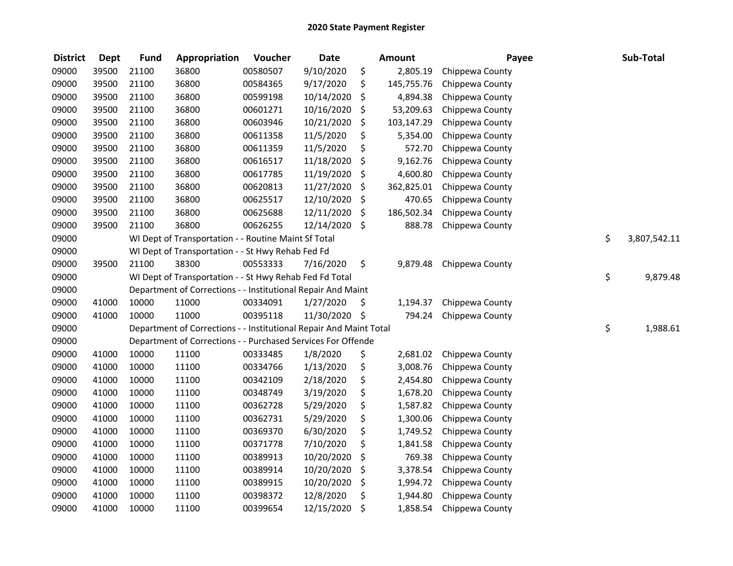# 2020 State Payment Register

| District | Dept | Fund | Appropriation | Voucher | Date | Amount | Payee | Sub-Total |
|---|---|---|---|---|---|---|---|---|
| 09000 | 39500 | 21100 | 36800 | 00580507 | 9/10/2020 | $ 2,805.19 | Chippewa County | |
| 09000 | 39500 | 21100 | 36800 | 00584365 | 9/17/2020 | $ 145,755.76 | Chippewa County | |
| 09000 | 39500 | 21100 | 36800 | 00599198 | 10/14/2020 | $ 4,894.38 | Chippewa County | |
| 09000 | 39500 | 21100 | 36800 | 00601271 | 10/16/2020 | $ 53,209.63 | Chippewa County | |
| 09000 | 39500 | 21100 | 36800 | 00603946 | 10/21/2020 | $ 103,147.29 | Chippewa County | |
| 09000 | 39500 | 21100 | 36800 | 00611358 | 11/5/2020 | $ 5,354.00 | Chippewa County | |
| 09000 | 39500 | 21100 | 36800 | 00611359 | 11/5/2020 | $ 572.70 | Chippewa County | |
| 09000 | 39500 | 21100 | 36800 | 00616517 | 11/18/2020 | $ 9,162.76 | Chippewa County | |
| 09000 | 39500 | 21100 | 36800 | 00617785 | 11/19/2020 | $ 4,600.80 | Chippewa County | |
| 09000 | 39500 | 21100 | 36800 | 00620813 | 11/27/2020 | $ 362,825.01 | Chippewa County | |
| 09000 | 39500 | 21100 | 36800 | 00625517 | 12/10/2020 | $ 470.65 | Chippewa County | |
| 09000 | 39500 | 21100 | 36800 | 00625688 | 12/11/2020 | $ 186,502.34 | Chippewa County | |
| 09000 | 39500 | 21100 | 36800 | 00626255 | 12/14/2020 | $ 888.78 | Chippewa County | |
| 09000 | | WI Dept of Transportation - - Routine Maint Sf Total | | | | | | $ 3,807,542.11 |
| 09000 | | WI Dept of Transportation - - St Hwy Rehab Fed Fd | | | | | | |
| 09000 | 39500 | 21100 | 38300 | 00553333 | 7/16/2020 | $ 9,879.48 | Chippewa County | |
| 09000 | | WI Dept of Transportation - - St Hwy Rehab Fed Fd Total | | | | | | $ 9,879.48 |
| 09000 | | Department of Corrections - - Institutional Repair And Maint | | | | | | |
| 09000 | 41000 | 10000 | 11000 | 00334091 | 1/27/2020 | $ 1,194.37 | Chippewa County | |
| 09000 | 41000 | 10000 | 11000 | 00395118 | 11/30/2020 | $ 794.24 | Chippewa County | |
| 09000 | | Department of Corrections - - Institutional Repair And Maint Total | | | | | | $ 1,988.61 |
| 09000 | | Department of Corrections - - Purchased Services For Offende | | | | | | |
| 09000 | 41000 | 10000 | 11100 | 00333485 | 1/8/2020 | $ 2,681.02 | Chippewa County | |
| 09000 | 41000 | 10000 | 11100 | 00334766 | 1/13/2020 | $ 3,008.76 | Chippewa County | |
| 09000 | 41000 | 10000 | 11100 | 00342109 | 2/18/2020 | $ 2,454.80 | Chippewa County | |
| 09000 | 41000 | 10000 | 11100 | 00348749 | 3/19/2020 | $ 1,678.20 | Chippewa County | |
| 09000 | 41000 | 10000 | 11100 | 00362728 | 5/29/2020 | $ 1,587.82 | Chippewa County | |
| 09000 | 41000 | 10000 | 11100 | 00362731 | 5/29/2020 | $ 1,300.06 | Chippewa County | |
| 09000 | 41000 | 10000 | 11100 | 00369370 | 6/30/2020 | $ 1,749.52 | Chippewa County | |
| 09000 | 41000 | 10000 | 11100 | 00371778 | 7/10/2020 | $ 1,841.58 | Chippewa County | |
| 09000 | 41000 | 10000 | 11100 | 00389913 | 10/20/2020 | $ 769.38 | Chippewa County | |
| 09000 | 41000 | 10000 | 11100 | 00389914 | 10/20/2020 | $ 3,378.54 | Chippewa County | |
| 09000 | 41000 | 10000 | 11100 | 00389915 | 10/20/2020 | $ 1,994.72 | Chippewa County | |
| 09000 | 41000 | 10000 | 11100 | 00398372 | 12/8/2020 | $ 1,944.80 | Chippewa County | |
| 09000 | 41000 | 10000 | 11100 | 00399654 | 12/15/2020 | $ 1,858.54 | Chippewa County | |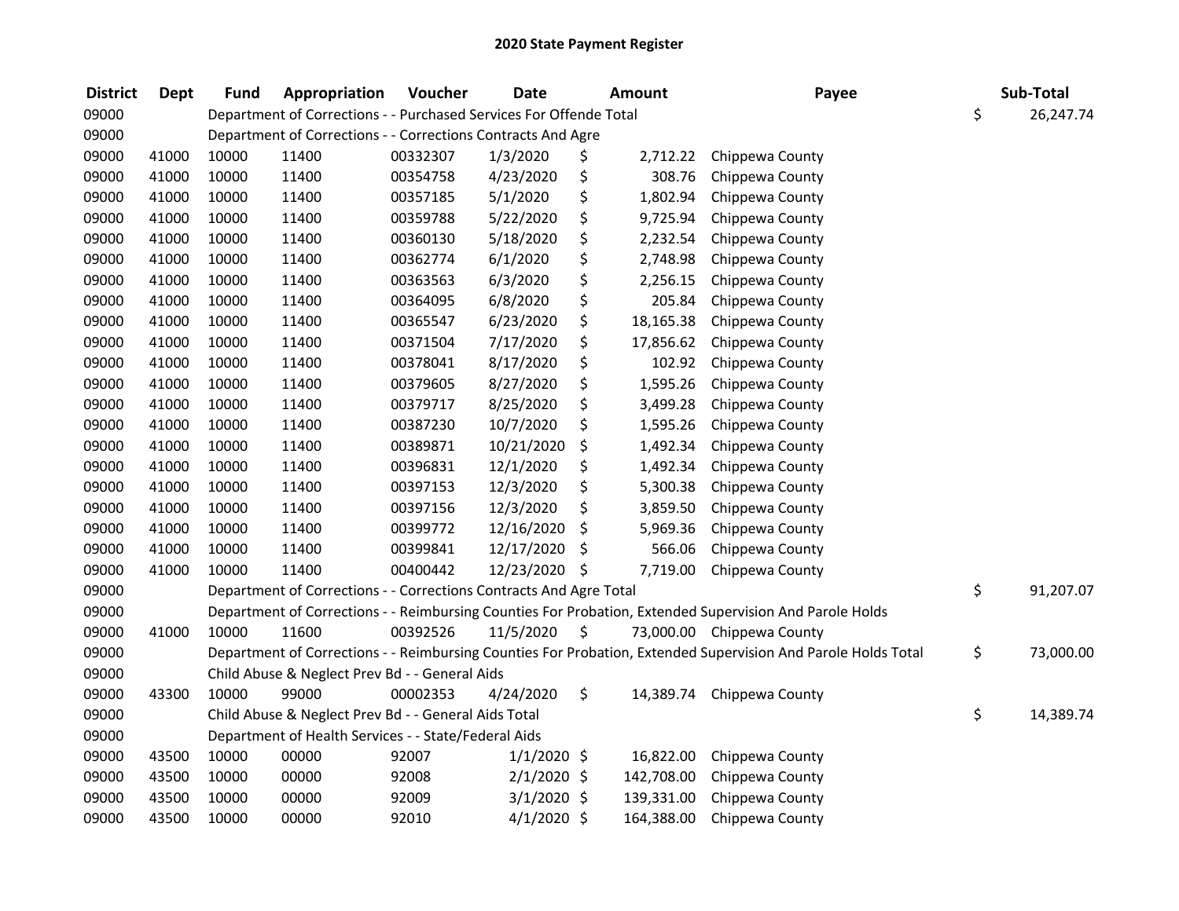# 2020 State Payment Register

| District | Dept | Fund | Appropriation | Voucher | Date | Amount | Payee | Sub-Total |
|---|---|---|---|---|---|---|---|---|
| 09000 | | Department of Corrections - - Purchased Services For Offende Total | | | | | | $ 26,247.74 |
| 09000 | | Department of Corrections - - Corrections Contracts And Agre | | | | | | |
| 09000 | 41000 | 10000 | 11400 | 00332307 | 1/3/2020 | $ 2,712.22 | Chippewa County | |
| 09000 | 41000 | 10000 | 11400 | 00354758 | 4/23/2020 | $ 308.76 | Chippewa County | |
| 09000 | 41000 | 10000 | 11400 | 00357185 | 5/1/2020 | $ 1,802.94 | Chippewa County | |
| 09000 | 41000 | 10000 | 11400 | 00359788 | 5/22/2020 | $ 9,725.94 | Chippewa County | |
| 09000 | 41000 | 10000 | 11400 | 00360130 | 5/18/2020 | $ 2,232.54 | Chippewa County | |
| 09000 | 41000 | 10000 | 11400 | 00362774 | 6/1/2020 | $ 2,748.98 | Chippewa County | |
| 09000 | 41000 | 10000 | 11400 | 00363563 | 6/3/2020 | $ 2,256.15 | Chippewa County | |
| 09000 | 41000 | 10000 | 11400 | 00364095 | 6/8/2020 | $ 205.84 | Chippewa County | |
| 09000 | 41000 | 10000 | 11400 | 00365547 | 6/23/2020 | $ 18,165.38 | Chippewa County | |
| 09000 | 41000 | 10000 | 11400 | 00371504 | 7/17/2020 | $ 17,856.62 | Chippewa County | |
| 09000 | 41000 | 10000 | 11400 | 00378041 | 8/17/2020 | $ 102.92 | Chippewa County | |
| 09000 | 41000 | 10000 | 11400 | 00379605 | 8/27/2020 | $ 1,595.26 | Chippewa County | |
| 09000 | 41000 | 10000 | 11400 | 00379717 | 8/25/2020 | $ 3,499.28 | Chippewa County | |
| 09000 | 41000 | 10000 | 11400 | 00387230 | 10/7/2020 | $ 1,595.26 | Chippewa County | |
| 09000 | 41000 | 10000 | 11400 | 00389871 | 10/21/2020 | $ 1,492.34 | Chippewa County | |
| 09000 | 41000 | 10000 | 11400 | 00396831 | 12/1/2020 | $ 1,492.34 | Chippewa County | |
| 09000 | 41000 | 10000 | 11400 | 00397153 | 12/3/2020 | $ 5,300.38 | Chippewa County | |
| 09000 | 41000 | 10000 | 11400 | 00397156 | 12/3/2020 | $ 3,859.50 | Chippewa County | |
| 09000 | 41000 | 10000 | 11400 | 00399772 | 12/16/2020 | $ 5,969.36 | Chippewa County | |
| 09000 | 41000 | 10000 | 11400 | 00399841 | 12/17/2020 | $ 566.06 | Chippewa County | |
| 09000 | 41000 | 10000 | 11400 | 00400442 | 12/23/2020 | $ 7,719.00 | Chippewa County | |
| 09000 | | Department of Corrections - - Corrections Contracts And Agre Total | | | | | | $ 91,207.07 |
| 09000 | | Department of Corrections - - Reimbursing Counties For Probation, Extended Supervision And Parole Holds | | | | | | |
| 09000 | 41000 | 10000 | 11600 | 00392526 | 11/5/2020 | $ 73,000.00 | Chippewa County | |
| 09000 | | Department of Corrections - - Reimbursing Counties For Probation, Extended Supervision And Parole Holds Total | | | | | | $ 73,000.00 |
| 09000 | | Child Abuse & Neglect Prev Bd - - General Aids | | | | | | |
| 09000 | 43300 | 10000 | 99000 | 00002353 | 4/24/2020 | $ 14,389.74 | Chippewa County | |
| 09000 | | Child Abuse & Neglect Prev Bd - - General Aids Total | | | | | | $ 14,389.74 |
| 09000 | | Department of Health Services - - State/Federal Aids | | | | | | |
| 09000 | 43500 | 10000 | 00000 | 92007 | 1/1/2020 | $ 16,822.00 | Chippewa County | |
| 09000 | 43500 | 10000 | 00000 | 92008 | 2/1/2020 | $ 142,708.00 | Chippewa County | |
| 09000 | 43500 | 10000 | 00000 | 92009 | 3/1/2020 | $ 139,331.00 | Chippewa County | |
| 09000 | 43500 | 10000 | 00000 | 92010 | 4/1/2020 | $ 164,388.00 | Chippewa County | |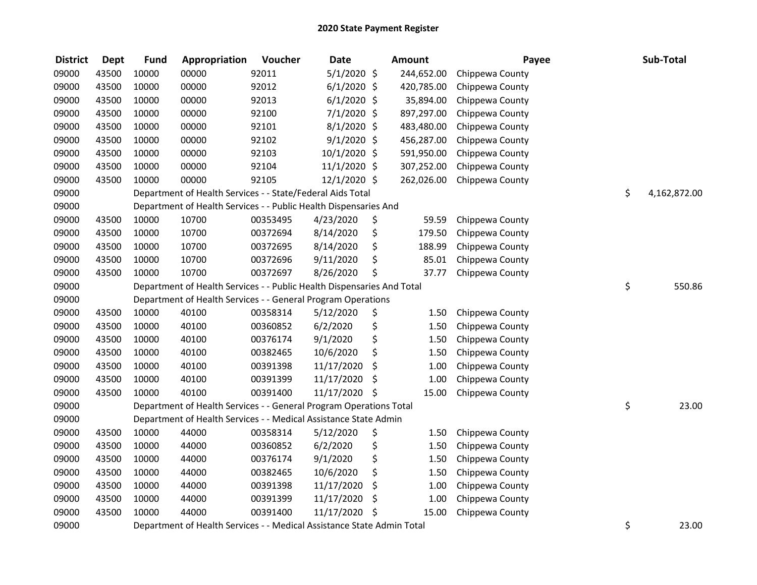# 2020 State Payment Register

| District | Dept | Fund | Appropriation | Voucher | Date | Amount | Payee | Sub-Total |
|---|---|---|---|---|---|---|---|---|
| 09000 | 43500 | 10000 | 00000 | 92011 | 5/1/2020 | $ 244,652.00 | Chippewa County | |
| 09000 | 43500 | 10000 | 00000 | 92012 | 6/1/2020 | $ 420,785.00 | Chippewa County | |
| 09000 | 43500 | 10000 | 00000 | 92013 | 6/1/2020 | $ 35,894.00 | Chippewa County | |
| 09000 | 43500 | 10000 | 00000 | 92100 | 7/1/2020 | $ 897,297.00 | Chippewa County | |
| 09000 | 43500 | 10000 | 00000 | 92101 | 8/1/2020 | $ 483,480.00 | Chippewa County | |
| 09000 | 43500 | 10000 | 00000 | 92102 | 9/1/2020 | $ 456,287.00 | Chippewa County | |
| 09000 | 43500 | 10000 | 00000 | 92103 | 10/1/2020 | $ 591,950.00 | Chippewa County | |
| 09000 | 43500 | 10000 | 00000 | 92104 | 11/1/2020 | $ 307,252.00 | Chippewa County | |
| 09000 | 43500 | 10000 | 00000 | 92105 | 12/1/2020 | $ 262,026.00 | Chippewa County | |
| 09000 | | Department of Health Services - - State/Federal Aids Total | | | | | | $ 4,162,872.00 |
| 09000 | | Department of Health Services - - Public Health Dispensaries And | | | | | | |
| 09000 | 43500 | 10000 | 10700 | 00353495 | 4/23/2020 | $ 59.59 | Chippewa County | |
| 09000 | 43500 | 10000 | 10700 | 00372694 | 8/14/2020 | $ 179.50 | Chippewa County | |
| 09000 | 43500 | 10000 | 10700 | 00372695 | 8/14/2020 | $ 188.99 | Chippewa County | |
| 09000 | 43500 | 10000 | 10700 | 00372696 | 9/11/2020 | $ 85.01 | Chippewa County | |
| 09000 | 43500 | 10000 | 10700 | 00372697 | 8/26/2020 | $ 37.77 | Chippewa County | |
| 09000 | | Department of Health Services - - Public Health Dispensaries And Total | | | | | | $ 550.86 |
| 09000 | | Department of Health Services - - General Program Operations | | | | | | |
| 09000 | 43500 | 10000 | 40100 | 00358314 | 5/12/2020 | $ 1.50 | Chippewa County | |
| 09000 | 43500 | 10000 | 40100 | 00360852 | 6/2/2020 | $ 1.50 | Chippewa County | |
| 09000 | 43500 | 10000 | 40100 | 00376174 | 9/1/2020 | $ 1.50 | Chippewa County | |
| 09000 | 43500 | 10000 | 40100 | 00382465 | 10/6/2020 | $ 1.50 | Chippewa County | |
| 09000 | 43500 | 10000 | 40100 | 00391398 | 11/17/2020 | $ 1.00 | Chippewa County | |
| 09000 | 43500 | 10000 | 40100 | 00391399 | 11/17/2020 | $ 1.00 | Chippewa County | |
| 09000 | 43500 | 10000 | 40100 | 00391400 | 11/17/2020 | $ 15.00 | Chippewa County | |
| 09000 | | Department of Health Services - - General Program Operations Total | | | | | | $ 23.00 |
| 09000 | | Department of Health Services - - Medical Assistance State Admin | | | | | | |
| 09000 | 43500 | 10000 | 44000 | 00358314 | 5/12/2020 | $ 1.50 | Chippewa County | |
| 09000 | 43500 | 10000 | 44000 | 00360852 | 6/2/2020 | $ 1.50 | Chippewa County | |
| 09000 | 43500 | 10000 | 44000 | 00376174 | 9/1/2020 | $ 1.50 | Chippewa County | |
| 09000 | 43500 | 10000 | 44000 | 00382465 | 10/6/2020 | $ 1.50 | Chippewa County | |
| 09000 | 43500 | 10000 | 44000 | 00391398 | 11/17/2020 | $ 1.00 | Chippewa County | |
| 09000 | 43500 | 10000 | 44000 | 00391399 | 11/17/2020 | $ 1.00 | Chippewa County | |
| 09000 | 43500 | 10000 | 44000 | 00391400 | 11/17/2020 | $ 15.00 | Chippewa County | |
| 09000 | | Department of Health Services - - Medical Assistance State Admin Total | | | | | | $ 23.00 |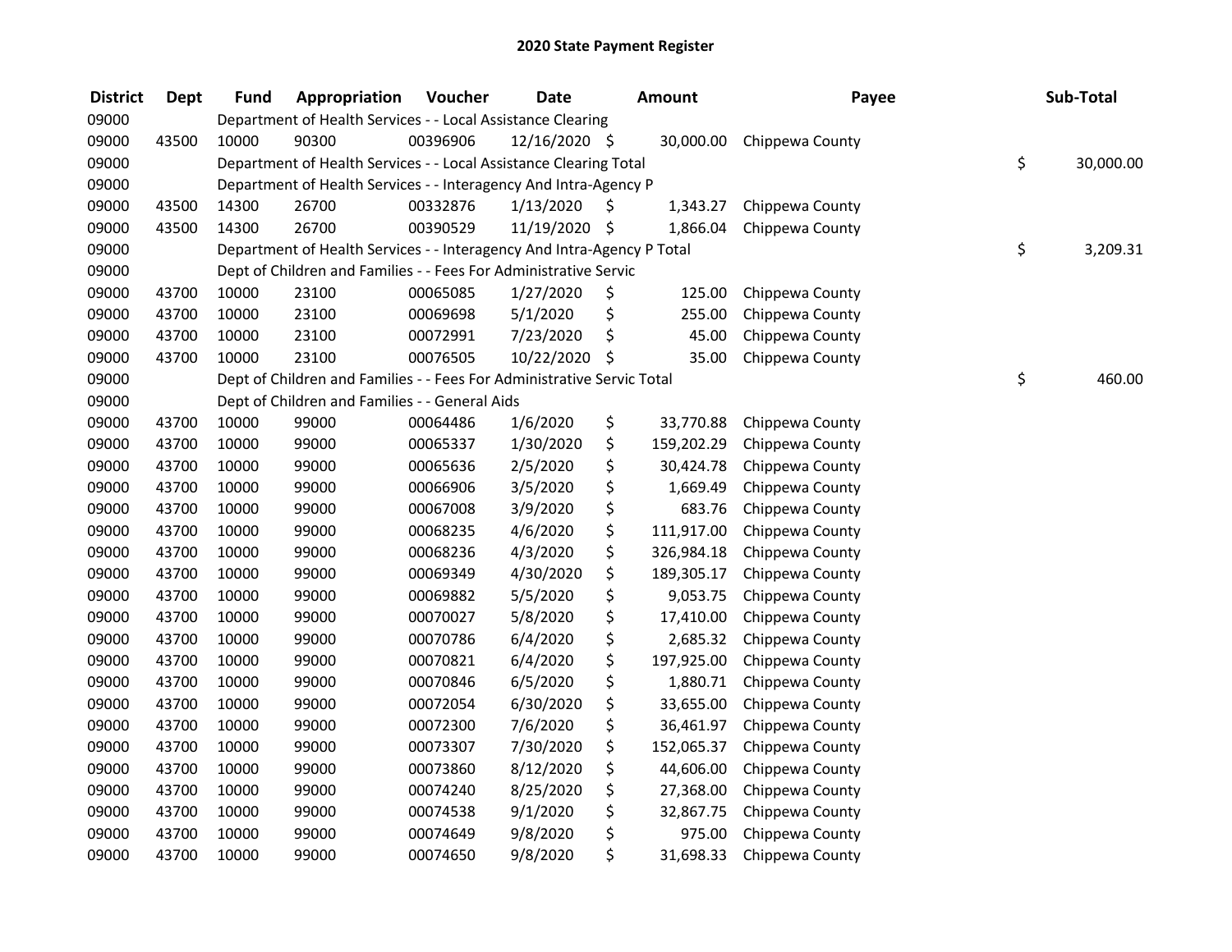# 2020 State Payment Register

| District | Dept | Fund | Appropriation | Voucher | Date | Amount | Payee | Sub-Total |
|---|---|---|---|---|---|---|---|---|
| 09000 | | Department of Health Services - - Local Assistance Clearing | | | | | | |
| 09000 | 43500 | 10000 | 90300 | 00396906 | 12/16/2020 | $ 30,000.00 | Chippewa County | |
| 09000 | | Department of Health Services - - Local Assistance Clearing Total | | | | | | $ 30,000.00 |
| 09000 | | Department of Health Services - - Interagency And Intra-Agency P | | | | | | |
| 09000 | 43500 | 14300 | 26700 | 00332876 | 1/13/2020 | $ 1,343.27 | Chippewa County | |
| 09000 | 43500 | 14300 | 26700 | 00390529 | 11/19/2020 | $ 1,866.04 | Chippewa County | |
| 09000 | | Department of Health Services - - Interagency And Intra-Agency P Total | | | | | | $ 3,209.31 |
| 09000 | | Dept of Children and Families - - Fees For Administrative Servic | | | | | | |
| 09000 | 43700 | 10000 | 23100 | 00065085 | 1/27/2020 | $ 125.00 | Chippewa County | |
| 09000 | 43700 | 10000 | 23100 | 00069698 | 5/1/2020 | $ 255.00 | Chippewa County | |
| 09000 | 43700 | 10000 | 23100 | 00072991 | 7/23/2020 | $ 45.00 | Chippewa County | |
| 09000 | 43700 | 10000 | 23100 | 00076505 | 10/22/2020 | $ 35.00 | Chippewa County | |
| 09000 | | Dept of Children and Families - - Fees For Administrative Servic Total | | | | | | $ 460.00 |
| 09000 | | Dept of Children and Families - - General Aids | | | | | | |
| 09000 | 43700 | 10000 | 99000 | 00064486 | 1/6/2020 | $ 33,770.88 | Chippewa County | |
| 09000 | 43700 | 10000 | 99000 | 00065337 | 1/30/2020 | $ 159,202.29 | Chippewa County | |
| 09000 | 43700 | 10000 | 99000 | 00065636 | 2/5/2020 | $ 30,424.78 | Chippewa County | |
| 09000 | 43700 | 10000 | 99000 | 00066906 | 3/5/2020 | $ 1,669.49 | Chippewa County | |
| 09000 | 43700 | 10000 | 99000 | 00067008 | 3/9/2020 | $ 683.76 | Chippewa County | |
| 09000 | 43700 | 10000 | 99000 | 00068235 | 4/6/2020 | $ 111,917.00 | Chippewa County | |
| 09000 | 43700 | 10000 | 99000 | 00068236 | 4/3/2020 | $ 326,984.18 | Chippewa County | |
| 09000 | 43700 | 10000 | 99000 | 00069349 | 4/30/2020 | $ 189,305.17 | Chippewa County | |
| 09000 | 43700 | 10000 | 99000 | 00069882 | 5/5/2020 | $ 9,053.75 | Chippewa County | |
| 09000 | 43700 | 10000 | 99000 | 00070027 | 5/8/2020 | $ 17,410.00 | Chippewa County | |
| 09000 | 43700 | 10000 | 99000 | 00070786 | 6/4/2020 | $ 2,685.32 | Chippewa County | |
| 09000 | 43700 | 10000 | 99000 | 00070821 | 6/4/2020 | $ 197,925.00 | Chippewa County | |
| 09000 | 43700 | 10000 | 99000 | 00070846 | 6/5/2020 | $ 1,880.71 | Chippewa County | |
| 09000 | 43700 | 10000 | 99000 | 00072054 | 6/30/2020 | $ 33,655.00 | Chippewa County | |
| 09000 | 43700 | 10000 | 99000 | 00072300 | 7/6/2020 | $ 36,461.97 | Chippewa County | |
| 09000 | 43700 | 10000 | 99000 | 00073307 | 7/30/2020 | $ 152,065.37 | Chippewa County | |
| 09000 | 43700 | 10000 | 99000 | 00073860 | 8/12/2020 | $ 44,606.00 | Chippewa County | |
| 09000 | 43700 | 10000 | 99000 | 00074240 | 8/25/2020 | $ 27,368.00 | Chippewa County | |
| 09000 | 43700 | 10000 | 99000 | 00074538 | 9/1/2020 | $ 32,867.75 | Chippewa County | |
| 09000 | 43700 | 10000 | 99000 | 00074649 | 9/8/2020 | $ 975.00 | Chippewa County | |
| 09000 | 43700 | 10000 | 99000 | 00074650 | 9/8/2020 | $ 31,698.33 | Chippewa County | |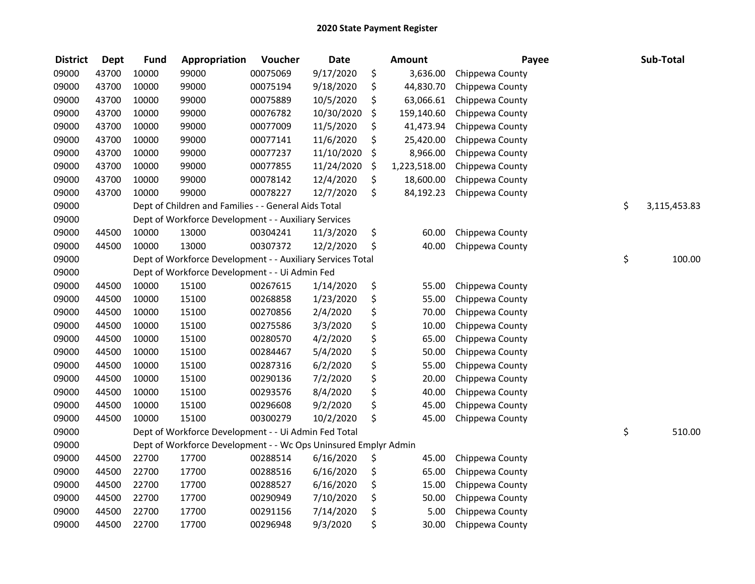# 2020 State Payment Register

| District | Dept | Fund | Appropriation | Voucher | Date | Amount | Payee | Sub-Total |
|---|---|---|---|---|---|---|---|---|
| 09000 | 43700 | 10000 | 99000 | 00075069 | 9/17/2020 | $ 3,636.00 | Chippewa County | |
| 09000 | 43700 | 10000 | 99000 | 00075194 | 9/18/2020 | $ 44,830.70 | Chippewa County | |
| 09000 | 43700 | 10000 | 99000 | 00075889 | 10/5/2020 | $ 63,066.61 | Chippewa County | |
| 09000 | 43700 | 10000 | 99000 | 00076782 | 10/30/2020 | $ 159,140.60 | Chippewa County | |
| 09000 | 43700 | 10000 | 99000 | 00077009 | 11/5/2020 | $ 41,473.94 | Chippewa County | |
| 09000 | 43700 | 10000 | 99000 | 00077141 | 11/6/2020 | $ 25,420.00 | Chippewa County | |
| 09000 | 43700 | 10000 | 99000 | 00077237 | 11/10/2020 | $ 8,966.00 | Chippewa County | |
| 09000 | 43700 | 10000 | 99000 | 00077855 | 11/24/2020 | $ 1,223,518.00 | Chippewa County | |
| 09000 | 43700 | 10000 | 99000 | 00078142 | 12/4/2020 | $ 18,600.00 | Chippewa County | |
| 09000 | 43700 | 10000 | 99000 | 00078227 | 12/7/2020 | $ 84,192.23 | Chippewa County | |
| 09000 | | Dept of Children and Families - - General Aids Total | | | | | | $ 3,115,453.83 |
| 09000 | | Dept of Workforce Development - - Auxiliary Services | | | | | | |
| 09000 | 44500 | 10000 | 13000 | 00304241 | 11/3/2020 | $ 60.00 | Chippewa County | |
| 09000 | 44500 | 10000 | 13000 | 00307372 | 12/2/2020 | $ 40.00 | Chippewa County | |
| 09000 | | Dept of Workforce Development - - Auxiliary Services Total | | | | | | $ 100.00 |
| 09000 | | Dept of Workforce Development - - Ui Admin Fed | | | | | | |
| 09000 | 44500 | 10000 | 15100 | 00267615 | 1/14/2020 | $ 55.00 | Chippewa County | |
| 09000 | 44500 | 10000 | 15100 | 00268858 | 1/23/2020 | $ 55.00 | Chippewa County | |
| 09000 | 44500 | 10000 | 15100 | 00270856 | 2/4/2020 | $ 70.00 | Chippewa County | |
| 09000 | 44500 | 10000 | 15100 | 00275586 | 3/3/2020 | $ 10.00 | Chippewa County | |
| 09000 | 44500 | 10000 | 15100 | 00280570 | 4/2/2020 | $ 65.00 | Chippewa County | |
| 09000 | 44500 | 10000 | 15100 | 00284467 | 5/4/2020 | $ 50.00 | Chippewa County | |
| 09000 | 44500 | 10000 | 15100 | 00287316 | 6/2/2020 | $ 55.00 | Chippewa County | |
| 09000 | 44500 | 10000 | 15100 | 00290136 | 7/2/2020 | $ 20.00 | Chippewa County | |
| 09000 | 44500 | 10000 | 15100 | 00293576 | 8/4/2020 | $ 40.00 | Chippewa County | |
| 09000 | 44500 | 10000 | 15100 | 00296608 | 9/2/2020 | $ 45.00 | Chippewa County | |
| 09000 | 44500 | 10000 | 15100 | 00300279 | 10/2/2020 | $ 45.00 | Chippewa County | |
| 09000 | | Dept of Workforce Development - - Ui Admin Fed Total | | | | | | $ 510.00 |
| 09000 | | Dept of Workforce Development - - Wc Ops Uninsured Emplyr Admin | | | | | | |
| 09000 | 44500 | 22700 | 17700 | 00288514 | 6/16/2020 | $ 45.00 | Chippewa County | |
| 09000 | 44500 | 22700 | 17700 | 00288516 | 6/16/2020 | $ 65.00 | Chippewa County | |
| 09000 | 44500 | 22700 | 17700 | 00288527 | 6/16/2020 | $ 15.00 | Chippewa County | |
| 09000 | 44500 | 22700 | 17700 | 00290949 | 7/10/2020 | $ 50.00 | Chippewa County | |
| 09000 | 44500 | 22700 | 17700 | 00291156 | 7/14/2020 | $ 5.00 | Chippewa County | |
| 09000 | 44500 | 22700 | 17700 | 00296948 | 9/3/2020 | $ 30.00 | Chippewa County | |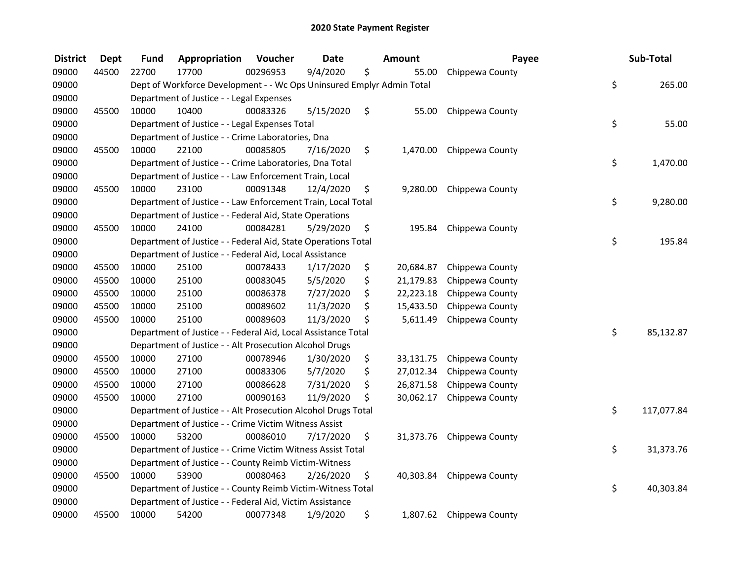# 2020 State Payment Register

| District | Dept | Fund | Appropriation | Voucher | Date | Amount | Payee | Sub-Total |
|---|---|---|---|---|---|---|---|---|
| 09000 | 44500 | 22700 | 17700 | 00296953 | 9/4/2020 | $ 55.00 | Chippewa County | |
| 09000 | | Dept of Workforce Development - - Wc Ops Uninsured Emplyr Admin Total | | | | | | $ 265.00 |
| 09000 | | Department of Justice - - Legal Expenses | | | | | | |
| 09000 | 45500 | 10000 | 10400 | 00083326 | 5/15/2020 | $ 55.00 | Chippewa County | |
| 09000 | | Department of Justice - - Legal Expenses Total | | | | | | $ 55.00 |
| 09000 | | Department of Justice - - Crime Laboratories, Dna | | | | | | |
| 09000 | 45500 | 10000 | 22100 | 00085805 | 7/16/2020 | $ 1,470.00 | Chippewa County | |
| 09000 | | Department of Justice - - Crime Laboratories, Dna Total | | | | | | $ 1,470.00 |
| 09000 | | Department of Justice - - Law Enforcement Train, Local | | | | | | |
| 09000 | 45500 | 10000 | 23100 | 00091348 | 12/4/2020 | $ 9,280.00 | Chippewa County | |
| 09000 | | Department of Justice - - Law Enforcement Train, Local Total | | | | | | $ 9,280.00 |
| 09000 | | Department of Justice - - Federal Aid, State Operations | | | | | | |
| 09000 | 45500 | 10000 | 24100 | 00084281 | 5/29/2020 | $ 195.84 | Chippewa County | |
| 09000 | | Department of Justice - - Federal Aid, State Operations Total | | | | | | $ 195.84 |
| 09000 | | Department of Justice - - Federal Aid, Local Assistance | | | | | | |
| 09000 | 45500 | 10000 | 25100 | 00078433 | 1/17/2020 | $ 20,684.87 | Chippewa County | |
| 09000 | 45500 | 10000 | 25100 | 00083045 | 5/5/2020 | $ 21,179.83 | Chippewa County | |
| 09000 | 45500 | 10000 | 25100 | 00086378 | 7/27/2020 | $ 22,223.18 | Chippewa County | |
| 09000 | 45500 | 10000 | 25100 | 00089602 | 11/3/2020 | $ 15,433.50 | Chippewa County | |
| 09000 | 45500 | 10000 | 25100 | 00089603 | 11/3/2020 | $ 5,611.49 | Chippewa County | |
| 09000 | | Department of Justice - - Federal Aid, Local Assistance Total | | | | | | $ 85,132.87 |
| 09000 | | Department of Justice - - Alt Prosecution Alcohol Drugs | | | | | | |
| 09000 | 45500 | 10000 | 27100 | 00078946 | 1/30/2020 | $ 33,131.75 | Chippewa County | |
| 09000 | 45500 | 10000 | 27100 | 00083306 | 5/7/2020 | $ 27,012.34 | Chippewa County | |
| 09000 | 45500 | 10000 | 27100 | 00086628 | 7/31/2020 | $ 26,871.58 | Chippewa County | |
| 09000 | 45500 | 10000 | 27100 | 00090163 | 11/9/2020 | $ 30,062.17 | Chippewa County | |
| 09000 | | Department of Justice - - Alt Prosecution Alcohol Drugs Total | | | | | | $ 117,077.84 |
| 09000 | | Department of Justice - - Crime Victim Witness Assist | | | | | | |
| 09000 | 45500 | 10000 | 53200 | 00086010 | 7/17/2020 | $ 31,373.76 | Chippewa County | |
| 09000 | | Department of Justice - - Crime Victim Witness Assist Total | | | | | | $ 31,373.76 |
| 09000 | | Department of Justice - - County Reimb Victim-Witness | | | | | | |
| 09000 | 45500 | 10000 | 53900 | 00080463 | 2/26/2020 | $ 40,303.84 | Chippewa County | |
| 09000 | | Department of Justice - - County Reimb Victim-Witness Total | | | | | | $ 40,303.84 |
| 09000 | | Department of Justice - - Federal Aid, Victim Assistance | | | | | | |
| 09000 | 45500 | 10000 | 54200 | 00077348 | 1/9/2020 | $ 1,807.62 | Chippewa County | |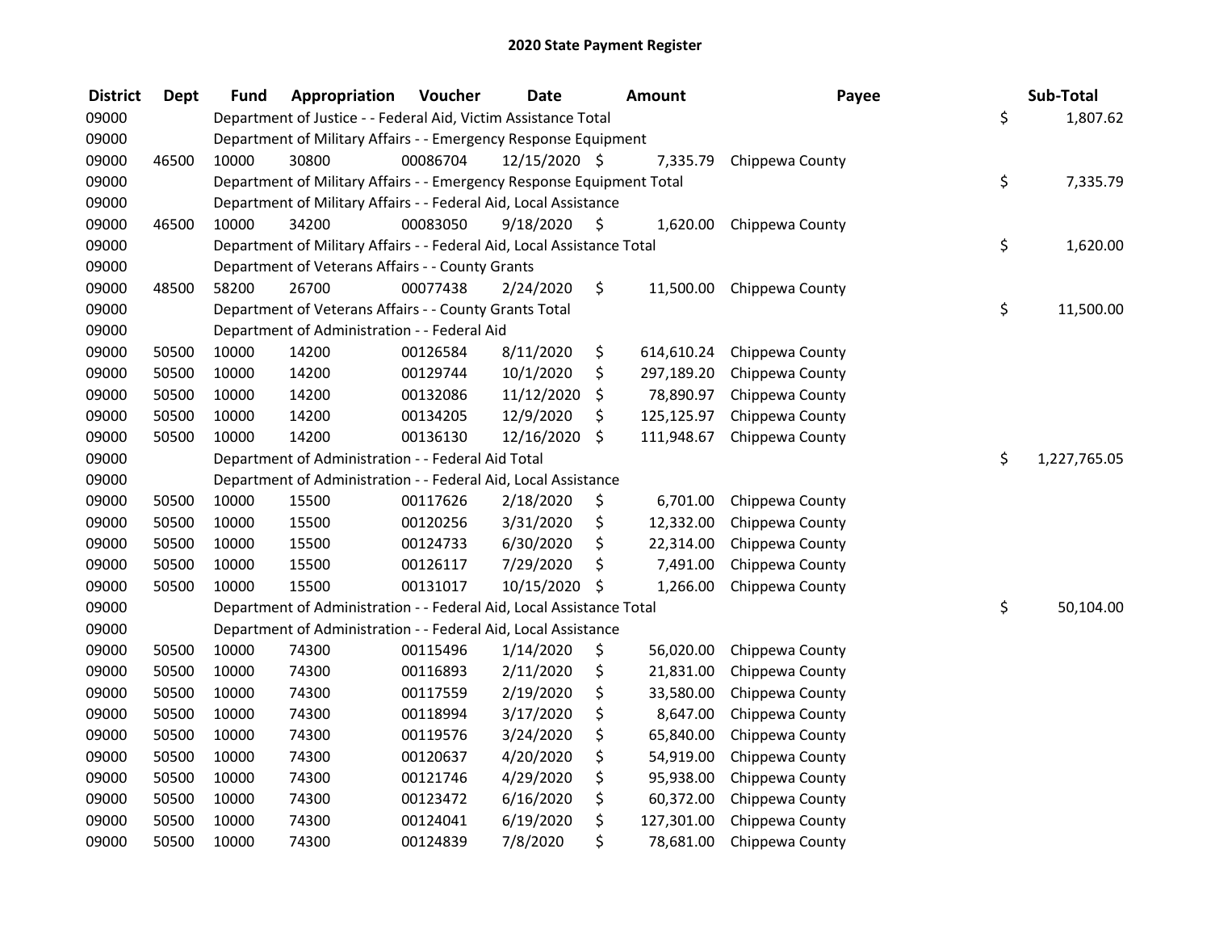# 2020 State Payment Register

| District | Dept | Fund | Appropriation | Voucher | Date | Amount | Payee | Sub-Total |
|---|---|---|---|---|---|---|---|---|
| 09000 | | Department of Justice - - Federal Aid, Victim Assistance Total | | | | | | $ 1,807.62 |
| 09000 | | Department of Military Affairs - - Emergency Response Equipment | | | | | | |
| 09000 | 46500 | 10000 | 30800 | 00086704 | 12/15/2020 | $ 7,335.79 | Chippewa County | |
| 09000 | | Department of Military Affairs - - Emergency Response Equipment Total | | | | | | $ 7,335.79 |
| 09000 | | Department of Military Affairs - - Federal Aid, Local Assistance | | | | | | |
| 09000 | 46500 | 10000 | 34200 | 00083050 | 9/18/2020 | $ 1,620.00 | Chippewa County | |
| 09000 | | Department of Military Affairs - - Federal Aid, Local Assistance Total | | | | | | $ 1,620.00 |
| 09000 | | Department of Veterans Affairs - - County Grants | | | | | | |
| 09000 | 48500 | 58200 | 26700 | 00077438 | 2/24/2020 | $ 11,500.00 | Chippewa County | |
| 09000 | | Department of Veterans Affairs - - County Grants Total | | | | | | $ 11,500.00 |
| 09000 | | Department of Administration - - Federal Aid | | | | | | |
| 09000 | 50500 | 10000 | 14200 | 00126584 | 8/11/2020 | $ 614,610.24 | Chippewa County | |
| 09000 | 50500 | 10000 | 14200 | 00129744 | 10/1/2020 | $ 297,189.20 | Chippewa County | |
| 09000 | 50500 | 10000 | 14200 | 00132086 | 11/12/2020 | $ 78,890.97 | Chippewa County | |
| 09000 | 50500 | 10000 | 14200 | 00134205 | 12/9/2020 | $ 125,125.97 | Chippewa County | |
| 09000 | 50500 | 10000 | 14200 | 00136130 | 12/16/2020 | $ 111,948.67 | Chippewa County | |
| 09000 | | Department of Administration - - Federal Aid Total | | | | | | $ 1,227,765.05 |
| 09000 | | Department of Administration - - Federal Aid, Local Assistance | | | | | | |
| 09000 | 50500 | 10000 | 15500 | 00117626 | 2/18/2020 | $ 6,701.00 | Chippewa County | |
| 09000 | 50500 | 10000 | 15500 | 00120256 | 3/31/2020 | $ 12,332.00 | Chippewa County | |
| 09000 | 50500 | 10000 | 15500 | 00124733 | 6/30/2020 | $ 22,314.00 | Chippewa County | |
| 09000 | 50500 | 10000 | 15500 | 00126117 | 7/29/2020 | $ 7,491.00 | Chippewa County | |
| 09000 | 50500 | 10000 | 15500 | 00131017 | 10/15/2020 | $ 1,266.00 | Chippewa County | |
| 09000 | | Department of Administration - - Federal Aid, Local Assistance Total | | | | | | $ 50,104.00 |
| 09000 | | Department of Administration - - Federal Aid, Local Assistance | | | | | | |
| 09000 | 50500 | 10000 | 74300 | 00115496 | 1/14/2020 | $ 56,020.00 | Chippewa County | |
| 09000 | 50500 | 10000 | 74300 | 00116893 | 2/11/2020 | $ 21,831.00 | Chippewa County | |
| 09000 | 50500 | 10000 | 74300 | 00117559 | 2/19/2020 | $ 33,580.00 | Chippewa County | |
| 09000 | 50500 | 10000 | 74300 | 00118994 | 3/17/2020 | $ 8,647.00 | Chippewa County | |
| 09000 | 50500 | 10000 | 74300 | 00119576 | 3/24/2020 | $ 65,840.00 | Chippewa County | |
| 09000 | 50500 | 10000 | 74300 | 00120637 | 4/20/2020 | $ 54,919.00 | Chippewa County | |
| 09000 | 50500 | 10000 | 74300 | 00121746 | 4/29/2020 | $ 95,938.00 | Chippewa County | |
| 09000 | 50500 | 10000 | 74300 | 00123472 | 6/16/2020 | $ 60,372.00 | Chippewa County | |
| 09000 | 50500 | 10000 | 74300 | 00124041 | 6/19/2020 | $ 127,301.00 | Chippewa County | |
| 09000 | 50500 | 10000 | 74300 | 00124839 | 7/8/2020 | $ 78,681.00 | Chippewa County | |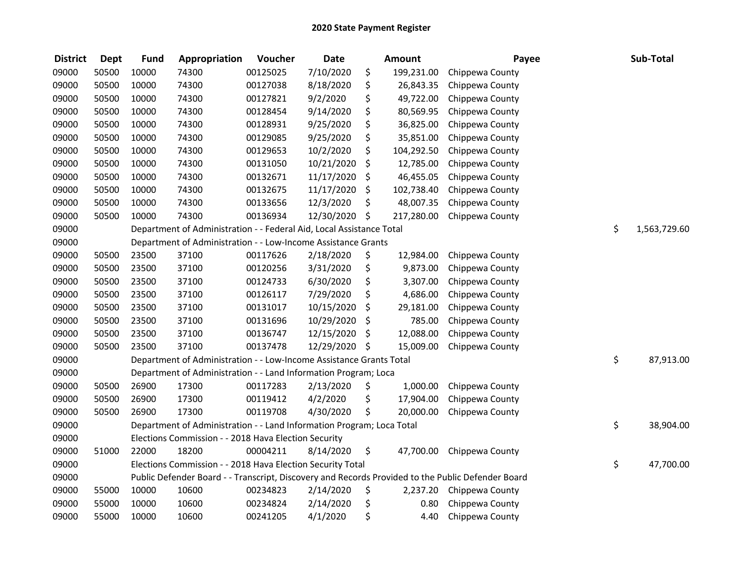# 2020 State Payment Register

| District | Dept | Fund | Appropriation | Voucher | Date | Amount | Payee | Sub-Total |
|---|---|---|---|---|---|---|---|---|
| 09000 | 50500 | 10000 | 74300 | 00125025 | 7/10/2020 | $ 199,231.00 | Chippewa County | |
| 09000 | 50500 | 10000 | 74300 | 00127038 | 8/18/2020 | $ 26,843.35 | Chippewa County | |
| 09000 | 50500 | 10000 | 74300 | 00127821 | 9/2/2020 | $ 49,722.00 | Chippewa County | |
| 09000 | 50500 | 10000 | 74300 | 00128454 | 9/14/2020 | $ 80,569.95 | Chippewa County | |
| 09000 | 50500 | 10000 | 74300 | 00128931 | 9/25/2020 | $ 36,825.00 | Chippewa County | |
| 09000 | 50500 | 10000 | 74300 | 00129085 | 9/25/2020 | $ 35,851.00 | Chippewa County | |
| 09000 | 50500 | 10000 | 74300 | 00129653 | 10/2/2020 | $ 104,292.50 | Chippewa County | |
| 09000 | 50500 | 10000 | 74300 | 00131050 | 10/21/2020 | $ 12,785.00 | Chippewa County | |
| 09000 | 50500 | 10000 | 74300 | 00132671 | 11/17/2020 | $ 46,455.05 | Chippewa County | |
| 09000 | 50500 | 10000 | 74300 | 00132675 | 11/17/2020 | $ 102,738.40 | Chippewa County | |
| 09000 | 50500 | 10000 | 74300 | 00133656 | 12/3/2020 | $ 48,007.35 | Chippewa County | |
| 09000 | 50500 | 10000 | 74300 | 00136934 | 12/30/2020 | $ 217,280.00 | Chippewa County | |
| 09000 | | Department of Administration - - Federal Aid, Local Assistance Total | | | | | | $ 1,563,729.60 |
| 09000 | | Department of Administration - - Low-Income Assistance Grants | | | | | | |
| 09000 | 50500 | 23500 | 37100 | 00117626 | 2/18/2020 | $ 12,984.00 | Chippewa County | |
| 09000 | 50500 | 23500 | 37100 | 00120256 | 3/31/2020 | $ 9,873.00 | Chippewa County | |
| 09000 | 50500 | 23500 | 37100 | 00124733 | 6/30/2020 | $ 3,307.00 | Chippewa County | |
| 09000 | 50500 | 23500 | 37100 | 00126117 | 7/29/2020 | $ 4,686.00 | Chippewa County | |
| 09000 | 50500 | 23500 | 37100 | 00131017 | 10/15/2020 | $ 29,181.00 | Chippewa County | |
| 09000 | 50500 | 23500 | 37100 | 00131696 | 10/29/2020 | $ 785.00 | Chippewa County | |
| 09000 | 50500 | 23500 | 37100 | 00136747 | 12/15/2020 | $ 12,088.00 | Chippewa County | |
| 09000 | 50500 | 23500 | 37100 | 00137478 | 12/29/2020 | $ 15,009.00 | Chippewa County | |
| 09000 | | Department of Administration - - Low-Income Assistance Grants Total | | | | | | $ 87,913.00 |
| 09000 | | Department of Administration - - Land Information Program; Loca | | | | | | |
| 09000 | 50500 | 26900 | 17300 | 00117283 | 2/13/2020 | $ 1,000.00 | Chippewa County | |
| 09000 | 50500 | 26900 | 17300 | 00119412 | 4/2/2020 | $ 17,904.00 | Chippewa County | |
| 09000 | 50500 | 26900 | 17300 | 00119708 | 4/30/2020 | $ 20,000.00 | Chippewa County | |
| 09000 | | Department of Administration - - Land Information Program; Loca Total | | | | | | $ 38,904.00 |
| 09000 | | Elections Commission - - 2018 Hava Election Security | | | | | | |
| 09000 | 51000 | 22000 | 18200 | 00004211 | 8/14/2020 | $ 47,700.00 | Chippewa County | |
| 09000 | | Elections Commission - - 2018 Hava Election Security Total | | | | | | $ 47,700.00 |
| 09000 | | Public Defender Board - - Transcript, Discovery and Records Provided to the Public Defender Board | | | | | | |
| 09000 | 55000 | 10000 | 10600 | 00234823 | 2/14/2020 | $ 2,237.20 | Chippewa County | |
| 09000 | 55000 | 10000 | 10600 | 00234824 | 2/14/2020 | $ 0.80 | Chippewa County | |
| 09000 | 55000 | 10000 | 10600 | 00241205 | 4/1/2020 | $ 4.40 | Chippewa County | |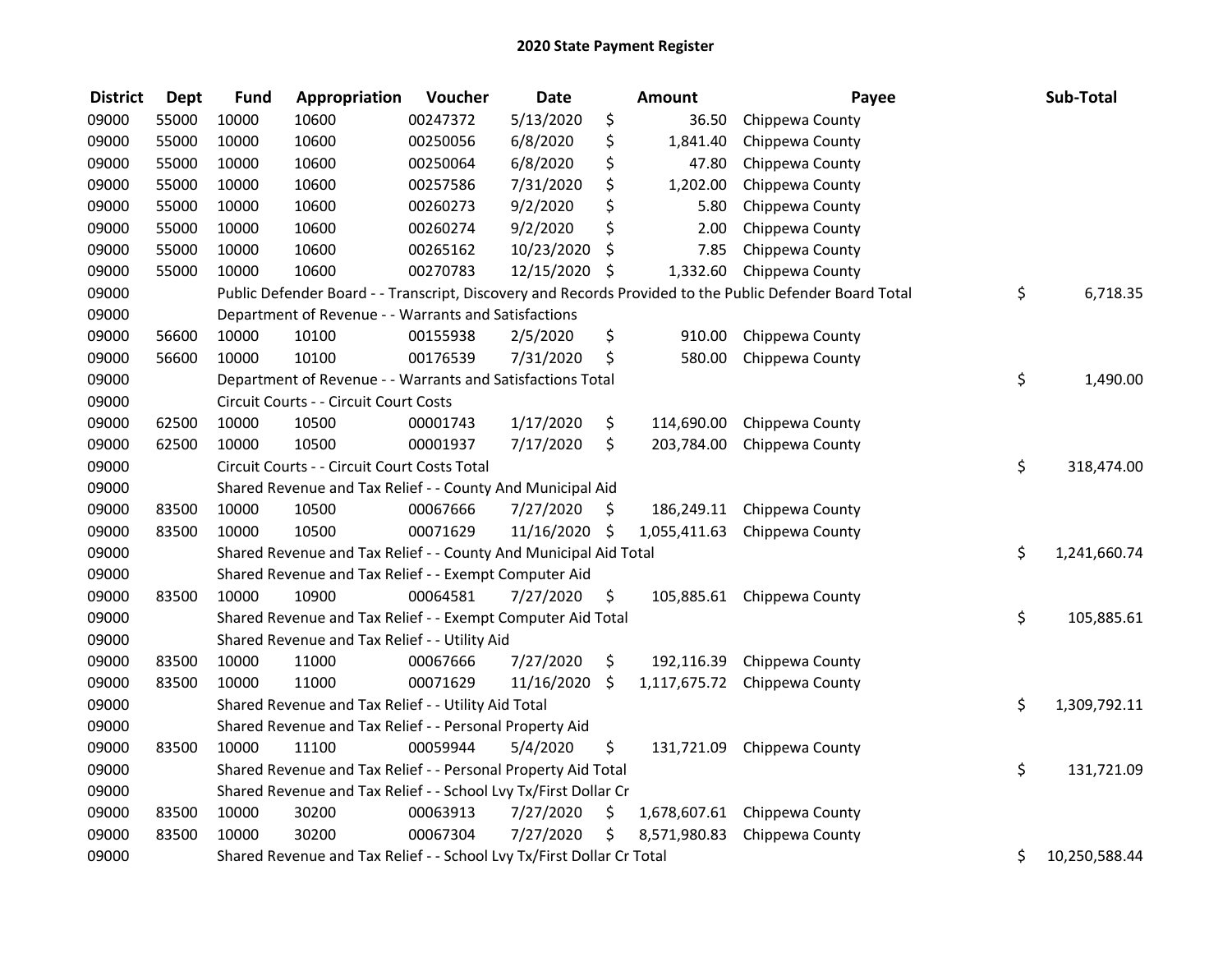## 2020 State Payment Register

| District | Dept | Fund | Appropriation | Voucher | Date | Amount | Payee | Sub-Total |
|---|---|---|---|---|---|---|---|---|
| 09000 | 55000 | 10000 | 10600 | 00247372 | 5/13/2020 | $ 36.50 | Chippewa County | |
| 09000 | 55000 | 10000 | 10600 | 00250056 | 6/8/2020 | $ 1,841.40 | Chippewa County | |
| 09000 | 55000 | 10000 | 10600 | 00250064 | 6/8/2020 | $ 47.80 | Chippewa County | |
| 09000 | 55000 | 10000 | 10600 | 00257586 | 7/31/2020 | $ 1,202.00 | Chippewa County | |
| 09000 | 55000 | 10000 | 10600 | 00260273 | 9/2/2020 | $ 5.80 | Chippewa County | |
| 09000 | 55000 | 10000 | 10600 | 00260274 | 9/2/2020 | $ 2.00 | Chippewa County | |
| 09000 | 55000 | 10000 | 10600 | 00265162 | 10/23/2020 | $ 7.85 | Chippewa County | |
| 09000 | 55000 | 10000 | 10600 | 00270783 | 12/15/2020 | $ 1,332.60 | Chippewa County | |
| 09000 | | Public Defender Board - - Transcript, Discovery and Records Provided to the Public Defender Board Total | | | | | | $ 6,718.35 |
| 09000 | | Department of Revenue - - Warrants and Satisfactions | | | | | | |
| 09000 | 56600 | 10000 | 10100 | 00155938 | 2/5/2020 | $ 910.00 | Chippewa County | |
| 09000 | 56600 | 10000 | 10100 | 00176539 | 7/31/2020 | $ 580.00 | Chippewa County | |
| 09000 | | Department of Revenue - - Warrants and Satisfactions Total | | | | | | $ 1,490.00 |
| 09000 | | Circuit Courts - - Circuit Court Costs | | | | | | |
| 09000 | 62500 | 10000 | 10500 | 00001743 | 1/17/2020 | $ 114,690.00 | Chippewa County | |
| 09000 | 62500 | 10000 | 10500 | 00001937 | 7/17/2020 | $ 203,784.00 | Chippewa County | |
| 09000 | | Circuit Courts - - Circuit Court Costs Total | | | | | | $ 318,474.00 |
| 09000 | | Shared Revenue and Tax Relief - - County And Municipal Aid | | | | | | |
| 09000 | 83500 | 10000 | 10500 | 00067666 | 7/27/2020 | $ 186,249.11 | Chippewa County | |
| 09000 | 83500 | 10000 | 10500 | 00071629 | 11/16/2020 | $ 1,055,411.63 | Chippewa County | |
| 09000 | | Shared Revenue and Tax Relief - - County And Municipal Aid Total | | | | | | $ 1,241,660.74 |
| 09000 | | Shared Revenue and Tax Relief - - Exempt Computer Aid | | | | | | |
| 09000 | 83500 | 10000 | 10900 | 00064581 | 7/27/2020 | $ 105,885.61 | Chippewa County | |
| 09000 | | Shared Revenue and Tax Relief - - Exempt Computer Aid Total | | | | | | $ 105,885.61 |
| 09000 | | Shared Revenue and Tax Relief - - Utility Aid | | | | | | |
| 09000 | 83500 | 10000 | 11000 | 00067666 | 7/27/2020 | $ 192,116.39 | Chippewa County | |
| 09000 | 83500 | 10000 | 11000 | 00071629 | 11/16/2020 | $ 1,117,675.72 | Chippewa County | |
| 09000 | | Shared Revenue and Tax Relief - - Utility Aid Total | | | | | | $ 1,309,792.11 |
| 09000 | | Shared Revenue and Tax Relief - - Personal Property Aid | | | | | | |
| 09000 | 83500 | 10000 | 11100 | 00059944 | 5/4/2020 | $ 131,721.09 | Chippewa County | |
| 09000 | | Shared Revenue and Tax Relief - - Personal Property Aid Total | | | | | | $ 131,721.09 |
| 09000 | | Shared Revenue and Tax Relief - - School Lvy Tx/First Dollar Cr | | | | | | |
| 09000 | 83500 | 10000 | 30200 | 00063913 | 7/27/2020 | $ 1,678,607.61 | Chippewa County | |
| 09000 | 83500 | 10000 | 30200 | 00067304 | 7/27/2020 | $ 8,571,980.83 | Chippewa County | |
| 09000 | | Shared Revenue and Tax Relief - - School Lvy Tx/First Dollar Cr Total | | | | | | $ 10,250,588.44 |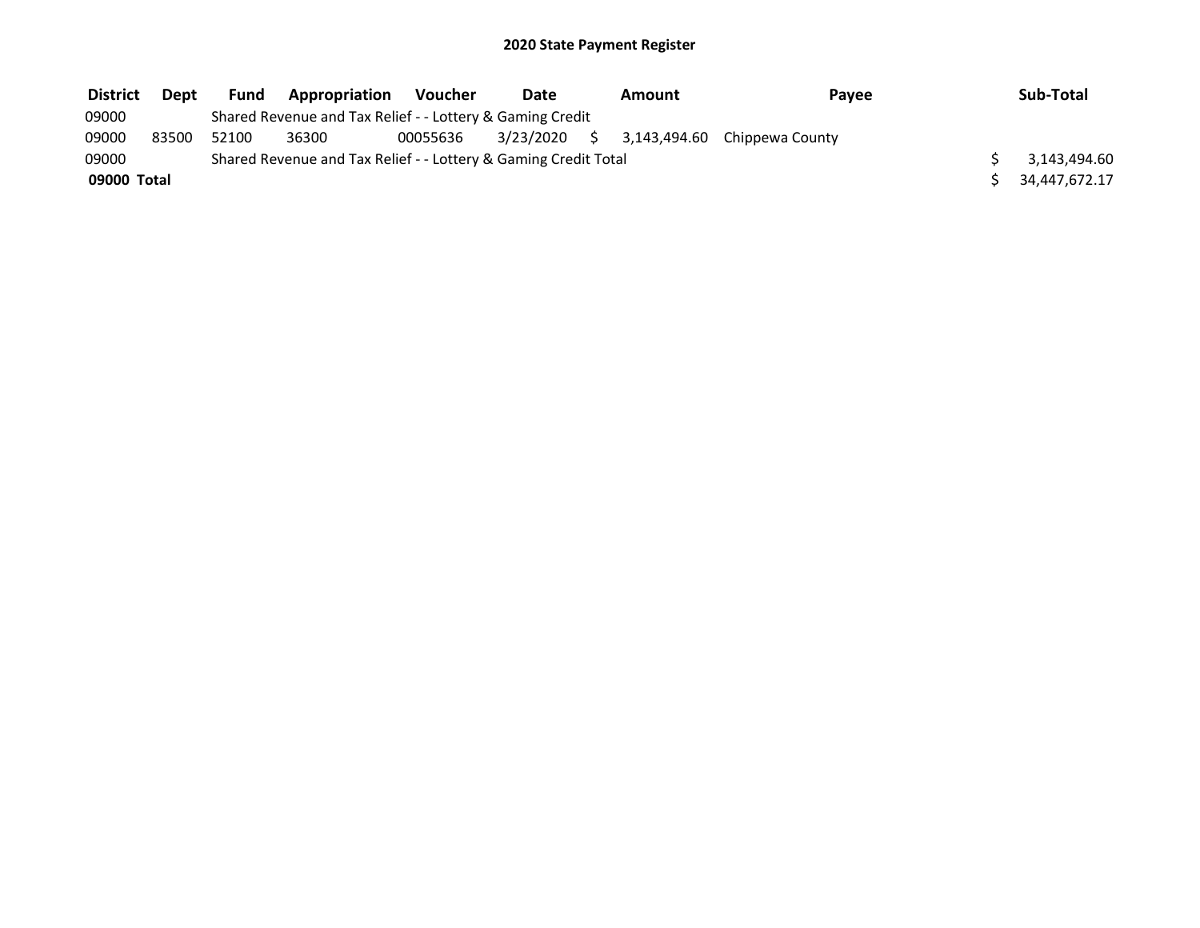# 2020 State Payment Register

| District | Dept | Fund | Appropriation | Voucher | Date | Amount | Payee | Sub-Total |
|---|---|---|---|---|---|---|---|---|
| 09000 | | Shared Revenue and Tax Relief - - Lottery & Gaming Credit | | | | | | |
| 09000 | 83500 | 52100 | 36300 | 00055636 | 3/23/2020 | $ 3,143,494.60 | Chippewa County | |
| 09000 | | Shared Revenue and Tax Relief - - Lottery & Gaming Credit Total | | | | | | $ 3,143,494.60 |
| **09000 Total** | | | | | | | | $ 34,447,672.17 |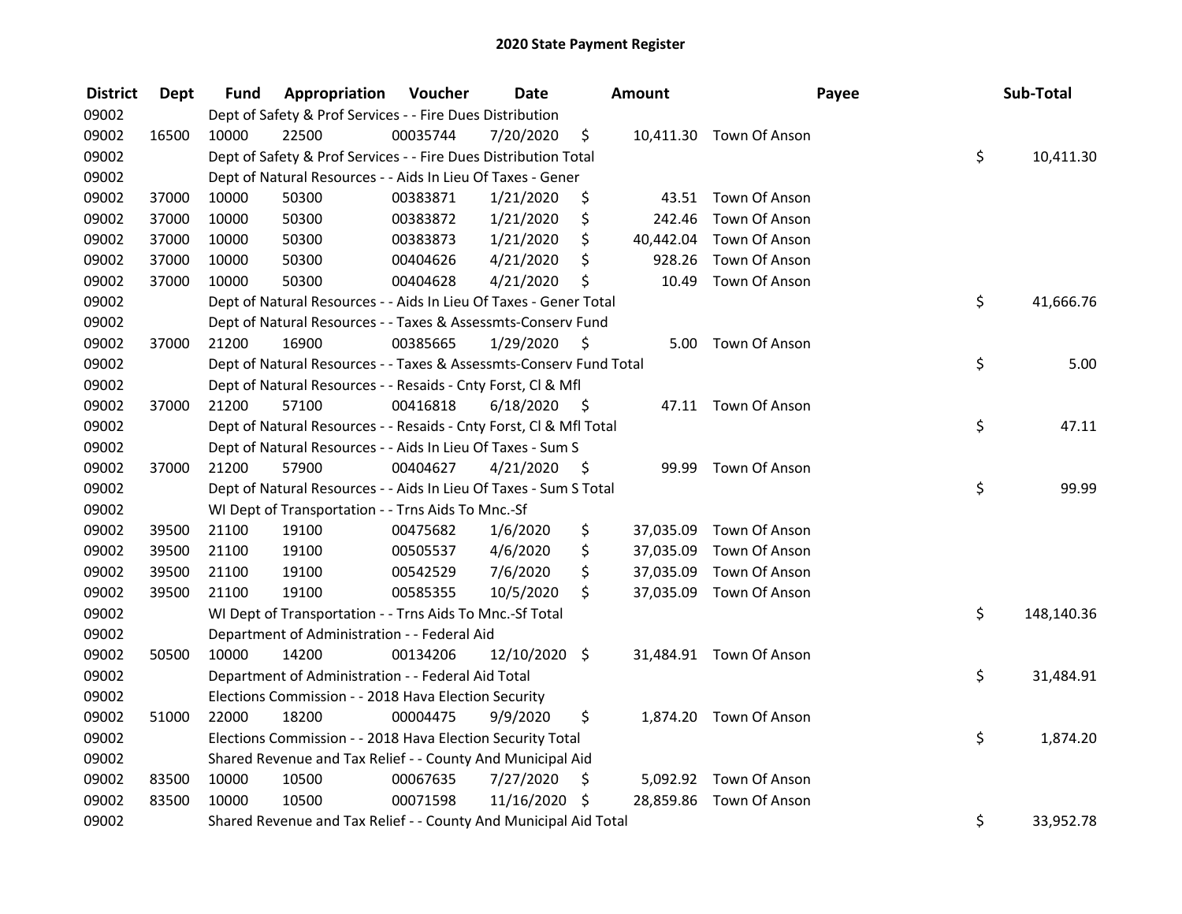# 2020 State Payment Register

| District | Dept | Fund | Appropriation | Voucher | Date | Amount | Payee | Sub-Total |
|---|---|---|---|---|---|---|---|---|
| 09002 | | Dept of Safety & Prof Services - - Fire Dues Distribution | | | | | | |
| 09002 | 16500 | 10000 | 22500 | 00035744 | 7/20/2020 | $ 10,411.30 | Town Of Anson | |
| 09002 | | Dept of Safety & Prof Services - - Fire Dues Distribution Total | | | | | | $ 10,411.30 |
| 09002 | | Dept of Natural Resources - - Aids In Lieu Of Taxes - Gener | | | | | | |
| 09002 | 37000 | 10000 | 50300 | 00383871 | 1/21/2020 | $ 43.51 | Town Of Anson | |
| 09002 | 37000 | 10000 | 50300 | 00383872 | 1/21/2020 | $ 242.46 | Town Of Anson | |
| 09002 | 37000 | 10000 | 50300 | 00383873 | 1/21/2020 | $ 40,442.04 | Town Of Anson | |
| 09002 | 37000 | 10000 | 50300 | 00404626 | 4/21/2020 | $ 928.26 | Town Of Anson | |
| 09002 | 37000 | 10000 | 50300 | 00404628 | 4/21/2020 | $ 10.49 | Town Of Anson | |
| 09002 | | Dept of Natural Resources - - Aids In Lieu Of Taxes - Gener Total | | | | | | $ 41,666.76 |
| 09002 | | Dept of Natural Resources - - Taxes & Assessmts-Conserv Fund | | | | | | |
| 09002 | 37000 | 21200 | 16900 | 00385665 | 1/29/2020 | $ 5.00 | Town Of Anson | |
| 09002 | | Dept of Natural Resources - - Taxes & Assessmts-Conserv Fund Total | | | | | | $ 5.00 |
| 09002 | | Dept of Natural Resources - - Resaids - Cnty Forst, Cl & Mfl | | | | | | |
| 09002 | 37000 | 21200 | 57100 | 00416818 | 6/18/2020 | $ 47.11 | Town Of Anson | |
| 09002 | | Dept of Natural Resources - - Resaids - Cnty Forst, Cl & Mfl Total | | | | | | $ 47.11 |
| 09002 | | Dept of Natural Resources - - Aids In Lieu Of Taxes - Sum S | | | | | | |
| 09002 | 37000 | 21200 | 57900 | 00404627 | 4/21/2020 | $ 99.99 | Town Of Anson | |
| 09002 | | Dept of Natural Resources - - Aids In Lieu Of Taxes - Sum S Total | | | | | | $ 99.99 |
| 09002 | | WI Dept of Transportation - - Trns Aids To Mnc.-Sf | | | | | | |
| 09002 | 39500 | 21100 | 19100 | 00475682 | 1/6/2020 | $ 37,035.09 | Town Of Anson | |
| 09002 | 39500 | 21100 | 19100 | 00505537 | 4/6/2020 | $ 37,035.09 | Town Of Anson | |
| 09002 | 39500 | 21100 | 19100 | 00542529 | 7/6/2020 | $ 37,035.09 | Town Of Anson | |
| 09002 | 39500 | 21100 | 19100 | 00585355 | 10/5/2020 | $ 37,035.09 | Town Of Anson | |
| 09002 | | WI Dept of Transportation - - Trns Aids To Mnc.-Sf Total | | | | | | $ 148,140.36 |
| 09002 | | Department of Administration - - Federal Aid | | | | | | |
| 09002 | 50500 | 10000 | 14200 | 00134206 | 12/10/2020 | $ 31,484.91 | Town Of Anson | |
| 09002 | | Department of Administration - - Federal Aid Total | | | | | | $ 31,484.91 |
| 09002 | | Elections Commission - - 2018 Hava Election Security | | | | | | |
| 09002 | 51000 | 22000 | 18200 | 00004475 | 9/9/2020 | $ 1,874.20 | Town Of Anson | |
| 09002 | | Elections Commission - - 2018 Hava Election Security Total | | | | | | $ 1,874.20 |
| 09002 | | Shared Revenue and Tax Relief - - County And Municipal Aid | | | | | | |
| 09002 | 83500 | 10000 | 10500 | 00067635 | 7/27/2020 | $ 5,092.92 | Town Of Anson | |
| 09002 | 83500 | 10000 | 10500 | 00071598 | 11/16/2020 | $ 28,859.86 | Town Of Anson | |
| 09002 | | Shared Revenue and Tax Relief - - County And Municipal Aid Total | | | | | | $ 33,952.78 |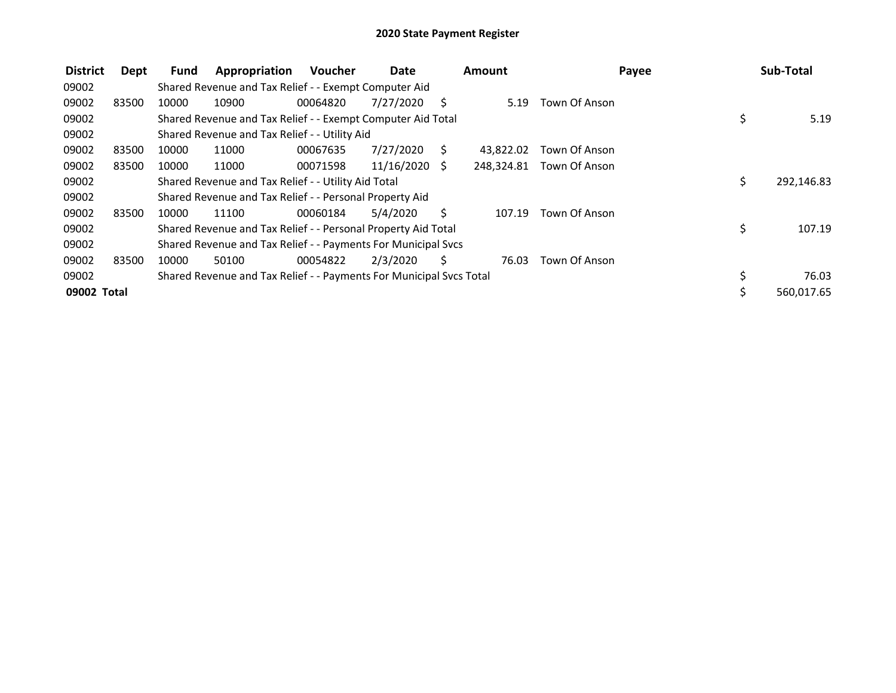# 2020 State Payment Register

| District | Dept | Fund | Appropriation | Voucher | Date | Amount | Payee | Sub-Total |
|---|---|---|---|---|---|---|---|---|
| 09002 | | Shared Revenue and Tax Relief - - Exempt Computer Aid | | | | | | |
| 09002 | 83500 | 10000 | 10900 | 00064820 | 7/27/2020 | $ 5.19 | Town Of Anson | |
| 09002 | | Shared Revenue and Tax Relief - - Exempt Computer Aid Total | | | | | | $ 5.19 |
| 09002 | | Shared Revenue and Tax Relief - - Utility Aid | | | | | | |
| 09002 | 83500 | 10000 | 11000 | 00067635 | 7/27/2020 | $ 43,822.02 | Town Of Anson | |
| 09002 | 83500 | 10000 | 11000 | 00071598 | 11/16/2020 | $ 248,324.81 | Town Of Anson | |
| 09002 | | Shared Revenue and Tax Relief - - Utility Aid Total | | | | | | $ 292,146.83 |
| 09002 | | Shared Revenue and Tax Relief - - Personal Property Aid | | | | | | |
| 09002 | 83500 | 10000 | 11100 | 00060184 | 5/4/2020 | $ 107.19 | Town Of Anson | |
| 09002 | | Shared Revenue and Tax Relief - - Personal Property Aid Total | | | | | | $ 107.19 |
| 09002 | | Shared Revenue and Tax Relief - - Payments For Municipal Svcs | | | | | | |
| 09002 | 83500 | 10000 | 50100 | 00054822 | 2/3/2020 | $ 76.03 | Town Of Anson | |
| 09002 | | Shared Revenue and Tax Relief - - Payments For Municipal Svcs Total | | | | | | $ 76.03 |
| **09002 Total** | | | | | | | | $ 560,017.65 |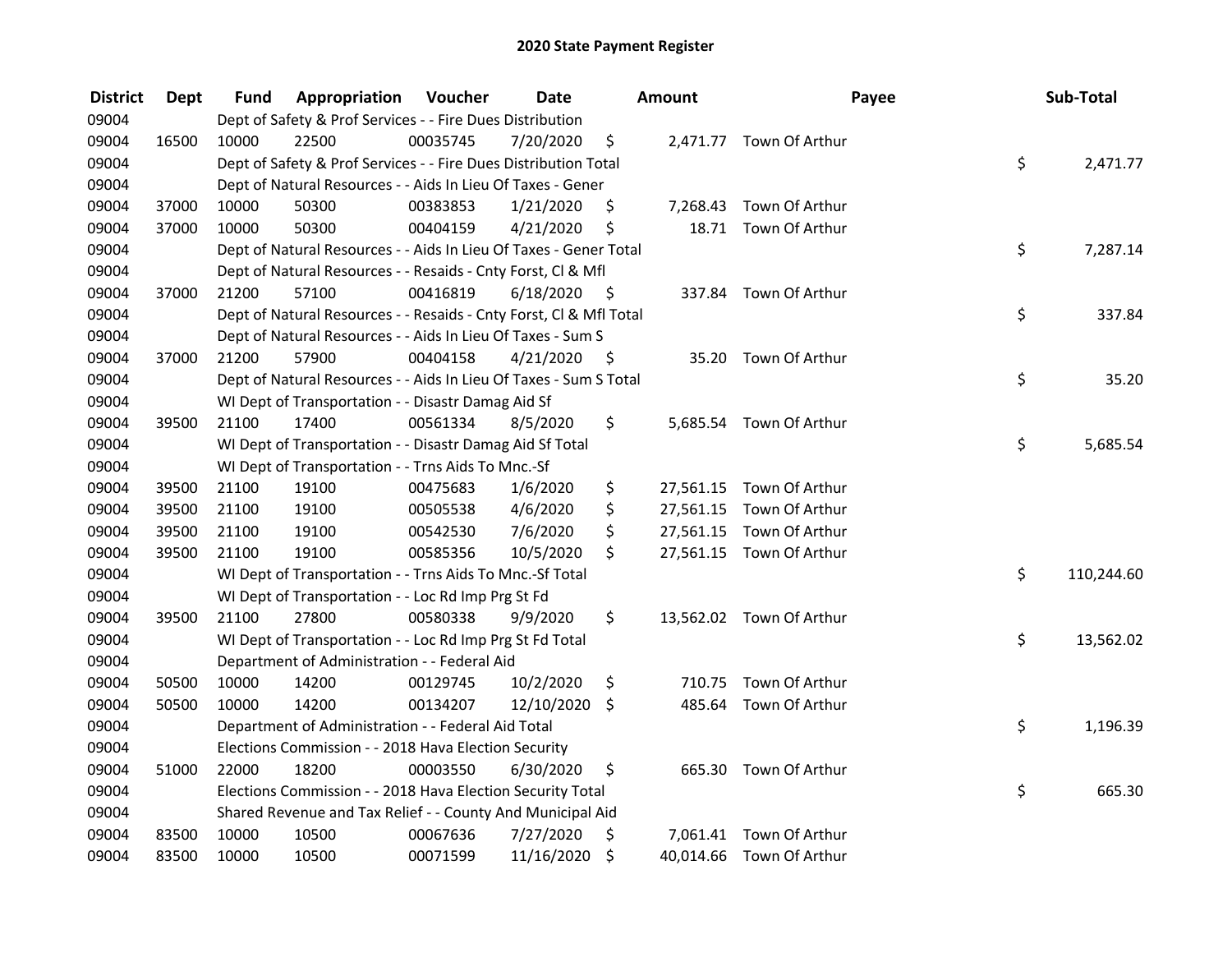# 2020 State Payment Register

| District | Dept | Fund | Appropriation | Voucher | Date | Amount | Payee | Sub-Total |
|---|---|---|---|---|---|---|---|---|
| 09004 | | | Dept of Safety & Prof Services - - Fire Dues Distribution | | | | | |
| 09004 | 16500 | 10000 | 22500 | 00035745 | 7/20/2020 | $ 2,471.77 | Town Of Arthur | |
| 09004 | | | Dept of Safety & Prof Services - - Fire Dues Distribution Total | | | | | $ 2,471.77 |
| 09004 | | | Dept of Natural Resources - - Aids In Lieu Of Taxes - Gener | | | | | |
| 09004 | 37000 | 10000 | 50300 | 00383853 | 1/21/2020 | $ 7,268.43 | Town Of Arthur | |
| 09004 | 37000 | 10000 | 50300 | 00404159 | 4/21/2020 | $ 18.71 | Town Of Arthur | |
| 09004 | | | Dept of Natural Resources - - Aids In Lieu Of Taxes - Gener Total | | | | | $ 7,287.14 |
| 09004 | | | Dept of Natural Resources - - Resaids - Cnty Forst, Cl & Mfl | | | | | |
| 09004 | 37000 | 21200 | 57100 | 00416819 | 6/18/2020 | $ 337.84 | Town Of Arthur | |
| 09004 | | | Dept of Natural Resources - - Resaids - Cnty Forst, Cl & Mfl Total | | | | | $ 337.84 |
| 09004 | | | Dept of Natural Resources - - Aids In Lieu Of Taxes - Sum S | | | | | |
| 09004 | 37000 | 21200 | 57900 | 00404158 | 4/21/2020 | $ 35.20 | Town Of Arthur | |
| 09004 | | | Dept of Natural Resources - - Aids In Lieu Of Taxes - Sum S Total | | | | | $ 35.20 |
| 09004 | | | WI Dept of Transportation - - Disastr Damag Aid Sf | | | | | |
| 09004 | 39500 | 21100 | 17400 | 00561334 | 8/5/2020 | $ 5,685.54 | Town Of Arthur | |
| 09004 | | | WI Dept of Transportation - - Disastr Damag Aid Sf Total | | | | | $ 5,685.54 |
| 09004 | | | WI Dept of Transportation - - Trns Aids To Mnc.-Sf | | | | | |
| 09004 | 39500 | 21100 | 19100 | 00475683 | 1/6/2020 | $ 27,561.15 | Town Of Arthur | |
| 09004 | 39500 | 21100 | 19100 | 00505538 | 4/6/2020 | $ 27,561.15 | Town Of Arthur | |
| 09004 | 39500 | 21100 | 19100 | 00542530 | 7/6/2020 | $ 27,561.15 | Town Of Arthur | |
| 09004 | 39500 | 21100 | 19100 | 00585356 | 10/5/2020 | $ 27,561.15 | Town Of Arthur | |
| 09004 | | | WI Dept of Transportation - - Trns Aids To Mnc.-Sf Total | | | | | $ 110,244.60 |
| 09004 | | | WI Dept of Transportation - - Loc Rd Imp Prg St Fd | | | | | |
| 09004 | 39500 | 21100 | 27800 | 00580338 | 9/9/2020 | $ 13,562.02 | Town Of Arthur | |
| 09004 | | | WI Dept of Transportation - - Loc Rd Imp Prg St Fd Total | | | | | $ 13,562.02 |
| 09004 | | | Department of Administration - - Federal Aid | | | | | |
| 09004 | 50500 | 10000 | 14200 | 00129745 | 10/2/2020 | $ 710.75 | Town Of Arthur | |
| 09004 | 50500 | 10000 | 14200 | 00134207 | 12/10/2020 | $ 485.64 | Town Of Arthur | |
| 09004 | | | Department of Administration - - Federal Aid Total | | | | | $ 1,196.39 |
| 09004 | | | Elections Commission - - 2018 Hava Election Security | | | | | |
| 09004 | 51000 | 22000 | 18200 | 00003550 | 6/30/2020 | $ 665.30 | Town Of Arthur | |
| 09004 | | | Elections Commission - - 2018 Hava Election Security Total | | | | | $ 665.30 |
| 09004 | | | Shared Revenue and Tax Relief - - County And Municipal Aid | | | | | |
| 09004 | 83500 | 10000 | 10500 | 00067636 | 7/27/2020 | $ 7,061.41 | Town Of Arthur | |
| 09004 | 83500 | 10000 | 10500 | 00071599 | 11/16/2020 | $ 40,014.66 | Town Of Arthur | |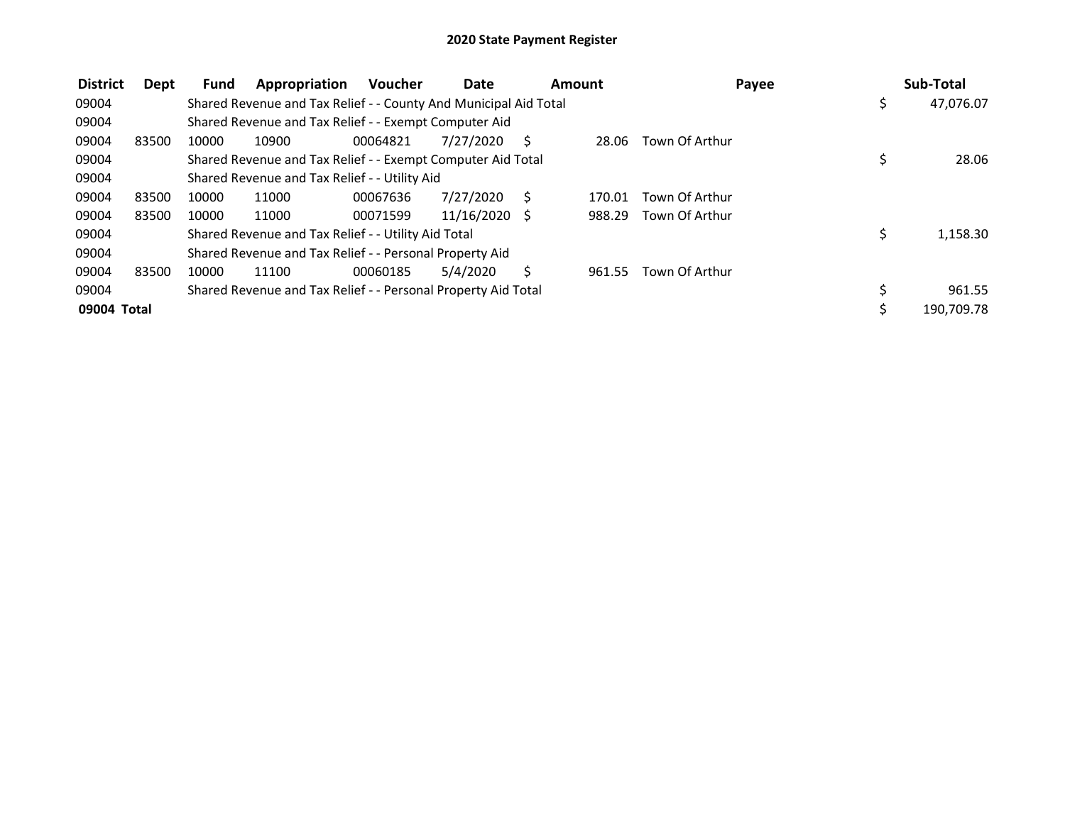## 2020 State Payment Register

| District | Dept | Fund | Appropriation | Voucher | Date | Amount | Payee | Sub-Total |
|---|---|---|---|---|---|---|---|---|
| 09004 | | Shared Revenue and Tax Relief - - County And Municipal Aid Total | | | | | | $ 47,076.07 |
| 09004 | | Shared Revenue and Tax Relief - - Exempt Computer Aid | | | | | | |
| 09004 | 83500 | 10000 | 10900 | 00064821 | 7/27/2020 | $ 28.06 | Town Of Arthur | |
| 09004 | | Shared Revenue and Tax Relief - - Exempt Computer Aid Total | | | | | | $ 28.06 |
| 09004 | | Shared Revenue and Tax Relief - - Utility Aid | | | | | | |
| 09004 | 83500 | 10000 | 11000 | 00067636 | 7/27/2020 | $ 170.01 | Town Of Arthur | |
| 09004 | 83500 | 10000 | 11000 | 00071599 | 11/16/2020 | $ 988.29 | Town Of Arthur | |
| 09004 | | Shared Revenue and Tax Relief - - Utility Aid Total | | | | | | $ 1,158.30 |
| 09004 | | Shared Revenue and Tax Relief - - Personal Property Aid | | | | | | |
| 09004 | 83500 | 10000 | 11100 | 00060185 | 5/4/2020 | $ 961.55 | Town Of Arthur | |
| 09004 | | Shared Revenue and Tax Relief - - Personal Property Aid Total | | | | | | $ 961.55 |
| **09004 Total** | | | | | | | | $ 190,709.78 |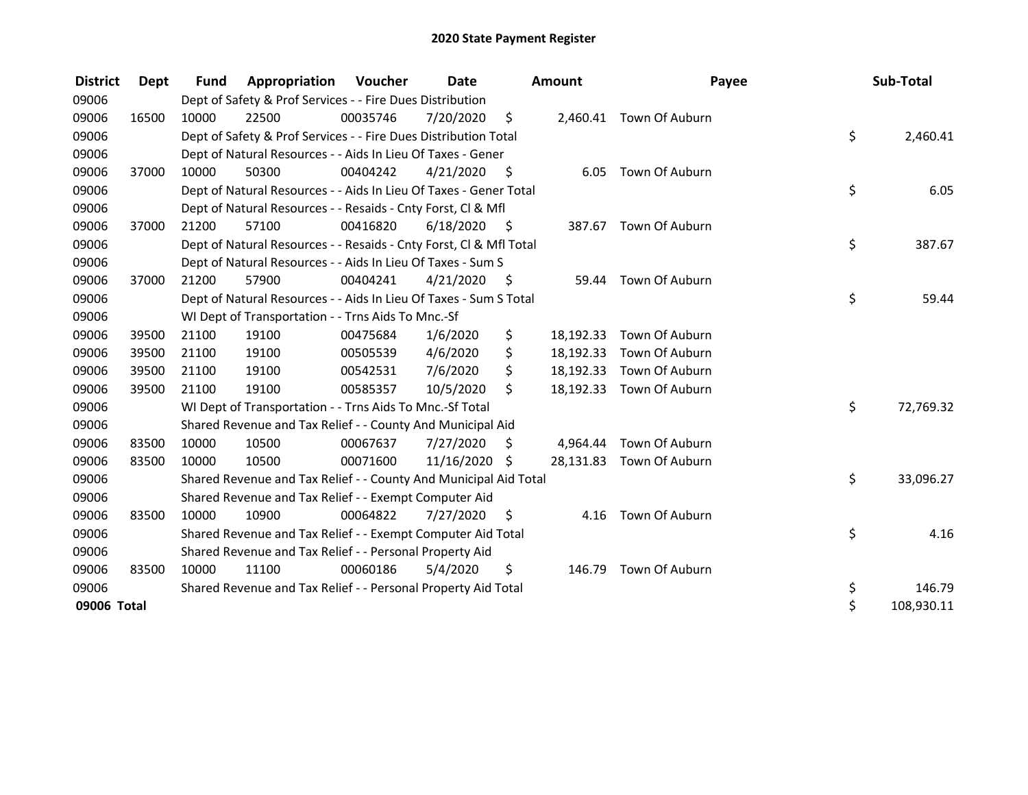# 2020 State Payment Register

| District | Dept | Fund | Appropriation | Voucher | Date | Amount | Payee | Sub-Total |
|---|---|---|---|---|---|---|---|---|
| 09006 | | Dept of Safety & Prof Services - - Fire Dues Distribution | | | | | | |
| 09006 | 16500 | 10000 | 22500 | 00035746 | 7/20/2020 | $ 2,460.41 | Town Of Auburn | |
| 09006 | | Dept of Safety & Prof Services - - Fire Dues Distribution Total | | | | | | $ 2,460.41 |
| 09006 | | Dept of Natural Resources - - Aids In Lieu Of Taxes - Gener | | | | | | |
| 09006 | 37000 | 10000 | 50300 | 00404242 | 4/21/2020 | $ 6.05 | Town Of Auburn | |
| 09006 | | Dept of Natural Resources - - Aids In Lieu Of Taxes - Gener Total | | | | | | $ 6.05 |
| 09006 | | Dept of Natural Resources - - Resaids - Cnty Forst, Cl & Mfl | | | | | | |
| 09006 | 37000 | 21200 | 57100 | 00416820 | 6/18/2020 | $ 387.67 | Town Of Auburn | |
| 09006 | | Dept of Natural Resources - - Resaids - Cnty Forst, Cl & Mfl Total | | | | | | $ 387.67 |
| 09006 | | Dept of Natural Resources - - Aids In Lieu Of Taxes - Sum S | | | | | | |
| 09006 | 37000 | 21200 | 57900 | 00404241 | 4/21/2020 | $ 59.44 | Town Of Auburn | |
| 09006 | | Dept of Natural Resources - - Aids In Lieu Of Taxes - Sum S Total | | | | | | $ 59.44 |
| 09006 | | WI Dept of Transportation - - Trns Aids To Mnc.-Sf | | | | | | |
| 09006 | 39500 | 21100 | 19100 | 00475684 | 1/6/2020 | $ 18,192.33 | Town Of Auburn | |
| 09006 | 39500 | 21100 | 19100 | 00505539 | 4/6/2020 | $ 18,192.33 | Town Of Auburn | |
| 09006 | 39500 | 21100 | 19100 | 00542531 | 7/6/2020 | $ 18,192.33 | Town Of Auburn | |
| 09006 | 39500 | 21100 | 19100 | 00585357 | 10/5/2020 | $ 18,192.33 | Town Of Auburn | |
| 09006 | | WI Dept of Transportation - - Trns Aids To Mnc.-Sf Total | | | | | | $ 72,769.32 |
| 09006 | | Shared Revenue and Tax Relief - - County And Municipal Aid | | | | | | |
| 09006 | 83500 | 10000 | 10500 | 00067637 | 7/27/2020 | $ 4,964.44 | Town Of Auburn | |
| 09006 | 83500 | 10000 | 10500 | 00071600 | 11/16/2020 | $ 28,131.83 | Town Of Auburn | |
| 09006 | | Shared Revenue and Tax Relief - - County And Municipal Aid Total | | | | | | $ 33,096.27 |
| 09006 | | Shared Revenue and Tax Relief - - Exempt Computer Aid | | | | | | |
| 09006 | 83500 | 10000 | 10900 | 00064822 | 7/27/2020 | $ 4.16 | Town Of Auburn | |
| 09006 | | Shared Revenue and Tax Relief - - Exempt Computer Aid Total | | | | | | $ 4.16 |
| 09006 | | Shared Revenue and Tax Relief - - Personal Property Aid | | | | | | |
| 09006 | 83500 | 10000 | 11100 | 00060186 | 5/4/2020 | $ 146.79 | Town Of Auburn | |
| 09006 | | Shared Revenue and Tax Relief - - Personal Property Aid Total | | | | | | $ 146.79 |
| **09006 Total** | | | | | | | | $ 108,930.11 |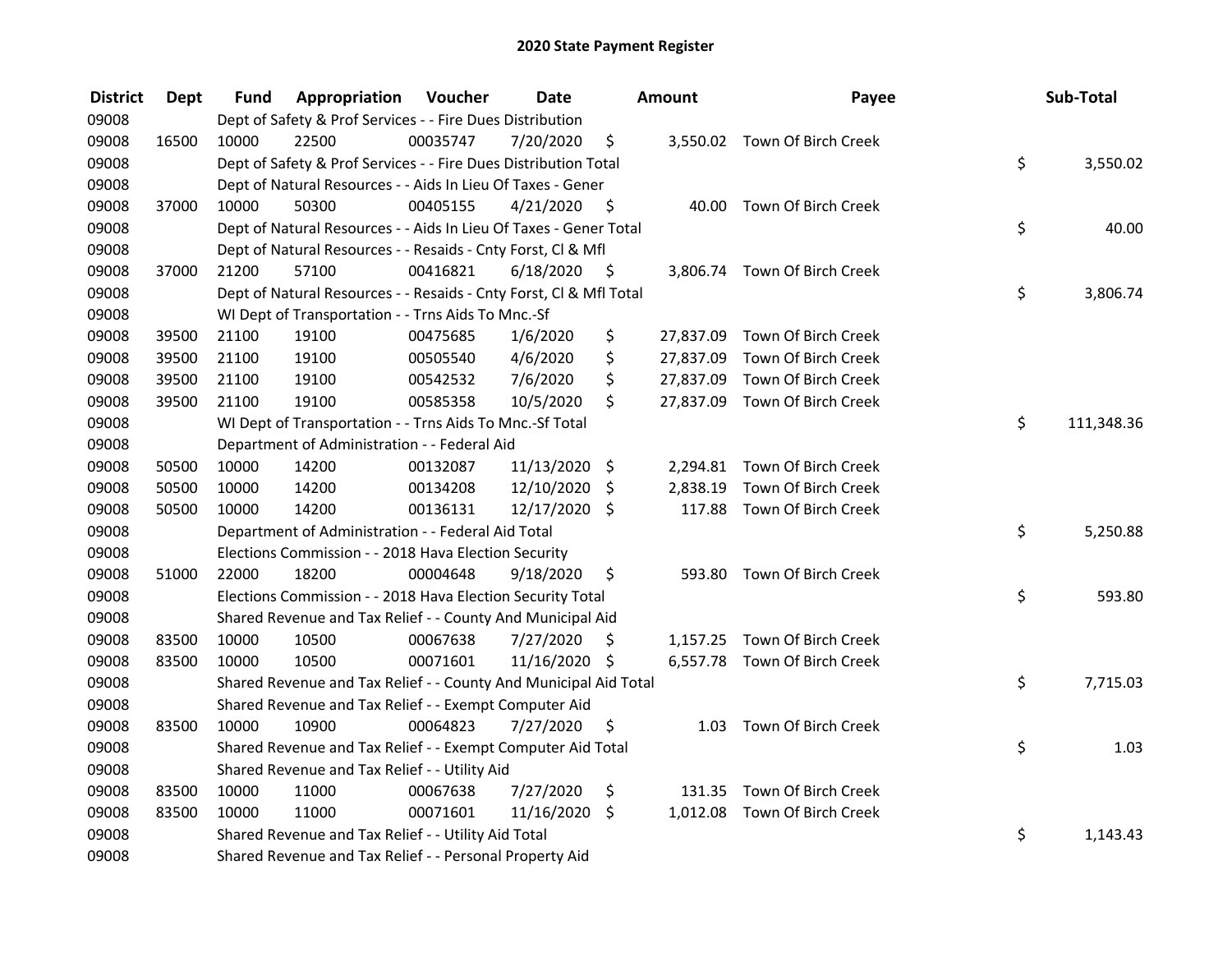# 2020 State Payment Register

| District | Dept | Fund | Appropriation | Voucher | Date | Amount | Payee | Sub-Total |
|---|---|---|---|---|---|---|---|---|
| 09008 | | Dept of Safety & Prof Services - - Fire Dues Distribution | | | | | | |
| 09008 | 16500 | 10000 | 22500 | 00035747 | 7/20/2020 | $ 3,550.02 | Town Of Birch Creek | |
| 09008 | | Dept of Safety & Prof Services - - Fire Dues Distribution Total | | | | | | $ 3,550.02 |
| 09008 | | Dept of Natural Resources - - Aids In Lieu Of Taxes - Gener | | | | | | |
| 09008 | 37000 | 10000 | 50300 | 00405155 | 4/21/2020 | $ 40.00 | Town Of Birch Creek | |
| 09008 | | Dept of Natural Resources - - Aids In Lieu Of Taxes - Gener Total | | | | | | $ 40.00 |
| 09008 | | Dept of Natural Resources - - Resaids - Cnty Forst, Cl & Mfl | | | | | | |
| 09008 | 37000 | 21200 | 57100 | 00416821 | 6/18/2020 | $ 3,806.74 | Town Of Birch Creek | |
| 09008 | | Dept of Natural Resources - - Resaids - Cnty Forst, Cl & Mfl Total | | | | | | $ 3,806.74 |
| 09008 | | WI Dept of Transportation - - Trns Aids To Mnc.-Sf | | | | | | |
| 09008 | 39500 | 21100 | 19100 | 00475685 | 1/6/2020 | $ 27,837.09 | Town Of Birch Creek | |
| 09008 | 39500 | 21100 | 19100 | 00505540 | 4/6/2020 | $ 27,837.09 | Town Of Birch Creek | |
| 09008 | 39500 | 21100 | 19100 | 00542532 | 7/6/2020 | $ 27,837.09 | Town Of Birch Creek | |
| 09008 | 39500 | 21100 | 19100 | 00585358 | 10/5/2020 | $ 27,837.09 | Town Of Birch Creek | |
| 09008 | | WI Dept of Transportation - - Trns Aids To Mnc.-Sf Total | | | | | | $ 111,348.36 |
| 09008 | | Department of Administration - - Federal Aid | | | | | | |
| 09008 | 50500 | 10000 | 14200 | 00132087 | 11/13/2020 | $ 2,294.81 | Town Of Birch Creek | |
| 09008 | 50500 | 10000 | 14200 | 00134208 | 12/10/2020 | $ 2,838.19 | Town Of Birch Creek | |
| 09008 | 50500 | 10000 | 14200 | 00136131 | 12/17/2020 | $ 117.88 | Town Of Birch Creek | |
| 09008 | | Department of Administration - - Federal Aid Total | | | | | | $ 5,250.88 |
| 09008 | | Elections Commission - - 2018 Hava Election Security | | | | | | |
| 09008 | 51000 | 22000 | 18200 | 00004648 | 9/18/2020 | $ 593.80 | Town Of Birch Creek | |
| 09008 | | Elections Commission - - 2018 Hava Election Security Total | | | | | | $ 593.80 |
| 09008 | | Shared Revenue and Tax Relief - - County And Municipal Aid | | | | | | |
| 09008 | 83500 | 10000 | 10500 | 00067638 | 7/27/2020 | $ 1,157.25 | Town Of Birch Creek | |
| 09008 | 83500 | 10000 | 10500 | 00071601 | 11/16/2020 | $ 6,557.78 | Town Of Birch Creek | |
| 09008 | | Shared Revenue and Tax Relief - - County And Municipal Aid Total | | | | | | $ 7,715.03 |
| 09008 | | Shared Revenue and Tax Relief - - Exempt Computer Aid | | | | | | |
| 09008 | 83500 | 10000 | 10900 | 00064823 | 7/27/2020 | $ 1.03 | Town Of Birch Creek | |
| 09008 | | Shared Revenue and Tax Relief - - Exempt Computer Aid Total | | | | | | $ 1.03 |
| 09008 | | Shared Revenue and Tax Relief - - Utility Aid | | | | | | |
| 09008 | 83500 | 10000 | 11000 | 00067638 | 7/27/2020 | $ 131.35 | Town Of Birch Creek | |
| 09008 | 83500 | 10000 | 11000 | 00071601 | 11/16/2020 | $ 1,012.08 | Town Of Birch Creek | |
| 09008 | | Shared Revenue and Tax Relief - - Utility Aid Total | | | | | | $ 1,143.43 |
| 09008 | | Shared Revenue and Tax Relief - - Personal Property Aid | | | | | | |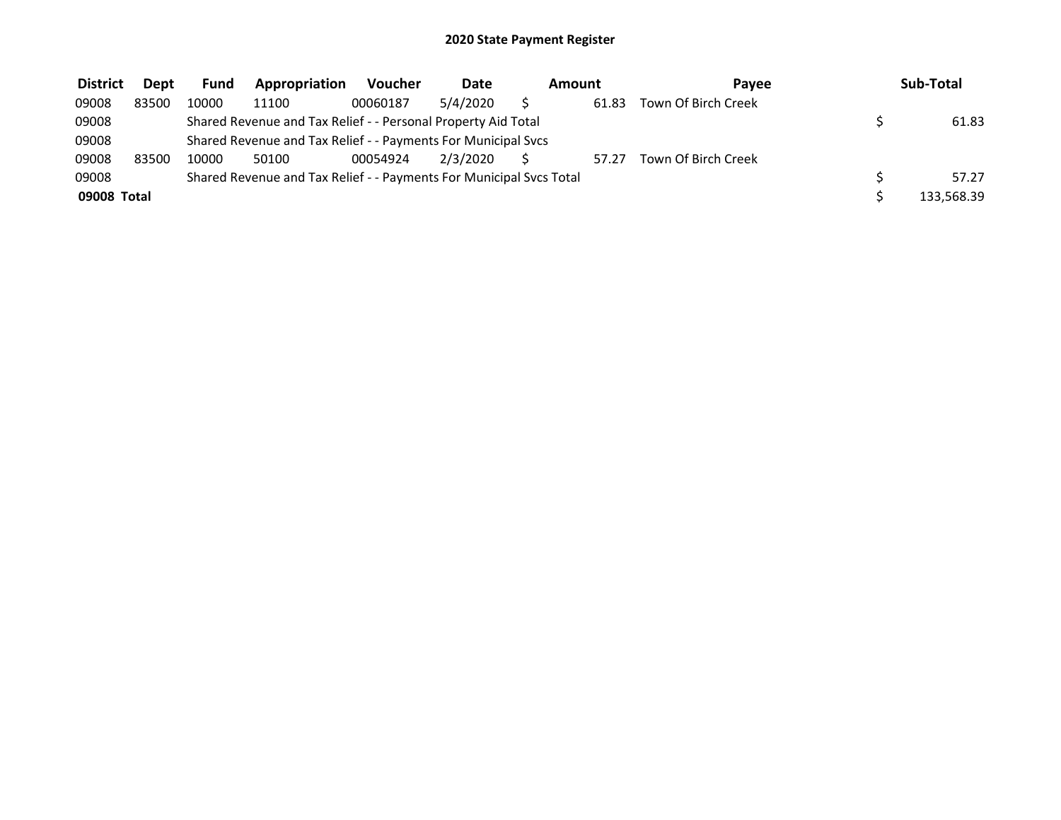# 2020 State Payment Register

| District | Dept | Fund | Appropriation | Voucher | Date | Amount | Payee | Sub-Total |
|---|---|---|---|---|---|---|---|---|
| 09008 | 83500 | 10000 | 11100 | 00060187 | 5/4/2020 | $ 61.83 | Town Of Birch Creek | |
| 09008 | | Shared Revenue and Tax Relief - - Personal Property Aid Total | | | | | | $ 61.83 |
| 09008 | | Shared Revenue and Tax Relief - - Payments For Municipal Svcs | | | | | | |
| 09008 | 83500 | 10000 | 50100 | 00054924 | 2/3/2020 | $ 57.27 | Town Of Birch Creek | |
| 09008 | | Shared Revenue and Tax Relief - - Payments For Municipal Svcs Total | | | | | | $ 57.27 |
| **09008 Total** | | | | | | | | $ 133,568.39 |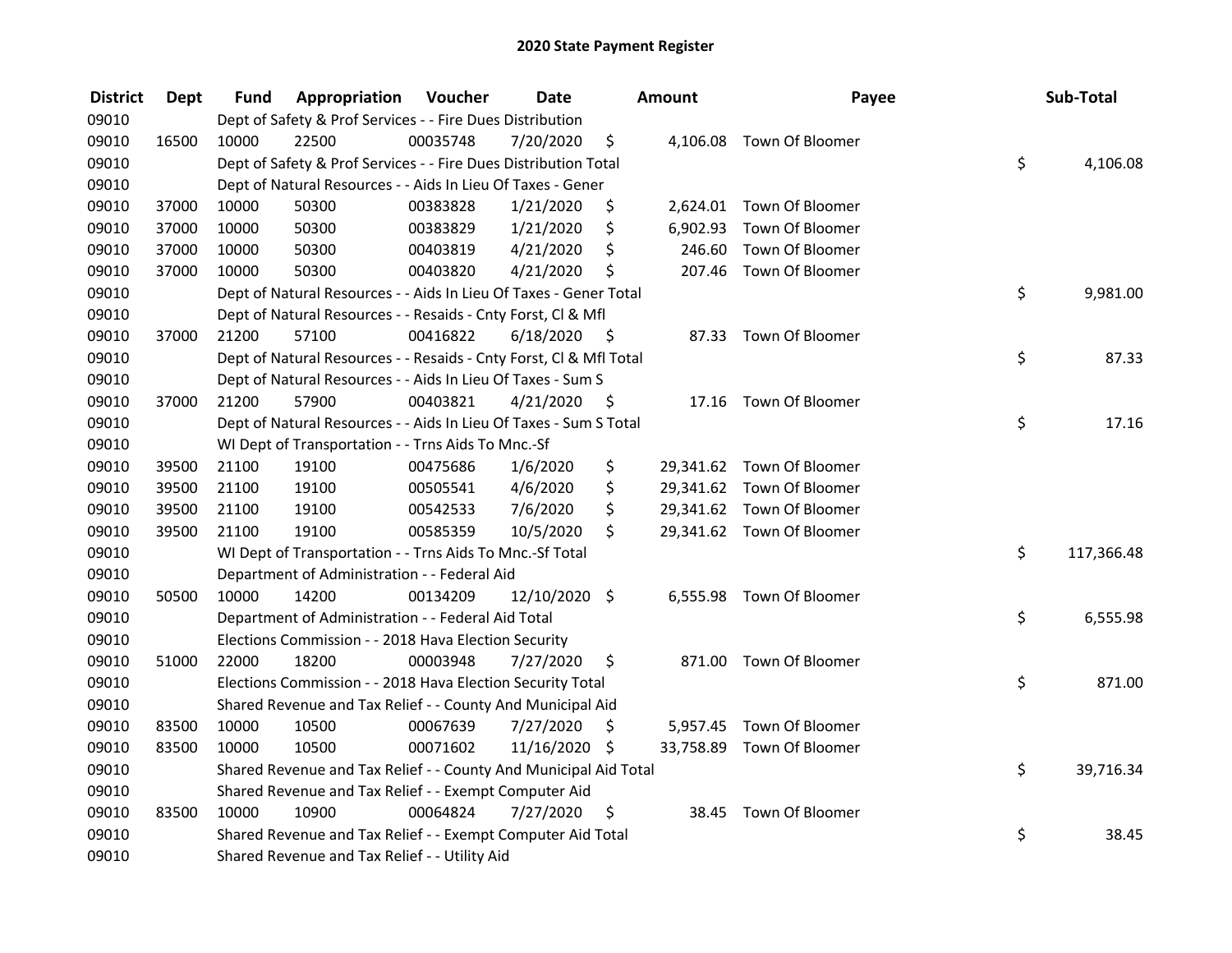# 2020 State Payment Register

| District | Dept | Fund | Appropriation | Voucher | Date | Amount | Payee | Sub-Total |
|---|---|---|---|---|---|---|---|---|
| 09010 | | Dept of Safety & Prof Services - - Fire Dues Distribution | | | | | | |
| 09010 | 16500 | 10000 | 22500 | 00035748 | 7/20/2020 | $ 4,106.08 | Town Of Bloomer | |
| 09010 | | Dept of Safety & Prof Services - - Fire Dues Distribution Total | | | | | | $ 4,106.08 |
| 09010 | | Dept of Natural Resources - - Aids In Lieu Of Taxes - Gener | | | | | | |
| 09010 | 37000 | 10000 | 50300 | 00383828 | 1/21/2020 | $ 2,624.01 | Town Of Bloomer | |
| 09010 | 37000 | 10000 | 50300 | 00383829 | 1/21/2020 | $ 6,902.93 | Town Of Bloomer | |
| 09010 | 37000 | 10000 | 50300 | 00403819 | 4/21/2020 | $ 246.60 | Town Of Bloomer | |
| 09010 | 37000 | 10000 | 50300 | 00403820 | 4/21/2020 | $ 207.46 | Town Of Bloomer | |
| 09010 | | Dept of Natural Resources - - Aids In Lieu Of Taxes - Gener Total | | | | | | $ 9,981.00 |
| 09010 | | Dept of Natural Resources - - Resaids - Cnty Forst, Cl & Mfl | | | | | | |
| 09010 | 37000 | 21200 | 57100 | 00416822 | 6/18/2020 | $ 87.33 | Town Of Bloomer | |
| 09010 | | Dept of Natural Resources - - Resaids - Cnty Forst, Cl & Mfl Total | | | | | | $ 87.33 |
| 09010 | | Dept of Natural Resources - - Aids In Lieu Of Taxes - Sum S | | | | | | |
| 09010 | 37000 | 21200 | 57900 | 00403821 | 4/21/2020 | $ 17.16 | Town Of Bloomer | |
| 09010 | | Dept of Natural Resources - - Aids In Lieu Of Taxes - Sum S Total | | | | | | $ 17.16 |
| 09010 | | WI Dept of Transportation - - Trns Aids To Mnc.-Sf | | | | | | |
| 09010 | 39500 | 21100 | 19100 | 00475686 | 1/6/2020 | $ 29,341.62 | Town Of Bloomer | |
| 09010 | 39500 | 21100 | 19100 | 00505541 | 4/6/2020 | $ 29,341.62 | Town Of Bloomer | |
| 09010 | 39500 | 21100 | 19100 | 00542533 | 7/6/2020 | $ 29,341.62 | Town Of Bloomer | |
| 09010 | 39500 | 21100 | 19100 | 00585359 | 10/5/2020 | $ 29,341.62 | Town Of Bloomer | |
| 09010 | | WI Dept of Transportation - - Trns Aids To Mnc.-Sf Total | | | | | | $ 117,366.48 |
| 09010 | | Department of Administration - - Federal Aid | | | | | | |
| 09010 | 50500 | 10000 | 14200 | 00134209 | 12/10/2020 | $ 6,555.98 | Town Of Bloomer | |
| 09010 | | Department of Administration - - Federal Aid Total | | | | | | $ 6,555.98 |
| 09010 | | Elections Commission - - 2018 Hava Election Security | | | | | | |
| 09010 | 51000 | 22000 | 18200 | 00003948 | 7/27/2020 | $ 871.00 | Town Of Bloomer | |
| 09010 | | Elections Commission - - 2018 Hava Election Security Total | | | | | | $ 871.00 |
| 09010 | | Shared Revenue and Tax Relief - - County And Municipal Aid | | | | | | |
| 09010 | 83500 | 10000 | 10500 | 00067639 | 7/27/2020 | $ 5,957.45 | Town Of Bloomer | |
| 09010 | 83500 | 10000 | 10500 | 00071602 | 11/16/2020 | $ 33,758.89 | Town Of Bloomer | |
| 09010 | | Shared Revenue and Tax Relief - - County And Municipal Aid Total | | | | | | $ 39,716.34 |
| 09010 | | Shared Revenue and Tax Relief - - Exempt Computer Aid | | | | | | |
| 09010 | 83500 | 10000 | 10900 | 00064824 | 7/27/2020 | $ 38.45 | Town Of Bloomer | |
| 09010 | | Shared Revenue and Tax Relief - - Exempt Computer Aid Total | | | | | | $ 38.45 |
| 09010 | | Shared Revenue and Tax Relief - - Utility Aid | | | | | | |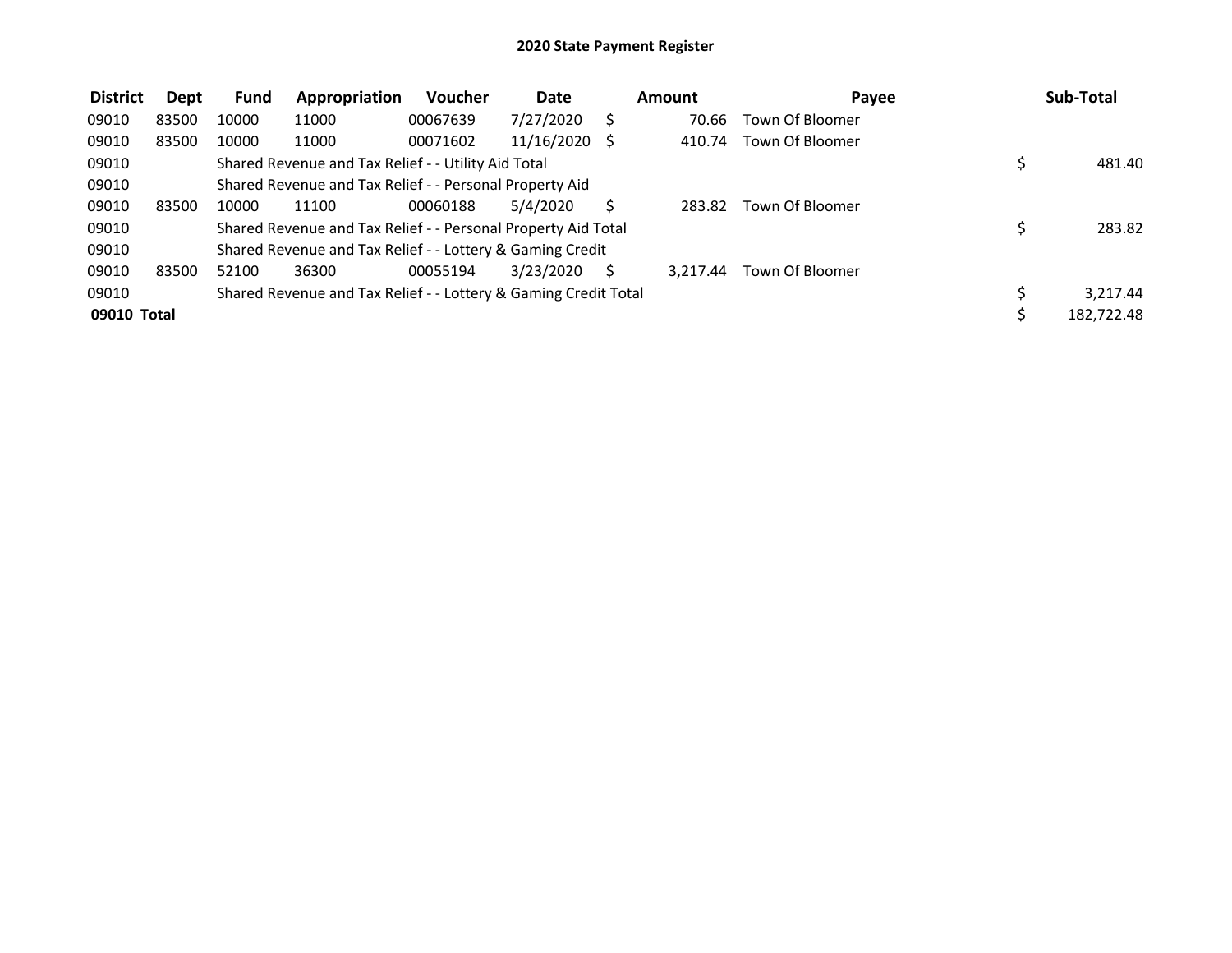## 2020 State Payment Register

| District | Dept | Fund | Appropriation | Voucher | Date | Amount | Payee | Sub-Total |
|---|---|---|---|---|---|---|---|---|
| 09010 | 83500 | 10000 | 11000 | 00067639 | 7/27/2020 | $ 70.66 | Town Of Bloomer | |
| 09010 | 83500 | 10000 | 11000 | 00071602 | 11/16/2020 | $ 410.74 | Town Of Bloomer | |
| 09010 | | Shared Revenue and Tax Relief - - Utility Aid Total | | | | | | $ 481.40 |
| 09010 | | Shared Revenue and Tax Relief - - Personal Property Aid | | | | | | |
| 09010 | 83500 | 10000 | 11100 | 00060188 | 5/4/2020 | $ 283.82 | Town Of Bloomer | |
| 09010 | | Shared Revenue and Tax Relief - - Personal Property Aid Total | | | | | | $ 283.82 |
| 09010 | | Shared Revenue and Tax Relief - - Lottery & Gaming Credit | | | | | | |
| 09010 | 83500 | 52100 | 36300 | 00055194 | 3/23/2020 | $ 3,217.44 | Town Of Bloomer | |
| 09010 | | Shared Revenue and Tax Relief - - Lottery & Gaming Credit Total | | | | | | $ 3,217.44 |
| **09010 Total** | | | | | | | | $ 182,722.48 |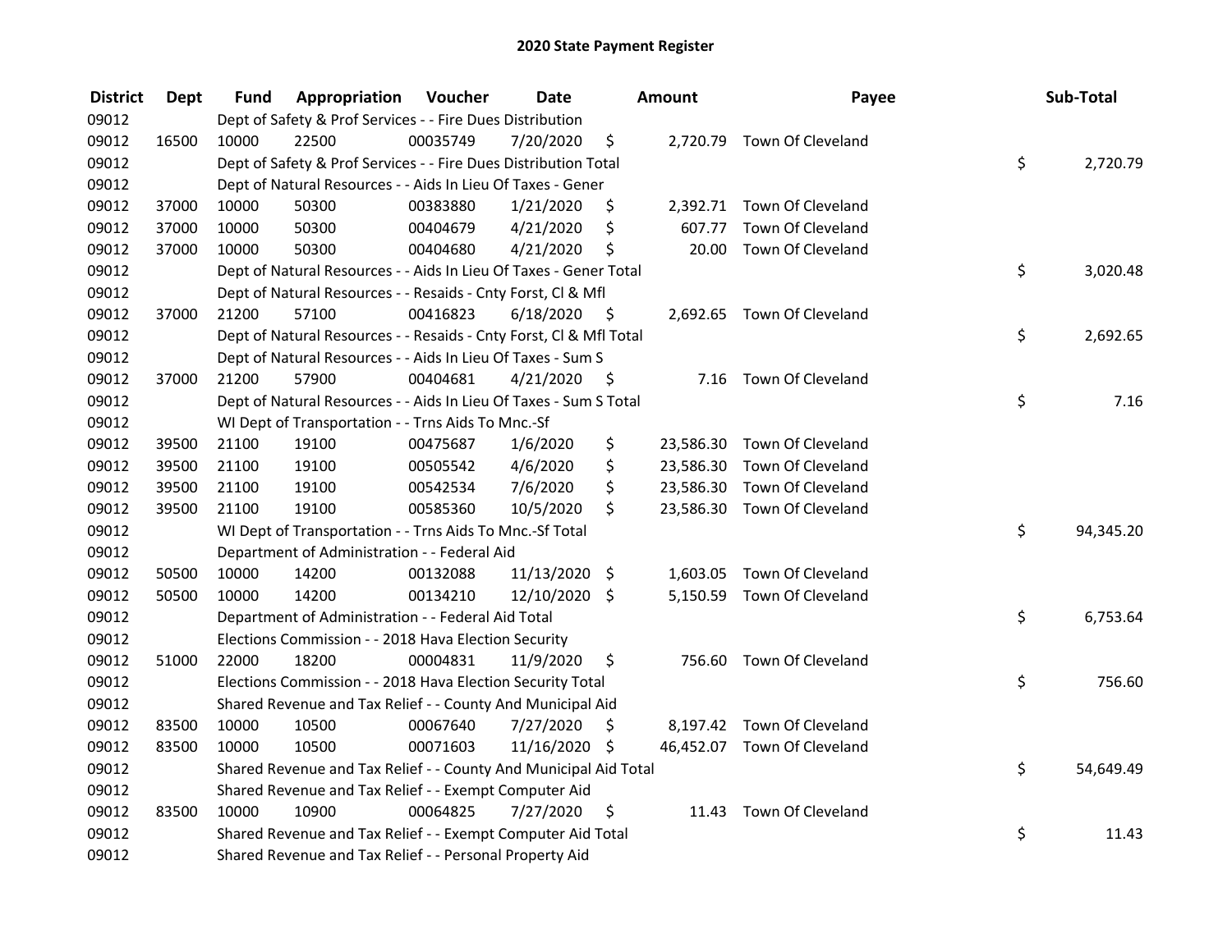# 2020 State Payment Register

| District | Dept | Fund | Appropriation | Voucher | Date | Amount | Payee | Sub-Total |
|---|---|---|---|---|---|---|---|---|
| 09012 | | Dept of Safety & Prof Services - - Fire Dues Distribution | | | | | | |
| 09012 | 16500 | 10000 | 22500 | 00035749 | 7/20/2020 | $ 2,720.79 | Town Of Cleveland | |
| 09012 | | Dept of Safety & Prof Services - - Fire Dues Distribution Total | | | | | | $ 2,720.79 |
| 09012 | | Dept of Natural Resources - - Aids In Lieu Of Taxes - Gener | | | | | | |
| 09012 | 37000 | 10000 | 50300 | 00383880 | 1/21/2020 | $ 2,392.71 | Town Of Cleveland | |
| 09012 | 37000 | 10000 | 50300 | 00404679 | 4/21/2020 | $ 607.77 | Town Of Cleveland | |
| 09012 | 37000 | 10000 | 50300 | 00404680 | 4/21/2020 | $ 20.00 | Town Of Cleveland | |
| 09012 | | Dept of Natural Resources - - Aids In Lieu Of Taxes - Gener Total | | | | | | $ 3,020.48 |
| 09012 | | Dept of Natural Resources - - Resaids - Cnty Forst, Cl & Mfl | | | | | | |
| 09012 | 37000 | 21200 | 57100 | 00416823 | 6/18/2020 | $ 2,692.65 | Town Of Cleveland | |
| 09012 | | Dept of Natural Resources - - Resaids - Cnty Forst, Cl & Mfl Total | | | | | | $ 2,692.65 |
| 09012 | | Dept of Natural Resources - - Aids In Lieu Of Taxes - Sum S | | | | | | |
| 09012 | 37000 | 21200 | 57900 | 00404681 | 4/21/2020 | $ 7.16 | Town Of Cleveland | |
| 09012 | | Dept of Natural Resources - - Aids In Lieu Of Taxes - Sum S Total | | | | | | $ 7.16 |
| 09012 | | WI Dept of Transportation - - Trns Aids To Mnc.-Sf | | | | | | |
| 09012 | 39500 | 21100 | 19100 | 00475687 | 1/6/2020 | $ 23,586.30 | Town Of Cleveland | |
| 09012 | 39500 | 21100 | 19100 | 00505542 | 4/6/2020 | $ 23,586.30 | Town Of Cleveland | |
| 09012 | 39500 | 21100 | 19100 | 00542534 | 7/6/2020 | $ 23,586.30 | Town Of Cleveland | |
| 09012 | 39500 | 21100 | 19100 | 00585360 | 10/5/2020 | $ 23,586.30 | Town Of Cleveland | |
| 09012 | | WI Dept of Transportation - - Trns Aids To Mnc.-Sf Total | | | | | | $ 94,345.20 |
| 09012 | | Department of Administration - - Federal Aid | | | | | | |
| 09012 | 50500 | 10000 | 14200 | 00132088 | 11/13/2020 | $ 1,603.05 | Town Of Cleveland | |
| 09012 | 50500 | 10000 | 14200 | 00134210 | 12/10/2020 | $ 5,150.59 | Town Of Cleveland | |
| 09012 | | Department of Administration - - Federal Aid Total | | | | | | $ 6,753.64 |
| 09012 | | Elections Commission - - 2018 Hava Election Security | | | | | | |
| 09012 | 51000 | 22000 | 18200 | 00004831 | 11/9/2020 | $ 756.60 | Town Of Cleveland | |
| 09012 | | Elections Commission - - 2018 Hava Election Security Total | | | | | | $ 756.60 |
| 09012 | | Shared Revenue and Tax Relief - - County And Municipal Aid | | | | | | |
| 09012 | 83500 | 10000 | 10500 | 00067640 | 7/27/2020 | $ 8,197.42 | Town Of Cleveland | |
| 09012 | 83500 | 10000 | 10500 | 00071603 | 11/16/2020 | $ 46,452.07 | Town Of Cleveland | |
| 09012 | | Shared Revenue and Tax Relief - - County And Municipal Aid Total | | | | | | $ 54,649.49 |
| 09012 | | Shared Revenue and Tax Relief - - Exempt Computer Aid | | | | | | |
| 09012 | 83500 | 10000 | 10900 | 00064825 | 7/27/2020 | $ 11.43 | Town Of Cleveland | |
| 09012 | | Shared Revenue and Tax Relief - - Exempt Computer Aid Total | | | | | | $ 11.43 |
| 09012 | | Shared Revenue and Tax Relief - - Personal Property Aid | | | | | | |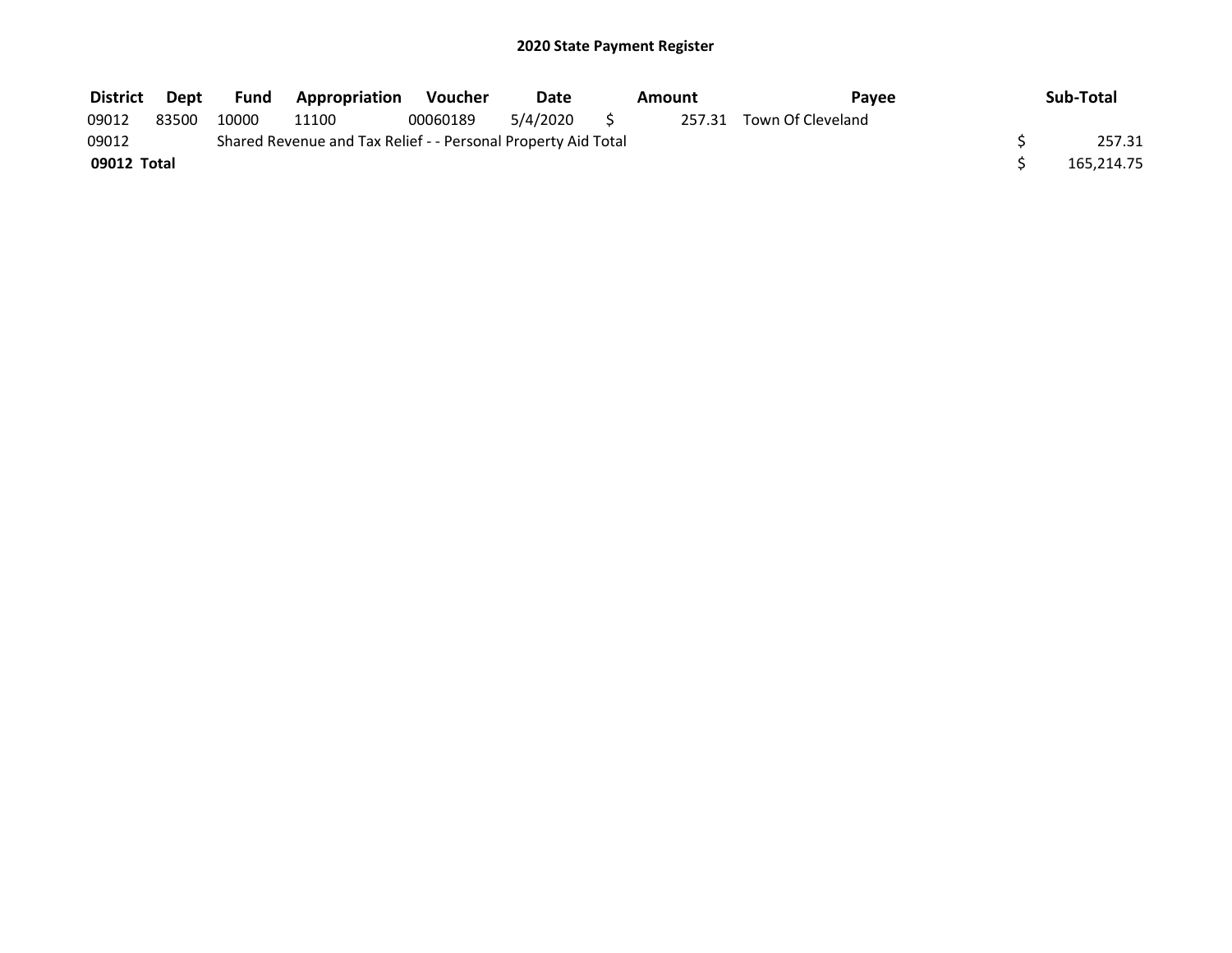# 2020 State Payment Register

| District | Dept | Fund | Appropriation | Voucher | Date | Amount | Payee | Sub-Total |
|---|---|---|---|---|---|---|---|---|
| 09012 | 83500 | 10000 | 11100 | 00060189 | 5/4/2020 | $ 257.31 | Town Of Cleveland | |
| 09012 | | Shared Revenue and Tax Relief - - Personal Property Aid Total | | | | | | $ 257.31 |
| **09012 Total** | | | | | | | | $ 165,214.75 |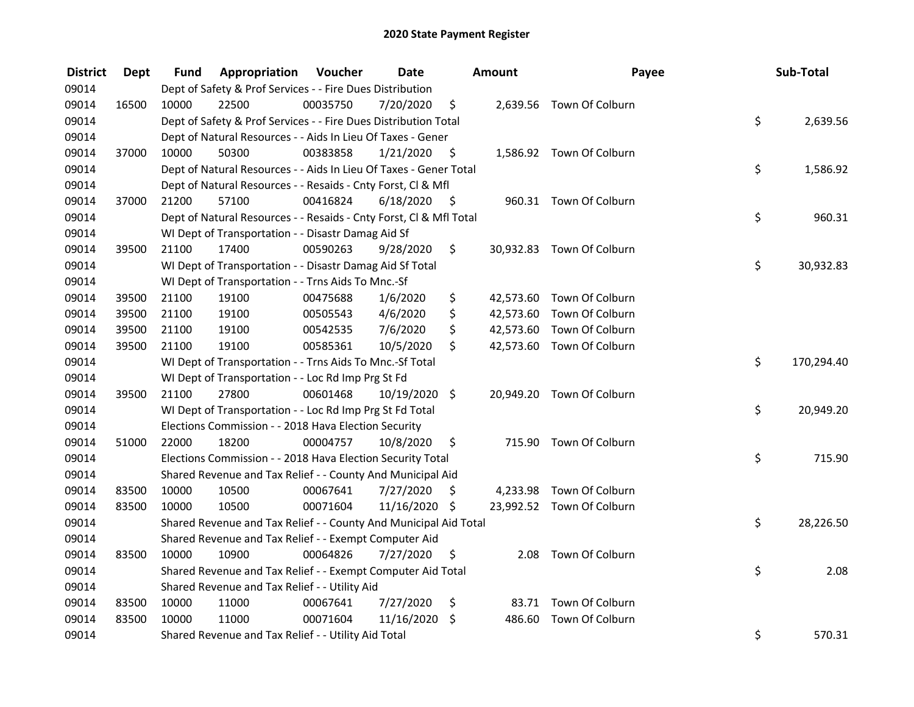# 2020 State Payment Register

| District | Dept | Fund | Appropriation | Voucher | Date | Amount | Payee | Sub-Total |
|---|---|---|---|---|---|---|---|---|
| 09014 | | Dept of Safety & Prof Services - - Fire Dues Distribution | | | | | | |
| 09014 | 16500 | 10000 | 22500 | 00035750 | 7/20/2020 | $ 2,639.56 | Town Of Colburn | |
| 09014 | | Dept of Safety & Prof Services - - Fire Dues Distribution Total | | | | | | $ 2,639.56 |
| 09014 | | Dept of Natural Resources - - Aids In Lieu Of Taxes - Gener | | | | | | |
| 09014 | 37000 | 10000 | 50300 | 00383858 | 1/21/2020 | $ 1,586.92 | Town Of Colburn | |
| 09014 | | Dept of Natural Resources - - Aids In Lieu Of Taxes - Gener Total | | | | | | $ 1,586.92 |
| 09014 | | Dept of Natural Resources - - Resaids - Cnty Forst, Cl & Mfl | | | | | | |
| 09014 | 37000 | 21200 | 57100 | 00416824 | 6/18/2020 | $ 960.31 | Town Of Colburn | |
| 09014 | | Dept of Natural Resources - - Resaids - Cnty Forst, Cl & Mfl Total | | | | | | $ 960.31 |
| 09014 | | WI Dept of Transportation - - Disastr Damag Aid Sf | | | | | | |
| 09014 | 39500 | 21100 | 17400 | 00590263 | 9/28/2020 | $ 30,932.83 | Town Of Colburn | |
| 09014 | | WI Dept of Transportation - - Disastr Damag Aid Sf Total | | | | | | $ 30,932.83 |
| 09014 | | WI Dept of Transportation - - Trns Aids To Mnc.-Sf | | | | | | |
| 09014 | 39500 | 21100 | 19100 | 00475688 | 1/6/2020 | $ 42,573.60 | Town Of Colburn | |
| 09014 | 39500 | 21100 | 19100 | 00505543 | 4/6/2020 | $ 42,573.60 | Town Of Colburn | |
| 09014 | 39500 | 21100 | 19100 | 00542535 | 7/6/2020 | $ 42,573.60 | Town Of Colburn | |
| 09014 | 39500 | 21100 | 19100 | 00585361 | 10/5/2020 | $ 42,573.60 | Town Of Colburn | |
| 09014 | | WI Dept of Transportation - - Trns Aids To Mnc.-Sf Total | | | | | | $ 170,294.40 |
| 09014 | | WI Dept of Transportation - - Loc Rd Imp Prg St Fd | | | | | | |
| 09014 | 39500 | 21100 | 27800 | 00601468 | 10/19/2020 | $ 20,949.20 | Town Of Colburn | |
| 09014 | | WI Dept of Transportation - - Loc Rd Imp Prg St Fd Total | | | | | | $ 20,949.20 |
| 09014 | | Elections Commission - - 2018 Hava Election Security | | | | | | |
| 09014 | 51000 | 22000 | 18200 | 00004757 | 10/8/2020 | $ 715.90 | Town Of Colburn | |
| 09014 | | Elections Commission - - 2018 Hava Election Security Total | | | | | | $ 715.90 |
| 09014 | | Shared Revenue and Tax Relief - - County And Municipal Aid | | | | | | |
| 09014 | 83500 | 10000 | 10500 | 00067641 | 7/27/2020 | $ 4,233.98 | Town Of Colburn | |
| 09014 | 83500 | 10000 | 10500 | 00071604 | 11/16/2020 | $ 23,992.52 | Town Of Colburn | |
| 09014 | | Shared Revenue and Tax Relief - - County And Municipal Aid Total | | | | | | $ 28,226.50 |
| 09014 | | Shared Revenue and Tax Relief - - Exempt Computer Aid | | | | | | |
| 09014 | 83500 | 10000 | 10900 | 00064826 | 7/27/2020 | $ 2.08 | Town Of Colburn | |
| 09014 | | Shared Revenue and Tax Relief - - Exempt Computer Aid Total | | | | | | $ 2.08 |
| 09014 | | Shared Revenue and Tax Relief - - Utility Aid | | | | | | |
| 09014 | 83500 | 10000 | 11000 | 00067641 | 7/27/2020 | $ 83.71 | Town Of Colburn | |
| 09014 | 83500 | 10000 | 11000 | 00071604 | 11/16/2020 | $ 486.60 | Town Of Colburn | |
| 09014 | | Shared Revenue and Tax Relief - - Utility Aid Total | | | | | | $ 570.31 |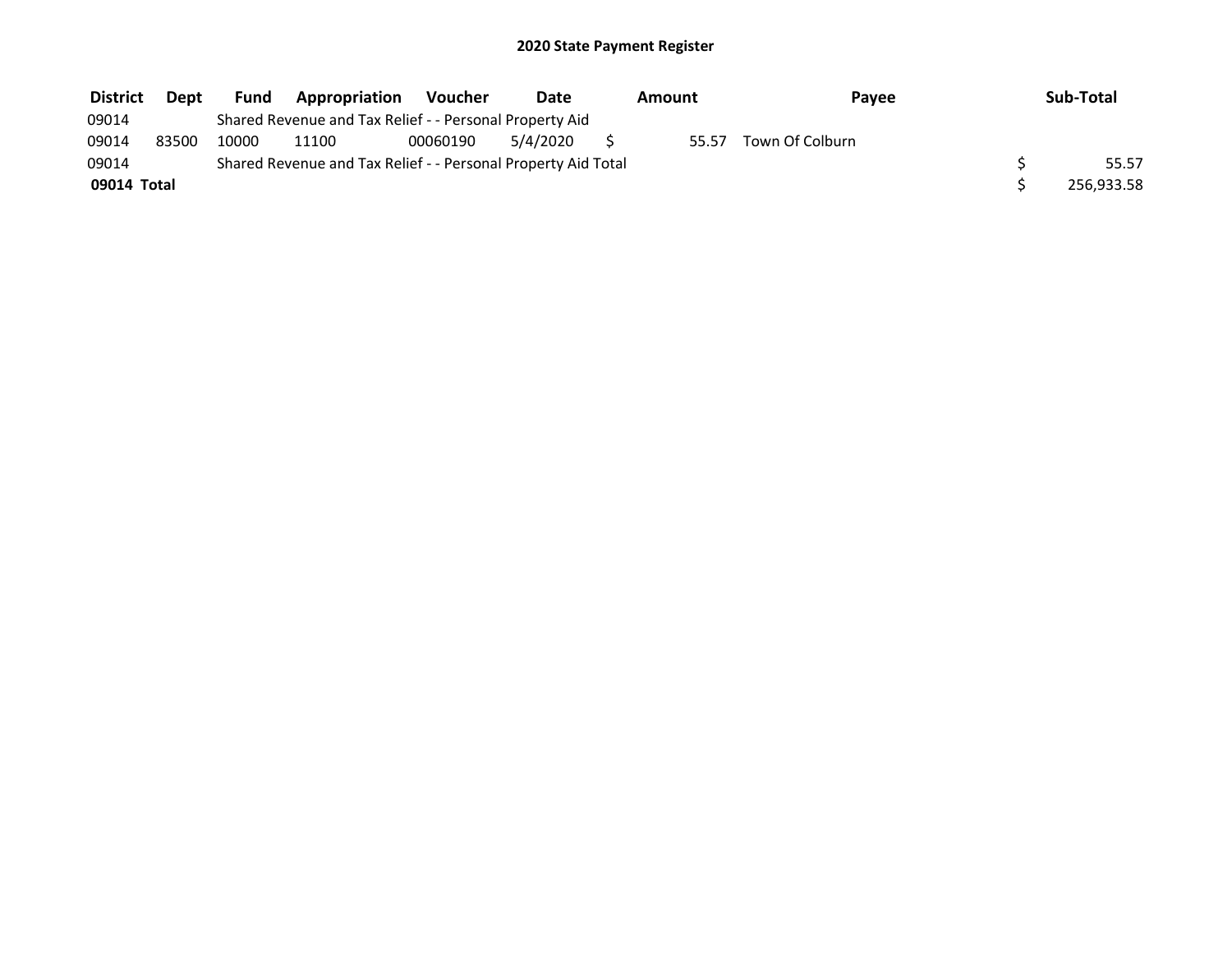# 2020 State Payment Register

| District | Dept | Fund | Appropriation | Voucher | Date | Amount | Payee | Sub-Total |
| --- | --- | --- | --- | --- | --- | --- | --- | --- |
| 09014 | | Shared Revenue and Tax Relief - - Personal Property Aid | | | | | | |
| 09014 | 83500 | 10000 | 11100 | 00060190 | 5/4/2020 | $ 55.57 | Town Of Colburn | |
| 09014 | | Shared Revenue and Tax Relief - - Personal Property Aid Total | | | | | | $ 55.57 |
| **09014 Total** | | | | | | | | $ 256,933.58 |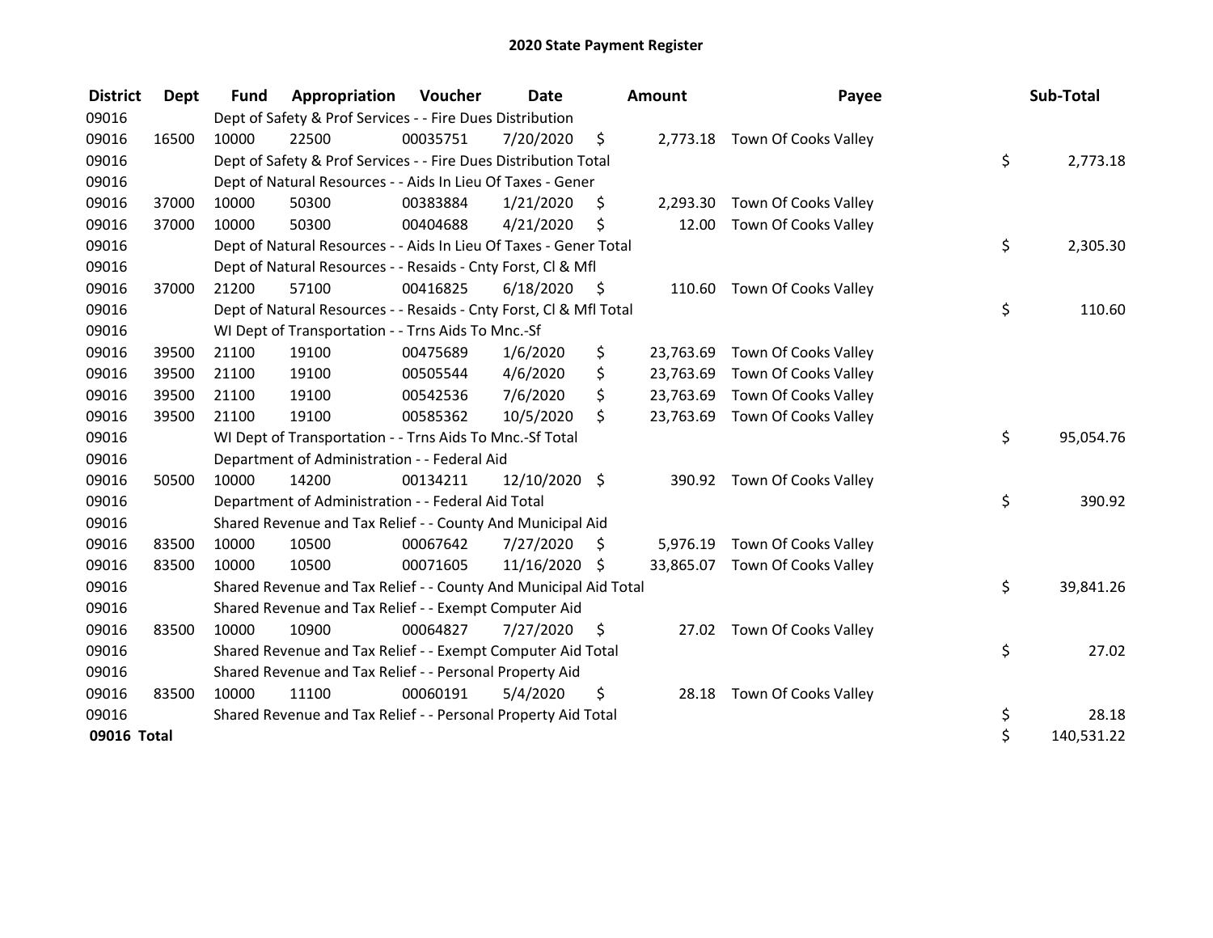# 2020 State Payment Register

| District | Dept | Fund | Appropriation | Voucher | Date | Amount | Payee | Sub-Total |
|---|---|---|---|---|---|---|---|---|
| 09016 | | Dept of Safety & Prof Services - - Fire Dues Distribution | | | | | | |
| 09016 | 16500 | 10000 | 22500 | 00035751 | 7/20/2020 | $ 2,773.18 | Town Of Cooks Valley | |
| 09016 | | Dept of Safety & Prof Services - - Fire Dues Distribution Total | | | | | | $ 2,773.18 |
| 09016 | | Dept of Natural Resources - - Aids In Lieu Of Taxes - Gener | | | | | | |
| 09016 | 37000 | 10000 | 50300 | 00383884 | 1/21/2020 | $ 2,293.30 | Town Of Cooks Valley | |
| 09016 | 37000 | 10000 | 50300 | 00404688 | 4/21/2020 | $ 12.00 | Town Of Cooks Valley | |
| 09016 | | Dept of Natural Resources - - Aids In Lieu Of Taxes - Gener Total | | | | | | $ 2,305.30 |
| 09016 | | Dept of Natural Resources - - Resaids - Cnty Forst, Cl & Mfl | | | | | | |
| 09016 | 37000 | 21200 | 57100 | 00416825 | 6/18/2020 | $ 110.60 | Town Of Cooks Valley | |
| 09016 | | Dept of Natural Resources - - Resaids - Cnty Forst, Cl & Mfl Total | | | | | | $ 110.60 |
| 09016 | | WI Dept of Transportation - - Trns Aids To Mnc.-Sf | | | | | | |
| 09016 | 39500 | 21100 | 19100 | 00475689 | 1/6/2020 | $ 23,763.69 | Town Of Cooks Valley | |
| 09016 | 39500 | 21100 | 19100 | 00505544 | 4/6/2020 | $ 23,763.69 | Town Of Cooks Valley | |
| 09016 | 39500 | 21100 | 19100 | 00542536 | 7/6/2020 | $ 23,763.69 | Town Of Cooks Valley | |
| 09016 | 39500 | 21100 | 19100 | 00585362 | 10/5/2020 | $ 23,763.69 | Town Of Cooks Valley | |
| 09016 | | WI Dept of Transportation - - Trns Aids To Mnc.-Sf Total | | | | | | $ 95,054.76 |
| 09016 | | Department of Administration - - Federal Aid | | | | | | |
| 09016 | 50500 | 10000 | 14200 | 00134211 | 12/10/2020 | $ 390.92 | Town Of Cooks Valley | |
| 09016 | | Department of Administration - - Federal Aid Total | | | | | | $ 390.92 |
| 09016 | | Shared Revenue and Tax Relief - - County And Municipal Aid | | | | | | |
| 09016 | 83500 | 10000 | 10500 | 00067642 | 7/27/2020 | $ 5,976.19 | Town Of Cooks Valley | |
| 09016 | 83500 | 10000 | 10500 | 00071605 | 11/16/2020 | $ 33,865.07 | Town Of Cooks Valley | |
| 09016 | | Shared Revenue and Tax Relief - - County And Municipal Aid Total | | | | | | $ 39,841.26 |
| 09016 | | Shared Revenue and Tax Relief - - Exempt Computer Aid | | | | | | |
| 09016 | 83500 | 10000 | 10900 | 00064827 | 7/27/2020 | $ 27.02 | Town Of Cooks Valley | |
| 09016 | | Shared Revenue and Tax Relief - - Exempt Computer Aid Total | | | | | | $ 27.02 |
| 09016 | | Shared Revenue and Tax Relief - - Personal Property Aid | | | | | | |
| 09016 | 83500 | 10000 | 11100 | 00060191 | 5/4/2020 | $ 28.18 | Town Of Cooks Valley | |
| 09016 | | Shared Revenue and Tax Relief - - Personal Property Aid Total | | | | | | $ 28.18 |
| **09016 Total** | | | | | | | | $ 140,531.22 |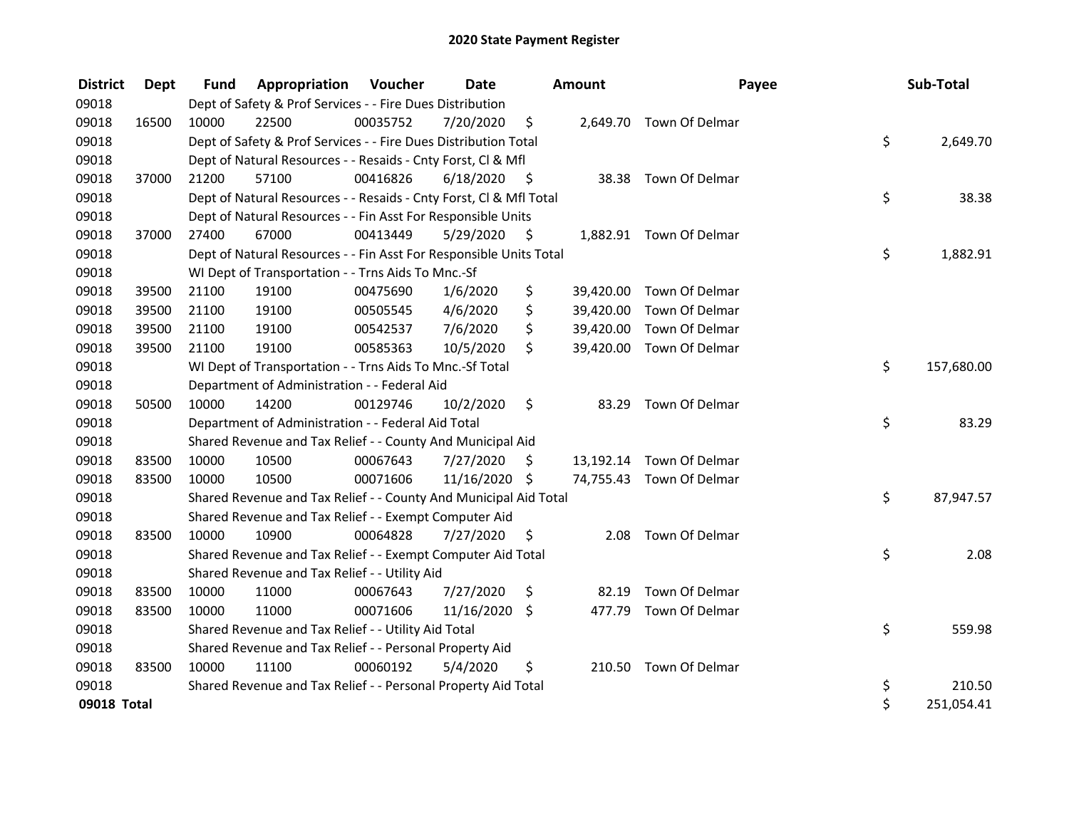# 2020 State Payment Register

| District | Dept | Fund | Appropriation | Voucher | Date | Amount | Payee | Sub-Total |
|---|---|---|---|---|---|---|---|---|
| 09018 | | Dept of Safety & Prof Services - - Fire Dues Distribution | | | | | | |
| 09018 | 16500 | 10000 | 22500 | 00035752 | 7/20/2020 | $ 2,649.70 | Town Of Delmar | |
| 09018 | | Dept of Safety & Prof Services - - Fire Dues Distribution Total | | | | | | $ 2,649.70 |
| 09018 | | Dept of Natural Resources - - Resaids - Cnty Forst, Cl & Mfl | | | | | | |
| 09018 | 37000 | 21200 | 57100 | 00416826 | 6/18/2020 | $ 38.38 | Town Of Delmar | |
| 09018 | | Dept of Natural Resources - - Resaids - Cnty Forst, Cl & Mfl Total | | | | | | $ 38.38 |
| 09018 | | Dept of Natural Resources - - Fin Asst For Responsible Units | | | | | | |
| 09018 | 37000 | 27400 | 67000 | 00413449 | 5/29/2020 | $ 1,882.91 | Town Of Delmar | |
| 09018 | | Dept of Natural Resources - - Fin Asst For Responsible Units Total | | | | | | $ 1,882.91 |
| 09018 | | WI Dept of Transportation - - Trns Aids To Mnc.-Sf | | | | | | |
| 09018 | 39500 | 21100 | 19100 | 00475690 | 1/6/2020 | $ 39,420.00 | Town Of Delmar | |
| 09018 | 39500 | 21100 | 19100 | 00505545 | 4/6/2020 | $ 39,420.00 | Town Of Delmar | |
| 09018 | 39500 | 21100 | 19100 | 00542537 | 7/6/2020 | $ 39,420.00 | Town Of Delmar | |
| 09018 | 39500 | 21100 | 19100 | 00585363 | 10/5/2020 | $ 39,420.00 | Town Of Delmar | |
| 09018 | | WI Dept of Transportation - - Trns Aids To Mnc.-Sf Total | | | | | | $ 157,680.00 |
| 09018 | | Department of Administration - - Federal Aid | | | | | | |
| 09018 | 50500 | 10000 | 14200 | 00129746 | 10/2/2020 | $ 83.29 | Town Of Delmar | |
| 09018 | | Department of Administration - - Federal Aid Total | | | | | | $ 83.29 |
| 09018 | | Shared Revenue and Tax Relief - - County And Municipal Aid | | | | | | |
| 09018 | 83500 | 10000 | 10500 | 00067643 | 7/27/2020 | $ 13,192.14 | Town Of Delmar | |
| 09018 | 83500 | 10000 | 10500 | 00071606 | 11/16/2020 | $ 74,755.43 | Town Of Delmar | |
| 09018 | | Shared Revenue and Tax Relief - - County And Municipal Aid Total | | | | | | $ 87,947.57 |
| 09018 | | Shared Revenue and Tax Relief - - Exempt Computer Aid | | | | | | |
| 09018 | 83500 | 10000 | 10900 | 00064828 | 7/27/2020 | $ 2.08 | Town Of Delmar | |
| 09018 | | Shared Revenue and Tax Relief - - Exempt Computer Aid Total | | | | | | $ 2.08 |
| 09018 | | Shared Revenue and Tax Relief - - Utility Aid | | | | | | |
| 09018 | 83500 | 10000 | 11000 | 00067643 | 7/27/2020 | $ 82.19 | Town Of Delmar | |
| 09018 | 83500 | 10000 | 11000 | 00071606 | 11/16/2020 | $ 477.79 | Town Of Delmar | |
| 09018 | | Shared Revenue and Tax Relief - - Utility Aid Total | | | | | | $ 559.98 |
| 09018 | | Shared Revenue and Tax Relief - - Personal Property Aid | | | | | | |
| 09018 | 83500 | 10000 | 11100 | 00060192 | 5/4/2020 | $ 210.50 | Town Of Delmar | |
| 09018 | | Shared Revenue and Tax Relief - - Personal Property Aid Total | | | | | | $ 210.50 |
| **09018 Total** | | | | | | | | $ 251,054.41 |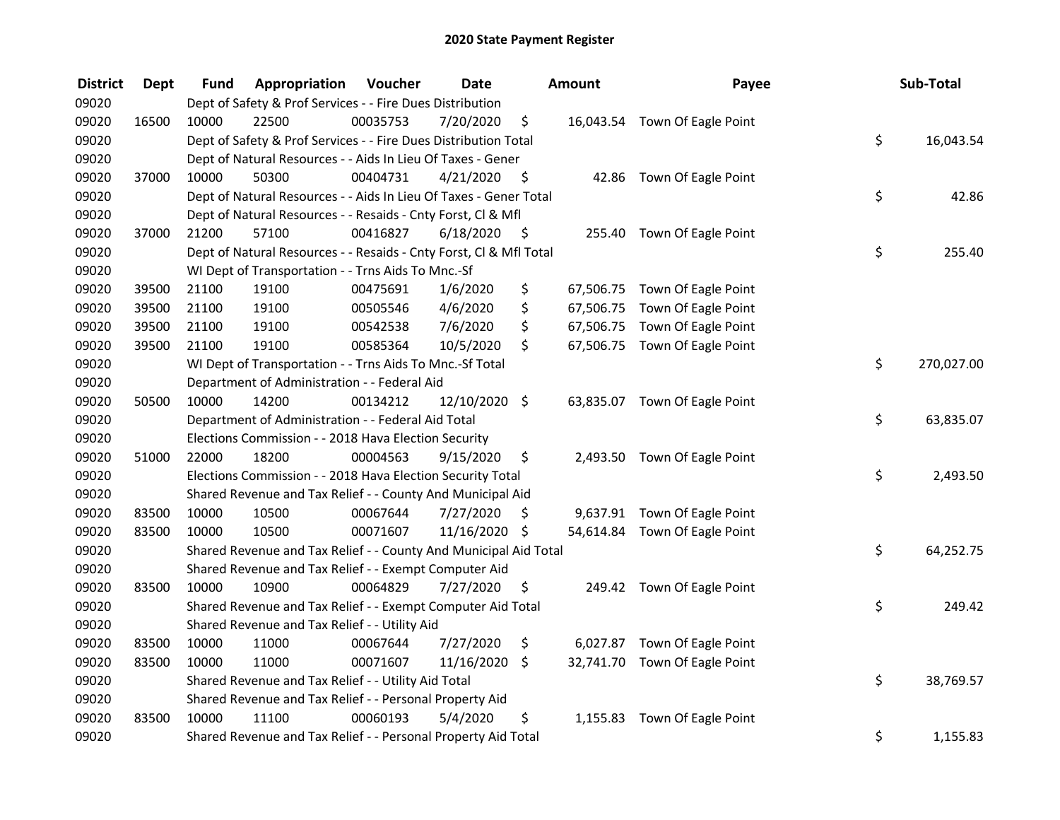# 2020 State Payment Register

| District | Dept | Fund | Appropriation | Voucher | Date | Amount | Payee | Sub-Total |
|---|---|---|---|---|---|---|---|---|
| 09020 | | Dept of Safety & Prof Services - - Fire Dues Distribution | | | | | | |
| 09020 | 16500 | 10000 | 22500 | 00035753 | 7/20/2020 | $ 16,043.54 | Town Of Eagle Point | |
| 09020 | | Dept of Safety & Prof Services - - Fire Dues Distribution Total | | | | | | $ 16,043.54 |
| 09020 | | Dept of Natural Resources - - Aids In Lieu Of Taxes - Gener | | | | | | |
| 09020 | 37000 | 10000 | 50300 | 00404731 | 4/21/2020 | $ 42.86 | Town Of Eagle Point | |
| 09020 | | Dept of Natural Resources - - Aids In Lieu Of Taxes - Gener Total | | | | | | $ 42.86 |
| 09020 | | Dept of Natural Resources - - Resaids - Cnty Forst, Cl & Mfl | | | | | | |
| 09020 | 37000 | 21200 | 57100 | 00416827 | 6/18/2020 | $ 255.40 | Town Of Eagle Point | |
| 09020 | | Dept of Natural Resources - - Resaids - Cnty Forst, Cl & Mfl Total | | | | | | $ 255.40 |
| 09020 | | WI Dept of Transportation - - Trns Aids To Mnc.-Sf | | | | | | |
| 09020 | 39500 | 21100 | 19100 | 00475691 | 1/6/2020 | $ 67,506.75 | Town Of Eagle Point | |
| 09020 | 39500 | 21100 | 19100 | 00505546 | 4/6/2020 | $ 67,506.75 | Town Of Eagle Point | |
| 09020 | 39500 | 21100 | 19100 | 00542538 | 7/6/2020 | $ 67,506.75 | Town Of Eagle Point | |
| 09020 | 39500 | 21100 | 19100 | 00585364 | 10/5/2020 | $ 67,506.75 | Town Of Eagle Point | |
| 09020 | | WI Dept of Transportation - - Trns Aids To Mnc.-Sf Total | | | | | | $ 270,027.00 |
| 09020 | | Department of Administration - - Federal Aid | | | | | | |
| 09020 | 50500 | 10000 | 14200 | 00134212 | 12/10/2020 | $ 63,835.07 | Town Of Eagle Point | |
| 09020 | | Department of Administration - - Federal Aid Total | | | | | | $ 63,835.07 |
| 09020 | | Elections Commission - - 2018 Hava Election Security | | | | | | |
| 09020 | 51000 | 22000 | 18200 | 00004563 | 9/15/2020 | $ 2,493.50 | Town Of Eagle Point | |
| 09020 | | Elections Commission - - 2018 Hava Election Security Total | | | | | | $ 2,493.50 |
| 09020 | | Shared Revenue and Tax Relief - - County And Municipal Aid | | | | | | |
| 09020 | 83500 | 10000 | 10500 | 00067644 | 7/27/2020 | $ 9,637.91 | Town Of Eagle Point | |
| 09020 | 83500 | 10000 | 10500 | 00071607 | 11/16/2020 | $ 54,614.84 | Town Of Eagle Point | |
| 09020 | | Shared Revenue and Tax Relief - - County And Municipal Aid Total | | | | | | $ 64,252.75 |
| 09020 | | Shared Revenue and Tax Relief - - Exempt Computer Aid | | | | | | |
| 09020 | 83500 | 10000 | 10900 | 00064829 | 7/27/2020 | $ 249.42 | Town Of Eagle Point | |
| 09020 | | Shared Revenue and Tax Relief - - Exempt Computer Aid Total | | | | | | $ 249.42 |
| 09020 | | Shared Revenue and Tax Relief - - Utility Aid | | | | | | |
| 09020 | 83500 | 10000 | 11000 | 00067644 | 7/27/2020 | $ 6,027.87 | Town Of Eagle Point | |
| 09020 | 83500 | 10000 | 11000 | 00071607 | 11/16/2020 | $ 32,741.70 | Town Of Eagle Point | |
| 09020 | | Shared Revenue and Tax Relief - - Utility Aid Total | | | | | | $ 38,769.57 |
| 09020 | | Shared Revenue and Tax Relief - - Personal Property Aid | | | | | | |
| 09020 | 83500 | 10000 | 11100 | 00060193 | 5/4/2020 | $ 1,155.83 | Town Of Eagle Point | |
| 09020 | | Shared Revenue and Tax Relief - - Personal Property Aid Total | | | | | | $ 1,155.83 |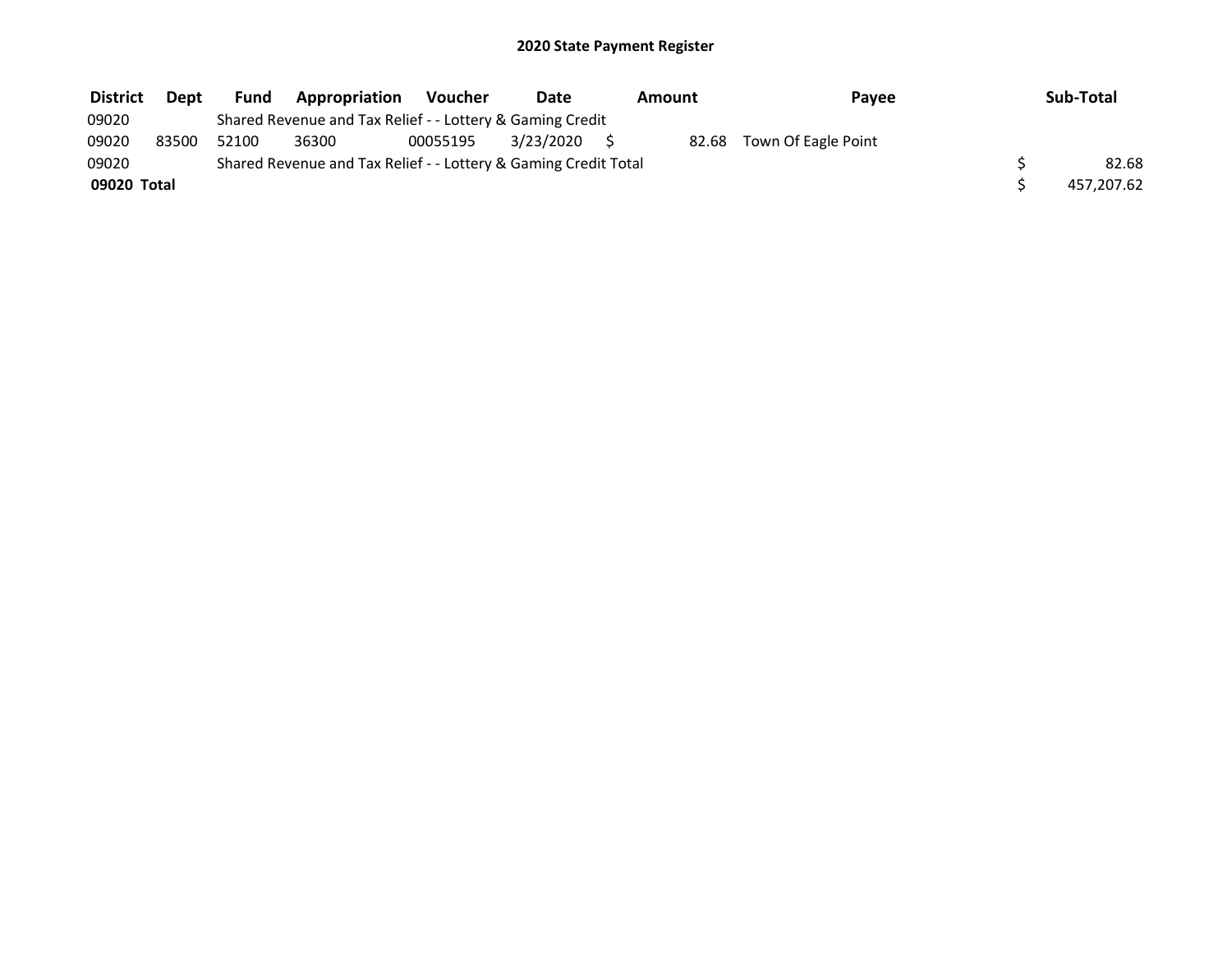# 2020 State Payment Register

| District | Dept | Fund | Appropriation | Voucher | Date | Amount | Payee | Sub-Total |
|---|---|---|---|---|---|---|---|---|
| 09020 | | Shared Revenue and Tax Relief - - Lottery & Gaming Credit | | | | | | |
| 09020 | 83500 | 52100 | 36300 | 00055195 | 3/23/2020 | $ 82.68 | Town Of Eagle Point | |
| 09020 | | Shared Revenue and Tax Relief - - Lottery & Gaming Credit Total | | | | | | $ 82.68 |
| **09020 Total** | | | | | | | | $ 457,207.62 |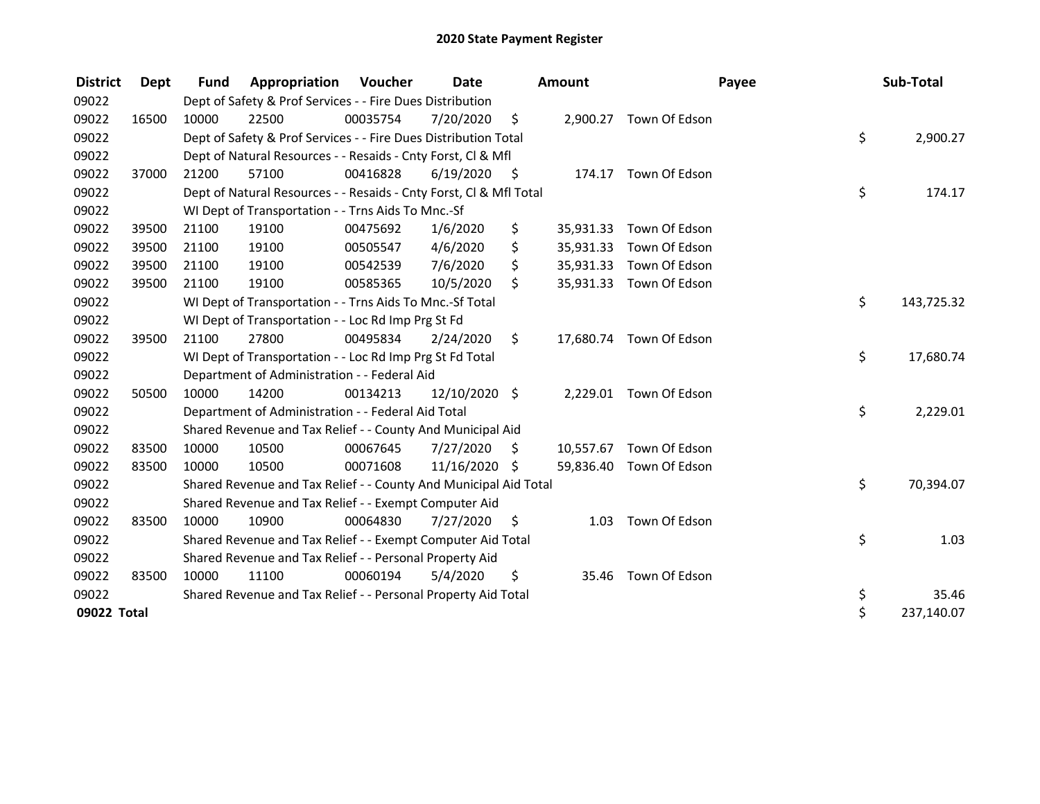# 2020 State Payment Register

| District | Dept | Fund | Appropriation | Voucher | Date | Amount | Payee | Sub-Total |
|---|---|---|---|---|---|---|---|---|
| 09022 | | Dept of Safety & Prof Services - - Fire Dues Distribution | | | | | | |
| 09022 | 16500 | 10000 | 22500 | 00035754 | 7/20/2020 | $ 2,900.27 | Town Of Edson | |
| 09022 | | Dept of Safety & Prof Services - - Fire Dues Distribution Total | | | | | | $ 2,900.27 |
| 09022 | | Dept of Natural Resources - - Resaids - Cnty Forst, Cl & Mfl | | | | | | |
| 09022 | 37000 | 21200 | 57100 | 00416828 | 6/19/2020 | $ 174.17 | Town Of Edson | |
| 09022 | | Dept of Natural Resources - - Resaids - Cnty Forst, Cl & Mfl Total | | | | | | $ 174.17 |
| 09022 | | WI Dept of Transportation - - Trns Aids To Mnc.-Sf | | | | | | |
| 09022 | 39500 | 21100 | 19100 | 00475692 | 1/6/2020 | $ 35,931.33 | Town Of Edson | |
| 09022 | 39500 | 21100 | 19100 | 00505547 | 4/6/2020 | $ 35,931.33 | Town Of Edson | |
| 09022 | 39500 | 21100 | 19100 | 00542539 | 7/6/2020 | $ 35,931.33 | Town Of Edson | |
| 09022 | 39500 | 21100 | 19100 | 00585365 | 10/5/2020 | $ 35,931.33 | Town Of Edson | |
| 09022 | | WI Dept of Transportation - - Trns Aids To Mnc.-Sf Total | | | | | | $ 143,725.32 |
| 09022 | | WI Dept of Transportation - - Loc Rd Imp Prg St Fd | | | | | | |
| 09022 | 39500 | 21100 | 27800 | 00495834 | 2/24/2020 | $ 17,680.74 | Town Of Edson | |
| 09022 | | WI Dept of Transportation - - Loc Rd Imp Prg St Fd Total | | | | | | $ 17,680.74 |
| 09022 | | Department of Administration - - Federal Aid | | | | | | |
| 09022 | 50500 | 10000 | 14200 | 00134213 | 12/10/2020 | $ 2,229.01 | Town Of Edson | |
| 09022 | | Department of Administration - - Federal Aid Total | | | | | | $ 2,229.01 |
| 09022 | | Shared Revenue and Tax Relief - - County And Municipal Aid | | | | | | |
| 09022 | 83500 | 10000 | 10500 | 00067645 | 7/27/2020 | $ 10,557.67 | Town Of Edson | |
| 09022 | 83500 | 10000 | 10500 | 00071608 | 11/16/2020 | $ 59,836.40 | Town Of Edson | |
| 09022 | | Shared Revenue and Tax Relief - - County And Municipal Aid Total | | | | | | $ 70,394.07 |
| 09022 | | Shared Revenue and Tax Relief - - Exempt Computer Aid | | | | | | |
| 09022 | 83500 | 10000 | 10900 | 00064830 | 7/27/2020 | $ 1.03 | Town Of Edson | |
| 09022 | | Shared Revenue and Tax Relief - - Exempt Computer Aid Total | | | | | | $ 1.03 |
| 09022 | | Shared Revenue and Tax Relief - - Personal Property Aid | | | | | | |
| 09022 | 83500 | 10000 | 11100 | 00060194 | 5/4/2020 | $ 35.46 | Town Of Edson | |
| 09022 | | Shared Revenue and Tax Relief - - Personal Property Aid Total | | | | | | $ 35.46 |
| **09022 Total** | | | | | | | | $ 237,140.07 |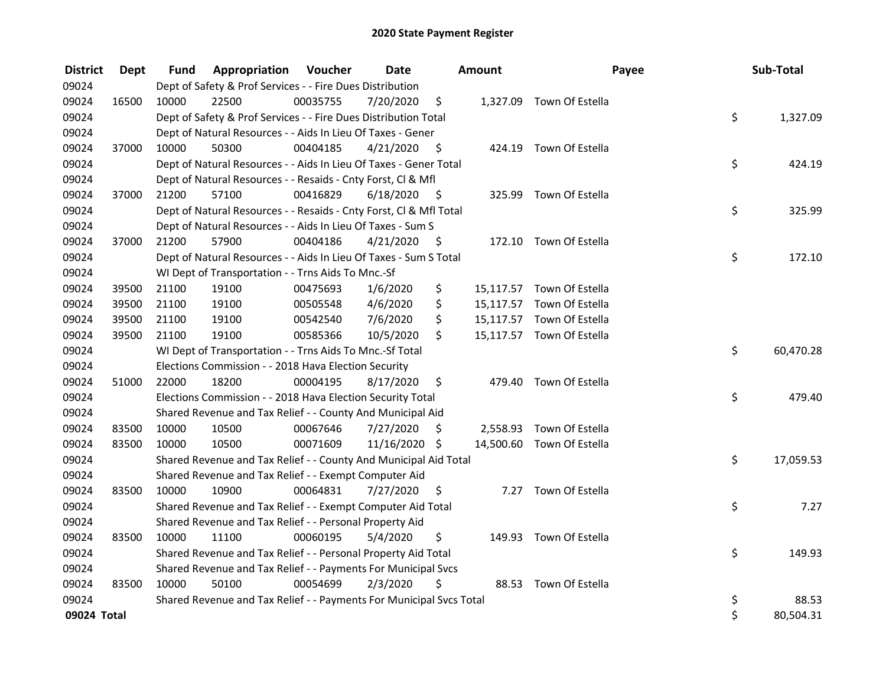# 2020 State Payment Register

| District | Dept | Fund | Appropriation | Voucher | Date | Amount | Payee | Sub-Total |
|---|---|---|---|---|---|---|---|---|
| 09024 | | Dept of Safety & Prof Services - - Fire Dues Distribution | | | | | | |
| 09024 | 16500 | 10000 | 22500 | 00035755 | 7/20/2020 | $ 1,327.09 | Town Of Estella | |
| 09024 | | Dept of Safety & Prof Services - - Fire Dues Distribution Total | | | | | | $ 1,327.09 |
| 09024 | | Dept of Natural Resources - - Aids In Lieu Of Taxes - Gener | | | | | | |
| 09024 | 37000 | 10000 | 50300 | 00404185 | 4/21/2020 | $ 424.19 | Town Of Estella | |
| 09024 | | Dept of Natural Resources - - Aids In Lieu Of Taxes - Gener Total | | | | | | $ 424.19 |
| 09024 | | Dept of Natural Resources - - Resaids - Cnty Forst, Cl & Mfl | | | | | | |
| 09024 | 37000 | 21200 | 57100 | 00416829 | 6/18/2020 | $ 325.99 | Town Of Estella | |
| 09024 | | Dept of Natural Resources - - Resaids - Cnty Forst, Cl & Mfl Total | | | | | | $ 325.99 |
| 09024 | | Dept of Natural Resources - - Aids In Lieu Of Taxes - Sum S | | | | | | |
| 09024 | 37000 | 21200 | 57900 | 00404186 | 4/21/2020 | $ 172.10 | Town Of Estella | |
| 09024 | | Dept of Natural Resources - - Aids In Lieu Of Taxes - Sum S Total | | | | | | $ 172.10 |
| 09024 | | WI Dept of Transportation - - Trns Aids To Mnc.-Sf | | | | | | |
| 09024 | 39500 | 21100 | 19100 | 00475693 | 1/6/2020 | $ 15,117.57 | Town Of Estella | |
| 09024 | 39500 | 21100 | 19100 | 00505548 | 4/6/2020 | $ 15,117.57 | Town Of Estella | |
| 09024 | 39500 | 21100 | 19100 | 00542540 | 7/6/2020 | $ 15,117.57 | Town Of Estella | |
| 09024 | 39500 | 21100 | 19100 | 00585366 | 10/5/2020 | $ 15,117.57 | Town Of Estella | |
| 09024 | | WI Dept of Transportation - - Trns Aids To Mnc.-Sf Total | | | | | | $ 60,470.28 |
| 09024 | | Elections Commission - - 2018 Hava Election Security | | | | | | |
| 09024 | 51000 | 22000 | 18200 | 00004195 | 8/17/2020 | $ 479.40 | Town Of Estella | |
| 09024 | | Elections Commission - - 2018 Hava Election Security Total | | | | | | $ 479.40 |
| 09024 | | Shared Revenue and Tax Relief - - County And Municipal Aid | | | | | | |
| 09024 | 83500 | 10000 | 10500 | 00067646 | 7/27/2020 | $ 2,558.93 | Town Of Estella | |
| 09024 | 83500 | 10000 | 10500 | 00071609 | 11/16/2020 | $ 14,500.60 | Town Of Estella | |
| 09024 | | Shared Revenue and Tax Relief - - County And Municipal Aid Total | | | | | | $ 17,059.53 |
| 09024 | | Shared Revenue and Tax Relief - - Exempt Computer Aid | | | | | | |
| 09024 | 83500 | 10000 | 10900 | 00064831 | 7/27/2020 | $ 7.27 | Town Of Estella | |
| 09024 | | Shared Revenue and Tax Relief - - Exempt Computer Aid Total | | | | | | $ 7.27 |
| 09024 | | Shared Revenue and Tax Relief - - Personal Property Aid | | | | | | |
| 09024 | 83500 | 10000 | 11100 | 00060195 | 5/4/2020 | $ 149.93 | Town Of Estella | |
| 09024 | | Shared Revenue and Tax Relief - - Personal Property Aid Total | | | | | | $ 149.93 |
| 09024 | | Shared Revenue and Tax Relief - - Payments For Municipal Svcs | | | | | | |
| 09024 | 83500 | 10000 | 50100 | 00054699 | 2/3/2020 | $ 88.53 | Town Of Estella | |
| 09024 | | Shared Revenue and Tax Relief - - Payments For Municipal Svcs Total | | | | | | $ 88.53 |
| **09024 Total** | | | | | | | | $ 80,504.31 |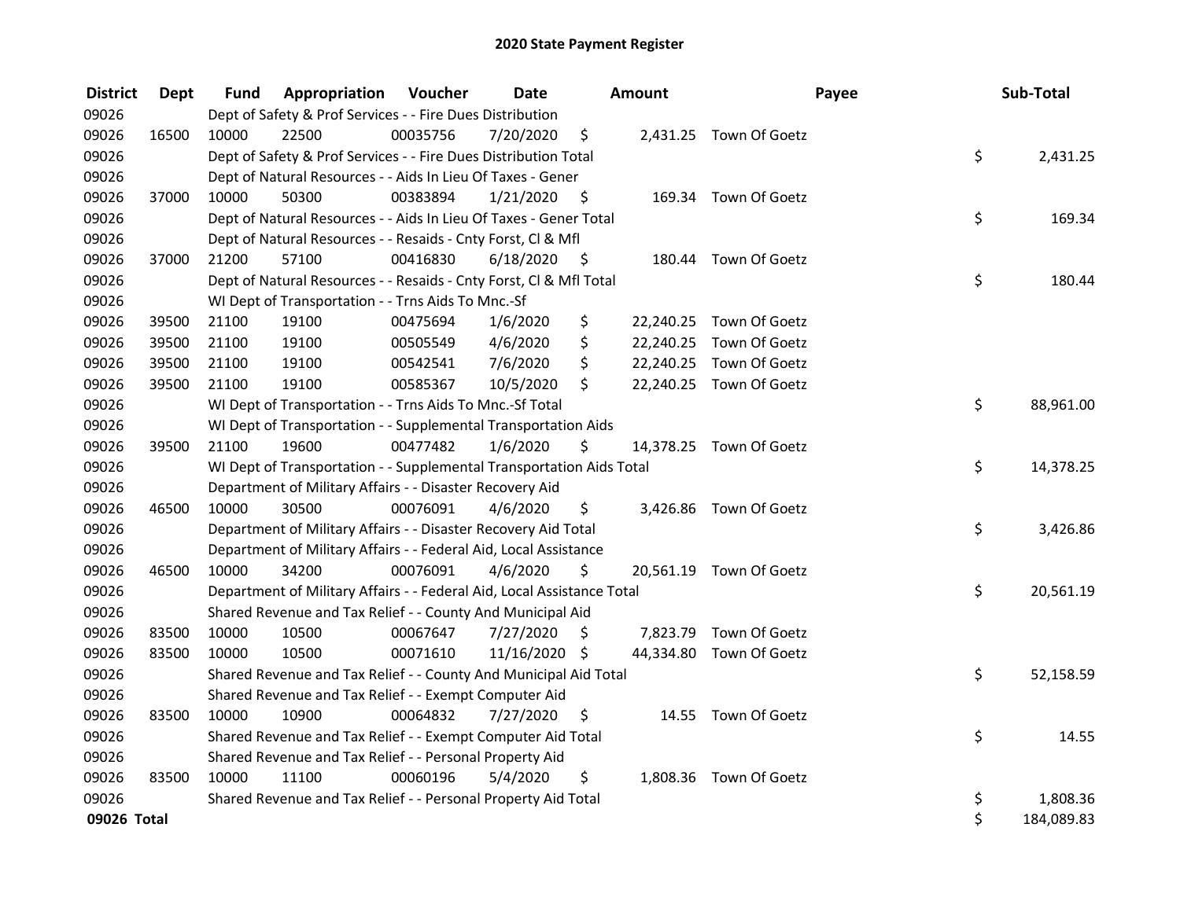# 2020 State Payment Register

| District | Dept | Fund | Appropriation | Voucher | Date | Amount | Payee | Sub-Total |
|---|---|---|---|---|---|---|---|---|
| 09026 | | Dept of Safety & Prof Services - - Fire Dues Distribution | | | | | | |
| 09026 | 16500 | 10000 | 22500 | 00035756 | 7/20/2020 | $ 2,431.25 | Town Of Goetz | |
| 09026 | | Dept of Safety & Prof Services - - Fire Dues Distribution Total | | | | | | $ 2,431.25 |
| 09026 | | Dept of Natural Resources - - Aids In Lieu Of Taxes - Gener | | | | | | |
| 09026 | 37000 | 10000 | 50300 | 00383894 | 1/21/2020 | $ 169.34 | Town Of Goetz | |
| 09026 | | Dept of Natural Resources - - Aids In Lieu Of Taxes - Gener Total | | | | | | $ 169.34 |
| 09026 | | Dept of Natural Resources - - Resaids - Cnty Forst, Cl & Mfl | | | | | | |
| 09026 | 37000 | 21200 | 57100 | 00416830 | 6/18/2020 | $ 180.44 | Town Of Goetz | |
| 09026 | | Dept of Natural Resources - - Resaids - Cnty Forst, Cl & Mfl Total | | | | | | $ 180.44 |
| 09026 | | WI Dept of Transportation - - Trns Aids To Mnc.-Sf | | | | | | |
| 09026 | 39500 | 21100 | 19100 | 00475694 | 1/6/2020 | $ 22,240.25 | Town Of Goetz | |
| 09026 | 39500 | 21100 | 19100 | 00505549 | 4/6/2020 | $ 22,240.25 | Town Of Goetz | |
| 09026 | 39500 | 21100 | 19100 | 00542541 | 7/6/2020 | $ 22,240.25 | Town Of Goetz | |
| 09026 | 39500 | 21100 | 19100 | 00585367 | 10/5/2020 | $ 22,240.25 | Town Of Goetz | |
| 09026 | | WI Dept of Transportation - - Trns Aids To Mnc.-Sf Total | | | | | | $ 88,961.00 |
| 09026 | | WI Dept of Transportation - - Supplemental Transportation Aids | | | | | | |
| 09026 | 39500 | 21100 | 19600 | 00477482 | 1/6/2020 | $ 14,378.25 | Town Of Goetz | |
| 09026 | | WI Dept of Transportation - - Supplemental Transportation Aids Total | | | | | | $ 14,378.25 |
| 09026 | | Department of Military Affairs - - Disaster Recovery Aid | | | | | | |
| 09026 | 46500 | 10000 | 30500 | 00076091 | 4/6/2020 | $ 3,426.86 | Town Of Goetz | |
| 09026 | | Department of Military Affairs - - Disaster Recovery Aid Total | | | | | | $ 3,426.86 |
| 09026 | | Department of Military Affairs - - Federal Aid, Local Assistance | | | | | | |
| 09026 | 46500 | 10000 | 34200 | 00076091 | 4/6/2020 | $ 20,561.19 | Town Of Goetz | |
| 09026 | | Department of Military Affairs - - Federal Aid, Local Assistance Total | | | | | | $ 20,561.19 |
| 09026 | | Shared Revenue and Tax Relief - - County And Municipal Aid | | | | | | |
| 09026 | 83500 | 10000 | 10500 | 00067647 | 7/27/2020 | $ 7,823.79 | Town Of Goetz | |
| 09026 | 83500 | 10000 | 10500 | 00071610 | 11/16/2020 | $ 44,334.80 | Town Of Goetz | |
| 09026 | | Shared Revenue and Tax Relief - - County And Municipal Aid Total | | | | | | $ 52,158.59 |
| 09026 | | Shared Revenue and Tax Relief - - Exempt Computer Aid | | | | | | |
| 09026 | 83500 | 10000 | 10900 | 00064832 | 7/27/2020 | $ 14.55 | Town Of Goetz | |
| 09026 | | Shared Revenue and Tax Relief - - Exempt Computer Aid Total | | | | | | $ 14.55 |
| 09026 | | Shared Revenue and Tax Relief - - Personal Property Aid | | | | | | |
| 09026 | 83500 | 10000 | 11100 | 00060196 | 5/4/2020 | $ 1,808.36 | Town Of Goetz | |
| 09026 | | Shared Revenue and Tax Relief - - Personal Property Aid Total | | | | | | $ 1,808.36 |
| **09026 Total** | | | | | | | | $ 184,089.83 |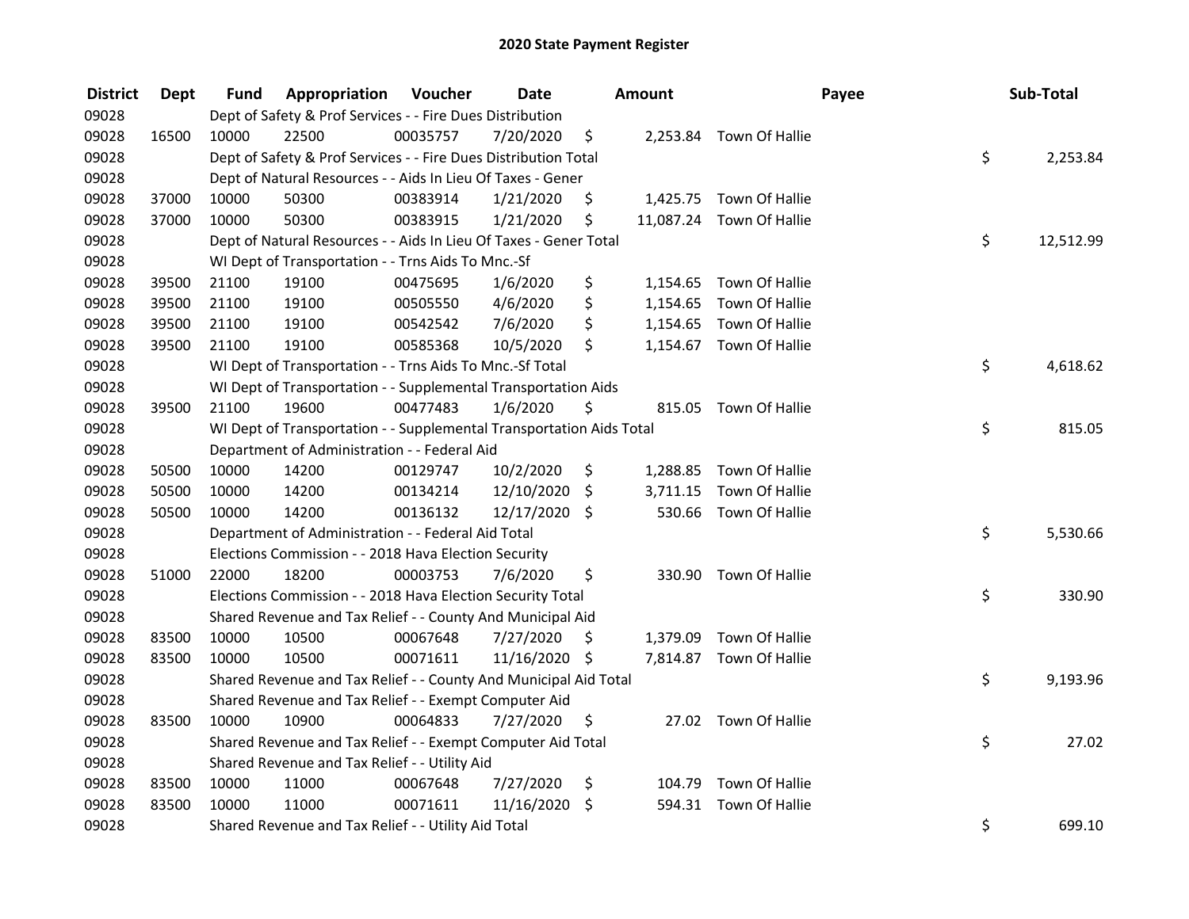# 2020 State Payment Register

| District | Dept | Fund | Appropriation | Voucher | Date | Amount | Payee | Sub-Total |
|---|---|---|---|---|---|---|---|---|
| 09028 | | | Dept of Safety & Prof Services - - Fire Dues Distribution | | | | | |
| 09028 | 16500 | 10000 | 22500 | 00035757 | 7/20/2020 | $ 2,253.84 | Town Of Hallie | |
| 09028 | | | Dept of Safety & Prof Services - - Fire Dues Distribution Total | | | | | $ 2,253.84 |
| 09028 | | | Dept of Natural Resources - - Aids In Lieu Of Taxes - Gener | | | | | |
| 09028 | 37000 | 10000 | 50300 | 00383914 | 1/21/2020 | $ 1,425.75 | Town Of Hallie | |
| 09028 | 37000 | 10000 | 50300 | 00383915 | 1/21/2020 | $ 11,087.24 | Town Of Hallie | |
| 09028 | | | Dept of Natural Resources - - Aids In Lieu Of Taxes - Gener Total | | | | | $ 12,512.99 |
| 09028 | | | WI Dept of Transportation - - Trns Aids To Mnc.-Sf | | | | | |
| 09028 | 39500 | 21100 | 19100 | 00475695 | 1/6/2020 | $ 1,154.65 | Town Of Hallie | |
| 09028 | 39500 | 21100 | 19100 | 00505550 | 4/6/2020 | $ 1,154.65 | Town Of Hallie | |
| 09028 | 39500 | 21100 | 19100 | 00542542 | 7/6/2020 | $ 1,154.65 | Town Of Hallie | |
| 09028 | 39500 | 21100 | 19100 | 00585368 | 10/5/2020 | $ 1,154.67 | Town Of Hallie | |
| 09028 | | | WI Dept of Transportation - - Trns Aids To Mnc.-Sf Total | | | | | $ 4,618.62 |
| 09028 | | | WI Dept of Transportation - - Supplemental Transportation Aids | | | | | |
| 09028 | 39500 | 21100 | 19600 | 00477483 | 1/6/2020 | $ 815.05 | Town Of Hallie | |
| 09028 | | | WI Dept of Transportation - - Supplemental Transportation Aids Total | | | | | $ 815.05 |
| 09028 | | | Department of Administration - - Federal Aid | | | | | |
| 09028 | 50500 | 10000 | 14200 | 00129747 | 10/2/2020 | $ 1,288.85 | Town Of Hallie | |
| 09028 | 50500 | 10000 | 14200 | 00134214 | 12/10/2020 | $ 3,711.15 | Town Of Hallie | |
| 09028 | 50500 | 10000 | 14200 | 00136132 | 12/17/2020 | $ 530.66 | Town Of Hallie | |
| 09028 | | | Department of Administration - - Federal Aid Total | | | | | $ 5,530.66 |
| 09028 | | | Elections Commission - - 2018 Hava Election Security | | | | | |
| 09028 | 51000 | 22000 | 18200 | 00003753 | 7/6/2020 | $ 330.90 | Town Of Hallie | |
| 09028 | | | Elections Commission - - 2018 Hava Election Security Total | | | | | $ 330.90 |
| 09028 | | | Shared Revenue and Tax Relief - - County And Municipal Aid | | | | | |
| 09028 | 83500 | 10000 | 10500 | 00067648 | 7/27/2020 | $ 1,379.09 | Town Of Hallie | |
| 09028 | 83500 | 10000 | 10500 | 00071611 | 11/16/2020 | $ 7,814.87 | Town Of Hallie | |
| 09028 | | | Shared Revenue and Tax Relief - - County And Municipal Aid Total | | | | | $ 9,193.96 |
| 09028 | | | Shared Revenue and Tax Relief - - Exempt Computer Aid | | | | | |
| 09028 | 83500 | 10000 | 10900 | 00064833 | 7/27/2020 | $ 27.02 | Town Of Hallie | |
| 09028 | | | Shared Revenue and Tax Relief - - Exempt Computer Aid Total | | | | | $ 27.02 |
| 09028 | | | Shared Revenue and Tax Relief - - Utility Aid | | | | | |
| 09028 | 83500 | 10000 | 11000 | 00067648 | 7/27/2020 | $ 104.79 | Town Of Hallie | |
| 09028 | 83500 | 10000 | 11000 | 00071611 | 11/16/2020 | $ 594.31 | Town Of Hallie | |
| 09028 | | | Shared Revenue and Tax Relief - - Utility Aid Total | | | | | $ 699.10 |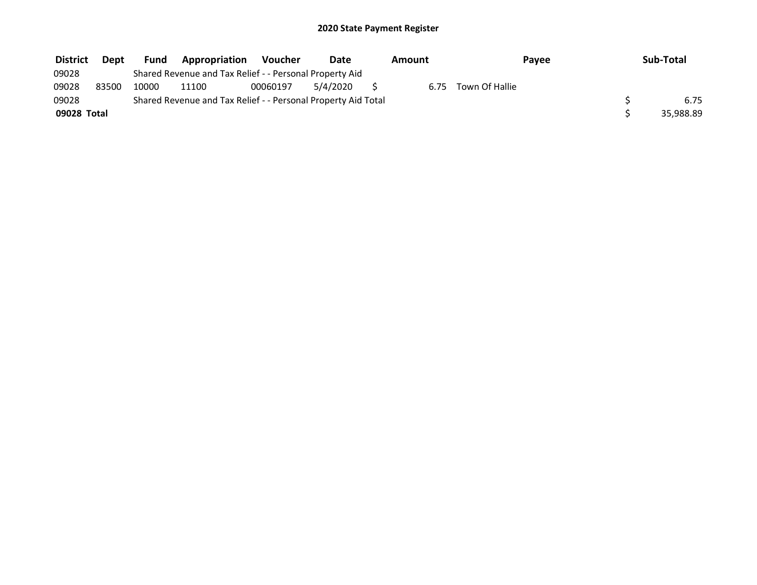## 2020 State Payment Register

| District | Dept | Fund | Appropriation | Voucher | Date | Amount | Payee | Sub-Total |
|---|---|---|---|---|---|---|---|---|
| 09028 | | Shared Revenue and Tax Relief - - Personal Property Aid | | | | | | |
| 09028 | 83500 | 10000 | 11100 | 00060197 | 5/4/2020 | $ 6.75 | Town Of Hallie | |
| 09028 | | Shared Revenue and Tax Relief - - Personal Property Aid Total | | | | | | $ 6.75 |
| **09028 Total** | | | | | | | | $ 35,988.89 |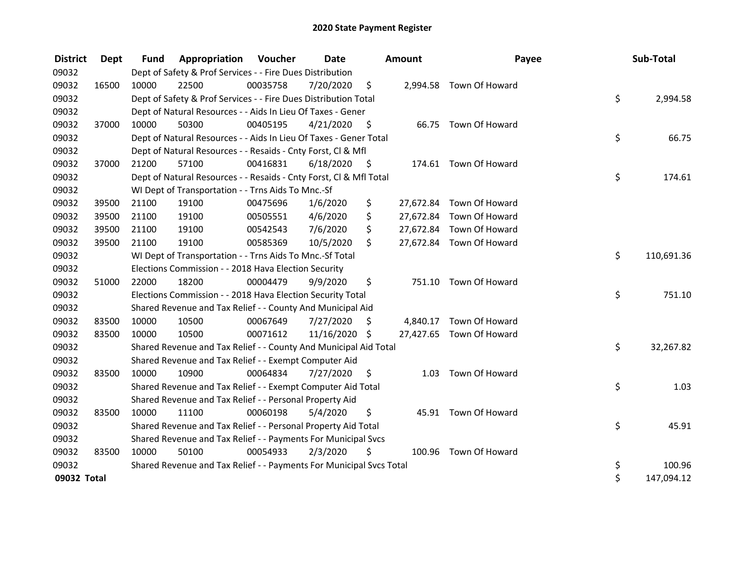# 2020 State Payment Register

| District | Dept | Fund | Appropriation | Voucher | Date | Amount | Payee | Sub-Total |
|---|---|---|---|---|---|---|---|---|
| 09032 | | Dept of Safety & Prof Services - - Fire Dues Distribution | | | | | | |
| 09032 | 16500 | 10000 | 22500 | 00035758 | 7/20/2020 | $ 2,994.58 | Town Of Howard | |
| 09032 | | Dept of Safety & Prof Services - - Fire Dues Distribution Total | | | | | | $ 2,994.58 |
| 09032 | | Dept of Natural Resources - - Aids In Lieu Of Taxes - Gener | | | | | | |
| 09032 | 37000 | 10000 | 50300 | 00405195 | 4/21/2020 | $ 66.75 | Town Of Howard | |
| 09032 | | Dept of Natural Resources - - Aids In Lieu Of Taxes - Gener Total | | | | | | $ 66.75 |
| 09032 | | Dept of Natural Resources - - Resaids - Cnty Forst, Cl & Mfl | | | | | | |
| 09032 | 37000 | 21200 | 57100 | 00416831 | 6/18/2020 | $ 174.61 | Town Of Howard | |
| 09032 | | Dept of Natural Resources - - Resaids - Cnty Forst, Cl & Mfl Total | | | | | | $ 174.61 |
| 09032 | | WI Dept of Transportation - - Trns Aids To Mnc.-Sf | | | | | | |
| 09032 | 39500 | 21100 | 19100 | 00475696 | 1/6/2020 | $ 27,672.84 | Town Of Howard | |
| 09032 | 39500 | 21100 | 19100 | 00505551 | 4/6/2020 | $ 27,672.84 | Town Of Howard | |
| 09032 | 39500 | 21100 | 19100 | 00542543 | 7/6/2020 | $ 27,672.84 | Town Of Howard | |
| 09032 | 39500 | 21100 | 19100 | 00585369 | 10/5/2020 | $ 27,672.84 | Town Of Howard | |
| 09032 | | WI Dept of Transportation - - Trns Aids To Mnc.-Sf Total | | | | | | $ 110,691.36 |
| 09032 | | Elections Commission - - 2018 Hava Election Security | | | | | | |
| 09032 | 51000 | 22000 | 18200 | 00004479 | 9/9/2020 | $ 751.10 | Town Of Howard | |
| 09032 | | Elections Commission - - 2018 Hava Election Security Total | | | | | | $ 751.10 |
| 09032 | | Shared Revenue and Tax Relief - - County And Municipal Aid | | | | | | |
| 09032 | 83500 | 10000 | 10500 | 00067649 | 7/27/2020 | $ 4,840.17 | Town Of Howard | |
| 09032 | 83500 | 10000 | 10500 | 00071612 | 11/16/2020 | $ 27,427.65 | Town Of Howard | |
| 09032 | | Shared Revenue and Tax Relief - - County And Municipal Aid Total | | | | | | $ 32,267.82 |
| 09032 | | Shared Revenue and Tax Relief - - Exempt Computer Aid | | | | | | |
| 09032 | 83500 | 10000 | 10900 | 00064834 | 7/27/2020 | $ 1.03 | Town Of Howard | |
| 09032 | | Shared Revenue and Tax Relief - - Exempt Computer Aid Total | | | | | | $ 1.03 |
| 09032 | | Shared Revenue and Tax Relief - - Personal Property Aid | | | | | | |
| 09032 | 83500 | 10000 | 11100 | 00060198 | 5/4/2020 | $ 45.91 | Town Of Howard | |
| 09032 | | Shared Revenue and Tax Relief - - Personal Property Aid Total | | | | | | $ 45.91 |
| 09032 | | Shared Revenue and Tax Relief - - Payments For Municipal Svcs | | | | | | |
| 09032 | 83500 | 10000 | 50100 | 00054933 | 2/3/2020 | $ 100.96 | Town Of Howard | |
| 09032 | | Shared Revenue and Tax Relief - - Payments For Municipal Svcs Total | | | | | | $ 100.96 |
| **09032 Total** | | | | | | | | $ 147,094.12 |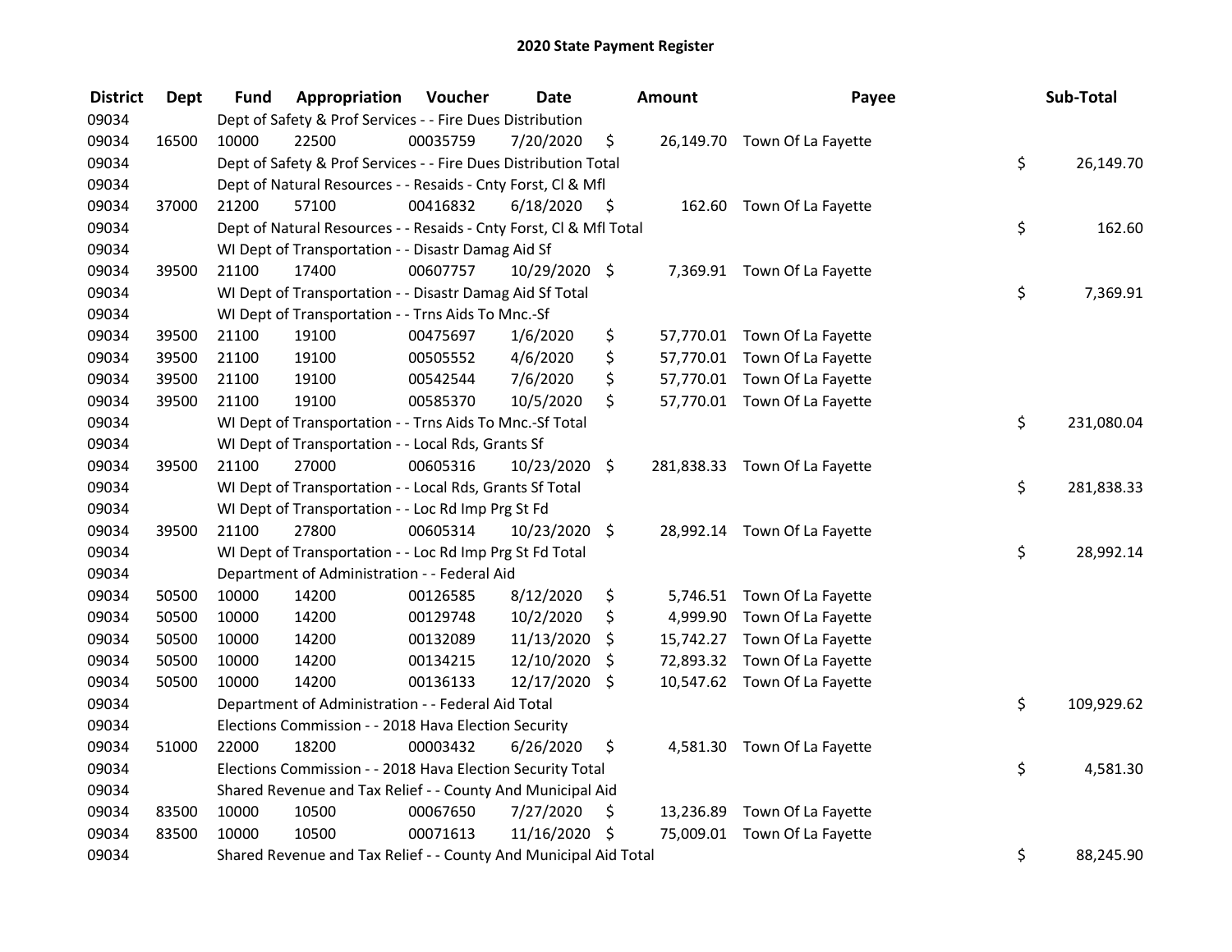# 2020 State Payment Register

| District | Dept | Fund | Appropriation | Voucher | Date | Amount | Payee | Sub-Total |
|---|---|---|---|---|---|---|---|---|
| 09034 | | Dept of Safety & Prof Services - - Fire Dues Distribution | | | | | | |
| 09034 | 16500 | 10000 | 22500 | 00035759 | 7/20/2020 | $ 26,149.70 | Town Of La Fayette | |
| 09034 | | Dept of Safety & Prof Services - - Fire Dues Distribution Total | | | | | | $ 26,149.70 |
| 09034 | | Dept of Natural Resources - - Resaids - Cnty Forst, Cl & Mfl | | | | | | |
| 09034 | 37000 | 21200 | 57100 | 00416832 | 6/18/2020 | $ 162.60 | Town Of La Fayette | |
| 09034 | | Dept of Natural Resources - - Resaids - Cnty Forst, Cl & Mfl Total | | | | | | $ 162.60 |
| 09034 | | WI Dept of Transportation - - Disastr Damag Aid Sf | | | | | | |
| 09034 | 39500 | 21100 | 17400 | 00607757 | 10/29/2020 | $ 7,369.91 | Town Of La Fayette | |
| 09034 | | WI Dept of Transportation - - Disastr Damag Aid Sf Total | | | | | | $ 7,369.91 |
| 09034 | | WI Dept of Transportation - - Trns Aids To Mnc.-Sf | | | | | | |
| 09034 | 39500 | 21100 | 19100 | 00475697 | 1/6/2020 | $ 57,770.01 | Town Of La Fayette | |
| 09034 | 39500 | 21100 | 19100 | 00505552 | 4/6/2020 | $ 57,770.01 | Town Of La Fayette | |
| 09034 | 39500 | 21100 | 19100 | 00542544 | 7/6/2020 | $ 57,770.01 | Town Of La Fayette | |
| 09034 | 39500 | 21100 | 19100 | 00585370 | 10/5/2020 | $ 57,770.01 | Town Of La Fayette | |
| 09034 | | WI Dept of Transportation - - Trns Aids To Mnc.-Sf Total | | | | | | $ 231,080.04 |
| 09034 | | WI Dept of Transportation - - Local Rds, Grants Sf | | | | | | |
| 09034 | 39500 | 21100 | 27000 | 00605316 | 10/23/2020 | $ 281,838.33 | Town Of La Fayette | |
| 09034 | | WI Dept of Transportation - - Local Rds, Grants Sf Total | | | | | | $ 281,838.33 |
| 09034 | | WI Dept of Transportation - - Loc Rd Imp Prg St Fd | | | | | | |
| 09034 | 39500 | 21100 | 27800 | 00605314 | 10/23/2020 | $ 28,992.14 | Town Of La Fayette | |
| 09034 | | WI Dept of Transportation - - Loc Rd Imp Prg St Fd Total | | | | | | $ 28,992.14 |
| 09034 | | Department of Administration - - Federal Aid | | | | | | |
| 09034 | 50500 | 10000 | 14200 | 00126585 | 8/12/2020 | $ 5,746.51 | Town Of La Fayette | |
| 09034 | 50500 | 10000 | 14200 | 00129748 | 10/2/2020 | $ 4,999.90 | Town Of La Fayette | |
| 09034 | 50500 | 10000 | 14200 | 00132089 | 11/13/2020 | $ 15,742.27 | Town Of La Fayette | |
| 09034 | 50500 | 10000 | 14200 | 00134215 | 12/10/2020 | $ 72,893.32 | Town Of La Fayette | |
| 09034 | 50500 | 10000 | 14200 | 00136133 | 12/17/2020 | $ 10,547.62 | Town Of La Fayette | |
| 09034 | | Department of Administration - - Federal Aid Total | | | | | | $ 109,929.62 |
| 09034 | | Elections Commission - - 2018 Hava Election Security | | | | | | |
| 09034 | 51000 | 22000 | 18200 | 00003432 | 6/26/2020 | $ 4,581.30 | Town Of La Fayette | |
| 09034 | | Elections Commission - - 2018 Hava Election Security Total | | | | | | $ 4,581.30 |
| 09034 | | Shared Revenue and Tax Relief - - County And Municipal Aid | | | | | | |
| 09034 | 83500 | 10000 | 10500 | 00067650 | 7/27/2020 | $ 13,236.89 | Town Of La Fayette | |
| 09034 | 83500 | 10000 | 10500 | 00071613 | 11/16/2020 | $ 75,009.01 | Town Of La Fayette | |
| 09034 | | Shared Revenue and Tax Relief - - County And Municipal Aid Total | | | | | | $ 88,245.90 |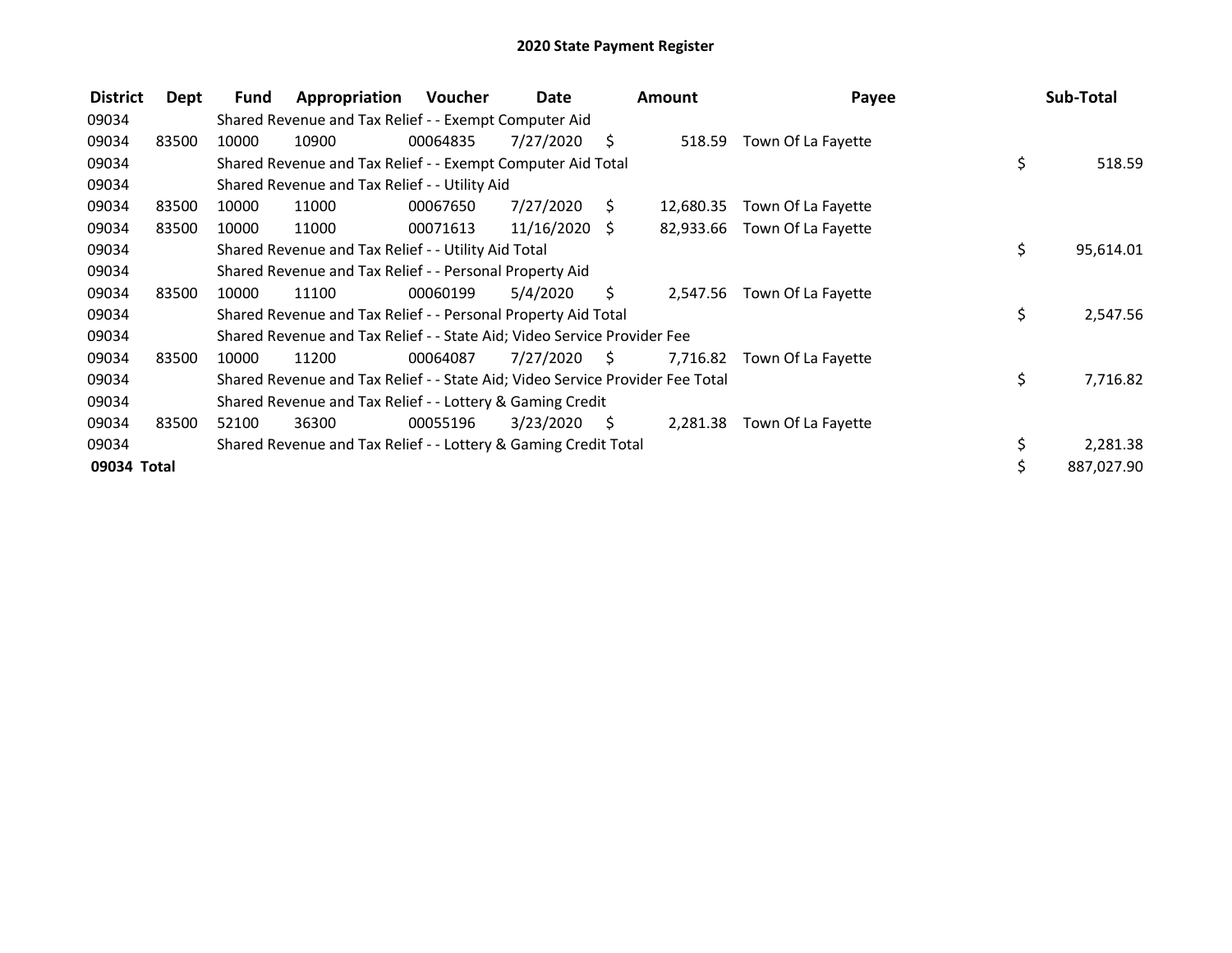# 2020 State Payment Register

| District | Dept | Fund | Appropriation | Voucher | Date | Amount | Payee | Sub-Total |
|---|---|---|---|---|---|---|---|---|
| 09034 | | Shared Revenue and Tax Relief - - Exempt Computer Aid | | | | | | |
| 09034 | 83500 | 10000 | 10900 | 00064835 | 7/27/2020 | $ 518.59 | Town Of La Fayette | |
| 09034 | | Shared Revenue and Tax Relief - - Exempt Computer Aid Total | | | | | | $ 518.59 |
| 09034 | | Shared Revenue and Tax Relief - - Utility Aid | | | | | | |
| 09034 | 83500 | 10000 | 11000 | 00067650 | 7/27/2020 | $ 12,680.35 | Town Of La Fayette | |
| 09034 | 83500 | 10000 | 11000 | 00071613 | 11/16/2020 | $ 82,933.66 | Town Of La Fayette | |
| 09034 | | Shared Revenue and Tax Relief - - Utility Aid Total | | | | | | $ 95,614.01 |
| 09034 | | Shared Revenue and Tax Relief - - Personal Property Aid | | | | | | |
| 09034 | 83500 | 10000 | 11100 | 00060199 | 5/4/2020 | $ 2,547.56 | Town Of La Fayette | |
| 09034 | | Shared Revenue and Tax Relief - - Personal Property Aid Total | | | | | | $ 2,547.56 |
| 09034 | | Shared Revenue and Tax Relief - - State Aid; Video Service Provider Fee | | | | | | |
| 09034 | 83500 | 10000 | 11200 | 00064087 | 7/27/2020 | $ 7,716.82 | Town Of La Fayette | |
| 09034 | | Shared Revenue and Tax Relief - - State Aid; Video Service Provider Fee Total | | | | | | $ 7,716.82 |
| 09034 | | Shared Revenue and Tax Relief - - Lottery & Gaming Credit | | | | | | |
| 09034 | 83500 | 52100 | 36300 | 00055196 | 3/23/2020 | $ 2,281.38 | Town Of La Fayette | |
| 09034 | | Shared Revenue and Tax Relief - - Lottery & Gaming Credit Total | | | | | | $ 2,281.38 |
| **09034 Total** | | | | | | | | $ 887,027.90 |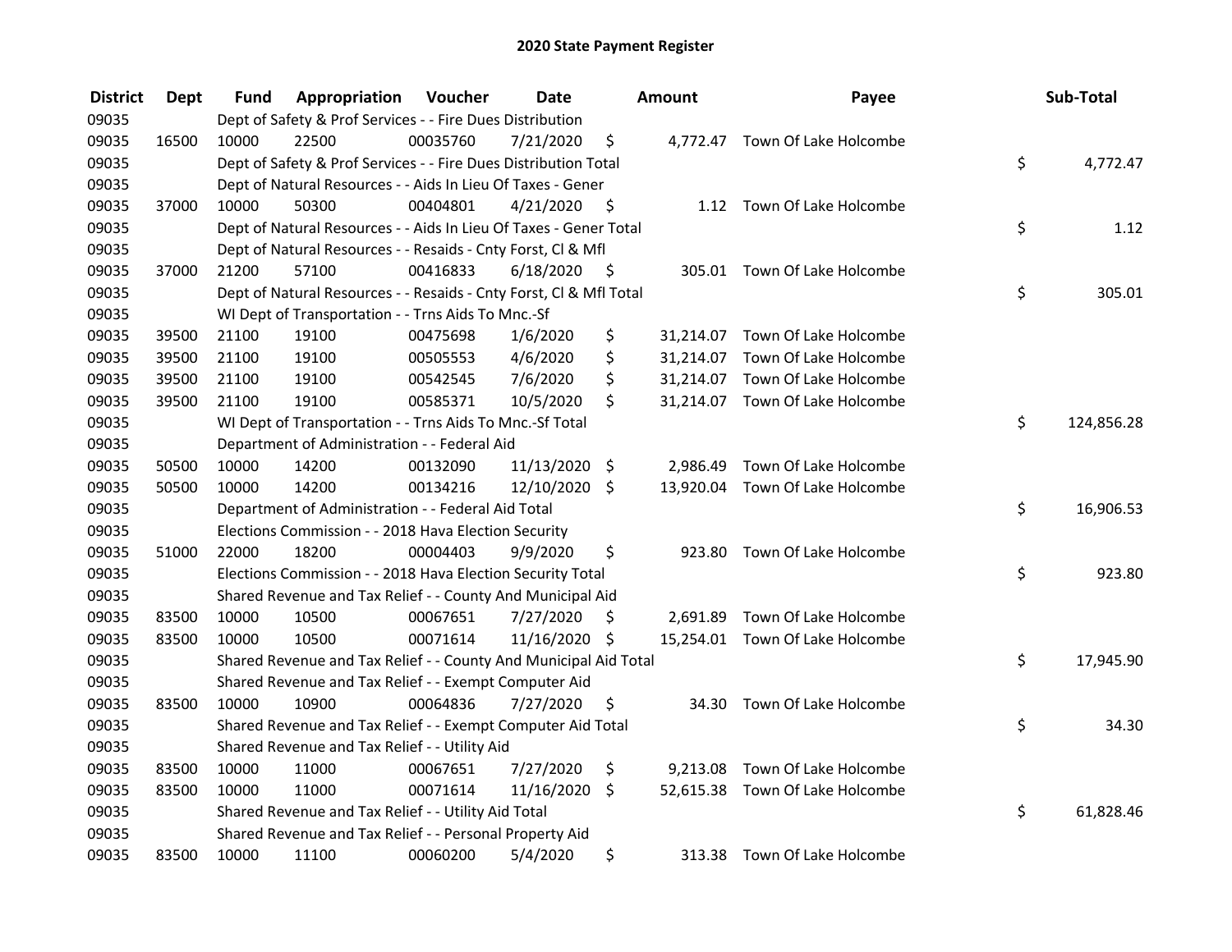# 2020 State Payment Register

| District | Dept | Fund | Appropriation | Voucher | Date | Amount | Payee | Sub-Total |
|---|---|---|---|---|---|---|---|---|
| 09035 | | Dept of Safety & Prof Services - - Fire Dues Distribution | | | | | | |
| 09035 | 16500 | 10000 | 22500 | 00035760 | 7/21/2020 | $ 4,772.47 | Town Of Lake Holcombe | |
| 09035 | | Dept of Safety & Prof Services - - Fire Dues Distribution Total | | | | | | $ 4,772.47 |
| 09035 | | Dept of Natural Resources - - Aids In Lieu Of Taxes - Gener | | | | | | |
| 09035 | 37000 | 10000 | 50300 | 00404801 | 4/21/2020 | $ 1.12 | Town Of Lake Holcombe | |
| 09035 | | Dept of Natural Resources - - Aids In Lieu Of Taxes - Gener Total | | | | | | $ 1.12 |
| 09035 | | Dept of Natural Resources - - Resaids - Cnty Forst, Cl & Mfl | | | | | | |
| 09035 | 37000 | 21200 | 57100 | 00416833 | 6/18/2020 | $ 305.01 | Town Of Lake Holcombe | |
| 09035 | | Dept of Natural Resources - - Resaids - Cnty Forst, Cl & Mfl Total | | | | | | $ 305.01 |
| 09035 | | WI Dept of Transportation - - Trns Aids To Mnc.-Sf | | | | | | |
| 09035 | 39500 | 21100 | 19100 | 00475698 | 1/6/2020 | $ 31,214.07 | Town Of Lake Holcombe | |
| 09035 | 39500 | 21100 | 19100 | 00505553 | 4/6/2020 | $ 31,214.07 | Town Of Lake Holcombe | |
| 09035 | 39500 | 21100 | 19100 | 00542545 | 7/6/2020 | $ 31,214.07 | Town Of Lake Holcombe | |
| 09035 | 39500 | 21100 | 19100 | 00585371 | 10/5/2020 | $ 31,214.07 | Town Of Lake Holcombe | |
| 09035 | | WI Dept of Transportation - - Trns Aids To Mnc.-Sf Total | | | | | | $ 124,856.28 |
| 09035 | | Department of Administration - - Federal Aid | | | | | | |
| 09035 | 50500 | 10000 | 14200 | 00132090 | 11/13/2020 | $ 2,986.49 | Town Of Lake Holcombe | |
| 09035 | 50500 | 10000 | 14200 | 00134216 | 12/10/2020 | $ 13,920.04 | Town Of Lake Holcombe | |
| 09035 | | Department of Administration - - Federal Aid Total | | | | | | $ 16,906.53 |
| 09035 | | Elections Commission - - 2018 Hava Election Security | | | | | | |
| 09035 | 51000 | 22000 | 18200 | 00004403 | 9/9/2020 | $ 923.80 | Town Of Lake Holcombe | |
| 09035 | | Elections Commission - - 2018 Hava Election Security Total | | | | | | $ 923.80 |
| 09035 | | Shared Revenue and Tax Relief - - County And Municipal Aid | | | | | | |
| 09035 | 83500 | 10000 | 10500 | 00067651 | 7/27/2020 | $ 2,691.89 | Town Of Lake Holcombe | |
| 09035 | 83500 | 10000 | 10500 | 00071614 | 11/16/2020 | $ 15,254.01 | Town Of Lake Holcombe | |
| 09035 | | Shared Revenue and Tax Relief - - County And Municipal Aid Total | | | | | | $ 17,945.90 |
| 09035 | | Shared Revenue and Tax Relief - - Exempt Computer Aid | | | | | | |
| 09035 | 83500 | 10000 | 10900 | 00064836 | 7/27/2020 | $ 34.30 | Town Of Lake Holcombe | |
| 09035 | | Shared Revenue and Tax Relief - - Exempt Computer Aid Total | | | | | | $ 34.30 |
| 09035 | | Shared Revenue and Tax Relief - - Utility Aid | | | | | | |
| 09035 | 83500 | 10000 | 11000 | 00067651 | 7/27/2020 | $ 9,213.08 | Town Of Lake Holcombe | |
| 09035 | 83500 | 10000 | 11000 | 00071614 | 11/16/2020 | $ 52,615.38 | Town Of Lake Holcombe | |
| 09035 | | Shared Revenue and Tax Relief - - Utility Aid Total | | | | | | $ 61,828.46 |
| 09035 | | Shared Revenue and Tax Relief - - Personal Property Aid | | | | | | |
| 09035 | 83500 | 10000 | 11100 | 00060200 | 5/4/2020 | $ 313.38 | Town Of Lake Holcombe | |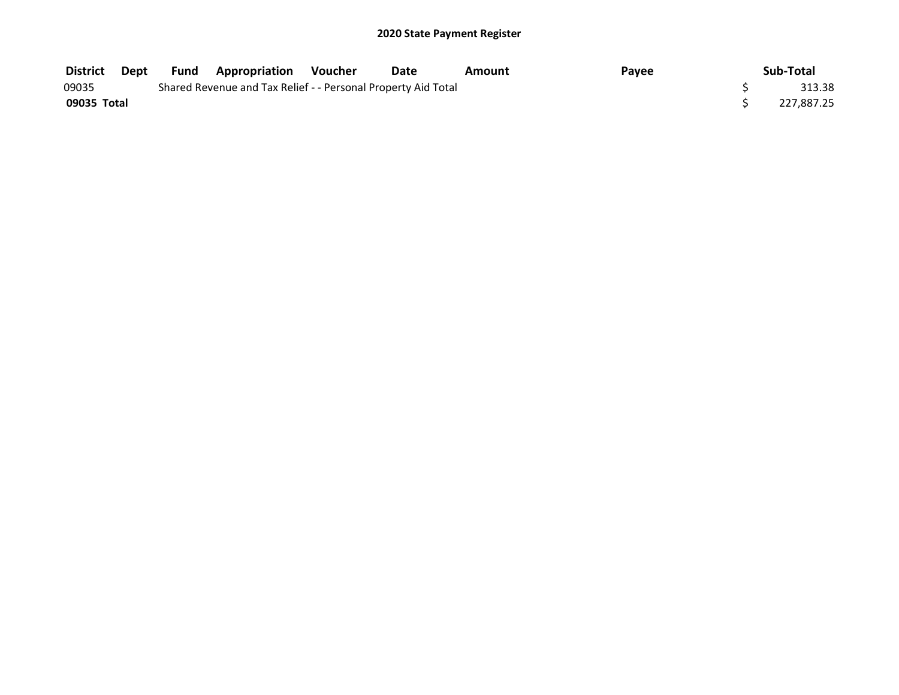## 2020 State Payment Register

| District | Dept | Fund | Appropriation | Voucher | Date | Amount | Payee | Sub-Total |
|---|---|---|---|---|---|---|---|---|
| 09035 | | Shared Revenue and Tax Relief - - Personal Property Aid Total | | | | | | $ 313.38 |
| **09035 Total** | | | | | | | | $ 227,887.25 |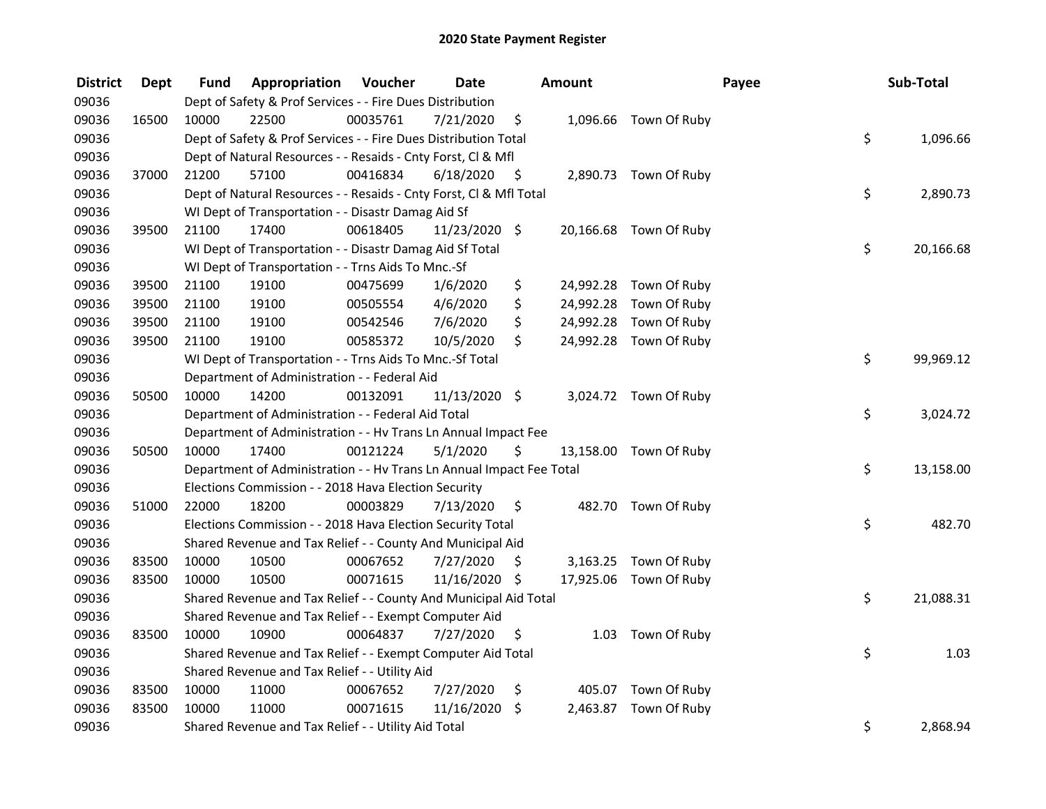# 2020 State Payment Register

| District | Dept | Fund | Appropriation | Voucher | Date | Amount | Payee | Sub-Total |
|---|---|---|---|---|---|---|---|---|
| 09036 | | Dept of Safety & Prof Services - - Fire Dues Distribution | | | | | | |
| 09036 | 16500 | 10000 | 22500 | 00035761 | 7/21/2020 | $ 1,096.66 | Town Of Ruby | |
| 09036 | | Dept of Safety & Prof Services - - Fire Dues Distribution Total | | | | | | $ 1,096.66 |
| 09036 | | Dept of Natural Resources - - Resaids - Cnty Forst, Cl & Mfl | | | | | | |
| 09036 | 37000 | 21200 | 57100 | 00416834 | 6/18/2020 | $ 2,890.73 | Town Of Ruby | |
| 09036 | | Dept of Natural Resources - - Resaids - Cnty Forst, Cl & Mfl Total | | | | | | $ 2,890.73 |
| 09036 | | WI Dept of Transportation - - Disastr Damag Aid Sf | | | | | | |
| 09036 | 39500 | 21100 | 17400 | 00618405 | 11/23/2020 | $ 20,166.68 | Town Of Ruby | |
| 09036 | | WI Dept of Transportation - - Disastr Damag Aid Sf Total | | | | | | $ 20,166.68 |
| 09036 | | WI Dept of Transportation - - Trns Aids To Mnc.-Sf | | | | | | |
| 09036 | 39500 | 21100 | 19100 | 00475699 | 1/6/2020 | $ 24,992.28 | Town Of Ruby | |
| 09036 | 39500 | 21100 | 19100 | 00505554 | 4/6/2020 | $ 24,992.28 | Town Of Ruby | |
| 09036 | 39500 | 21100 | 19100 | 00542546 | 7/6/2020 | $ 24,992.28 | Town Of Ruby | |
| 09036 | 39500 | 21100 | 19100 | 00585372 | 10/5/2020 | $ 24,992.28 | Town Of Ruby | |
| 09036 | | WI Dept of Transportation - - Trns Aids To Mnc.-Sf Total | | | | | | $ 99,969.12 |
| 09036 | | Department of Administration - - Federal Aid | | | | | | |
| 09036 | 50500 | 10000 | 14200 | 00132091 | 11/13/2020 | $ 3,024.72 | Town Of Ruby | |
| 09036 | | Department of Administration - - Federal Aid Total | | | | | | $ 3,024.72 |
| 09036 | | Department of Administration - - Hv Trans Ln Annual Impact Fee | | | | | | |
| 09036 | 50500 | 10000 | 17400 | 00121224 | 5/1/2020 | $ 13,158.00 | Town Of Ruby | |
| 09036 | | Department of Administration - - Hv Trans Ln Annual Impact Fee Total | | | | | | $ 13,158.00 |
| 09036 | | Elections Commission - - 2018 Hava Election Security | | | | | | |
| 09036 | 51000 | 22000 | 18200 | 00003829 | 7/13/2020 | $ 482.70 | Town Of Ruby | |
| 09036 | | Elections Commission - - 2018 Hava Election Security Total | | | | | | $ 482.70 |
| 09036 | | Shared Revenue and Tax Relief - - County And Municipal Aid | | | | | | |
| 09036 | 83500 | 10000 | 10500 | 00067652 | 7/27/2020 | $ 3,163.25 | Town Of Ruby | |
| 09036 | 83500 | 10000 | 10500 | 00071615 | 11/16/2020 | $ 17,925.06 | Town Of Ruby | |
| 09036 | | Shared Revenue and Tax Relief - - County And Municipal Aid Total | | | | | | $ 21,088.31 |
| 09036 | | Shared Revenue and Tax Relief - - Exempt Computer Aid | | | | | | |
| 09036 | 83500 | 10000 | 10900 | 00064837 | 7/27/2020 | $ 1.03 | Town Of Ruby | |
| 09036 | | Shared Revenue and Tax Relief - - Exempt Computer Aid Total | | | | | | $ 1.03 |
| 09036 | | Shared Revenue and Tax Relief - - Utility Aid | | | | | | |
| 09036 | 83500 | 10000 | 11000 | 00067652 | 7/27/2020 | $ 405.07 | Town Of Ruby | |
| 09036 | 83500 | 10000 | 11000 | 00071615 | 11/16/2020 | $ 2,463.87 | Town Of Ruby | |
| 09036 | | Shared Revenue and Tax Relief - - Utility Aid Total | | | | | | $ 2,868.94 |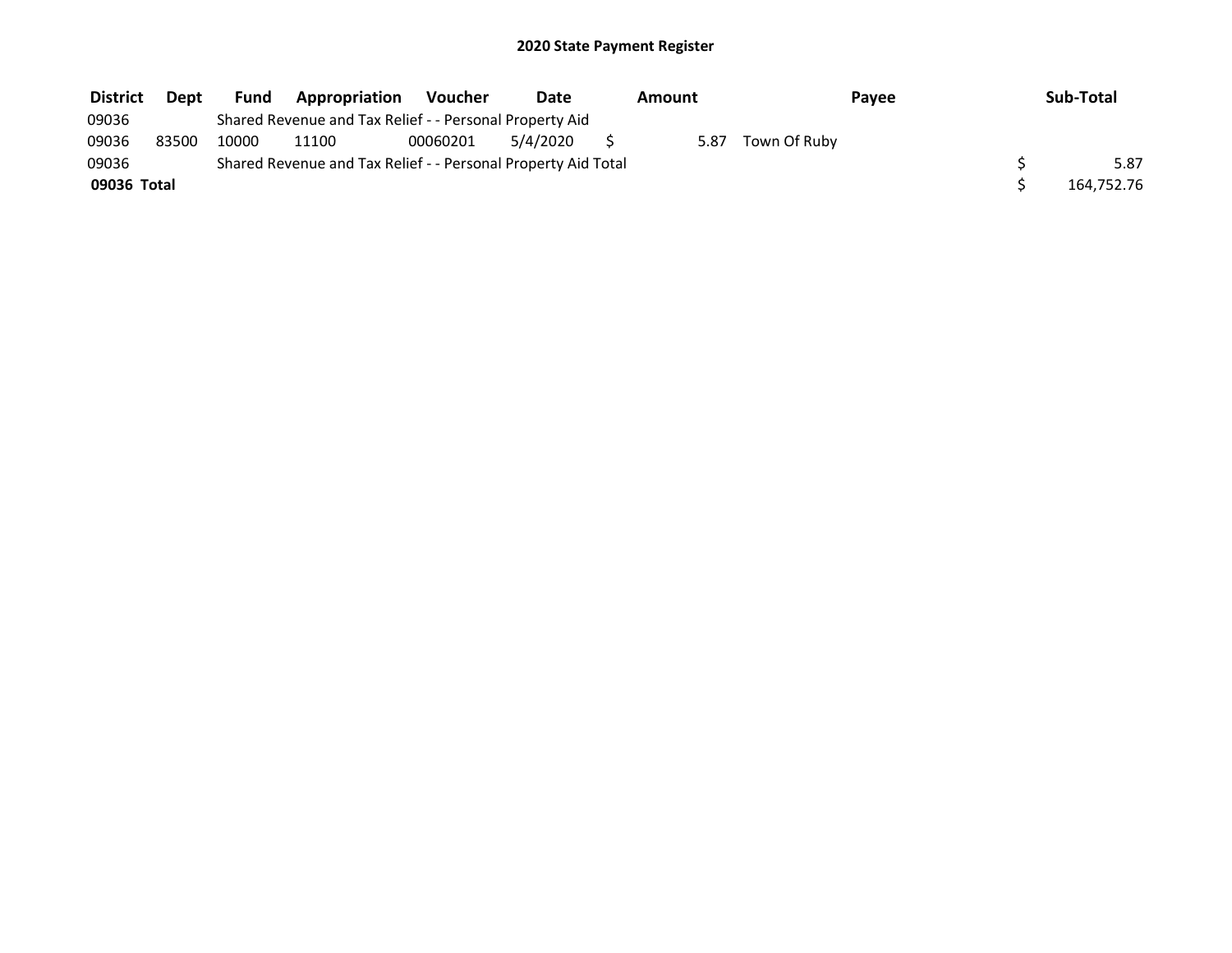# 2020 State Payment Register

| District | Dept | Fund | Appropriation | Voucher | Date | Amount | Payee | Sub-Total |
|---|---|---|---|---|---|---|---|---|
| 09036 | | Shared Revenue and Tax Relief - - Personal Property Aid | | | | | | |
| 09036 | 83500 | 10000 | 11100 | 00060201 | 5/4/2020 | $ 5.87 | Town Of Ruby | |
| 09036 | | Shared Revenue and Tax Relief - - Personal Property Aid Total | | | | | | $ 5.87 |
| **09036 Total** | | | | | | | | $ 164,752.76 |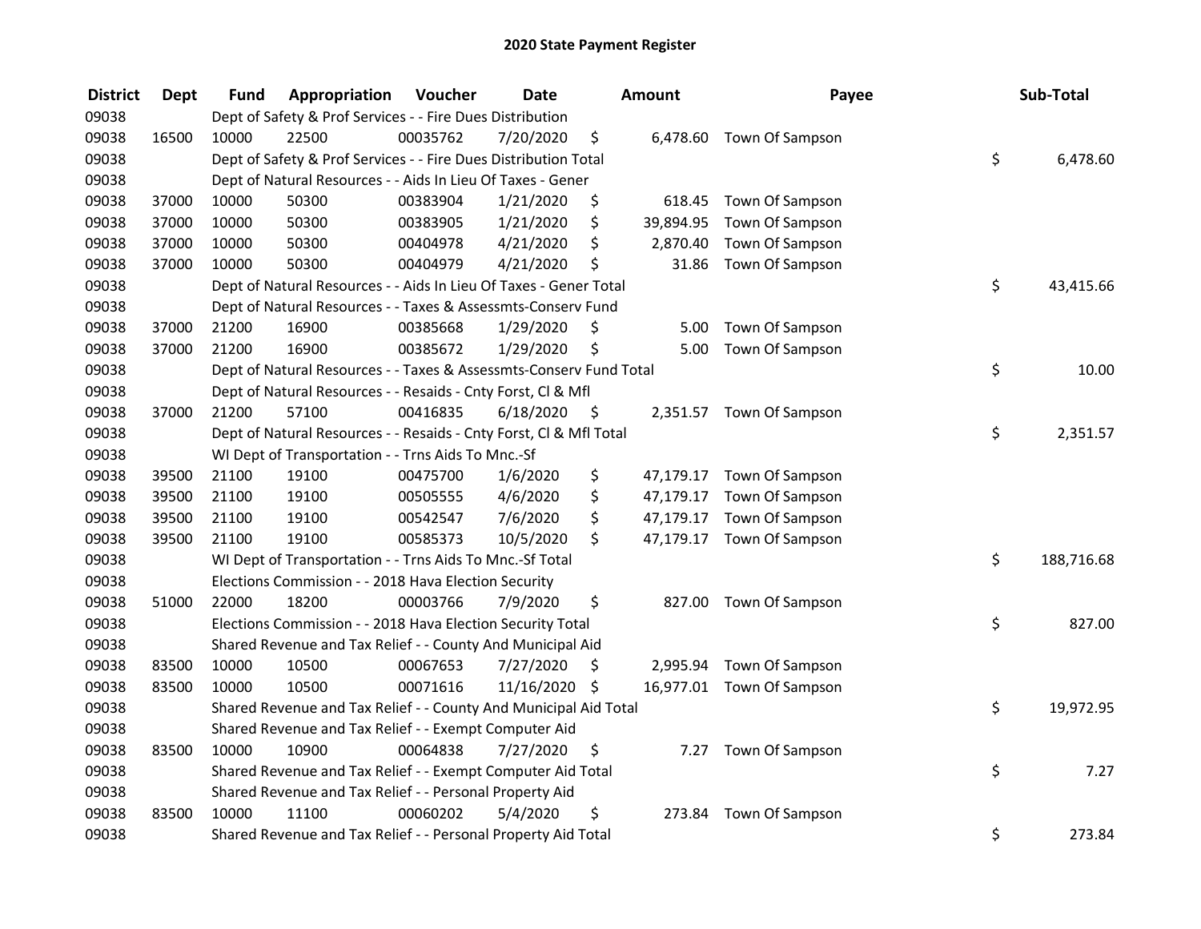# 2020 State Payment Register

| District | Dept | Fund | Appropriation | Voucher | Date | Amount | Payee | Sub-Total |
|---|---|---|---|---|---|---|---|---|
| 09038 | | Dept of Safety & Prof Services - - Fire Dues Distribution | | | | | | |
| 09038 | 16500 | 10000 | 22500 | 00035762 | 7/20/2020 | $ 6,478.60 | Town Of Sampson | |
| 09038 | | Dept of Safety & Prof Services - - Fire Dues Distribution Total | | | | | | $ 6,478.60 |
| 09038 | | Dept of Natural Resources - - Aids In Lieu Of Taxes - Gener | | | | | | |
| 09038 | 37000 | 10000 | 50300 | 00383904 | 1/21/2020 | $ 618.45 | Town Of Sampson | |
| 09038 | 37000 | 10000 | 50300 | 00383905 | 1/21/2020 | $ 39,894.95 | Town Of Sampson | |
| 09038 | 37000 | 10000 | 50300 | 00404978 | 4/21/2020 | $ 2,870.40 | Town Of Sampson | |
| 09038 | 37000 | 10000 | 50300 | 00404979 | 4/21/2020 | $ 31.86 | Town Of Sampson | |
| 09038 | | Dept of Natural Resources - - Aids In Lieu Of Taxes - Gener Total | | | | | | $ 43,415.66 |
| 09038 | | Dept of Natural Resources - - Taxes & Assessmts-Conserv Fund | | | | | | |
| 09038 | 37000 | 21200 | 16900 | 00385668 | 1/29/2020 | $ 5.00 | Town Of Sampson | |
| 09038 | 37000 | 21200 | 16900 | 00385672 | 1/29/2020 | $ 5.00 | Town Of Sampson | |
| 09038 | | Dept of Natural Resources - - Taxes & Assessmts-Conserv Fund Total | | | | | | $ 10.00 |
| 09038 | | Dept of Natural Resources - - Resaids - Cnty Forst, Cl & Mfl | | | | | | |
| 09038 | 37000 | 21200 | 57100 | 00416835 | 6/18/2020 | $ 2,351.57 | Town Of Sampson | |
| 09038 | | Dept of Natural Resources - - Resaids - Cnty Forst, Cl & Mfl Total | | | | | | $ 2,351.57 |
| 09038 | | WI Dept of Transportation - - Trns Aids To Mnc.-Sf | | | | | | |
| 09038 | 39500 | 21100 | 19100 | 00475700 | 1/6/2020 | $ 47,179.17 | Town Of Sampson | |
| 09038 | 39500 | 21100 | 19100 | 00505555 | 4/6/2020 | $ 47,179.17 | Town Of Sampson | |
| 09038 | 39500 | 21100 | 19100 | 00542547 | 7/6/2020 | $ 47,179.17 | Town Of Sampson | |
| 09038 | 39500 | 21100 | 19100 | 00585373 | 10/5/2020 | $ 47,179.17 | Town Of Sampson | |
| 09038 | | WI Dept of Transportation - - Trns Aids To Mnc.-Sf Total | | | | | | $ 188,716.68 |
| 09038 | | Elections Commission - - 2018 Hava Election Security | | | | | | |
| 09038 | 51000 | 22000 | 18200 | 00003766 | 7/9/2020 | $ 827.00 | Town Of Sampson | |
| 09038 | | Elections Commission - - 2018 Hava Election Security Total | | | | | | $ 827.00 |
| 09038 | | Shared Revenue and Tax Relief - - County And Municipal Aid | | | | | | |
| 09038 | 83500 | 10000 | 10500 | 00067653 | 7/27/2020 | $ 2,995.94 | Town Of Sampson | |
| 09038 | 83500 | 10000 | 10500 | 00071616 | 11/16/2020 | $ 16,977.01 | Town Of Sampson | |
| 09038 | | Shared Revenue and Tax Relief - - County And Municipal Aid Total | | | | | | $ 19,972.95 |
| 09038 | | Shared Revenue and Tax Relief - - Exempt Computer Aid | | | | | | |
| 09038 | 83500 | 10000 | 10900 | 00064838 | 7/27/2020 | $ 7.27 | Town Of Sampson | |
| 09038 | | Shared Revenue and Tax Relief - - Exempt Computer Aid Total | | | | | | $ 7.27 |
| 09038 | | Shared Revenue and Tax Relief - - Personal Property Aid | | | | | | |
| 09038 | 83500 | 10000 | 11100 | 00060202 | 5/4/2020 | $ 273.84 | Town Of Sampson | |
| 09038 | | Shared Revenue and Tax Relief - - Personal Property Aid Total | | | | | | $ 273.84 |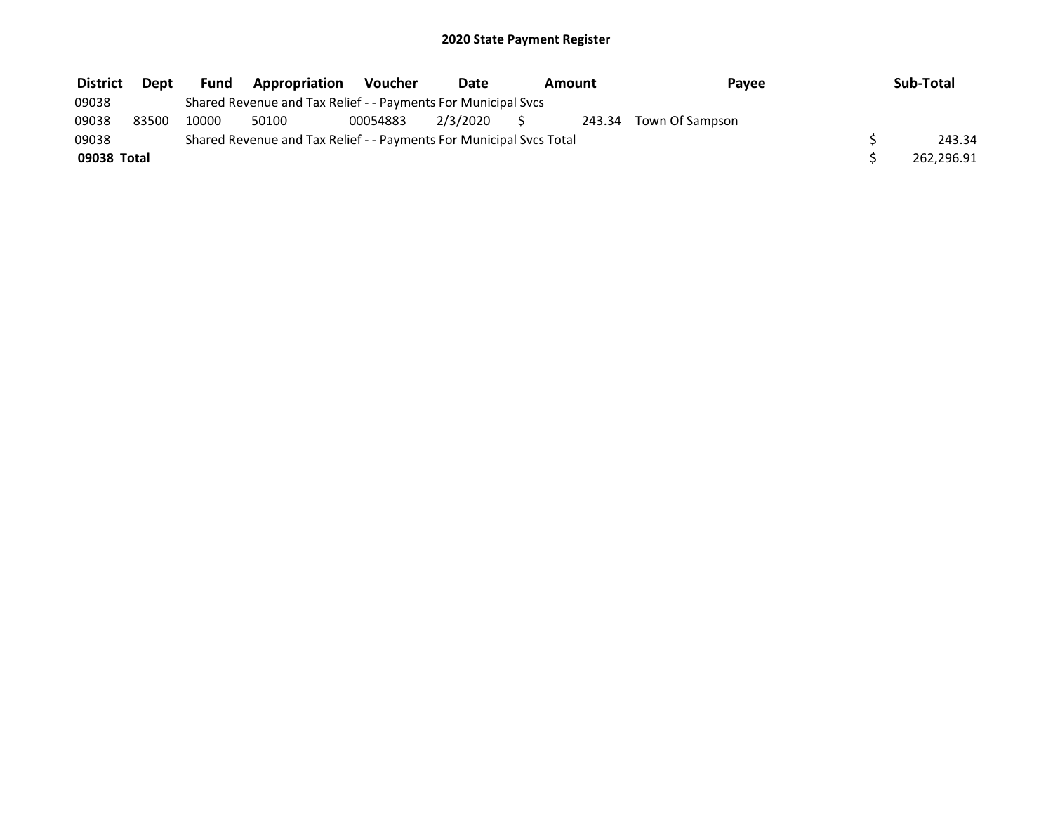## 2020 State Payment Register

| District | Dept | Fund | Appropriation | Voucher | Date | Amount | Payee | Sub-Total |
|---|---|---|---|---|---|---|---|---|
| 09038 | | Shared Revenue and Tax Relief - - Payments For Municipal Svcs | | | | | | |
| 09038 | 83500 | 10000 | 50100 | 00054883 | 2/3/2020 | $ 243.34 | Town Of Sampson | |
| 09038 | | Shared Revenue and Tax Relief - - Payments For Municipal Svcs Total | | | | | | $ 243.34 |
| **09038 Total** | | | | | | | | $ 262,296.91 |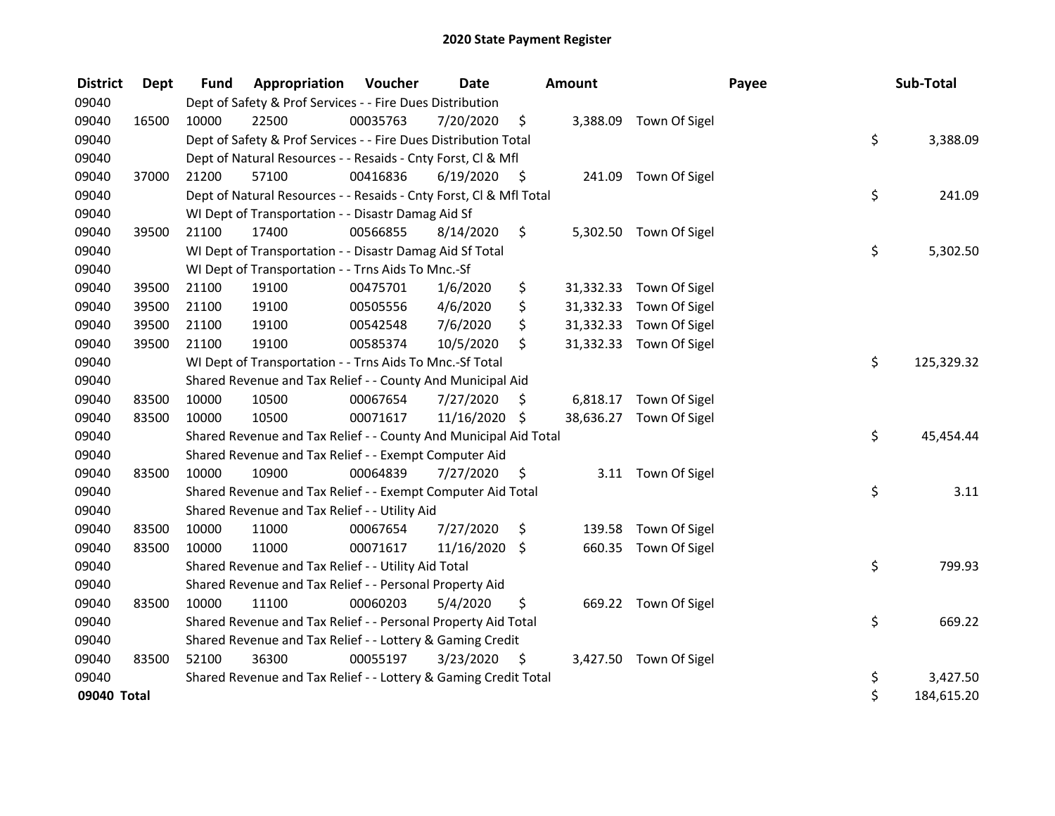# 2020 State Payment Register

| District | Dept | Fund | Appropriation | Voucher | Date | Amount | Payee | Sub-Total |
|---|---|---|---|---|---|---|---|---|
| 09040 | | Dept of Safety & Prof Services - - Fire Dues Distribution | | | | | | |
| 09040 | 16500 | 10000 | 22500 | 00035763 | 7/20/2020 | $ 3,388.09 | Town Of Sigel | |
| 09040 | | Dept of Safety & Prof Services - - Fire Dues Distribution Total | | | | | | $ 3,388.09 |
| 09040 | | Dept of Natural Resources - - Resaids - Cnty Forst, Cl & Mfl | | | | | | |
| 09040 | 37000 | 21200 | 57100 | 00416836 | 6/19/2020 | $ 241.09 | Town Of Sigel | |
| 09040 | | Dept of Natural Resources - - Resaids - Cnty Forst, Cl & Mfl Total | | | | | | $ 241.09 |
| 09040 | | WI Dept of Transportation - - Disastr Damag Aid Sf | | | | | | |
| 09040 | 39500 | 21100 | 17400 | 00566855 | 8/14/2020 | $ 5,302.50 | Town Of Sigel | |
| 09040 | | WI Dept of Transportation - - Disastr Damag Aid Sf Total | | | | | | $ 5,302.50 |
| 09040 | | WI Dept of Transportation - - Trns Aids To Mnc.-Sf | | | | | | |
| 09040 | 39500 | 21100 | 19100 | 00475701 | 1/6/2020 | $ 31,332.33 | Town Of Sigel | |
| 09040 | 39500 | 21100 | 19100 | 00505556 | 4/6/2020 | $ 31,332.33 | Town Of Sigel | |
| 09040 | 39500 | 21100 | 19100 | 00542548 | 7/6/2020 | $ 31,332.33 | Town Of Sigel | |
| 09040 | 39500 | 21100 | 19100 | 00585374 | 10/5/2020 | $ 31,332.33 | Town Of Sigel | |
| 09040 | | WI Dept of Transportation - - Trns Aids To Mnc.-Sf Total | | | | | | $ 125,329.32 |
| 09040 | | Shared Revenue and Tax Relief - - County And Municipal Aid | | | | | | |
| 09040 | 83500 | 10000 | 10500 | 00067654 | 7/27/2020 | $ 6,818.17 | Town Of Sigel | |
| 09040 | 83500 | 10000 | 10500 | 00071617 | 11/16/2020 | $ 38,636.27 | Town Of Sigel | |
| 09040 | | Shared Revenue and Tax Relief - - County And Municipal Aid Total | | | | | | $ 45,454.44 |
| 09040 | | Shared Revenue and Tax Relief - - Exempt Computer Aid | | | | | | |
| 09040 | 83500 | 10000 | 10900 | 00064839 | 7/27/2020 | $ 3.11 | Town Of Sigel | |
| 09040 | | Shared Revenue and Tax Relief - - Exempt Computer Aid Total | | | | | | $ 3.11 |
| 09040 | | Shared Revenue and Tax Relief - - Utility Aid | | | | | | |
| 09040 | 83500 | 10000 | 11000 | 00067654 | 7/27/2020 | $ 139.58 | Town Of Sigel | |
| 09040 | 83500 | 10000 | 11000 | 00071617 | 11/16/2020 | $ 660.35 | Town Of Sigel | |
| 09040 | | Shared Revenue and Tax Relief - - Utility Aid Total | | | | | | $ 799.93 |
| 09040 | | Shared Revenue and Tax Relief - - Personal Property Aid | | | | | | |
| 09040 | 83500 | 10000 | 11100 | 00060203 | 5/4/2020 | $ 669.22 | Town Of Sigel | |
| 09040 | | Shared Revenue and Tax Relief - - Personal Property Aid Total | | | | | | $ 669.22 |
| 09040 | | Shared Revenue and Tax Relief - - Lottery & Gaming Credit | | | | | | |
| 09040 | 83500 | 52100 | 36300 | 00055197 | 3/23/2020 | $ 3,427.50 | Town Of Sigel | |
| 09040 | | Shared Revenue and Tax Relief - - Lottery & Gaming Credit Total | | | | | | $ 3,427.50 |
| **09040 Total** | | | | | | | | $ 184,615.20 |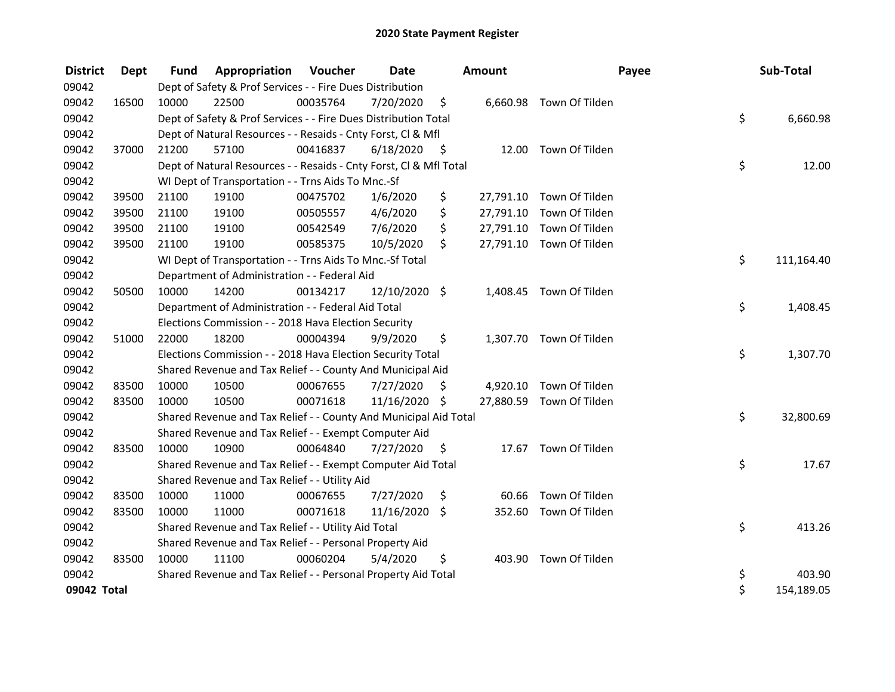# 2020 State Payment Register

| District | Dept | Fund | Appropriation | Voucher | Date | Amount | Payee | Sub-Total |
|---|---|---|---|---|---|---|---|---|
| 09042 | | Dept of Safety & Prof Services - - Fire Dues Distribution | | | | | | |
| 09042 | 16500 | 10000 | 22500 | 00035764 | 7/20/2020 | $ 6,660.98 | Town Of Tilden | |
| 09042 | | Dept of Safety & Prof Services - - Fire Dues Distribution Total | | | | | | $ 6,660.98 |
| 09042 | | Dept of Natural Resources - - Resaids - Cnty Forst, Cl & Mfl | | | | | | |
| 09042 | 37000 | 21200 | 57100 | 00416837 | 6/18/2020 | $ 12.00 | Town Of Tilden | |
| 09042 | | Dept of Natural Resources - - Resaids - Cnty Forst, Cl & Mfl Total | | | | | | $ 12.00 |
| 09042 | | WI Dept of Transportation - - Trns Aids To Mnc.-Sf | | | | | | |
| 09042 | 39500 | 21100 | 19100 | 00475702 | 1/6/2020 | $ 27,791.10 | Town Of Tilden | |
| 09042 | 39500 | 21100 | 19100 | 00505557 | 4/6/2020 | $ 27,791.10 | Town Of Tilden | |
| 09042 | 39500 | 21100 | 19100 | 00542549 | 7/6/2020 | $ 27,791.10 | Town Of Tilden | |
| 09042 | 39500 | 21100 | 19100 | 00585375 | 10/5/2020 | $ 27,791.10 | Town Of Tilden | |
| 09042 | | WI Dept of Transportation - - Trns Aids To Mnc.-Sf Total | | | | | | $ 111,164.40 |
| 09042 | | Department of Administration - - Federal Aid | | | | | | |
| 09042 | 50500 | 10000 | 14200 | 00134217 | 12/10/2020 | $ 1,408.45 | Town Of Tilden | |
| 09042 | | Department of Administration - - Federal Aid Total | | | | | | $ 1,408.45 |
| 09042 | | Elections Commission - - 2018 Hava Election Security | | | | | | |
| 09042 | 51000 | 22000 | 18200 | 00004394 | 9/9/2020 | $ 1,307.70 | Town Of Tilden | |
| 09042 | | Elections Commission - - 2018 Hava Election Security Total | | | | | | $ 1,307.70 |
| 09042 | | Shared Revenue and Tax Relief - - County And Municipal Aid | | | | | | |
| 09042 | 83500 | 10000 | 10500 | 00067655 | 7/27/2020 | $ 4,920.10 | Town Of Tilden | |
| 09042 | 83500 | 10000 | 10500 | 00071618 | 11/16/2020 | $ 27,880.59 | Town Of Tilden | |
| 09042 | | Shared Revenue and Tax Relief - - County And Municipal Aid Total | | | | | | $ 32,800.69 |
| 09042 | | Shared Revenue and Tax Relief - - Exempt Computer Aid | | | | | | |
| 09042 | 83500 | 10000 | 10900 | 00064840 | 7/27/2020 | $ 17.67 | Town Of Tilden | |
| 09042 | | Shared Revenue and Tax Relief - - Exempt Computer Aid Total | | | | | | $ 17.67 |
| 09042 | | Shared Revenue and Tax Relief - - Utility Aid | | | | | | |
| 09042 | 83500 | 10000 | 11000 | 00067655 | 7/27/2020 | $ 60.66 | Town Of Tilden | |
| 09042 | 83500 | 10000 | 11000 | 00071618 | 11/16/2020 | $ 352.60 | Town Of Tilden | |
| 09042 | | Shared Revenue and Tax Relief - - Utility Aid Total | | | | | | $ 413.26 |
| 09042 | | Shared Revenue and Tax Relief - - Personal Property Aid | | | | | | |
| 09042 | 83500 | 10000 | 11100 | 00060204 | 5/4/2020 | $ 403.90 | Town Of Tilden | |
| 09042 | | Shared Revenue and Tax Relief - - Personal Property Aid Total | | | | | | $ 403.90 |
| **09042 Total** | | | | | | | | $ 154,189.05 |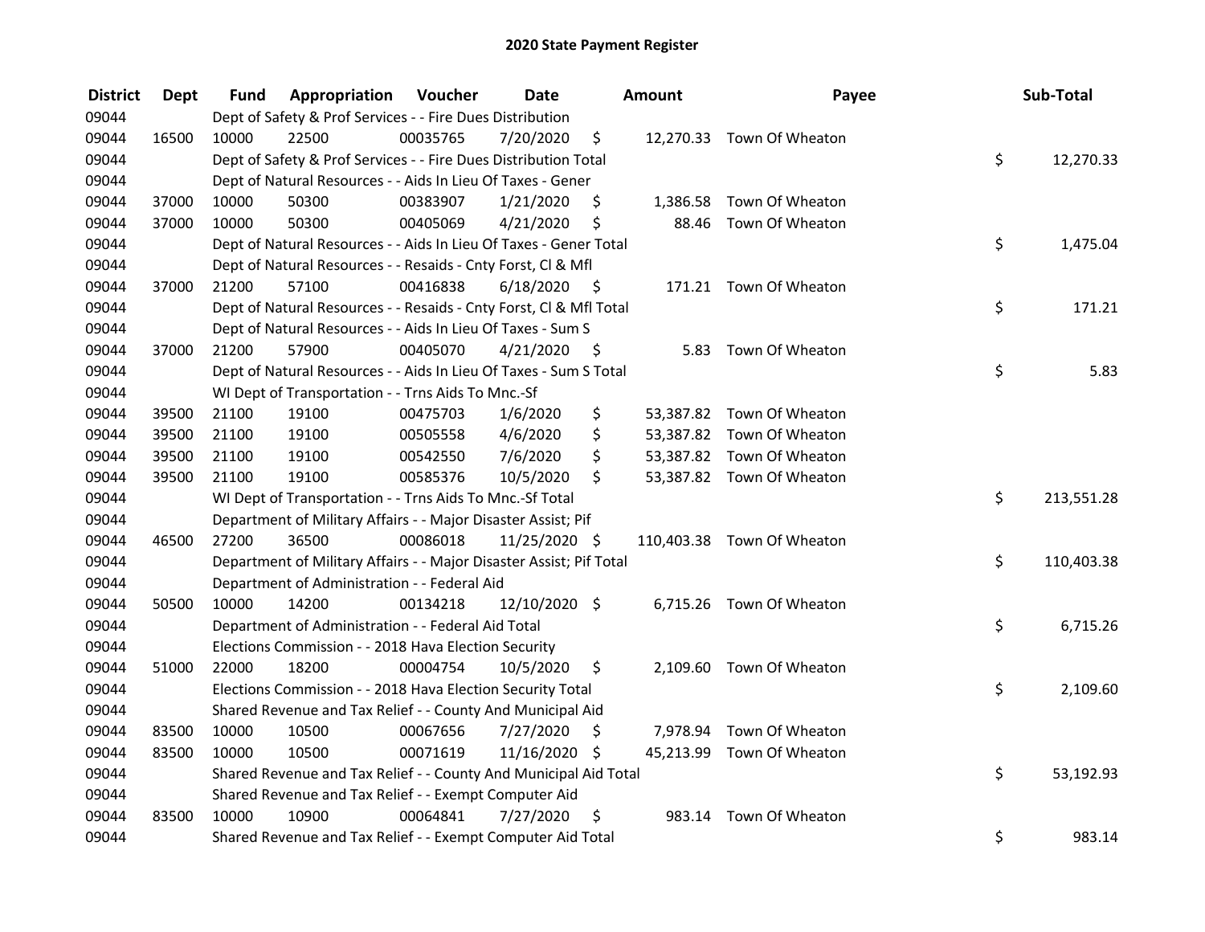# 2020 State Payment Register

| District | Dept | Fund | Appropriation | Voucher | Date | Amount | Payee | Sub-Total |
|---|---|---|---|---|---|---|---|---|
| 09044 | | Dept of Safety & Prof Services - - Fire Dues Distribution | | | | | | |
| 09044 | 16500 | 10000 | 22500 | 00035765 | 7/20/2020 | $ 12,270.33 | Town Of Wheaton | |
| 09044 | | Dept of Safety & Prof Services - - Fire Dues Distribution Total | | | | | | $ 12,270.33 |
| 09044 | | Dept of Natural Resources - - Aids In Lieu Of Taxes - Gener | | | | | | |
| 09044 | 37000 | 10000 | 50300 | 00383907 | 1/21/2020 | $ 1,386.58 | Town Of Wheaton | |
| 09044 | 37000 | 10000 | 50300 | 00405069 | 4/21/2020 | $ 88.46 | Town Of Wheaton | |
| 09044 | | Dept of Natural Resources - - Aids In Lieu Of Taxes - Gener Total | | | | | | $ 1,475.04 |
| 09044 | | Dept of Natural Resources - - Resaids - Cnty Forst, Cl & Mfl | | | | | | |
| 09044 | 37000 | 21200 | 57100 | 00416838 | 6/18/2020 | $ 171.21 | Town Of Wheaton | |
| 09044 | | Dept of Natural Resources - - Resaids - Cnty Forst, Cl & Mfl Total | | | | | | $ 171.21 |
| 09044 | | Dept of Natural Resources - - Aids In Lieu Of Taxes - Sum S | | | | | | |
| 09044 | 37000 | 21200 | 57900 | 00405070 | 4/21/2020 | $ 5.83 | Town Of Wheaton | |
| 09044 | | Dept of Natural Resources - - Aids In Lieu Of Taxes - Sum S Total | | | | | | $ 5.83 |
| 09044 | | WI Dept of Transportation - - Trns Aids To Mnc.-Sf | | | | | | |
| 09044 | 39500 | 21100 | 19100 | 00475703 | 1/6/2020 | $ 53,387.82 | Town Of Wheaton | |
| 09044 | 39500 | 21100 | 19100 | 00505558 | 4/6/2020 | $ 53,387.82 | Town Of Wheaton | |
| 09044 | 39500 | 21100 | 19100 | 00542550 | 7/6/2020 | $ 53,387.82 | Town Of Wheaton | |
| 09044 | 39500 | 21100 | 19100 | 00585376 | 10/5/2020 | $ 53,387.82 | Town Of Wheaton | |
| 09044 | | WI Dept of Transportation - - Trns Aids To Mnc.-Sf Total | | | | | | $ 213,551.28 |
| 09044 | | Department of Military Affairs - - Major Disaster Assist; Pif | | | | | | |
| 09044 | 46500 | 27200 | 36500 | 00086018 | 11/25/2020 | $ 110,403.38 | Town Of Wheaton | |
| 09044 | | Department of Military Affairs - - Major Disaster Assist; Pif Total | | | | | | $ 110,403.38 |
| 09044 | | Department of Administration - - Federal Aid | | | | | | |
| 09044 | 50500 | 10000 | 14200 | 00134218 | 12/10/2020 | $ 6,715.26 | Town Of Wheaton | |
| 09044 | | Department of Administration - - Federal Aid Total | | | | | | $ 6,715.26 |
| 09044 | | Elections Commission - - 2018 Hava Election Security | | | | | | |
| 09044 | 51000 | 22000 | 18200 | 00004754 | 10/5/2020 | $ 2,109.60 | Town Of Wheaton | |
| 09044 | | Elections Commission - - 2018 Hava Election Security Total | | | | | | $ 2,109.60 |
| 09044 | | Shared Revenue and Tax Relief - - County And Municipal Aid | | | | | | |
| 09044 | 83500 | 10000 | 10500 | 00067656 | 7/27/2020 | $ 7,978.94 | Town Of Wheaton | |
| 09044 | 83500 | 10000 | 10500 | 00071619 | 11/16/2020 | $ 45,213.99 | Town Of Wheaton | |
| 09044 | | Shared Revenue and Tax Relief - - County And Municipal Aid Total | | | | | | $ 53,192.93 |
| 09044 | | Shared Revenue and Tax Relief - - Exempt Computer Aid | | | | | | |
| 09044 | 83500 | 10000 | 10900 | 00064841 | 7/27/2020 | $ 983.14 | Town Of Wheaton | |
| 09044 | | Shared Revenue and Tax Relief - - Exempt Computer Aid Total | | | | | | $ 983.14 |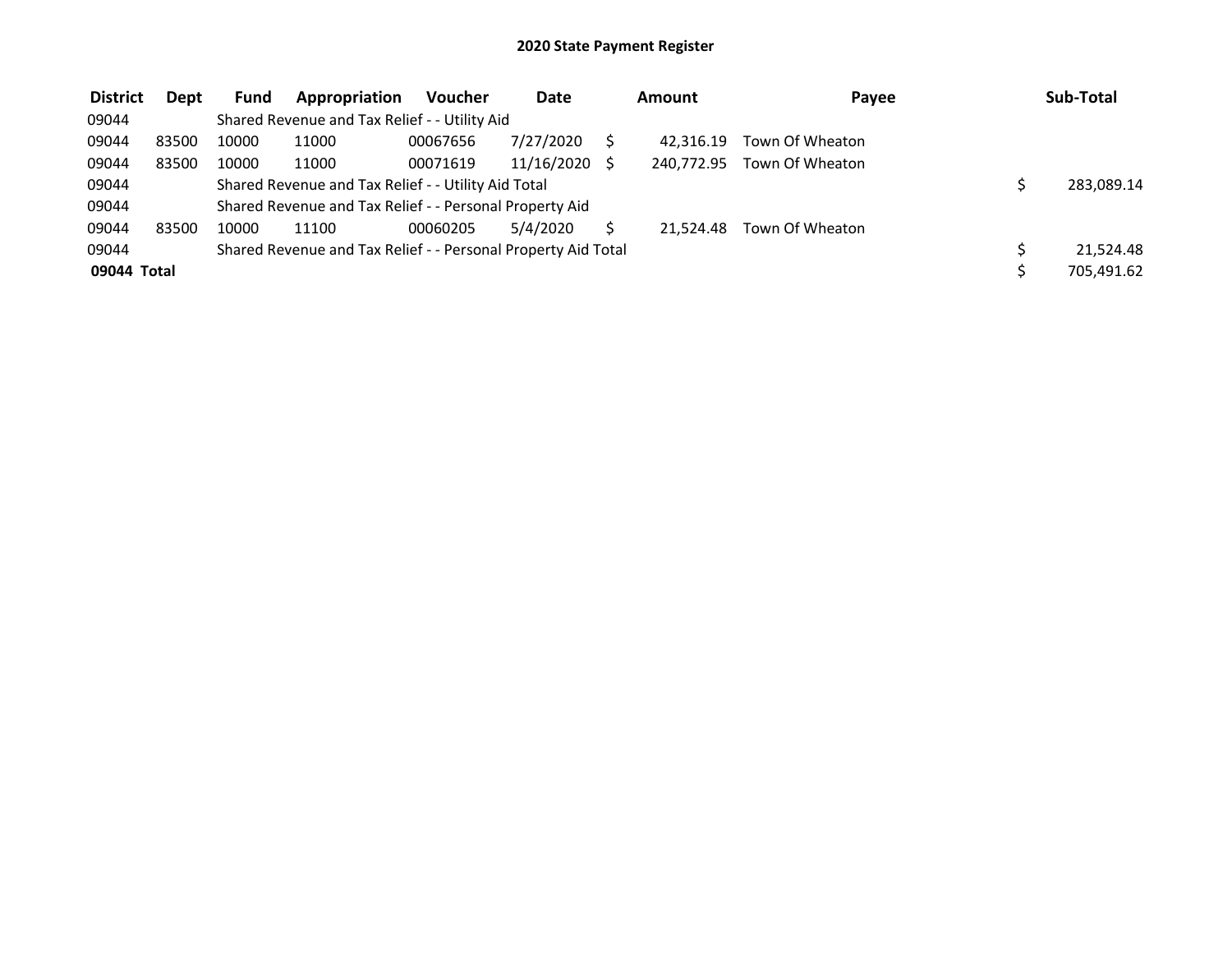# 2020 State Payment Register

| District | Dept | Fund | Appropriation | Voucher | Date | Amount | Payee | Sub-Total |
|---|---|---|---|---|---|---|---|---|
| 09044 | | Shared Revenue and Tax Relief - - Utility Aid | | | | | | |
| 09044 | 83500 | 10000 | 11000 | 00067656 | 7/27/2020 | $ 42,316.19 | Town Of Wheaton | |
| 09044 | 83500 | 10000 | 11000 | 00071619 | 11/16/2020 | $ 240,772.95 | Town Of Wheaton | |
| 09044 | | Shared Revenue and Tax Relief - - Utility Aid Total | | | | | | $ 283,089.14 |
| 09044 | | Shared Revenue and Tax Relief - - Personal Property Aid | | | | | | |
| 09044 | 83500 | 10000 | 11100 | 00060205 | 5/4/2020 | $ 21,524.48 | Town Of Wheaton | |
| 09044 | | Shared Revenue and Tax Relief - - Personal Property Aid Total | | | | | | $ 21,524.48 |
| **09044 Total** | | | | | | | | $ 705,491.62 |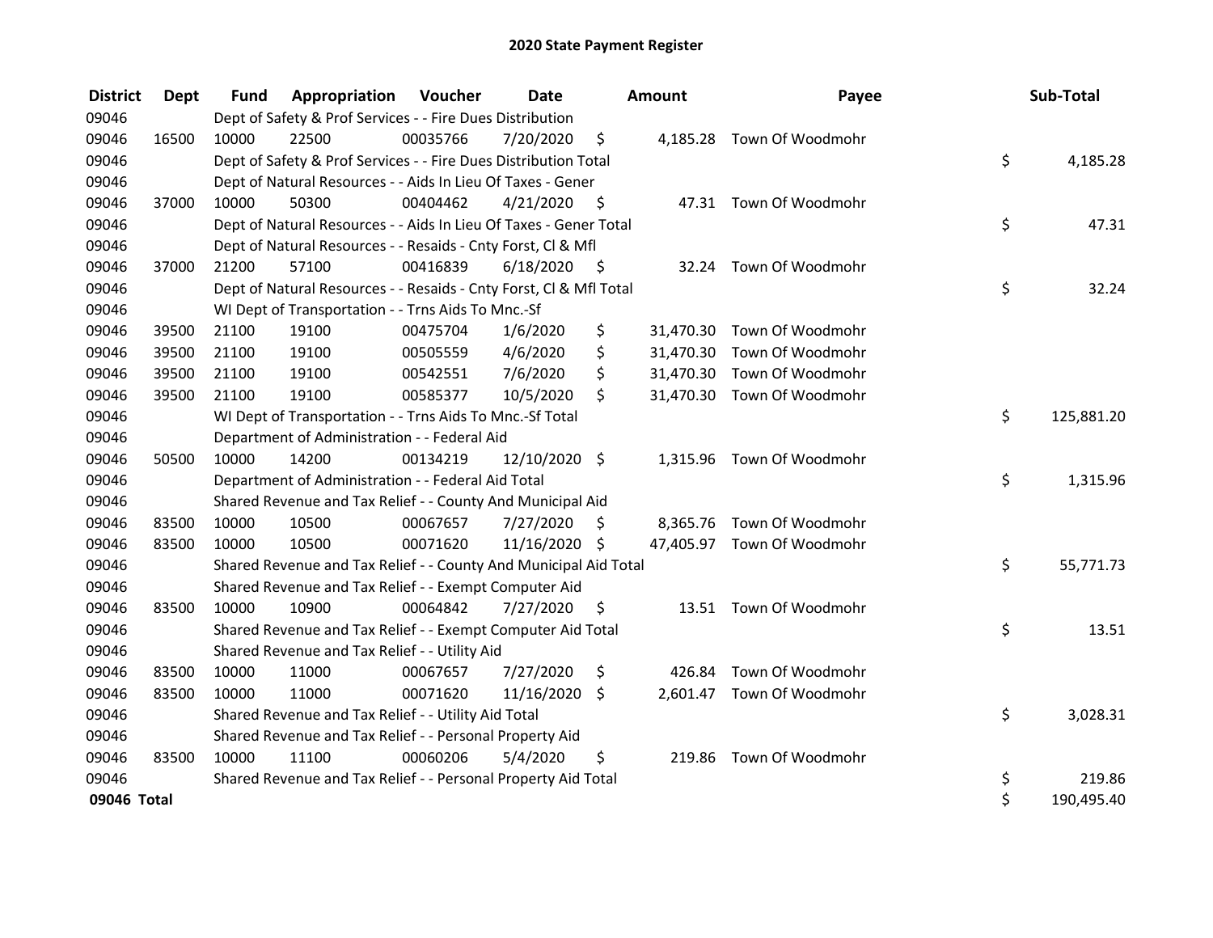# 2020 State Payment Register

| District | Dept | Fund | Appropriation | Voucher | Date | Amount | Payee | Sub-Total |
|---|---|---|---|---|---|---|---|---|
| 09046 | | Dept of Safety & Prof Services - - Fire Dues Distribution | | | | | | |
| 09046 | 16500 | 10000 | 22500 | 00035766 | 7/20/2020 | $ 4,185.28 | Town Of Woodmohr | |
| 09046 | | Dept of Safety & Prof Services - - Fire Dues Distribution Total | | | | | | $ 4,185.28 |
| 09046 | | Dept of Natural Resources - - Aids In Lieu Of Taxes - Gener | | | | | | |
| 09046 | 37000 | 10000 | 50300 | 00404462 | 4/21/2020 | $ 47.31 | Town Of Woodmohr | |
| 09046 | | Dept of Natural Resources - - Aids In Lieu Of Taxes - Gener Total | | | | | | $ 47.31 |
| 09046 | | Dept of Natural Resources - - Resaids - Cnty Forst, Cl & Mfl | | | | | | |
| 09046 | 37000 | 21200 | 57100 | 00416839 | 6/18/2020 | $ 32.24 | Town Of Woodmohr | |
| 09046 | | Dept of Natural Resources - - Resaids - Cnty Forst, Cl & Mfl Total | | | | | | $ 32.24 |
| 09046 | | WI Dept of Transportation - - Trns Aids To Mnc.-Sf | | | | | | |
| 09046 | 39500 | 21100 | 19100 | 00475704 | 1/6/2020 | $ 31,470.30 | Town Of Woodmohr | |
| 09046 | 39500 | 21100 | 19100 | 00505559 | 4/6/2020 | $ 31,470.30 | Town Of Woodmohr | |
| 09046 | 39500 | 21100 | 19100 | 00542551 | 7/6/2020 | $ 31,470.30 | Town Of Woodmohr | |
| 09046 | 39500 | 21100 | 19100 | 00585377 | 10/5/2020 | $ 31,470.30 | Town Of Woodmohr | |
| 09046 | | WI Dept of Transportation - - Trns Aids To Mnc.-Sf Total | | | | | | $ 125,881.20 |
| 09046 | | Department of Administration - - Federal Aid | | | | | | |
| 09046 | 50500 | 10000 | 14200 | 00134219 | 12/10/2020 | $ 1,315.96 | Town Of Woodmohr | |
| 09046 | | Department of Administration - - Federal Aid Total | | | | | | $ 1,315.96 |
| 09046 | | Shared Revenue and Tax Relief - - County And Municipal Aid | | | | | | |
| 09046 | 83500 | 10000 | 10500 | 00067657 | 7/27/2020 | $ 8,365.76 | Town Of Woodmohr | |
| 09046 | 83500 | 10000 | 10500 | 00071620 | 11/16/2020 | $ 47,405.97 | Town Of Woodmohr | |
| 09046 | | Shared Revenue and Tax Relief - - County And Municipal Aid Total | | | | | | $ 55,771.73 |
| 09046 | | Shared Revenue and Tax Relief - - Exempt Computer Aid | | | | | | |
| 09046 | 83500 | 10000 | 10900 | 00064842 | 7/27/2020 | $ 13.51 | Town Of Woodmohr | |
| 09046 | | Shared Revenue and Tax Relief - - Exempt Computer Aid Total | | | | | | $ 13.51 |
| 09046 | | Shared Revenue and Tax Relief - - Utility Aid | | | | | | |
| 09046 | 83500 | 10000 | 11000 | 00067657 | 7/27/2020 | $ 426.84 | Town Of Woodmohr | |
| 09046 | 83500 | 10000 | 11000 | 00071620 | 11/16/2020 | $ 2,601.47 | Town Of Woodmohr | |
| 09046 | | Shared Revenue and Tax Relief - - Utility Aid Total | | | | | | $ 3,028.31 |
| 09046 | | Shared Revenue and Tax Relief - - Personal Property Aid | | | | | | |
| 09046 | 83500 | 10000 | 11100 | 00060206 | 5/4/2020 | $ 219.86 | Town Of Woodmohr | |
| 09046 | | Shared Revenue and Tax Relief - - Personal Property Aid Total | | | | | | $ 219.86 |
| **09046 Total** | | | | | | | | $ 190,495.40 |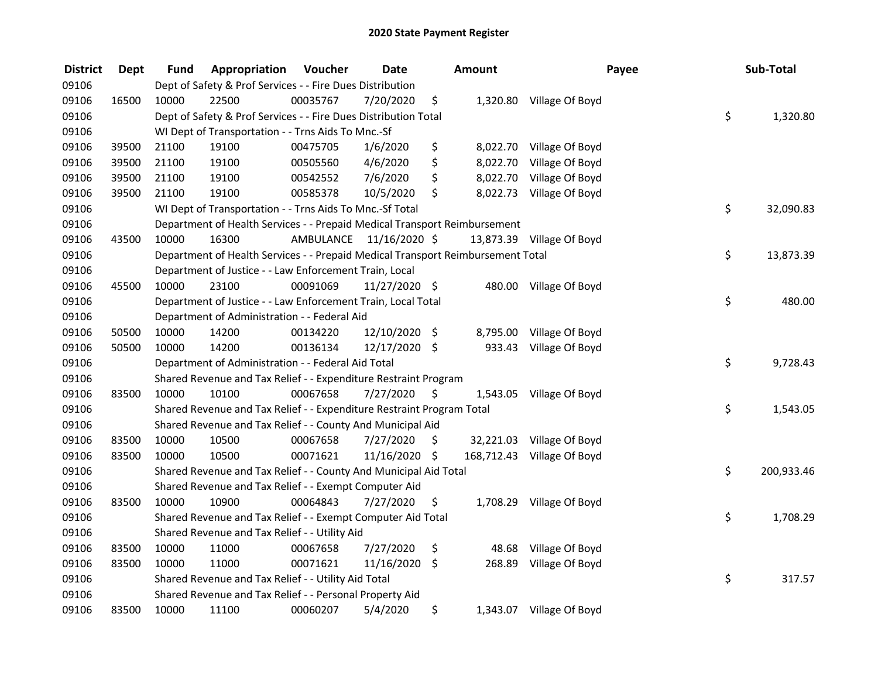# 2020 State Payment Register

| District | Dept | Fund | Appropriation | Voucher | Date | Amount | Payee | Sub-Total |
|---|---|---|---|---|---|---|---|---|
| 09106 | | Dept of Safety & Prof Services - - Fire Dues Distribution | | | | | | |
| 09106 | 16500 | 10000 | 22500 | 00035767 | 7/20/2020 | $ 1,320.80 | Village Of Boyd | |
| 09106 | | Dept of Safety & Prof Services - - Fire Dues Distribution Total | | | | | | $ 1,320.80 |
| 09106 | | WI Dept of Transportation - - Trns Aids To Mnc.-Sf | | | | | | |
| 09106 | 39500 | 21100 | 19100 | 00475705 | 1/6/2020 | $ 8,022.70 | Village Of Boyd | |
| 09106 | 39500 | 21100 | 19100 | 00505560 | 4/6/2020 | $ 8,022.70 | Village Of Boyd | |
| 09106 | 39500 | 21100 | 19100 | 00542552 | 7/6/2020 | $ 8,022.70 | Village Of Boyd | |
| 09106 | 39500 | 21100 | 19100 | 00585378 | 10/5/2020 | $ 8,022.73 | Village Of Boyd | |
| 09106 | | WI Dept of Transportation - - Trns Aids To Mnc.-Sf Total | | | | | | $ 32,090.83 |
| 09106 | | Department of Health Services - - Prepaid Medical Transport Reimbursement | | | | | | |
| 09106 | 43500 | 10000 | 16300 | AMBULANCE | 11/16/2020 | $ 13,873.39 | Village Of Boyd | |
| 09106 | | Department of Health Services - - Prepaid Medical Transport Reimbursement Total | | | | | | $ 13,873.39 |
| 09106 | | Department of Justice - - Law Enforcement Train, Local | | | | | | |
| 09106 | 45500 | 10000 | 23100 | 00091069 | 11/27/2020 | $ 480.00 | Village Of Boyd | |
| 09106 | | Department of Justice - - Law Enforcement Train, Local Total | | | | | | $ 480.00 |
| 09106 | | Department of Administration - - Federal Aid | | | | | | |
| 09106 | 50500 | 10000 | 14200 | 00134220 | 12/10/2020 | $ 8,795.00 | Village Of Boyd | |
| 09106 | 50500 | 10000 | 14200 | 00136134 | 12/17/2020 | $ 933.43 | Village Of Boyd | |
| 09106 | | Department of Administration - - Federal Aid Total | | | | | | $ 9,728.43 |
| 09106 | | Shared Revenue and Tax Relief - - Expenditure Restraint Program | | | | | | |
| 09106 | 83500 | 10000 | 10100 | 00067658 | 7/27/2020 | $ 1,543.05 | Village Of Boyd | |
| 09106 | | Shared Revenue and Tax Relief - - Expenditure Restraint Program Total | | | | | | $ 1,543.05 |
| 09106 | | Shared Revenue and Tax Relief - - County And Municipal Aid | | | | | | |
| 09106 | 83500 | 10000 | 10500 | 00067658 | 7/27/2020 | $ 32,221.03 | Village Of Boyd | |
| 09106 | 83500 | 10000 | 10500 | 00071621 | 11/16/2020 | $ 168,712.43 | Village Of Boyd | |
| 09106 | | Shared Revenue and Tax Relief - - County And Municipal Aid Total | | | | | | $ 200,933.46 |
| 09106 | | Shared Revenue and Tax Relief - - Exempt Computer Aid | | | | | | |
| 09106 | 83500 | 10000 | 10900 | 00064843 | 7/27/2020 | $ 1,708.29 | Village Of Boyd | |
| 09106 | | Shared Revenue and Tax Relief - - Exempt Computer Aid Total | | | | | | $ 1,708.29 |
| 09106 | | Shared Revenue and Tax Relief - - Utility Aid | | | | | | |
| 09106 | 83500 | 10000 | 11000 | 00067658 | 7/27/2020 | $ 48.68 | Village Of Boyd | |
| 09106 | 83500 | 10000 | 11000 | 00071621 | 11/16/2020 | $ 268.89 | Village Of Boyd | |
| 09106 | | Shared Revenue and Tax Relief - - Utility Aid Total | | | | | | $ 317.57 |
| 09106 | | Shared Revenue and Tax Relief - - Personal Property Aid | | | | | | |
| 09106 | 83500 | 10000 | 11100 | 00060207 | 5/4/2020 | $ 1,343.07 | Village Of Boyd | |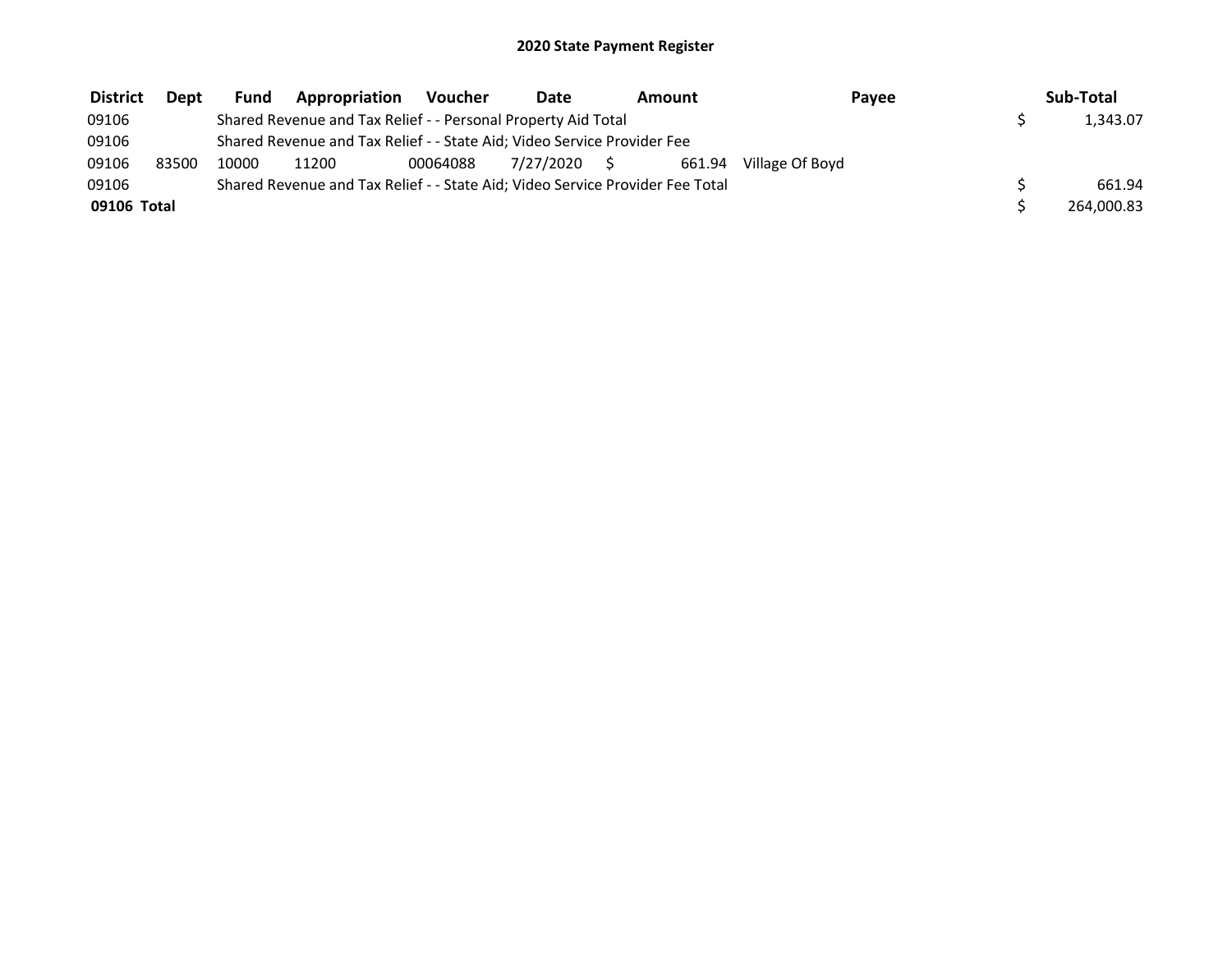# 2020 State Payment Register

| District | Dept | Fund | Appropriation | Voucher | Date | Amount | Payee | Sub-Total |
|---|---|---|---|---|---|---|---|---|
| 09106 | | Shared Revenue and Tax Relief - - Personal Property Aid Total | | | | | | $ 1,343.07 |
| 09106 | | Shared Revenue and Tax Relief - - State Aid; Video Service Provider Fee | | | | | | |
| 09106 | 83500 | 10000 | 11200 | 00064088 | 7/27/2020 | $ 661.94 | Village Of Boyd | |
| 09106 | | Shared Revenue and Tax Relief - - State Aid; Video Service Provider Fee Total | | | | | | $ 661.94 |
| **09106 Total** | | | | | | | | $ 264,000.83 |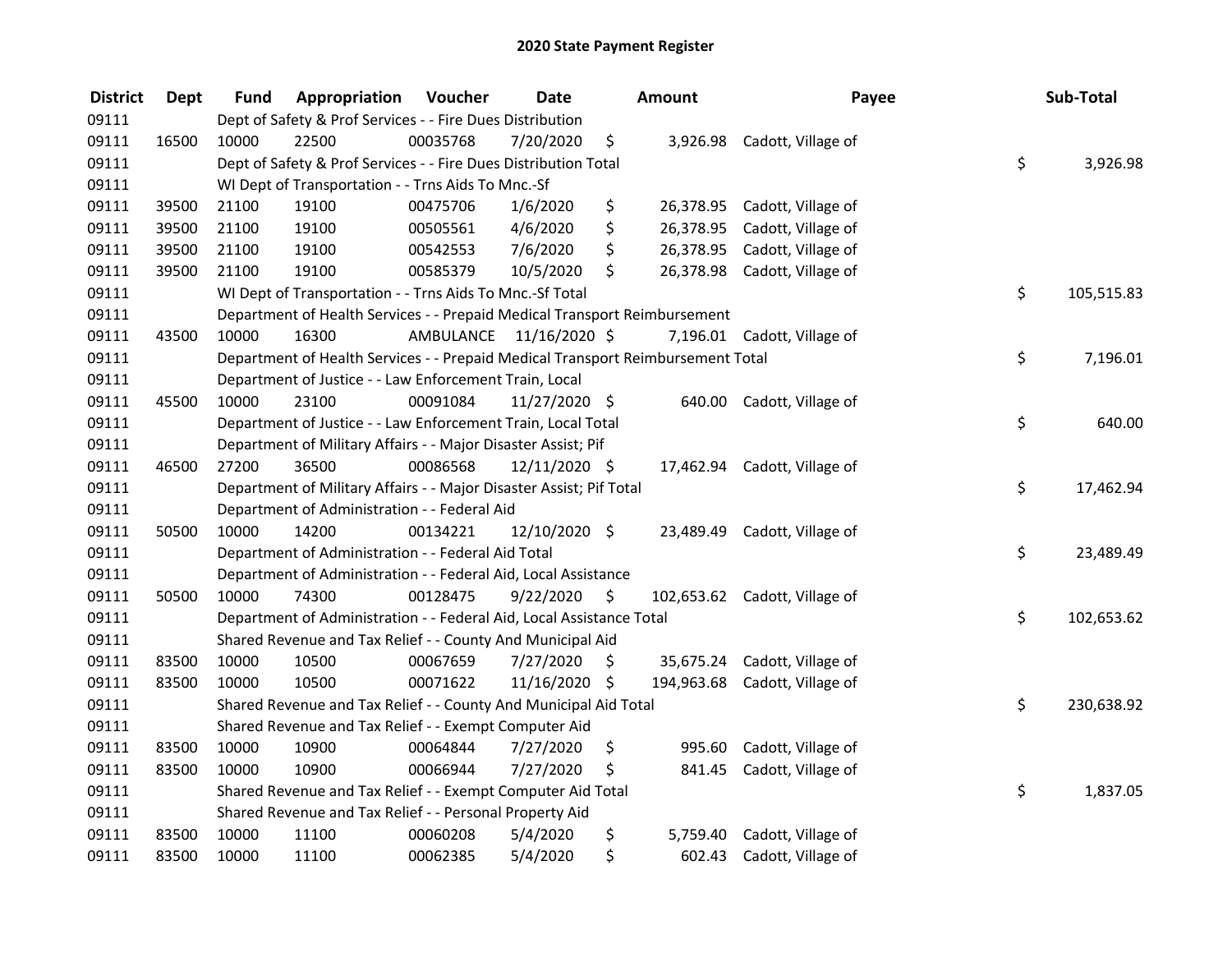# 2020 State Payment Register

| District | Dept | Fund | Appropriation | Voucher | Date | Amount | Payee | Sub-Total |
|---|---|---|---|---|---|---|---|---|
| 09111 | | Dept of Safety & Prof Services - - Fire Dues Distribution | | | | | | |
| 09111 | 16500 | 10000 | 22500 | 00035768 | 7/20/2020 | $ 3,926.98 | Cadott, Village of | |
| 09111 | | Dept of Safety & Prof Services - - Fire Dues Distribution Total | | | | | | $ 3,926.98 |
| 09111 | | WI Dept of Transportation - - Trns Aids To Mnc.-Sf | | | | | | |
| 09111 | 39500 | 21100 | 19100 | 00475706 | 1/6/2020 | $ 26,378.95 | Cadott, Village of | |
| 09111 | 39500 | 21100 | 19100 | 00505561 | 4/6/2020 | $ 26,378.95 | Cadott, Village of | |
| 09111 | 39500 | 21100 | 19100 | 00542553 | 7/6/2020 | $ 26,378.95 | Cadott, Village of | |
| 09111 | 39500 | 21100 | 19100 | 00585379 | 10/5/2020 | $ 26,378.98 | Cadott, Village of | |
| 09111 | | WI Dept of Transportation - - Trns Aids To Mnc.-Sf Total | | | | | | $ 105,515.83 |
| 09111 | | Department of Health Services - - Prepaid Medical Transport Reimbursement | | | | | | |
| 09111 | 43500 | 10000 | 16300 | AMBULANCE | 11/16/2020 | $ 7,196.01 | Cadott, Village of | |
| 09111 | | Department of Health Services - - Prepaid Medical Transport Reimbursement Total | | | | | | $ 7,196.01 |
| 09111 | | Department of Justice - - Law Enforcement Train, Local | | | | | | |
| 09111 | 45500 | 10000 | 23100 | 00091084 | 11/27/2020 | $ 640.00 | Cadott, Village of | |
| 09111 | | Department of Justice - - Law Enforcement Train, Local Total | | | | | | $ 640.00 |
| 09111 | | Department of Military Affairs - - Major Disaster Assist; Pif | | | | | | |
| 09111 | 46500 | 27200 | 36500 | 00086568 | 12/11/2020 | $ 17,462.94 | Cadott, Village of | |
| 09111 | | Department of Military Affairs - - Major Disaster Assist; Pif Total | | | | | | $ 17,462.94 |
| 09111 | | Department of Administration - - Federal Aid | | | | | | |
| 09111 | 50500 | 10000 | 14200 | 00134221 | 12/10/2020 | $ 23,489.49 | Cadott, Village of | |
| 09111 | | Department of Administration - - Federal Aid Total | | | | | | $ 23,489.49 |
| 09111 | | Department of Administration - - Federal Aid, Local Assistance | | | | | | |
| 09111 | 50500 | 10000 | 74300 | 00128475 | 9/22/2020 | $ 102,653.62 | Cadott, Village of | |
| 09111 | | Department of Administration - - Federal Aid, Local Assistance Total | | | | | | $ 102,653.62 |
| 09111 | | Shared Revenue and Tax Relief - - County And Municipal Aid | | | | | | |
| 09111 | 83500 | 10000 | 10500 | 00067659 | 7/27/2020 | $ 35,675.24 | Cadott, Village of | |
| 09111 | 83500 | 10000 | 10500 | 00071622 | 11/16/2020 | $ 194,963.68 | Cadott, Village of | |
| 09111 | | Shared Revenue and Tax Relief - - County And Municipal Aid Total | | | | | | $ 230,638.92 |
| 09111 | | Shared Revenue and Tax Relief - - Exempt Computer Aid | | | | | | |
| 09111 | 83500 | 10000 | 10900 | 00064844 | 7/27/2020 | $ 995.60 | Cadott, Village of | |
| 09111 | 83500 | 10000 | 10900 | 00066944 | 7/27/2020 | $ 841.45 | Cadott, Village of | |
| 09111 | | Shared Revenue and Tax Relief - - Exempt Computer Aid Total | | | | | | $ 1,837.05 |
| 09111 | | Shared Revenue and Tax Relief - - Personal Property Aid | | | | | | |
| 09111 | 83500 | 10000 | 11100 | 00060208 | 5/4/2020 | $ 5,759.40 | Cadott, Village of | |
| 09111 | 83500 | 10000 | 11100 | 00062385 | 5/4/2020 | $ 602.43 | Cadott, Village of | |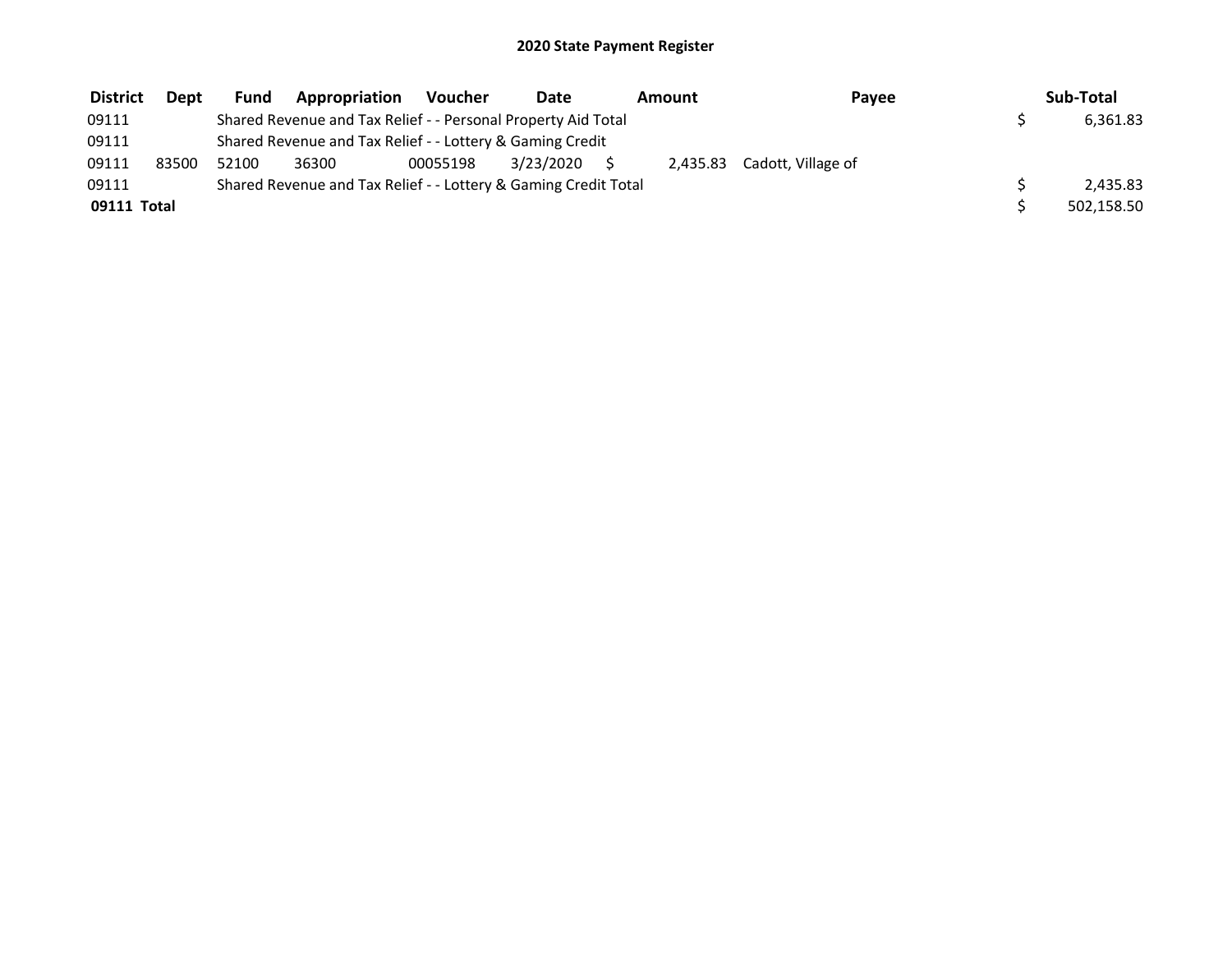# 2020 State Payment Register

| District | Dept | Fund | Appropriation | Voucher | Date | Amount | Payee | Sub-Total |
|---|---|---|---|---|---|---|---|---|
| 09111 | | Shared Revenue and Tax Relief - - Personal Property Aid Total | | | | | | $ 6,361.83 |
| 09111 | | Shared Revenue and Tax Relief - - Lottery & Gaming Credit | | | | | | |
| 09111 | 83500 | 52100 | 36300 | 00055198 | 3/23/2020 | $ 2,435.83 | Cadott, Village of | |
| 09111 | | Shared Revenue and Tax Relief - - Lottery & Gaming Credit Total | | | | | | $ 2,435.83 |
| **09111 Total** | | | | | | | | $ 502,158.50 |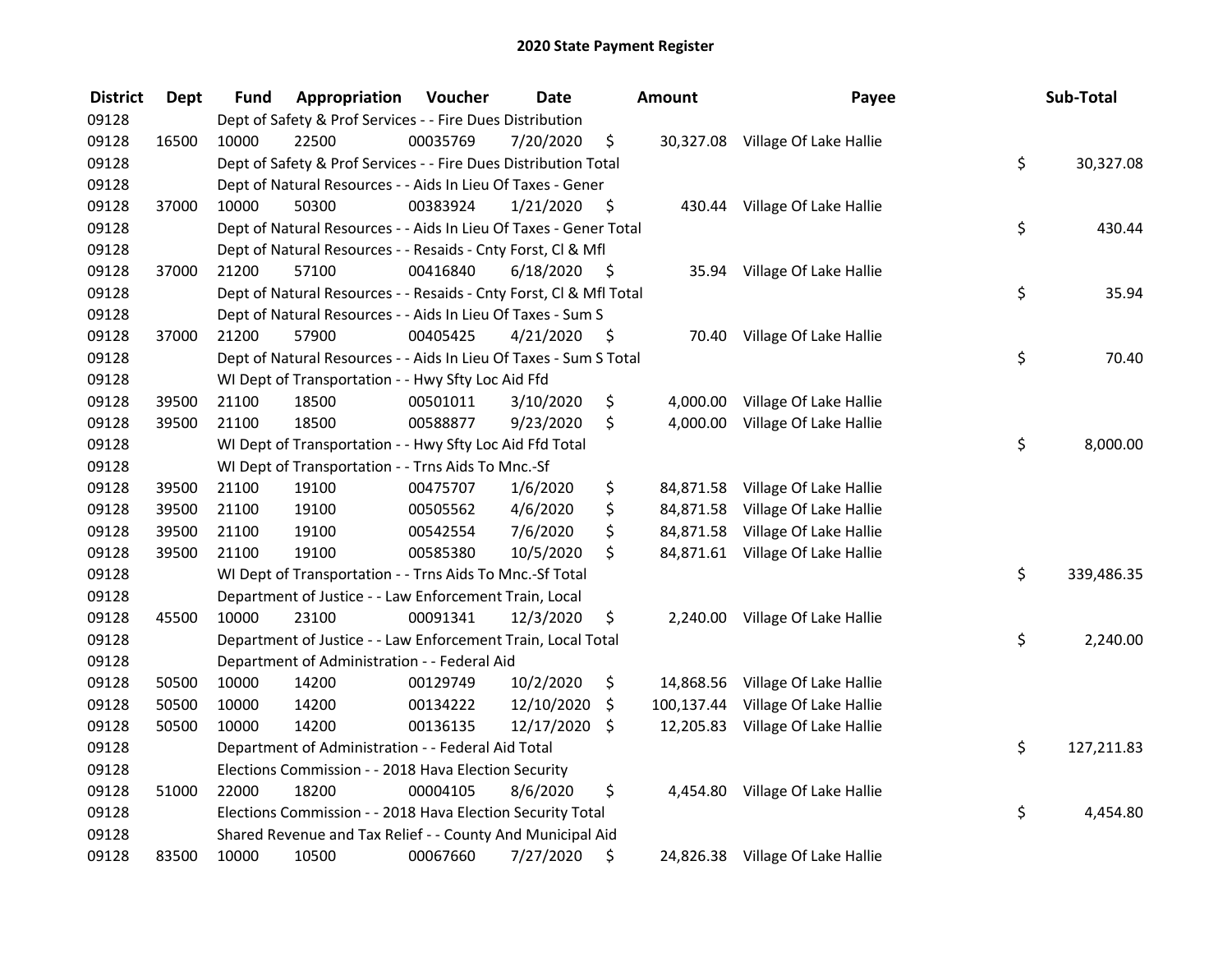# 2020 State Payment Register

| District | Dept | Fund | Appropriation | Voucher | Date | Amount | Payee | Sub-Total |
|---|---|---|---|---|---|---|---|---|
| 09128 | | Dept of Safety & Prof Services - - Fire Dues Distribution | | | | | | |
| 09128 | 16500 | 10000 | 22500 | 00035769 | 7/20/2020 | $ 30,327.08 | Village Of Lake Hallie | |
| 09128 | | Dept of Safety & Prof Services - - Fire Dues Distribution Total | | | | | | $ 30,327.08 |
| 09128 | | Dept of Natural Resources - - Aids In Lieu Of Taxes - Gener | | | | | | |
| 09128 | 37000 | 10000 | 50300 | 00383924 | 1/21/2020 | $ 430.44 | Village Of Lake Hallie | |
| 09128 | | Dept of Natural Resources - - Aids In Lieu Of Taxes - Gener Total | | | | | | $ 430.44 |
| 09128 | | Dept of Natural Resources - - Resaids - Cnty Forst, Cl & Mfl | | | | | | |
| 09128 | 37000 | 21200 | 57100 | 00416840 | 6/18/2020 | $ 35.94 | Village Of Lake Hallie | |
| 09128 | | Dept of Natural Resources - - Resaids - Cnty Forst, Cl & Mfl Total | | | | | | $ 35.94 |
| 09128 | | Dept of Natural Resources - - Aids In Lieu Of Taxes - Sum S | | | | | | |
| 09128 | 37000 | 21200 | 57900 | 00405425 | 4/21/2020 | $ 70.40 | Village Of Lake Hallie | |
| 09128 | | Dept of Natural Resources - - Aids In Lieu Of Taxes - Sum S Total | | | | | | $ 70.40 |
| 09128 | | WI Dept of Transportation - - Hwy Sfty Loc Aid Ffd | | | | | | |
| 09128 | 39500 | 21100 | 18500 | 00501011 | 3/10/2020 | $ 4,000.00 | Village Of Lake Hallie | |
| 09128 | 39500 | 21100 | 18500 | 00588877 | 9/23/2020 | $ 4,000.00 | Village Of Lake Hallie | |
| 09128 | | WI Dept of Transportation - - Hwy Sfty Loc Aid Ffd Total | | | | | | $ 8,000.00 |
| 09128 | | WI Dept of Transportation - - Trns Aids To Mnc.-Sf | | | | | | |
| 09128 | 39500 | 21100 | 19100 | 00475707 | 1/6/2020 | $ 84,871.58 | Village Of Lake Hallie | |
| 09128 | 39500 | 21100 | 19100 | 00505562 | 4/6/2020 | $ 84,871.58 | Village Of Lake Hallie | |
| 09128 | 39500 | 21100 | 19100 | 00542554 | 7/6/2020 | $ 84,871.58 | Village Of Lake Hallie | |
| 09128 | 39500 | 21100 | 19100 | 00585380 | 10/5/2020 | $ 84,871.61 | Village Of Lake Hallie | |
| 09128 | | WI Dept of Transportation - - Trns Aids To Mnc.-Sf Total | | | | | | $ 339,486.35 |
| 09128 | | Department of Justice - - Law Enforcement Train, Local | | | | | | |
| 09128 | 45500 | 10000 | 23100 | 00091341 | 12/3/2020 | $ 2,240.00 | Village Of Lake Hallie | |
| 09128 | | Department of Justice - - Law Enforcement Train, Local Total | | | | | | $ 2,240.00 |
| 09128 | | Department of Administration - - Federal Aid | | | | | | |
| 09128 | 50500 | 10000 | 14200 | 00129749 | 10/2/2020 | $ 14,868.56 | Village Of Lake Hallie | |
| 09128 | 50500 | 10000 | 14200 | 00134222 | 12/10/2020 | $ 100,137.44 | Village Of Lake Hallie | |
| 09128 | 50500 | 10000 | 14200 | 00136135 | 12/17/2020 | $ 12,205.83 | Village Of Lake Hallie | |
| 09128 | | Department of Administration - - Federal Aid Total | | | | | | $ 127,211.83 |
| 09128 | | Elections Commission - - 2018 Hava Election Security | | | | | | |
| 09128 | 51000 | 22000 | 18200 | 00004105 | 8/6/2020 | $ 4,454.80 | Village Of Lake Hallie | |
| 09128 | | Elections Commission - - 2018 Hava Election Security Total | | | | | | $ 4,454.80 |
| 09128 | | Shared Revenue and Tax Relief - - County And Municipal Aid | | | | | | |
| 09128 | 83500 | 10000 | 10500 | 00067660 | 7/27/2020 | $ 24,826.38 | Village Of Lake Hallie | |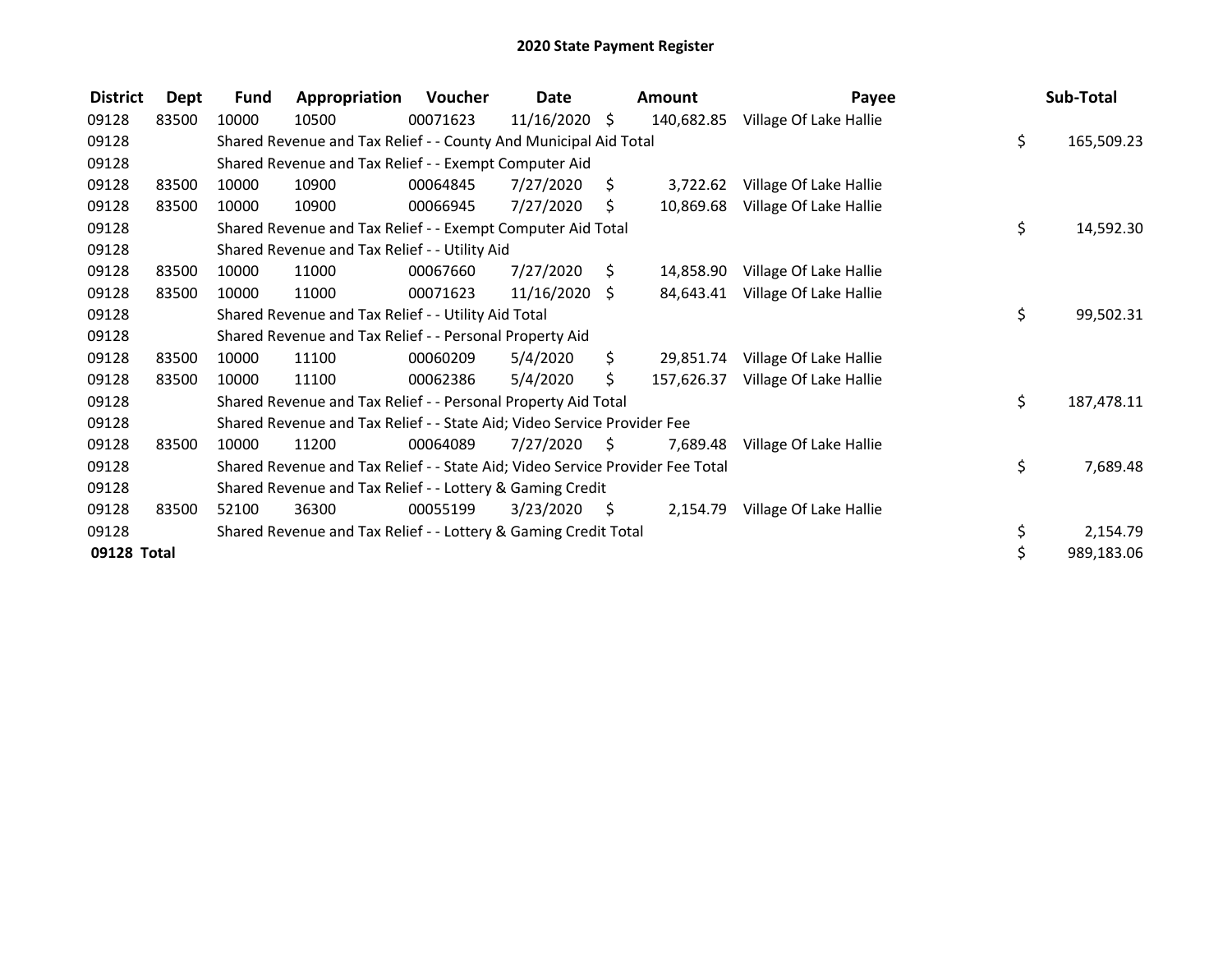# 2020 State Payment Register

| District | Dept | Fund | Appropriation | Voucher | Date | Amount | Payee | Sub-Total |
|---|---|---|---|---|---|---|---|---|
| 09128 | 83500 | 10000 | 10500 | 00071623 | 11/16/2020 | $ 140,682.85 | Village Of Lake Hallie | |
| 09128 | | Shared Revenue and Tax Relief - - County And Municipal Aid Total | | | | | | $ 165,509.23 |
| 09128 | | Shared Revenue and Tax Relief - - Exempt Computer Aid | | | | | | |
| 09128 | 83500 | 10000 | 10900 | 00064845 | 7/27/2020 | $ 3,722.62 | Village Of Lake Hallie | |
| 09128 | 83500 | 10000 | 10900 | 00066945 | 7/27/2020 | $ 10,869.68 | Village Of Lake Hallie | |
| 09128 | | Shared Revenue and Tax Relief - - Exempt Computer Aid Total | | | | | | $ 14,592.30 |
| 09128 | | Shared Revenue and Tax Relief - - Utility Aid | | | | | | |
| 09128 | 83500 | 10000 | 11000 | 00067660 | 7/27/2020 | $ 14,858.90 | Village Of Lake Hallie | |
| 09128 | 83500 | 10000 | 11000 | 00071623 | 11/16/2020 | $ 84,643.41 | Village Of Lake Hallie | |
| 09128 | | Shared Revenue and Tax Relief - - Utility Aid Total | | | | | | $ 99,502.31 |
| 09128 | | Shared Revenue and Tax Relief - - Personal Property Aid | | | | | | |
| 09128 | 83500 | 10000 | 11100 | 00060209 | 5/4/2020 | $ 29,851.74 | Village Of Lake Hallie | |
| 09128 | 83500 | 10000 | 11100 | 00062386 | 5/4/2020 | $ 157,626.37 | Village Of Lake Hallie | |
| 09128 | | Shared Revenue and Tax Relief - - Personal Property Aid Total | | | | | | $ 187,478.11 |
| 09128 | | Shared Revenue and Tax Relief - - State Aid; Video Service Provider Fee | | | | | | |
| 09128 | 83500 | 10000 | 11200 | 00064089 | 7/27/2020 | $ 7,689.48 | Village Of Lake Hallie | |
| 09128 | | Shared Revenue and Tax Relief - - State Aid; Video Service Provider Fee Total | | | | | | $ 7,689.48 |
| 09128 | | Shared Revenue and Tax Relief - - Lottery & Gaming Credit | | | | | | |
| 09128 | 83500 | 52100 | 36300 | 00055199 | 3/23/2020 | $ 2,154.79 | Village Of Lake Hallie | |
| 09128 | | Shared Revenue and Tax Relief - - Lottery & Gaming Credit Total | | | | | | $ 2,154.79 |
| **09128 Total** | | | | | | | | $ 989,183.06 |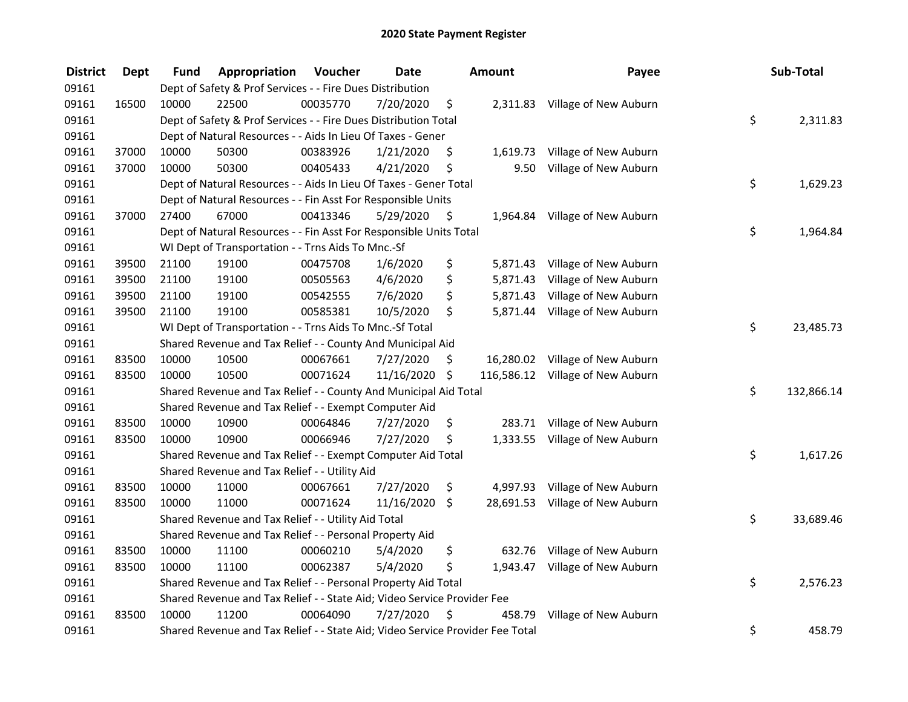# 2020 State Payment Register

| District | Dept | Fund | Appropriation | Voucher | Date | Amount | Payee | Sub-Total |
|---|---|---|---|---|---|---|---|---|
| 09161 | | Dept of Safety & Prof Services - - Fire Dues Distribution | | | | | | |
| 09161 | 16500 | 10000 | 22500 | 00035770 | 7/20/2020 | $ 2,311.83 | Village of New Auburn | |
| 09161 | | Dept of Safety & Prof Services - - Fire Dues Distribution Total | | | | | | $ 2,311.83 |
| 09161 | | Dept of Natural Resources - - Aids In Lieu Of Taxes - Gener | | | | | | |
| 09161 | 37000 | 10000 | 50300 | 00383926 | 1/21/2020 | $ 1,619.73 | Village of New Auburn | |
| 09161 | 37000 | 10000 | 50300 | 00405433 | 4/21/2020 | $ 9.50 | Village of New Auburn | |
| 09161 | | Dept of Natural Resources - - Aids In Lieu Of Taxes - Gener Total | | | | | | $ 1,629.23 |
| 09161 | | Dept of Natural Resources - - Fin Asst For Responsible Units | | | | | | |
| 09161 | 37000 | 27400 | 67000 | 00413346 | 5/29/2020 | $ 1,964.84 | Village of New Auburn | |
| 09161 | | Dept of Natural Resources - - Fin Asst For Responsible Units Total | | | | | | $ 1,964.84 |
| 09161 | | WI Dept of Transportation - - Trns Aids To Mnc.-Sf | | | | | | |
| 09161 | 39500 | 21100 | 19100 | 00475708 | 1/6/2020 | $ 5,871.43 | Village of New Auburn | |
| 09161 | 39500 | 21100 | 19100 | 00505563 | 4/6/2020 | $ 5,871.43 | Village of New Auburn | |
| 09161 | 39500 | 21100 | 19100 | 00542555 | 7/6/2020 | $ 5,871.43 | Village of New Auburn | |
| 09161 | 39500 | 21100 | 19100 | 00585381 | 10/5/2020 | $ 5,871.44 | Village of New Auburn | |
| 09161 | | WI Dept of Transportation - - Trns Aids To Mnc.-Sf Total | | | | | | $ 23,485.73 |
| 09161 | | Shared Revenue and Tax Relief - - County And Municipal Aid | | | | | | |
| 09161 | 83500 | 10000 | 10500 | 00067661 | 7/27/2020 | $ 16,280.02 | Village of New Auburn | |
| 09161 | 83500 | 10000 | 10500 | 00071624 | 11/16/2020 | $ 116,586.12 | Village of New Auburn | |
| 09161 | | Shared Revenue and Tax Relief - - County And Municipal Aid Total | | | | | | $ 132,866.14 |
| 09161 | | Shared Revenue and Tax Relief - - Exempt Computer Aid | | | | | | |
| 09161 | 83500 | 10000 | 10900 | 00064846 | 7/27/2020 | $ 283.71 | Village of New Auburn | |
| 09161 | 83500 | 10000 | 10900 | 00066946 | 7/27/2020 | $ 1,333.55 | Village of New Auburn | |
| 09161 | | Shared Revenue and Tax Relief - - Exempt Computer Aid Total | | | | | | $ 1,617.26 |
| 09161 | | Shared Revenue and Tax Relief - - Utility Aid | | | | | | |
| 09161 | 83500 | 10000 | 11000 | 00067661 | 7/27/2020 | $ 4,997.93 | Village of New Auburn | |
| 09161 | 83500 | 10000 | 11000 | 00071624 | 11/16/2020 | $ 28,691.53 | Village of New Auburn | |
| 09161 | | Shared Revenue and Tax Relief - - Utility Aid Total | | | | | | $ 33,689.46 |
| 09161 | | Shared Revenue and Tax Relief - - Personal Property Aid | | | | | | |
| 09161 | 83500 | 10000 | 11100 | 00060210 | 5/4/2020 | $ 632.76 | Village of New Auburn | |
| 09161 | 83500 | 10000 | 11100 | 00062387 | 5/4/2020 | $ 1,943.47 | Village of New Auburn | |
| 09161 | | Shared Revenue and Tax Relief - - Personal Property Aid Total | | | | | | $ 2,576.23 |
| 09161 | | Shared Revenue and Tax Relief - - State Aid; Video Service Provider Fee | | | | | | |
| 09161 | 83500 | 10000 | 11200 | 00064090 | 7/27/2020 | $ 458.79 | Village of New Auburn | |
| 09161 | | Shared Revenue and Tax Relief - - State Aid; Video Service Provider Fee Total | | | | | | $ 458.79 |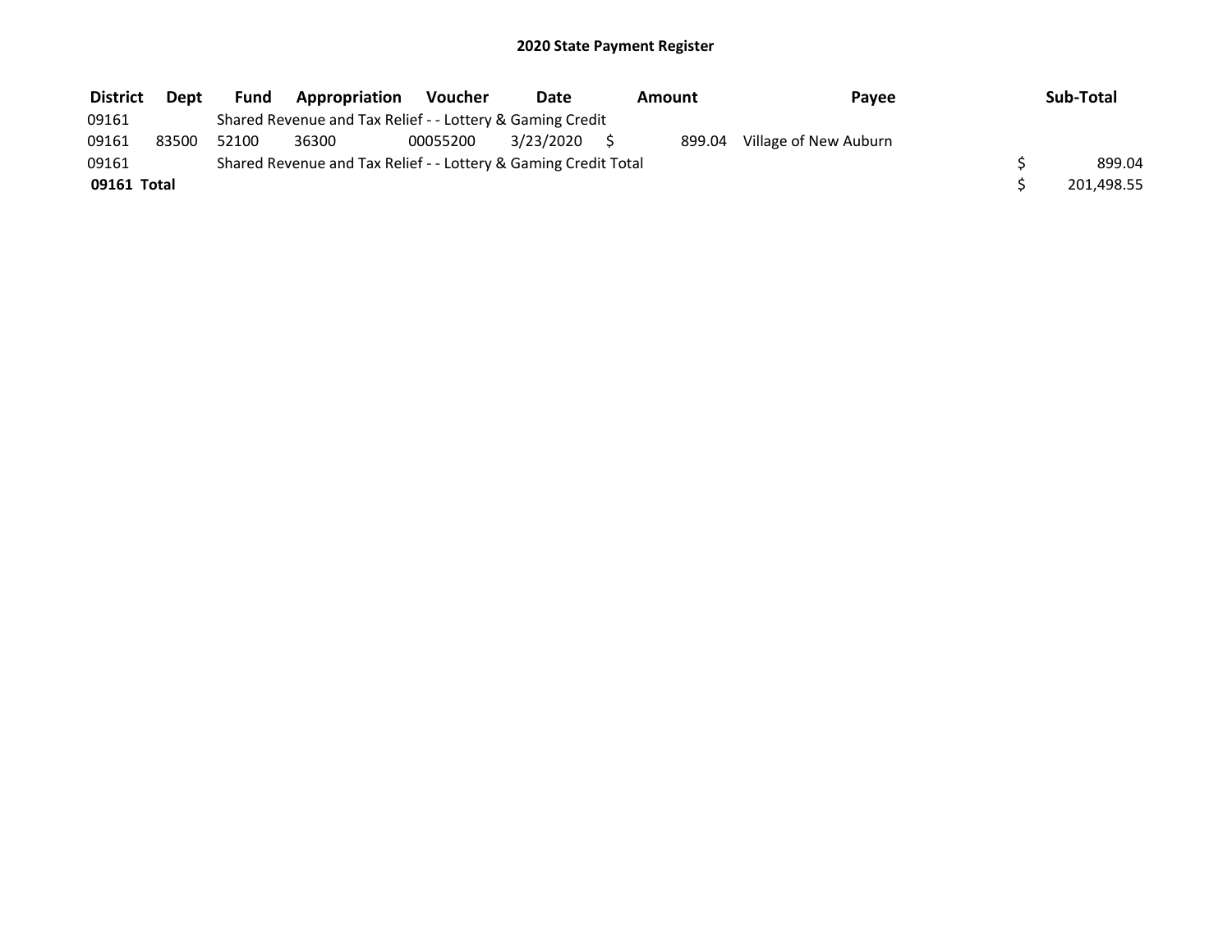## 2020 State Payment Register

| District | Dept | Fund | Appropriation | Voucher | Date | Amount | Payee | Sub-Total |
|---|---|---|---|---|---|---|---|---|
| 09161 | | Shared Revenue and Tax Relief - - Lottery & Gaming Credit | | | | | | |
| 09161 | 83500 | 52100 | 36300 | 00055200 | 3/23/2020 | $ 899.04 | Village of New Auburn | |
| 09161 | | Shared Revenue and Tax Relief - - Lottery & Gaming Credit Total | | | | | | $ 899.04 |
| **09161 Total** | | | | | | | | $ 201,498.55 |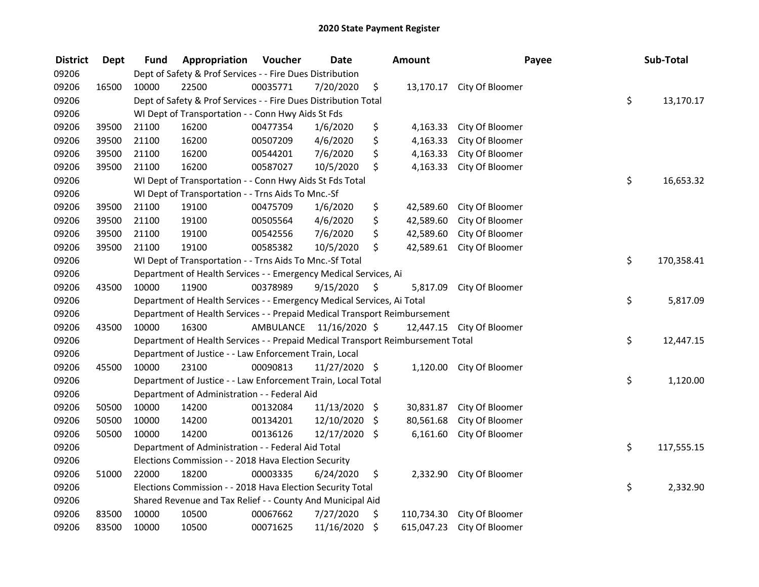# 2020 State Payment Register

| District | Dept | Fund | Appropriation | Voucher | Date | Amount | Payee | Sub-Total |
|---|---|---|---|---|---|---|---|---|
| 09206 | | Dept of Safety & Prof Services - - Fire Dues Distribution | | | | | | |
| 09206 | 16500 | 10000 | 22500 | 00035771 | 7/20/2020 | $ 13,170.17 | City Of Bloomer | |
| 09206 | | Dept of Safety & Prof Services - - Fire Dues Distribution Total | | | | | | $ 13,170.17 |
| 09206 | | WI Dept of Transportation - - Conn Hwy Aids St Fds | | | | | | |
| 09206 | 39500 | 21100 | 16200 | 00477354 | 1/6/2020 | $ 4,163.33 | City Of Bloomer | |
| 09206 | 39500 | 21100 | 16200 | 00507209 | 4/6/2020 | $ 4,163.33 | City Of Bloomer | |
| 09206 | 39500 | 21100 | 16200 | 00544201 | 7/6/2020 | $ 4,163.33 | City Of Bloomer | |
| 09206 | 39500 | 21100 | 16200 | 00587027 | 10/5/2020 | $ 4,163.33 | City Of Bloomer | |
| 09206 | | WI Dept of Transportation - - Conn Hwy Aids St Fds Total | | | | | | $ 16,653.32 |
| 09206 | | WI Dept of Transportation - - Trns Aids To Mnc.-Sf | | | | | | |
| 09206 | 39500 | 21100 | 19100 | 00475709 | 1/6/2020 | $ 42,589.60 | City Of Bloomer | |
| 09206 | 39500 | 21100 | 19100 | 00505564 | 4/6/2020 | $ 42,589.60 | City Of Bloomer | |
| 09206 | 39500 | 21100 | 19100 | 00542556 | 7/6/2020 | $ 42,589.60 | City Of Bloomer | |
| 09206 | 39500 | 21100 | 19100 | 00585382 | 10/5/2020 | $ 42,589.61 | City Of Bloomer | |
| 09206 | | WI Dept of Transportation - - Trns Aids To Mnc.-Sf Total | | | | | | $ 170,358.41 |
| 09206 | | Department of Health Services - - Emergency Medical Services, Ai | | | | | | |
| 09206 | 43500 | 10000 | 11900 | 00378989 | 9/15/2020 | $ 5,817.09 | City Of Bloomer | |
| 09206 | | Department of Health Services - - Emergency Medical Services, Ai Total | | | | | | $ 5,817.09 |
| 09206 | | Department of Health Services - - Prepaid Medical Transport Reimbursement | | | | | | |
| 09206 | 43500 | 10000 | 16300 | AMBULANCE | 11/16/2020 | $ 12,447.15 | City Of Bloomer | |
| 09206 | | Department of Health Services - - Prepaid Medical Transport Reimbursement Total | | | | | | $ 12,447.15 |
| 09206 | | Department of Justice - - Law Enforcement Train, Local | | | | | | |
| 09206 | 45500 | 10000 | 23100 | 00090813 | 11/27/2020 | $ 1,120.00 | City Of Bloomer | |
| 09206 | | Department of Justice - - Law Enforcement Train, Local Total | | | | | | $ 1,120.00 |
| 09206 | | Department of Administration - - Federal Aid | | | | | | |
| 09206 | 50500 | 10000 | 14200 | 00132084 | 11/13/2020 | $ 30,831.87 | City Of Bloomer | |
| 09206 | 50500 | 10000 | 14200 | 00134201 | 12/10/2020 | $ 80,561.68 | City Of Bloomer | |
| 09206 | 50500 | 10000 | 14200 | 00136126 | 12/17/2020 | $ 6,161.60 | City Of Bloomer | |
| 09206 | | Department of Administration - - Federal Aid Total | | | | | | $ 117,555.15 |
| 09206 | | Elections Commission - - 2018 Hava Election Security | | | | | | |
| 09206 | 51000 | 22000 | 18200 | 00003335 | 6/24/2020 | $ 2,332.90 | City Of Bloomer | |
| 09206 | | Elections Commission - - 2018 Hava Election Security Total | | | | | | $ 2,332.90 |
| 09206 | | Shared Revenue and Tax Relief - - County And Municipal Aid | | | | | | |
| 09206 | 83500 | 10000 | 10500 | 00067662 | 7/27/2020 | $ 110,734.30 | City Of Bloomer | |
| 09206 | 83500 | 10000 | 10500 | 00071625 | 11/16/2020 | $ 615,047.23 | City Of Bloomer | |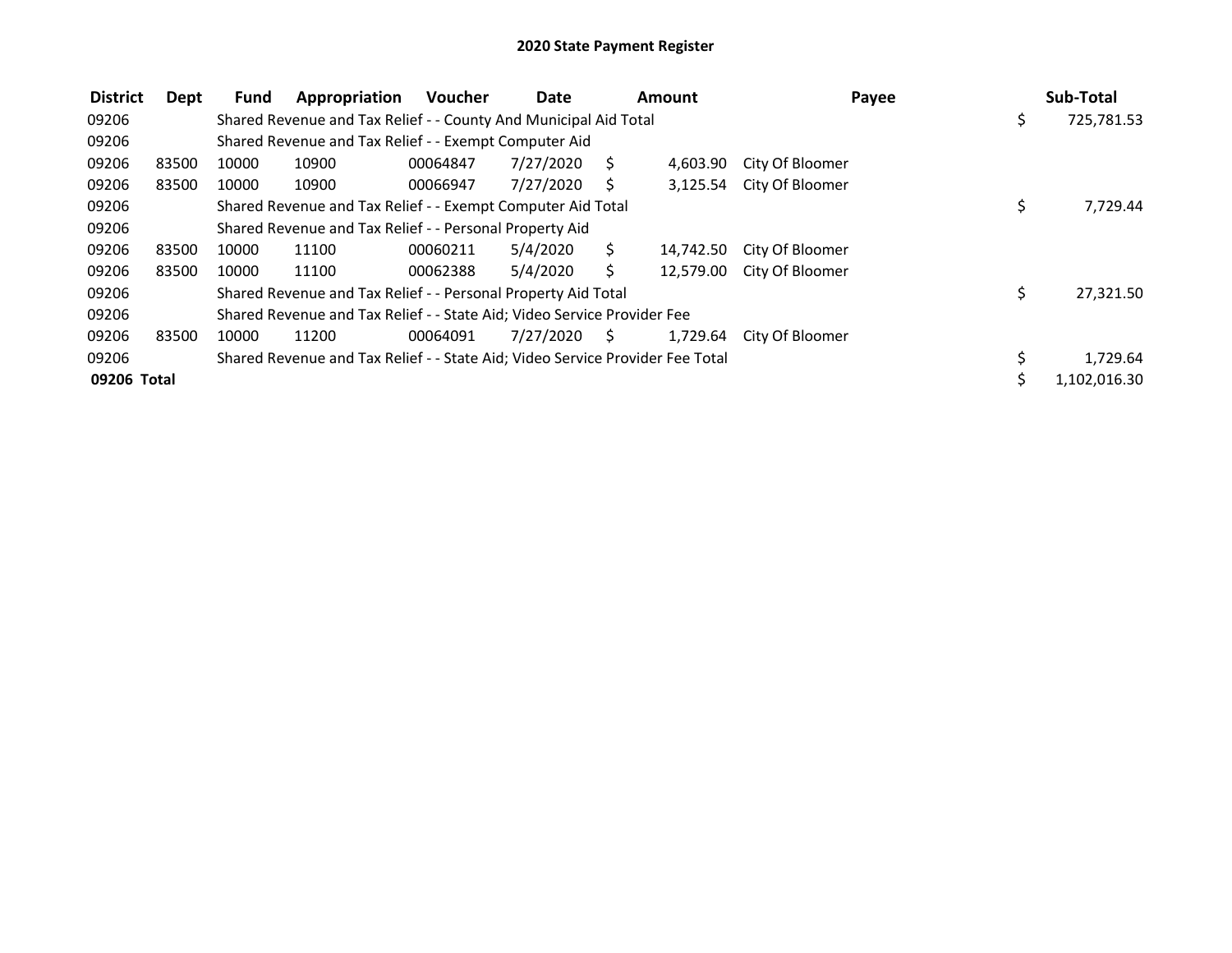# 2020 State Payment Register

| District | Dept | Fund | Appropriation | Voucher | Date | Amount | Payee | Sub-Total |
|---|---|---|---|---|---|---|---|---|
| 09206 | | Shared Revenue and Tax Relief - - County And Municipal Aid Total | | | | | | $ 725,781.53 |
| 09206 | | Shared Revenue and Tax Relief - - Exempt Computer Aid | | | | | | |
| 09206 | 83500 | 10000 | 10900 | 00064847 | 7/27/2020 | $ 4,603.90 | City Of Bloomer | |
| 09206 | 83500 | 10000 | 10900 | 00066947 | 7/27/2020 | $ 3,125.54 | City Of Bloomer | |
| 09206 | | Shared Revenue and Tax Relief - - Exempt Computer Aid Total | | | | | | $ 7,729.44 |
| 09206 | | Shared Revenue and Tax Relief - - Personal Property Aid | | | | | | |
| 09206 | 83500 | 10000 | 11100 | 00060211 | 5/4/2020 | $ 14,742.50 | City Of Bloomer | |
| 09206 | 83500 | 10000 | 11100 | 00062388 | 5/4/2020 | $ 12,579.00 | City Of Bloomer | |
| 09206 | | Shared Revenue and Tax Relief - - Personal Property Aid Total | | | | | | $ 27,321.50 |
| 09206 | | Shared Revenue and Tax Relief - - State Aid; Video Service Provider Fee | | | | | | |
| 09206 | 83500 | 10000 | 11200 | 00064091 | 7/27/2020 | $ 1,729.64 | City Of Bloomer | |
| 09206 | | Shared Revenue and Tax Relief - - State Aid; Video Service Provider Fee Total | | | | | | $ 1,729.64 |
| **09206 Total** | | | | | | | | $ 1,102,016.30 |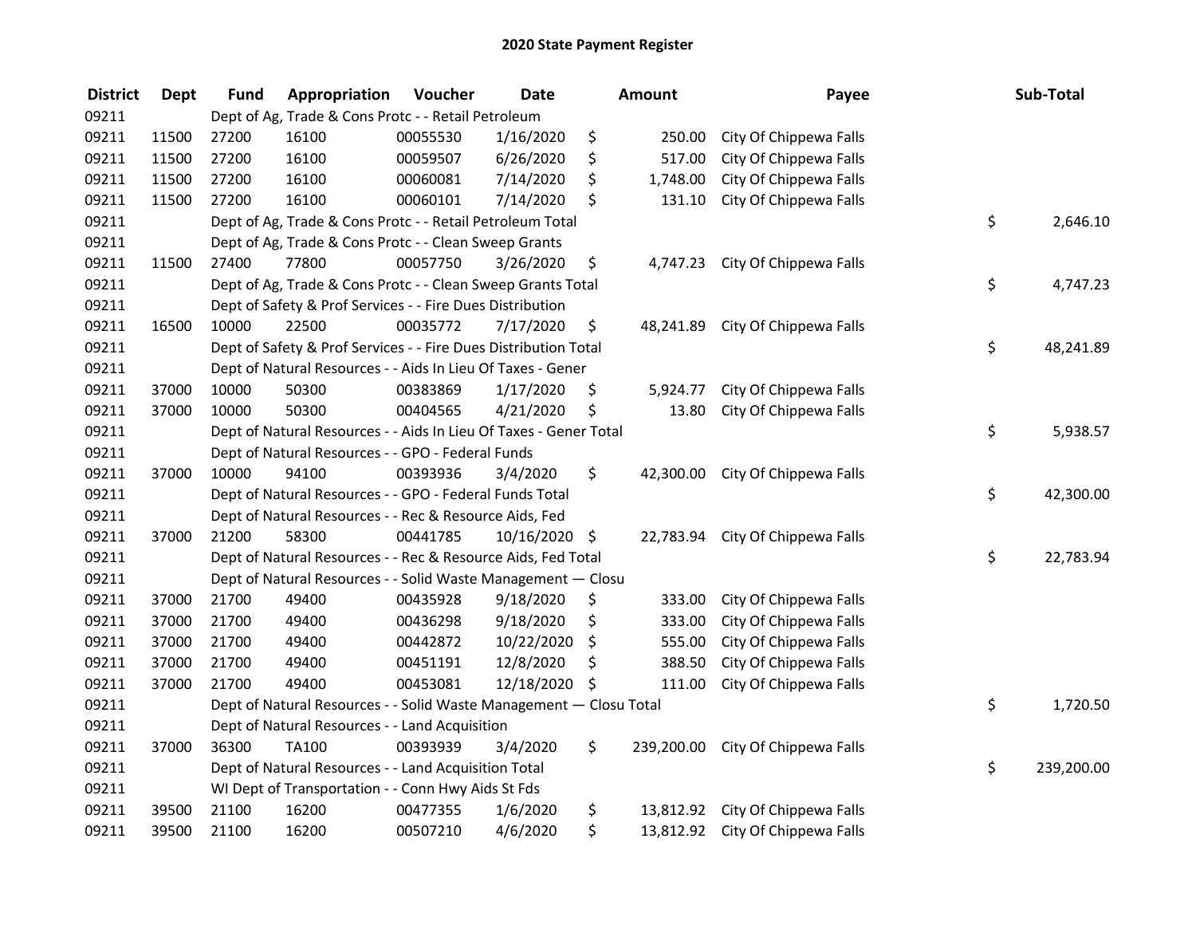# 2020 State Payment Register

| District | Dept | Fund | Appropriation | Voucher | Date | Amount | Payee | Sub-Total |
|---|---|---|---|---|---|---|---|---|
| 09211 | | Dept of Ag, Trade & Cons Protc - - Retail Petroleum | | | | | | |
| 09211 | 11500 | 27200 | 16100 | 00055530 | 1/16/2020 | $ 250.00 | City Of Chippewa Falls | |
| 09211 | 11500 | 27200 | 16100 | 00059507 | 6/26/2020 | $ 517.00 | City Of Chippewa Falls | |
| 09211 | 11500 | 27200 | 16100 | 00060081 | 7/14/2020 | $ 1,748.00 | City Of Chippewa Falls | |
| 09211 | 11500 | 27200 | 16100 | 00060101 | 7/14/2020 | $ 131.10 | City Of Chippewa Falls | |
| 09211 | | Dept of Ag, Trade & Cons Protc - - Retail Petroleum Total | | | | | | $ 2,646.10 |
| 09211 | | Dept of Ag, Trade & Cons Protc - - Clean Sweep Grants | | | | | | |
| 09211 | 11500 | 27400 | 77800 | 00057750 | 3/26/2020 | $ 4,747.23 | City Of Chippewa Falls | |
| 09211 | | Dept of Ag, Trade & Cons Protc - - Clean Sweep Grants Total | | | | | | $ 4,747.23 |
| 09211 | | Dept of Safety & Prof Services - - Fire Dues Distribution | | | | | | |
| 09211 | 16500 | 10000 | 22500 | 00035772 | 7/17/2020 | $ 48,241.89 | City Of Chippewa Falls | |
| 09211 | | Dept of Safety & Prof Services - - Fire Dues Distribution Total | | | | | | $ 48,241.89 |
| 09211 | | Dept of Natural Resources - - Aids In Lieu Of Taxes - Gener | | | | | | |
| 09211 | 37000 | 10000 | 50300 | 00383869 | 1/17/2020 | $ 5,924.77 | City Of Chippewa Falls | |
| 09211 | 37000 | 10000 | 50300 | 00404565 | 4/21/2020 | $ 13.80 | City Of Chippewa Falls | |
| 09211 | | Dept of Natural Resources - - Aids In Lieu Of Taxes - Gener Total | | | | | | $ 5,938.57 |
| 09211 | | Dept of Natural Resources - - GPO - Federal Funds | | | | | | |
| 09211 | 37000 | 10000 | 94100 | 00393936 | 3/4/2020 | $ 42,300.00 | City Of Chippewa Falls | |
| 09211 | | Dept of Natural Resources - - GPO - Federal Funds Total | | | | | | $ 42,300.00 |
| 09211 | | Dept of Natural Resources - - Rec & Resource Aids, Fed | | | | | | |
| 09211 | 37000 | 21200 | 58300 | 00441785 | 10/16/2020 | $ 22,783.94 | City Of Chippewa Falls | |
| 09211 | | Dept of Natural Resources - - Rec & Resource Aids, Fed Total | | | | | | $ 22,783.94 |
| 09211 | | Dept of Natural Resources - - Solid Waste Management — Closu | | | | | | |
| 09211 | 37000 | 21700 | 49400 | 00435928 | 9/18/2020 | $ 333.00 | City Of Chippewa Falls | |
| 09211 | 37000 | 21700 | 49400 | 00436298 | 9/18/2020 | $ 333.00 | City Of Chippewa Falls | |
| 09211 | 37000 | 21700 | 49400 | 00442872 | 10/22/2020 | $ 555.00 | City Of Chippewa Falls | |
| 09211 | 37000 | 21700 | 49400 | 00451191 | 12/8/2020 | $ 388.50 | City Of Chippewa Falls | |
| 09211 | 37000 | 21700 | 49400 | 00453081 | 12/18/2020 | $ 111.00 | City Of Chippewa Falls | |
| 09211 | | Dept of Natural Resources - - Solid Waste Management — Closu Total | | | | | | $ 1,720.50 |
| 09211 | | Dept of Natural Resources - - Land Acquisition | | | | | | |
| 09211 | 37000 | 36300 | TA100 | 00393939 | 3/4/2020 | $ 239,200.00 | City Of Chippewa Falls | |
| 09211 | | Dept of Natural Resources - - Land Acquisition Total | | | | | | $ 239,200.00 |
| 09211 | | WI Dept of Transportation - - Conn Hwy Aids St Fds | | | | | | |
| 09211 | 39500 | 21100 | 16200 | 00477355 | 1/6/2020 | $ 13,812.92 | City Of Chippewa Falls | |
| 09211 | 39500 | 21100 | 16200 | 00507210 | 4/6/2020 | $ 13,812.92 | City Of Chippewa Falls | |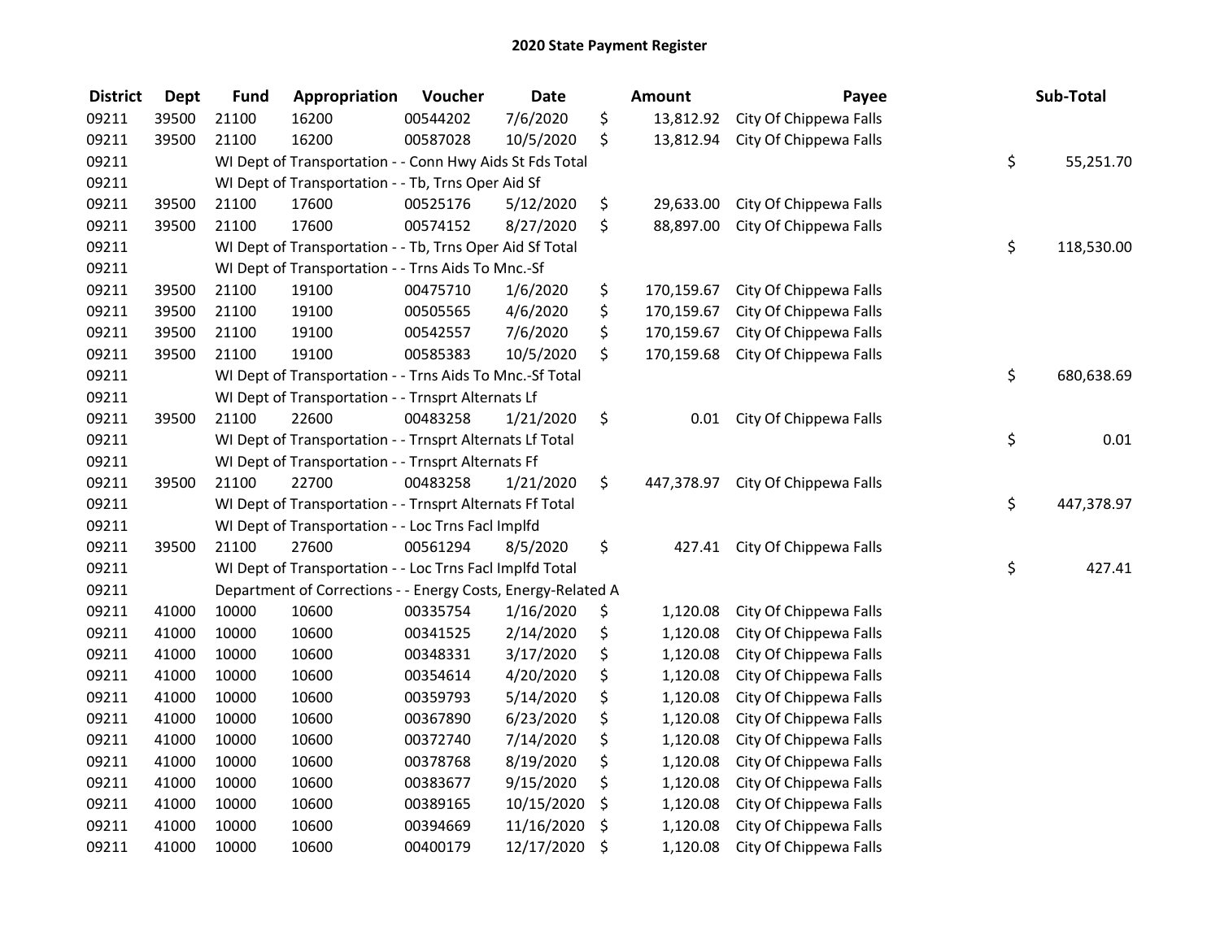# 2020 State Payment Register

| District | Dept | Fund | Appropriation | Voucher | Date | Amount | Payee | Sub-Total |
|---|---|---|---|---|---|---|---|---|
| 09211 | 39500 | 21100 | 16200 | 00544202 | 7/6/2020 | $ 13,812.92 | City Of Chippewa Falls | |
| 09211 | 39500 | 21100 | 16200 | 00587028 | 10/5/2020 | $ 13,812.94 | City Of Chippewa Falls | |
| 09211 | | WI Dept of Transportation - - Conn Hwy Aids St Fds Total | | | | | | $ 55,251.70 |
| 09211 | | WI Dept of Transportation - - Tb, Trns Oper Aid Sf | | | | | | |
| 09211 | 39500 | 21100 | 17600 | 00525176 | 5/12/2020 | $ 29,633.00 | City Of Chippewa Falls | |
| 09211 | 39500 | 21100 | 17600 | 00574152 | 8/27/2020 | $ 88,897.00 | City Of Chippewa Falls | |
| 09211 | | WI Dept of Transportation - - Tb, Trns Oper Aid Sf Total | | | | | | $ 118,530.00 |
| 09211 | | WI Dept of Transportation - - Trns Aids To Mnc.-Sf | | | | | | |
| 09211 | 39500 | 21100 | 19100 | 00475710 | 1/6/2020 | $ 170,159.67 | City Of Chippewa Falls | |
| 09211 | 39500 | 21100 | 19100 | 00505565 | 4/6/2020 | $ 170,159.67 | City Of Chippewa Falls | |
| 09211 | 39500 | 21100 | 19100 | 00542557 | 7/6/2020 | $ 170,159.67 | City Of Chippewa Falls | |
| 09211 | 39500 | 21100 | 19100 | 00585383 | 10/5/2020 | $ 170,159.68 | City Of Chippewa Falls | |
| 09211 | | WI Dept of Transportation - - Trns Aids To Mnc.-Sf Total | | | | | | $ 680,638.69 |
| 09211 | | WI Dept of Transportation - - Trnsprt Alternats Lf | | | | | | |
| 09211 | 39500 | 21100 | 22600 | 00483258 | 1/21/2020 | $ 0.01 | City Of Chippewa Falls | |
| 09211 | | WI Dept of Transportation - - Trnsprt Alternats Lf Total | | | | | | $ 0.01 |
| 09211 | | WI Dept of Transportation - - Trnsprt Alternats Ff | | | | | | |
| 09211 | 39500 | 21100 | 22700 | 00483258 | 1/21/2020 | $ 447,378.97 | City Of Chippewa Falls | |
| 09211 | | WI Dept of Transportation - - Trnsprt Alternats Ff Total | | | | | | $ 447,378.97 |
| 09211 | | WI Dept of Transportation - - Loc Trns Facl Implfd | | | | | | |
| 09211 | 39500 | 21100 | 27600 | 00561294 | 8/5/2020 | $ 427.41 | City Of Chippewa Falls | |
| 09211 | | WI Dept of Transportation - - Loc Trns Facl Implfd Total | | | | | | $ 427.41 |
| 09211 | | Department of Corrections - - Energy Costs, Energy-Related A | | | | | | |
| 09211 | 41000 | 10000 | 10600 | 00335754 | 1/16/2020 | $ 1,120.08 | City Of Chippewa Falls | |
| 09211 | 41000 | 10000 | 10600 | 00341525 | 2/14/2020 | $ 1,120.08 | City Of Chippewa Falls | |
| 09211 | 41000 | 10000 | 10600 | 00348331 | 3/17/2020 | $ 1,120.08 | City Of Chippewa Falls | |
| 09211 | 41000 | 10000 | 10600 | 00354614 | 4/20/2020 | $ 1,120.08 | City Of Chippewa Falls | |
| 09211 | 41000 | 10000 | 10600 | 00359793 | 5/14/2020 | $ 1,120.08 | City Of Chippewa Falls | |
| 09211 | 41000 | 10000 | 10600 | 00367890 | 6/23/2020 | $ 1,120.08 | City Of Chippewa Falls | |
| 09211 | 41000 | 10000 | 10600 | 00372740 | 7/14/2020 | $ 1,120.08 | City Of Chippewa Falls | |
| 09211 | 41000 | 10000 | 10600 | 00378768 | 8/19/2020 | $ 1,120.08 | City Of Chippewa Falls | |
| 09211 | 41000 | 10000 | 10600 | 00383677 | 9/15/2020 | $ 1,120.08 | City Of Chippewa Falls | |
| 09211 | 41000 | 10000 | 10600 | 00389165 | 10/15/2020 | $ 1,120.08 | City Of Chippewa Falls | |
| 09211 | 41000 | 10000 | 10600 | 00394669 | 11/16/2020 | $ 1,120.08 | City Of Chippewa Falls | |
| 09211 | 41000 | 10000 | 10600 | 00400179 | 12/17/2020 | $ 1,120.08 | City Of Chippewa Falls | |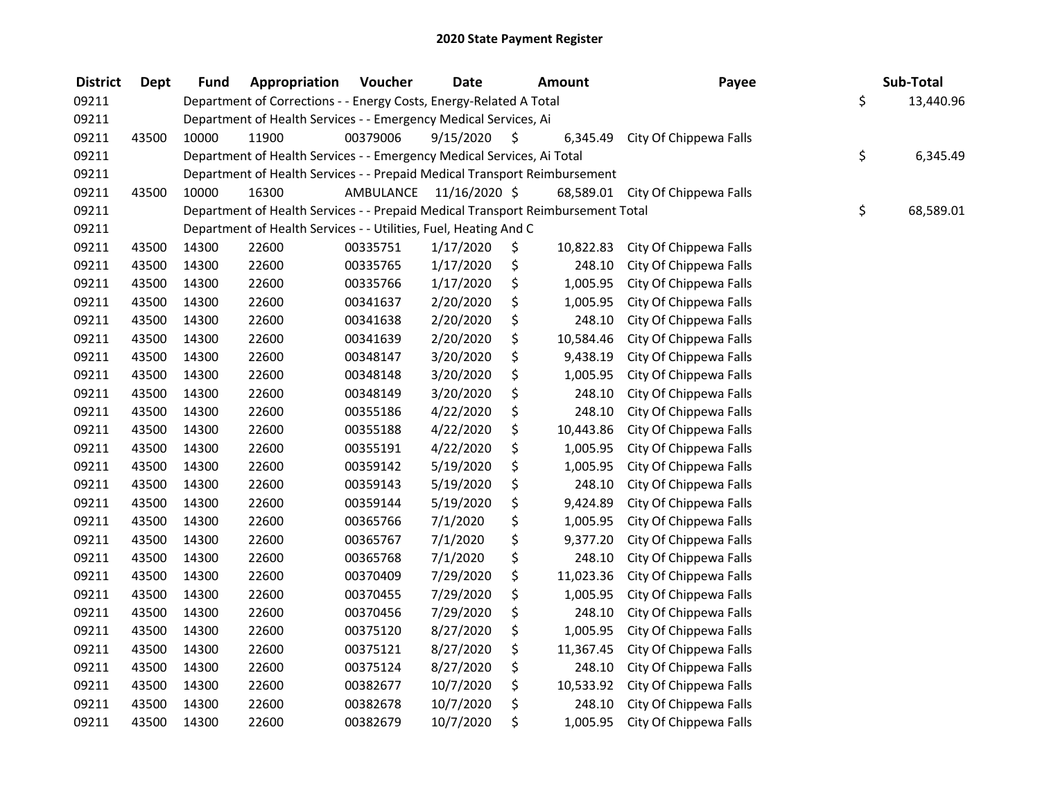# 2020 State Payment Register

| District | Dept | Fund | Appropriation | Voucher | Date | Amount | Payee | Sub-Total |
|---|---|---|---|---|---|---|---|---|
| 09211 | | Department of Corrections - - Energy Costs, Energy-Related A Total | | | | | | $ 13,440.96 |
| 09211 | | Department of Health Services - - Emergency Medical Services, Ai | | | | | | |
| 09211 | 43500 | 10000 | 11900 | 00379006 | 9/15/2020 | $ 6,345.49 | City Of Chippewa Falls | |
| 09211 | | Department of Health Services - - Emergency Medical Services, Ai Total | | | | | | $ 6,345.49 |
| 09211 | | Department of Health Services - - Prepaid Medical Transport Reimbursement | | | | | | |
| 09211 | 43500 | 10000 | 16300 | AMBULANCE | 11/16/2020 | $ 68,589.01 | City Of Chippewa Falls | |
| 09211 | | Department of Health Services - - Prepaid Medical Transport Reimbursement Total | | | | | | $ 68,589.01 |
| 09211 | | Department of Health Services - - Utilities, Fuel, Heating And C | | | | | | |
| 09211 | 43500 | 14300 | 22600 | 00335751 | 1/17/2020 | $ 10,822.83 | City Of Chippewa Falls | |
| 09211 | 43500 | 14300 | 22600 | 00335765 | 1/17/2020 | $ 248.10 | City Of Chippewa Falls | |
| 09211 | 43500 | 14300 | 22600 | 00335766 | 1/17/2020 | $ 1,005.95 | City Of Chippewa Falls | |
| 09211 | 43500 | 14300 | 22600 | 00341637 | 2/20/2020 | $ 1,005.95 | City Of Chippewa Falls | |
| 09211 | 43500 | 14300 | 22600 | 00341638 | 2/20/2020 | $ 248.10 | City Of Chippewa Falls | |
| 09211 | 43500 | 14300 | 22600 | 00341639 | 2/20/2020 | $ 10,584.46 | City Of Chippewa Falls | |
| 09211 | 43500 | 14300 | 22600 | 00348147 | 3/20/2020 | $ 9,438.19 | City Of Chippewa Falls | |
| 09211 | 43500 | 14300 | 22600 | 00348148 | 3/20/2020 | $ 1,005.95 | City Of Chippewa Falls | |
| 09211 | 43500 | 14300 | 22600 | 00348149 | 3/20/2020 | $ 248.10 | City Of Chippewa Falls | |
| 09211 | 43500 | 14300 | 22600 | 00355186 | 4/22/2020 | $ 248.10 | City Of Chippewa Falls | |
| 09211 | 43500 | 14300 | 22600 | 00355188 | 4/22/2020 | $ 10,443.86 | City Of Chippewa Falls | |
| 09211 | 43500 | 14300 | 22600 | 00355191 | 4/22/2020 | $ 1,005.95 | City Of Chippewa Falls | |
| 09211 | 43500 | 14300 | 22600 | 00359142 | 5/19/2020 | $ 1,005.95 | City Of Chippewa Falls | |
| 09211 | 43500 | 14300 | 22600 | 00359143 | 5/19/2020 | $ 248.10 | City Of Chippewa Falls | |
| 09211 | 43500 | 14300 | 22600 | 00359144 | 5/19/2020 | $ 9,424.89 | City Of Chippewa Falls | |
| 09211 | 43500 | 14300 | 22600 | 00365766 | 7/1/2020 | $ 1,005.95 | City Of Chippewa Falls | |
| 09211 | 43500 | 14300 | 22600 | 00365767 | 7/1/2020 | $ 9,377.20 | City Of Chippewa Falls | |
| 09211 | 43500 | 14300 | 22600 | 00365768 | 7/1/2020 | $ 248.10 | City Of Chippewa Falls | |
| 09211 | 43500 | 14300 | 22600 | 00370409 | 7/29/2020 | $ 11,023.36 | City Of Chippewa Falls | |
| 09211 | 43500 | 14300 | 22600 | 00370455 | 7/29/2020 | $ 1,005.95 | City Of Chippewa Falls | |
| 09211 | 43500 | 14300 | 22600 | 00370456 | 7/29/2020 | $ 248.10 | City Of Chippewa Falls | |
| 09211 | 43500 | 14300 | 22600 | 00375120 | 8/27/2020 | $ 1,005.95 | City Of Chippewa Falls | |
| 09211 | 43500 | 14300 | 22600 | 00375121 | 8/27/2020 | $ 11,367.45 | City Of Chippewa Falls | |
| 09211 | 43500 | 14300 | 22600 | 00375124 | 8/27/2020 | $ 248.10 | City Of Chippewa Falls | |
| 09211 | 43500 | 14300 | 22600 | 00382677 | 10/7/2020 | $ 10,533.92 | City Of Chippewa Falls | |
| 09211 | 43500 | 14300 | 22600 | 00382678 | 10/7/2020 | $ 248.10 | City Of Chippewa Falls | |
| 09211 | 43500 | 14300 | 22600 | 00382679 | 10/7/2020 | $ 1,005.95 | City Of Chippewa Falls | |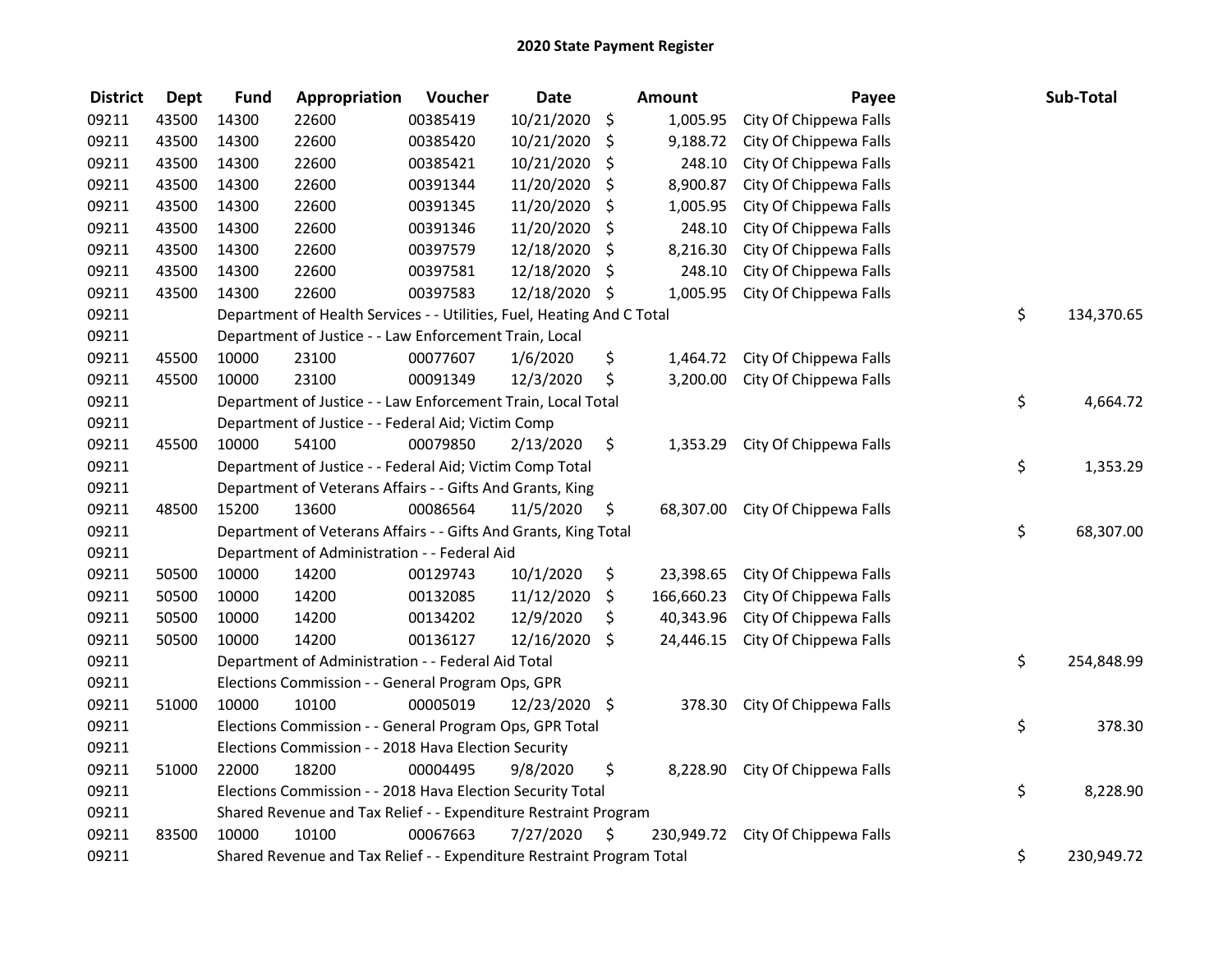# 2020 State Payment Register

| District | Dept | Fund | Appropriation | Voucher | Date | Amount | Payee | Sub-Total |
|---|---|---|---|---|---|---|---|---|
| 09211 | 43500 | 14300 | 22600 | 00385419 | 10/21/2020 | $ 1,005.95 | City Of Chippewa Falls | |
| 09211 | 43500 | 14300 | 22600 | 00385420 | 10/21/2020 | $ 9,188.72 | City Of Chippewa Falls | |
| 09211 | 43500 | 14300 | 22600 | 00385421 | 10/21/2020 | $ 248.10 | City Of Chippewa Falls | |
| 09211 | 43500 | 14300 | 22600 | 00391344 | 11/20/2020 | $ 8,900.87 | City Of Chippewa Falls | |
| 09211 | 43500 | 14300 | 22600 | 00391345 | 11/20/2020 | $ 1,005.95 | City Of Chippewa Falls | |
| 09211 | 43500 | 14300 | 22600 | 00391346 | 11/20/2020 | $ 248.10 | City Of Chippewa Falls | |
| 09211 | 43500 | 14300 | 22600 | 00397579 | 12/18/2020 | $ 8,216.30 | City Of Chippewa Falls | |
| 09211 | 43500 | 14300 | 22600 | 00397581 | 12/18/2020 | $ 248.10 | City Of Chippewa Falls | |
| 09211 | 43500 | 14300 | 22600 | 00397583 | 12/18/2020 | $ 1,005.95 | City Of Chippewa Falls | |
| 09211 | | Department of Health Services - - Utilities, Fuel, Heating And C Total | | | | | | $ 134,370.65 |
| 09211 | | Department of Justice - - Law Enforcement Train, Local | | | | | | |
| 09211 | 45500 | 10000 | 23100 | 00077607 | 1/6/2020 | $ 1,464.72 | City Of Chippewa Falls | |
| 09211 | 45500 | 10000 | 23100 | 00091349 | 12/3/2020 | $ 3,200.00 | City Of Chippewa Falls | |
| 09211 | | Department of Justice - - Law Enforcement Train, Local Total | | | | | | $ 4,664.72 |
| 09211 | | Department of Justice - - Federal Aid; Victim Comp | | | | | | |
| 09211 | 45500 | 10000 | 54100 | 00079850 | 2/13/2020 | $ 1,353.29 | City Of Chippewa Falls | |
| 09211 | | Department of Justice - - Federal Aid; Victim Comp Total | | | | | | $ 1,353.29 |
| 09211 | | Department of Veterans Affairs - - Gifts And Grants, King | | | | | | |
| 09211 | 48500 | 15200 | 13600 | 00086564 | 11/5/2020 | $ 68,307.00 | City Of Chippewa Falls | |
| 09211 | | Department of Veterans Affairs - - Gifts And Grants, King Total | | | | | | $ 68,307.00 |
| 09211 | | Department of Administration - - Federal Aid | | | | | | |
| 09211 | 50500 | 10000 | 14200 | 00129743 | 10/1/2020 | $ 23,398.65 | City Of Chippewa Falls | |
| 09211 | 50500 | 10000 | 14200 | 00132085 | 11/12/2020 | $ 166,660.23 | City Of Chippewa Falls | |
| 09211 | 50500 | 10000 | 14200 | 00134202 | 12/9/2020 | $ 40,343.96 | City Of Chippewa Falls | |
| 09211 | 50500 | 10000 | 14200 | 00136127 | 12/16/2020 | $ 24,446.15 | City Of Chippewa Falls | |
| 09211 | | Department of Administration - - Federal Aid Total | | | | | | $ 254,848.99 |
| 09211 | | Elections Commission - - General Program Ops, GPR | | | | | | |
| 09211 | 51000 | 10000 | 10100 | 00005019 | 12/23/2020 | $ 378.30 | City Of Chippewa Falls | |
| 09211 | | Elections Commission - - General Program Ops, GPR Total | | | | | | $ 378.30 |
| 09211 | | Elections Commission - - 2018 Hava Election Security | | | | | | |
| 09211 | 51000 | 22000 | 18200 | 00004495 | 9/8/2020 | $ 8,228.90 | City Of Chippewa Falls | |
| 09211 | | Elections Commission - - 2018 Hava Election Security Total | | | | | | $ 8,228.90 |
| 09211 | | Shared Revenue and Tax Relief - - Expenditure Restraint Program | | | | | | |
| 09211 | 83500 | 10000 | 10100 | 00067663 | 7/27/2020 | $ 230,949.72 | City Of Chippewa Falls | |
| 09211 | | Shared Revenue and Tax Relief - - Expenditure Restraint Program Total | | | | | | $ 230,949.72 |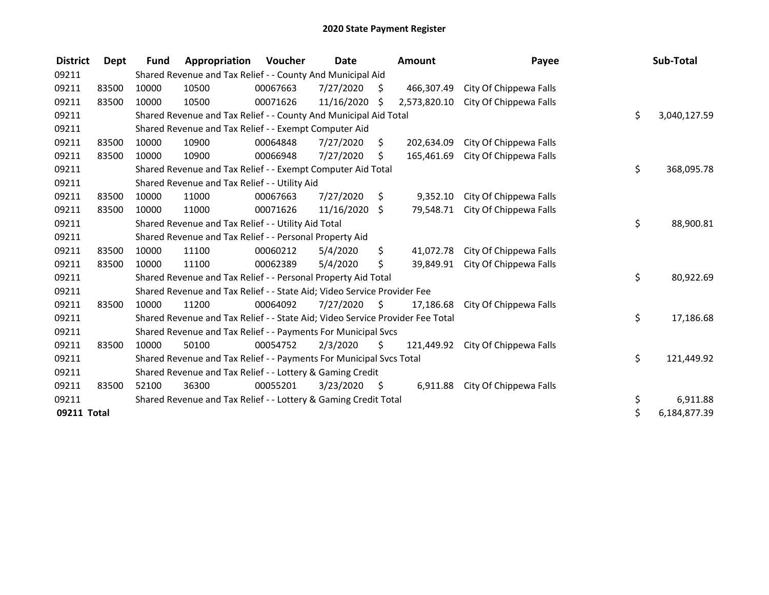# 2020 State Payment Register

| District | Dept | Fund | Appropriation | Voucher | Date | Amount | Payee | Sub-Total |
|---|---|---|---|---|---|---|---|---|
| 09211 | | Shared Revenue and Tax Relief - - County And Municipal Aid | | | | | | |
| 09211 | 83500 | 10000 | 10500 | 00067663 | 7/27/2020 | $ 466,307.49 | City Of Chippewa Falls | |
| 09211 | 83500 | 10000 | 10500 | 00071626 | 11/16/2020 | $ 2,573,820.10 | City Of Chippewa Falls | |
| 09211 | | Shared Revenue and Tax Relief - - County And Municipal Aid Total | | | | | | $ 3,040,127.59 |
| 09211 | | Shared Revenue and Tax Relief - - Exempt Computer Aid | | | | | | |
| 09211 | 83500 | 10000 | 10900 | 00064848 | 7/27/2020 | $ 202,634.09 | City Of Chippewa Falls | |
| 09211 | 83500 | 10000 | 10900 | 00066948 | 7/27/2020 | $ 165,461.69 | City Of Chippewa Falls | |
| 09211 | | Shared Revenue and Tax Relief - - Exempt Computer Aid Total | | | | | | $ 368,095.78 |
| 09211 | | Shared Revenue and Tax Relief - - Utility Aid | | | | | | |
| 09211 | 83500 | 10000 | 11000 | 00067663 | 7/27/2020 | $ 9,352.10 | City Of Chippewa Falls | |
| 09211 | 83500 | 10000 | 11000 | 00071626 | 11/16/2020 | $ 79,548.71 | City Of Chippewa Falls | |
| 09211 | | Shared Revenue and Tax Relief - - Utility Aid Total | | | | | | $ 88,900.81 |
| 09211 | | Shared Revenue and Tax Relief - - Personal Property Aid | | | | | | |
| 09211 | 83500 | 10000 | 11100 | 00060212 | 5/4/2020 | $ 41,072.78 | City Of Chippewa Falls | |
| 09211 | 83500 | 10000 | 11100 | 00062389 | 5/4/2020 | $ 39,849.91 | City Of Chippewa Falls | |
| 09211 | | Shared Revenue and Tax Relief - - Personal Property Aid Total | | | | | | $ 80,922.69 |
| 09211 | | Shared Revenue and Tax Relief - - State Aid; Video Service Provider Fee | | | | | | |
| 09211 | 83500 | 10000 | 11200 | 00064092 | 7/27/2020 | $ 17,186.68 | City Of Chippewa Falls | |
| 09211 | | Shared Revenue and Tax Relief - - State Aid; Video Service Provider Fee Total | | | | | | $ 17,186.68 |
| 09211 | | Shared Revenue and Tax Relief - - Payments For Municipal Svcs | | | | | | |
| 09211 | 83500 | 10000 | 50100 | 00054752 | 2/3/2020 | $ 121,449.92 | City Of Chippewa Falls | |
| 09211 | | Shared Revenue and Tax Relief - - Payments For Municipal Svcs Total | | | | | | $ 121,449.92 |
| 09211 | | Shared Revenue and Tax Relief - - Lottery & Gaming Credit | | | | | | |
| 09211 | 83500 | 52100 | 36300 | 00055201 | 3/23/2020 | $ 6,911.88 | City Of Chippewa Falls | |
| 09211 | | Shared Revenue and Tax Relief - - Lottery & Gaming Credit Total | | | | | | $ 6,911.88 |
| **09211 Total** | | | | | | | | $ 6,184,877.39 |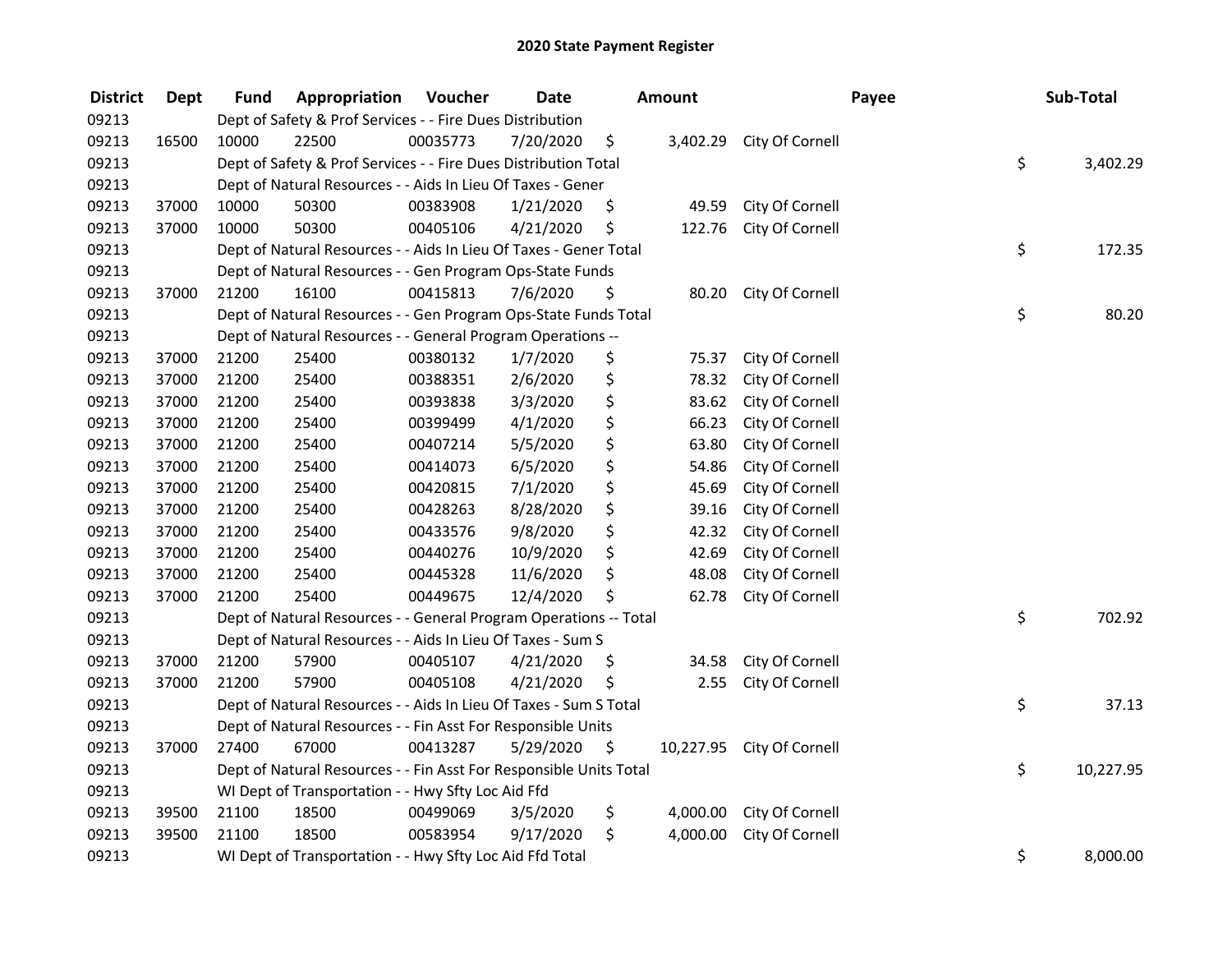# 2020 State Payment Register

| District | Dept | Fund | Appropriation | Voucher | Date | Amount | Payee | Sub-Total |
|---|---|---|---|---|---|---|---|---|
| 09213 | | Dept of Safety & Prof Services - - Fire Dues Distribution | | | | | | |
| 09213 | 16500 | 10000 | 22500 | 00035773 | 7/20/2020 | $ 3,402.29 | City Of Cornell | |
| 09213 | | Dept of Safety & Prof Services - - Fire Dues Distribution Total | | | | | | $ 3,402.29 |
| 09213 | | Dept of Natural Resources - - Aids In Lieu Of Taxes - Gener | | | | | | |
| 09213 | 37000 | 10000 | 50300 | 00383908 | 1/21/2020 | $ 49.59 | City Of Cornell | |
| 09213 | 37000 | 10000 | 50300 | 00405106 | 4/21/2020 | $ 122.76 | City Of Cornell | |
| 09213 | | Dept of Natural Resources - - Aids In Lieu Of Taxes - Gener Total | | | | | | $ 172.35 |
| 09213 | | Dept of Natural Resources - - Gen Program Ops-State Funds | | | | | | |
| 09213 | 37000 | 21200 | 16100 | 00415813 | 7/6/2020 | $ 80.20 | City Of Cornell | |
| 09213 | | Dept of Natural Resources - - Gen Program Ops-State Funds Total | | | | | | $ 80.20 |
| 09213 | | Dept of Natural Resources - - General Program Operations -- | | | | | | |
| 09213 | 37000 | 21200 | 25400 | 00380132 | 1/7/2020 | $ 75.37 | City Of Cornell | |
| 09213 | 37000 | 21200 | 25400 | 00388351 | 2/6/2020 | $ 78.32 | City Of Cornell | |
| 09213 | 37000 | 21200 | 25400 | 00393838 | 3/3/2020 | $ 83.62 | City Of Cornell | |
| 09213 | 37000 | 21200 | 25400 | 00399499 | 4/1/2020 | $ 66.23 | City Of Cornell | |
| 09213 | 37000 | 21200 | 25400 | 00407214 | 5/5/2020 | $ 63.80 | City Of Cornell | |
| 09213 | 37000 | 21200 | 25400 | 00414073 | 6/5/2020 | $ 54.86 | City Of Cornell | |
| 09213 | 37000 | 21200 | 25400 | 00420815 | 7/1/2020 | $ 45.69 | City Of Cornell | |
| 09213 | 37000 | 21200 | 25400 | 00428263 | 8/28/2020 | $ 39.16 | City Of Cornell | |
| 09213 | 37000 | 21200 | 25400 | 00433576 | 9/8/2020 | $ 42.32 | City Of Cornell | |
| 09213 | 37000 | 21200 | 25400 | 00440276 | 10/9/2020 | $ 42.69 | City Of Cornell | |
| 09213 | 37000 | 21200 | 25400 | 00445328 | 11/6/2020 | $ 48.08 | City Of Cornell | |
| 09213 | 37000 | 21200 | 25400 | 00449675 | 12/4/2020 | $ 62.78 | City Of Cornell | |
| 09213 | | Dept of Natural Resources - - General Program Operations -- Total | | | | | | $ 702.92 |
| 09213 | | Dept of Natural Resources - - Aids In Lieu Of Taxes - Sum S | | | | | | |
| 09213 | 37000 | 21200 | 57900 | 00405107 | 4/21/2020 | $ 34.58 | City Of Cornell | |
| 09213 | 37000 | 21200 | 57900 | 00405108 | 4/21/2020 | $ 2.55 | City Of Cornell | |
| 09213 | | Dept of Natural Resources - - Aids In Lieu Of Taxes - Sum S Total | | | | | | $ 37.13 |
| 09213 | | Dept of Natural Resources - - Fin Asst For Responsible Units | | | | | | |
| 09213 | 37000 | 27400 | 67000 | 00413287 | 5/29/2020 | $ 10,227.95 | City Of Cornell | |
| 09213 | | Dept of Natural Resources - - Fin Asst For Responsible Units Total | | | | | | $ 10,227.95 |
| 09213 | | WI Dept of Transportation - - Hwy Sfty Loc Aid Ffd | | | | | | |
| 09213 | 39500 | 21100 | 18500 | 00499069 | 3/5/2020 | $ 4,000.00 | City Of Cornell | |
| 09213 | 39500 | 21100 | 18500 | 00583954 | 9/17/2020 | $ 4,000.00 | City Of Cornell | |
| 09213 | | WI Dept of Transportation - - Hwy Sfty Loc Aid Ffd Total | | | | | | $ 8,000.00 |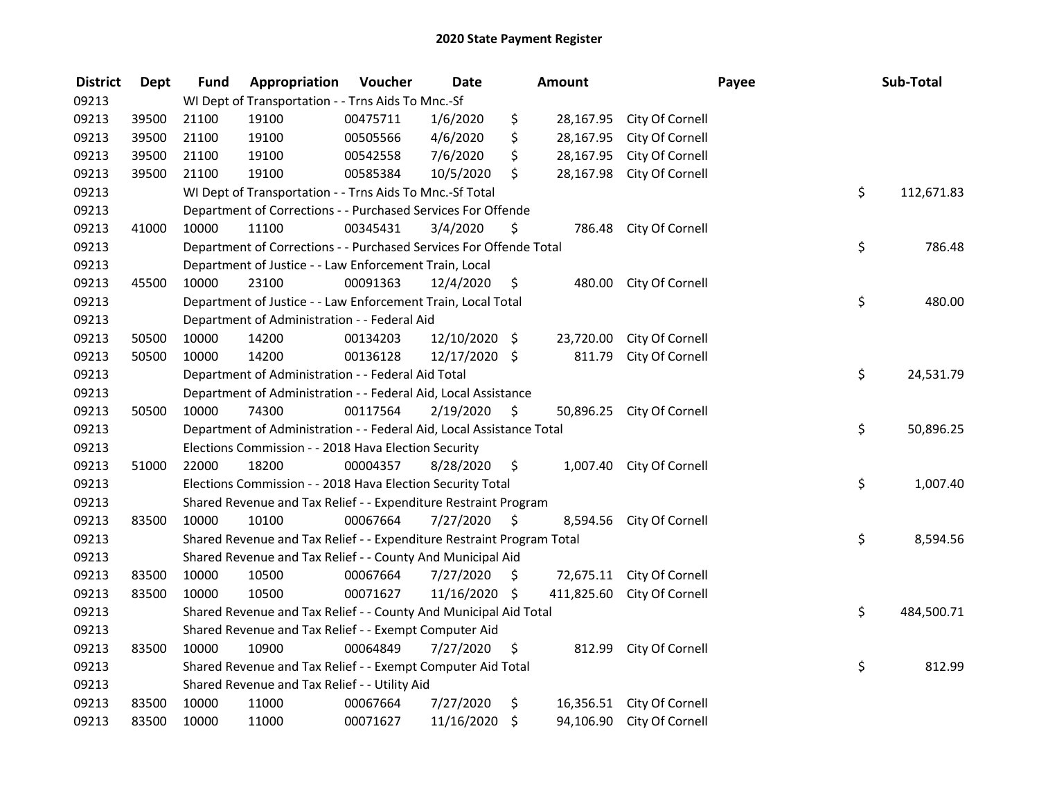# 2020 State Payment Register

| District | Dept | Fund | Appropriation | Voucher | Date | Amount | Payee | Sub-Total |
|---|---|---|---|---|---|---|---|---|
| 09213 | | WI Dept of Transportation - - Trns Aids To Mnc.-Sf | | | | | | |
| 09213 | 39500 | 21100 | 19100 | 00475711 | 1/6/2020 | $ 28,167.95 | City Of Cornell | |
| 09213 | 39500 | 21100 | 19100 | 00505566 | 4/6/2020 | $ 28,167.95 | City Of Cornell | |
| 09213 | 39500 | 21100 | 19100 | 00542558 | 7/6/2020 | $ 28,167.95 | City Of Cornell | |
| 09213 | 39500 | 21100 | 19100 | 00585384 | 10/5/2020 | $ 28,167.98 | City Of Cornell | |
| 09213 | | WI Dept of Transportation - - Trns Aids To Mnc.-Sf Total | | | | | | $ 112,671.83 |
| 09213 | | Department of Corrections - - Purchased Services For Offende | | | | | | |
| 09213 | 41000 | 10000 | 11100 | 00345431 | 3/4/2020 | $ 786.48 | City Of Cornell | |
| 09213 | | Department of Corrections - - Purchased Services For Offende Total | | | | | | $ 786.48 |
| 09213 | | Department of Justice - - Law Enforcement Train, Local | | | | | | |
| 09213 | 45500 | 10000 | 23100 | 00091363 | 12/4/2020 | $ 480.00 | City Of Cornell | |
| 09213 | | Department of Justice - - Law Enforcement Train, Local Total | | | | | | $ 480.00 |
| 09213 | | Department of Administration - - Federal Aid | | | | | | |
| 09213 | 50500 | 10000 | 14200 | 00134203 | 12/10/2020 | $ 23,720.00 | City Of Cornell | |
| 09213 | 50500 | 10000 | 14200 | 00136128 | 12/17/2020 | $ 811.79 | City Of Cornell | |
| 09213 | | Department of Administration - - Federal Aid Total | | | | | | $ 24,531.79 |
| 09213 | | Department of Administration - - Federal Aid, Local Assistance | | | | | | |
| 09213 | 50500 | 10000 | 74300 | 00117564 | 2/19/2020 | $ 50,896.25 | City Of Cornell | |
| 09213 | | Department of Administration - - Federal Aid, Local Assistance Total | | | | | | $ 50,896.25 |
| 09213 | | Elections Commission - - 2018 Hava Election Security | | | | | | |
| 09213 | 51000 | 22000 | 18200 | 00004357 | 8/28/2020 | $ 1,007.40 | City Of Cornell | |
| 09213 | | Elections Commission - - 2018 Hava Election Security Total | | | | | | $ 1,007.40 |
| 09213 | | Shared Revenue and Tax Relief - - Expenditure Restraint Program | | | | | | |
| 09213 | 83500 | 10000 | 10100 | 00067664 | 7/27/2020 | $ 8,594.56 | City Of Cornell | |
| 09213 | | Shared Revenue and Tax Relief - - Expenditure Restraint Program Total | | | | | | $ 8,594.56 |
| 09213 | | Shared Revenue and Tax Relief - - County And Municipal Aid | | | | | | |
| 09213 | 83500 | 10000 | 10500 | 00067664 | 7/27/2020 | $ 72,675.11 | City Of Cornell | |
| 09213 | 83500 | 10000 | 10500 | 00071627 | 11/16/2020 | $ 411,825.60 | City Of Cornell | |
| 09213 | | Shared Revenue and Tax Relief - - County And Municipal Aid Total | | | | | | $ 484,500.71 |
| 09213 | | Shared Revenue and Tax Relief - - Exempt Computer Aid | | | | | | |
| 09213 | 83500 | 10000 | 10900 | 00064849 | 7/27/2020 | $ 812.99 | City Of Cornell | |
| 09213 | | Shared Revenue and Tax Relief - - Exempt Computer Aid Total | | | | | | $ 812.99 |
| 09213 | | Shared Revenue and Tax Relief - - Utility Aid | | | | | | |
| 09213 | 83500 | 10000 | 11000 | 00067664 | 7/27/2020 | $ 16,356.51 | City Of Cornell | |
| 09213 | 83500 | 10000 | 11000 | 00071627 | 11/16/2020 | $ 94,106.90 | City Of Cornell | |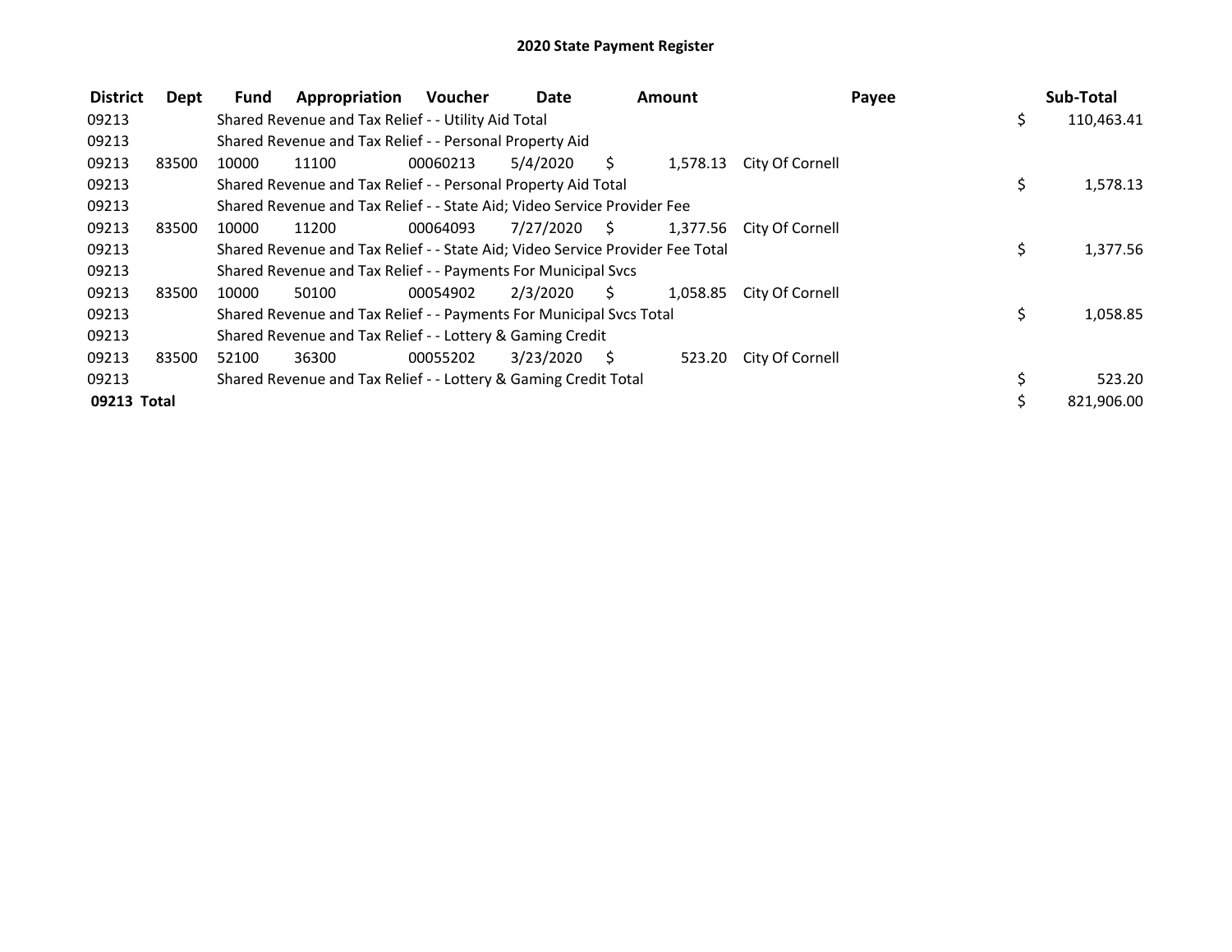# 2020 State Payment Register

| District | Dept | Fund | Appropriation | Voucher | Date | Amount | Payee | Sub-Total |
|---|---|---|---|---|---|---|---|---|
| 09213 | | Shared Revenue and Tax Relief - - Utility Aid Total | | | | | | $ 110,463.41 |
| 09213 | | Shared Revenue and Tax Relief - - Personal Property Aid | | | | | | |
| 09213 | 83500 | 10000 | 11100 | 00060213 | 5/4/2020 | $ 1,578.13 | City Of Cornell | |
| 09213 | | Shared Revenue and Tax Relief - - Personal Property Aid Total | | | | | | $ 1,578.13 |
| 09213 | | Shared Revenue and Tax Relief - - State Aid; Video Service Provider Fee | | | | | | |
| 09213 | 83500 | 10000 | 11200 | 00064093 | 7/27/2020 | $ 1,377.56 | City Of Cornell | |
| 09213 | | Shared Revenue and Tax Relief - - State Aid; Video Service Provider Fee Total | | | | | | $ 1,377.56 |
| 09213 | | Shared Revenue and Tax Relief - - Payments For Municipal Svcs | | | | | | |
| 09213 | 83500 | 10000 | 50100 | 00054902 | 2/3/2020 | $ 1,058.85 | City Of Cornell | |
| 09213 | | Shared Revenue and Tax Relief - - Payments For Municipal Svcs Total | | | | | | $ 1,058.85 |
| 09213 | | Shared Revenue and Tax Relief - - Lottery & Gaming Credit | | | | | | |
| 09213 | 83500 | 52100 | 36300 | 00055202 | 3/23/2020 | $ 523.20 | City Of Cornell | |
| 09213 | | Shared Revenue and Tax Relief - - Lottery & Gaming Credit Total | | | | | | $ 523.20 |
| **09213 Total** | | | | | | | | $ 821,906.00 |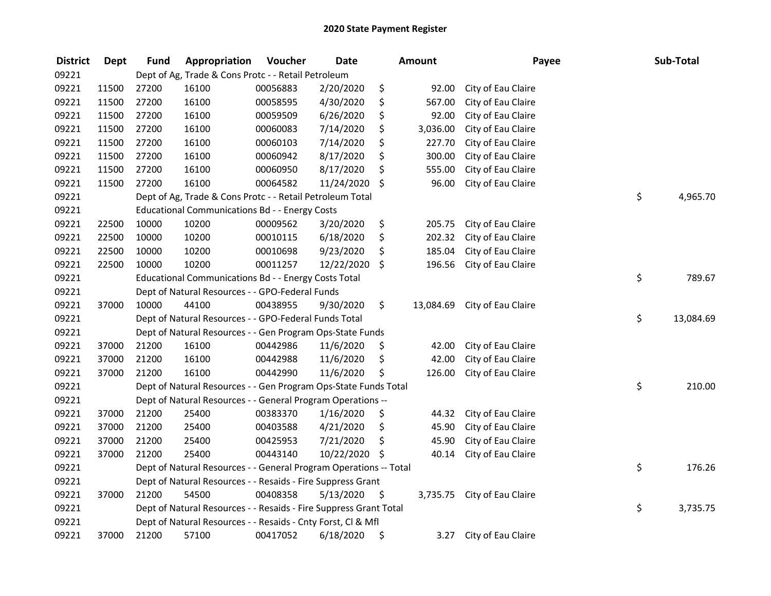# 2020 State Payment Register

| District | Dept | Fund | Appropriation | Voucher | Date | Amount | Payee | Sub-Total |
|---|---|---|---|---|---|---|---|---|
| 09221 | | Dept of Ag, Trade & Cons Protc - - Retail Petroleum | | | | | | |
| 09221 | 11500 | 27200 | 16100 | 00056883 | 2/20/2020 | $ 92.00 | City of Eau Claire | |
| 09221 | 11500 | 27200 | 16100 | 00058595 | 4/30/2020 | $ 567.00 | City of Eau Claire | |
| 09221 | 11500 | 27200 | 16100 | 00059509 | 6/26/2020 | $ 92.00 | City of Eau Claire | |
| 09221 | 11500 | 27200 | 16100 | 00060083 | 7/14/2020 | $ 3,036.00 | City of Eau Claire | |
| 09221 | 11500 | 27200 | 16100 | 00060103 | 7/14/2020 | $ 227.70 | City of Eau Claire | |
| 09221 | 11500 | 27200 | 16100 | 00060942 | 8/17/2020 | $ 300.00 | City of Eau Claire | |
| 09221 | 11500 | 27200 | 16100 | 00060950 | 8/17/2020 | $ 555.00 | City of Eau Claire | |
| 09221 | 11500 | 27200 | 16100 | 00064582 | 11/24/2020 | $ 96.00 | City of Eau Claire | |
| 09221 | | Dept of Ag, Trade & Cons Protc - - Retail Petroleum Total | | | | | | $ 4,965.70 |
| 09221 | | Educational Communications Bd - - Energy Costs | | | | | | |
| 09221 | 22500 | 10000 | 10200 | 00009562 | 3/20/2020 | $ 205.75 | City of Eau Claire | |
| 09221 | 22500 | 10000 | 10200 | 00010115 | 6/18/2020 | $ 202.32 | City of Eau Claire | |
| 09221 | 22500 | 10000 | 10200 | 00010698 | 9/23/2020 | $ 185.04 | City of Eau Claire | |
| 09221 | 22500 | 10000 | 10200 | 00011257 | 12/22/2020 | $ 196.56 | City of Eau Claire | |
| 09221 | | Educational Communications Bd - - Energy Costs Total | | | | | | $ 789.67 |
| 09221 | | Dept of Natural Resources - - GPO-Federal Funds | | | | | | |
| 09221 | 37000 | 10000 | 44100 | 00438955 | 9/30/2020 | $ 13,084.69 | City of Eau Claire | |
| 09221 | | Dept of Natural Resources - - GPO-Federal Funds Total | | | | | | $ 13,084.69 |
| 09221 | | Dept of Natural Resources - - Gen Program Ops-State Funds | | | | | | |
| 09221 | 37000 | 21200 | 16100 | 00442986 | 11/6/2020 | $ 42.00 | City of Eau Claire | |
| 09221 | 37000 | 21200 | 16100 | 00442988 | 11/6/2020 | $ 42.00 | City of Eau Claire | |
| 09221 | 37000 | 21200 | 16100 | 00442990 | 11/6/2020 | $ 126.00 | City of Eau Claire | |
| 09221 | | Dept of Natural Resources - - Gen Program Ops-State Funds Total | | | | | | $ 210.00 |
| 09221 | | Dept of Natural Resources - - General Program Operations -- | | | | | | |
| 09221 | 37000 | 21200 | 25400 | 00383370 | 1/16/2020 | $ 44.32 | City of Eau Claire | |
| 09221 | 37000 | 21200 | 25400 | 00403588 | 4/21/2020 | $ 45.90 | City of Eau Claire | |
| 09221 | 37000 | 21200 | 25400 | 00425953 | 7/21/2020 | $ 45.90 | City of Eau Claire | |
| 09221 | 37000 | 21200 | 25400 | 00443140 | 10/22/2020 | $ 40.14 | City of Eau Claire | |
| 09221 | | Dept of Natural Resources - - General Program Operations -- Total | | | | | | $ 176.26 |
| 09221 | | Dept of Natural Resources - - Resaids - Fire Suppress Grant | | | | | | |
| 09221 | 37000 | 21200 | 54500 | 00408358 | 5/13/2020 | $ 3,735.75 | City of Eau Claire | |
| 09221 | | Dept of Natural Resources - - Resaids - Fire Suppress Grant Total | | | | | | $ 3,735.75 |
| 09221 | | Dept of Natural Resources - - Resaids - Cnty Forst, Cl & Mfl | | | | | | |
| 09221 | 37000 | 21200 | 57100 | 00417052 | 6/18/2020 | $ 3.27 | City of Eau Claire | |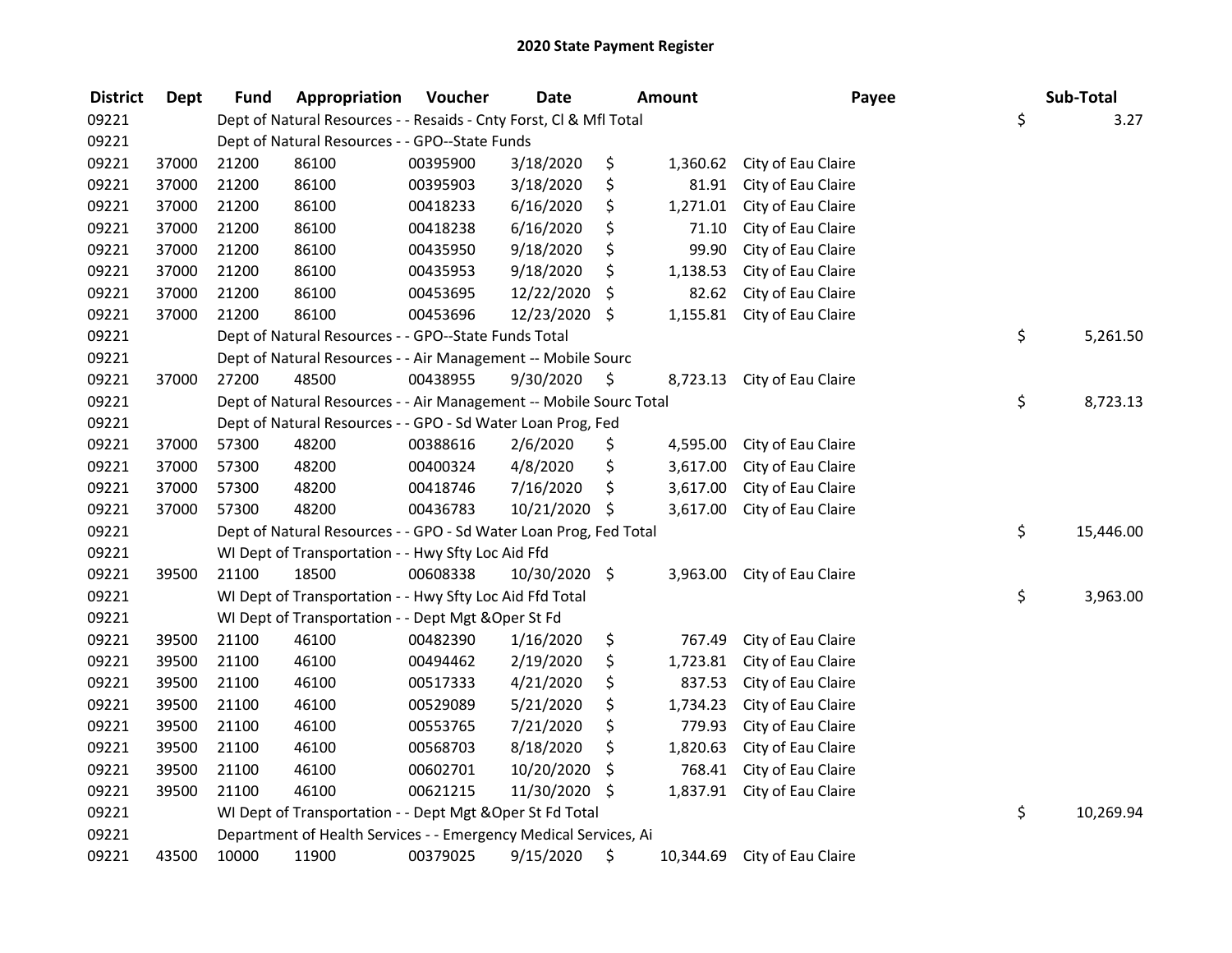# 2020 State Payment Register

| District | Dept | Fund | Appropriation | Voucher | Date | Amount | Payee | Sub-Total |
|---|---|---|---|---|---|---|---|---|
| 09221 | | Dept of Natural Resources - - Resaids - Cnty Forst, Cl & Mfl Total | | | | | | $ 3.27 |
| 09221 | | Dept of Natural Resources - - GPO--State Funds | | | | | | |
| 09221 | 37000 | 21200 | 86100 | 00395900 | 3/18/2020 | $ 1,360.62 | City of Eau Claire | |
| 09221 | 37000 | 21200 | 86100 | 00395903 | 3/18/2020 | $ 81.91 | City of Eau Claire | |
| 09221 | 37000 | 21200 | 86100 | 00418233 | 6/16/2020 | $ 1,271.01 | City of Eau Claire | |
| 09221 | 37000 | 21200 | 86100 | 00418238 | 6/16/2020 | $ 71.10 | City of Eau Claire | |
| 09221 | 37000 | 21200 | 86100 | 00435950 | 9/18/2020 | $ 99.90 | City of Eau Claire | |
| 09221 | 37000 | 21200 | 86100 | 00435953 | 9/18/2020 | $ 1,138.53 | City of Eau Claire | |
| 09221 | 37000 | 21200 | 86100 | 00453695 | 12/22/2020 | $ 82.62 | City of Eau Claire | |
| 09221 | 37000 | 21200 | 86100 | 00453696 | 12/23/2020 | $ 1,155.81 | City of Eau Claire | |
| 09221 | | Dept of Natural Resources - - GPO--State Funds Total | | | | | | $ 5,261.50 |
| 09221 | | Dept of Natural Resources - - Air Management -- Mobile Sourc | | | | | | |
| 09221 | 37000 | 27200 | 48500 | 00438955 | 9/30/2020 | $ 8,723.13 | City of Eau Claire | |
| 09221 | | Dept of Natural Resources - - Air Management -- Mobile Sourc Total | | | | | | $ 8,723.13 |
| 09221 | | Dept of Natural Resources - - GPO - Sd Water Loan Prog, Fed | | | | | | |
| 09221 | 37000 | 57300 | 48200 | 00388616 | 2/6/2020 | $ 4,595.00 | City of Eau Claire | |
| 09221 | 37000 | 57300 | 48200 | 00400324 | 4/8/2020 | $ 3,617.00 | City of Eau Claire | |
| 09221 | 37000 | 57300 | 48200 | 00418746 | 7/16/2020 | $ 3,617.00 | City of Eau Claire | |
| 09221 | 37000 | 57300 | 48200 | 00436783 | 10/21/2020 | $ 3,617.00 | City of Eau Claire | |
| 09221 | | Dept of Natural Resources - - GPO - Sd Water Loan Prog, Fed Total | | | | | | $ 15,446.00 |
| 09221 | | WI Dept of Transportation - - Hwy Sfty Loc Aid Ffd | | | | | | |
| 09221 | 39500 | 21100 | 18500 | 00608338 | 10/30/2020 | $ 3,963.00 | City of Eau Claire | |
| 09221 | | WI Dept of Transportation - - Hwy Sfty Loc Aid Ffd Total | | | | | | $ 3,963.00 |
| 09221 | | WI Dept of Transportation - - Dept Mgt &Oper St Fd | | | | | | |
| 09221 | 39500 | 21100 | 46100 | 00482390 | 1/16/2020 | $ 767.49 | City of Eau Claire | |
| 09221 | 39500 | 21100 | 46100 | 00494462 | 2/19/2020 | $ 1,723.81 | City of Eau Claire | |
| 09221 | 39500 | 21100 | 46100 | 00517333 | 4/21/2020 | $ 837.53 | City of Eau Claire | |
| 09221 | 39500 | 21100 | 46100 | 00529089 | 5/21/2020 | $ 1,734.23 | City of Eau Claire | |
| 09221 | 39500 | 21100 | 46100 | 00553765 | 7/21/2020 | $ 779.93 | City of Eau Claire | |
| 09221 | 39500 | 21100 | 46100 | 00568703 | 8/18/2020 | $ 1,820.63 | City of Eau Claire | |
| 09221 | 39500 | 21100 | 46100 | 00602701 | 10/20/2020 | $ 768.41 | City of Eau Claire | |
| 09221 | 39500 | 21100 | 46100 | 00621215 | 11/30/2020 | $ 1,837.91 | City of Eau Claire | |
| 09221 | | WI Dept of Transportation - - Dept Mgt &Oper St Fd Total | | | | | | $ 10,269.94 |
| 09221 | | Department of Health Services - - Emergency Medical Services, Ai | | | | | | |
| 09221 | 43500 | 10000 | 11900 | 00379025 | 9/15/2020 | $ 10,344.69 | City of Eau Claire | |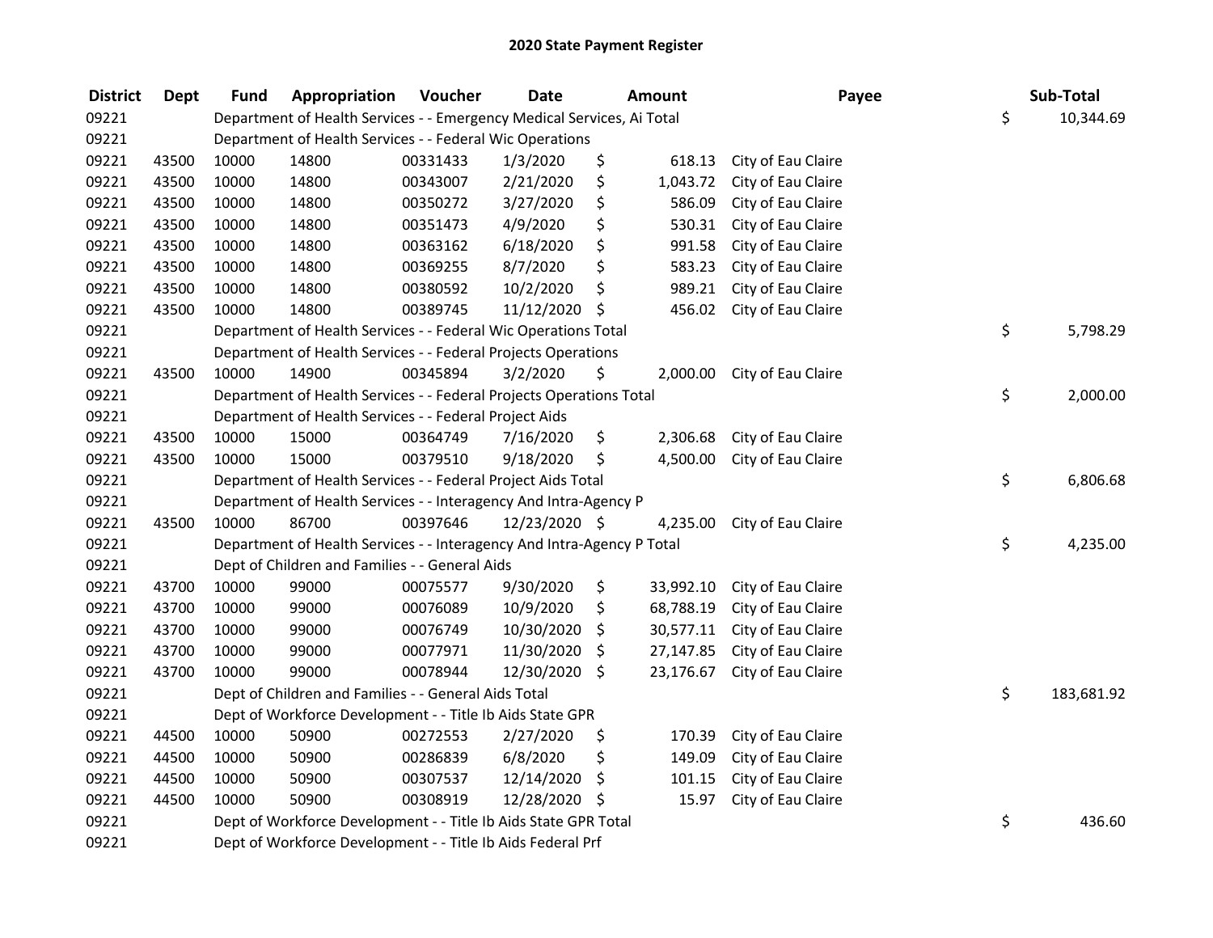# 2020 State Payment Register

| District | Dept | Fund | Appropriation | Voucher | Date | Amount | Payee | Sub-Total |
|---|---|---|---|---|---|---|---|---|
| 09221 | | Department of Health Services - - Emergency Medical Services, Ai Total | | | | | | $ 10,344.69 |
| 09221 | | Department of Health Services - - Federal Wic Operations | | | | | | |
| 09221 | 43500 | 10000 | 14800 | 00331433 | 1/3/2020 | $ 618.13 | City of Eau Claire | |
| 09221 | 43500 | 10000 | 14800 | 00343007 | 2/21/2020 | $ 1,043.72 | City of Eau Claire | |
| 09221 | 43500 | 10000 | 14800 | 00350272 | 3/27/2020 | $ 586.09 | City of Eau Claire | |
| 09221 | 43500 | 10000 | 14800 | 00351473 | 4/9/2020 | $ 530.31 | City of Eau Claire | |
| 09221 | 43500 | 10000 | 14800 | 00363162 | 6/18/2020 | $ 991.58 | City of Eau Claire | |
| 09221 | 43500 | 10000 | 14800 | 00369255 | 8/7/2020 | $ 583.23 | City of Eau Claire | |
| 09221 | 43500 | 10000 | 14800 | 00380592 | 10/2/2020 | $ 989.21 | City of Eau Claire | |
| 09221 | 43500 | 10000 | 14800 | 00389745 | 11/12/2020 | $ 456.02 | City of Eau Claire | |
| 09221 | | Department of Health Services - - Federal Wic Operations Total | | | | | | $ 5,798.29 |
| 09221 | | Department of Health Services - - Federal Projects Operations | | | | | | |
| 09221 | 43500 | 10000 | 14900 | 00345894 | 3/2/2020 | $ 2,000.00 | City of Eau Claire | |
| 09221 | | Department of Health Services - - Federal Projects Operations Total | | | | | | $ 2,000.00 |
| 09221 | | Department of Health Services - - Federal Project Aids | | | | | | |
| 09221 | 43500 | 10000 | 15000 | 00364749 | 7/16/2020 | $ 2,306.68 | City of Eau Claire | |
| 09221 | 43500 | 10000 | 15000 | 00379510 | 9/18/2020 | $ 4,500.00 | City of Eau Claire | |
| 09221 | | Department of Health Services - - Federal Project Aids Total | | | | | | $ 6,806.68 |
| 09221 | | Department of Health Services - - Interagency And Intra-Agency P | | | | | | |
| 09221 | 43500 | 10000 | 86700 | 00397646 | 12/23/2020 | $ 4,235.00 | City of Eau Claire | |
| 09221 | | Department of Health Services - - Interagency And Intra-Agency P Total | | | | | | $ 4,235.00 |
| 09221 | | Dept of Children and Families - - General Aids | | | | | | |
| 09221 | 43700 | 10000 | 99000 | 00075577 | 9/30/2020 | $ 33,992.10 | City of Eau Claire | |
| 09221 | 43700 | 10000 | 99000 | 00076089 | 10/9/2020 | $ 68,788.19 | City of Eau Claire | |
| 09221 | 43700 | 10000 | 99000 | 00076749 | 10/30/2020 | $ 30,577.11 | City of Eau Claire | |
| 09221 | 43700 | 10000 | 99000 | 00077971 | 11/30/2020 | $ 27,147.85 | City of Eau Claire | |
| 09221 | 43700 | 10000 | 99000 | 00078944 | 12/30/2020 | $ 23,176.67 | City of Eau Claire | |
| 09221 | | Dept of Children and Families - - General Aids Total | | | | | | $ 183,681.92 |
| 09221 | | Dept of Workforce Development - - Title Ib Aids State GPR | | | | | | |
| 09221 | 44500 | 10000 | 50900 | 00272553 | 2/27/2020 | $ 170.39 | City of Eau Claire | |
| 09221 | 44500 | 10000 | 50900 | 00286839 | 6/8/2020 | $ 149.09 | City of Eau Claire | |
| 09221 | 44500 | 10000 | 50900 | 00307537 | 12/14/2020 | $ 101.15 | City of Eau Claire | |
| 09221 | 44500 | 10000 | 50900 | 00308919 | 12/28/2020 | $ 15.97 | City of Eau Claire | |
| 09221 | | Dept of Workforce Development - - Title Ib Aids State GPR Total | | | | | | $ 436.60 |
| 09221 | | Dept of Workforce Development - - Title Ib Aids Federal Prf | | | | | | |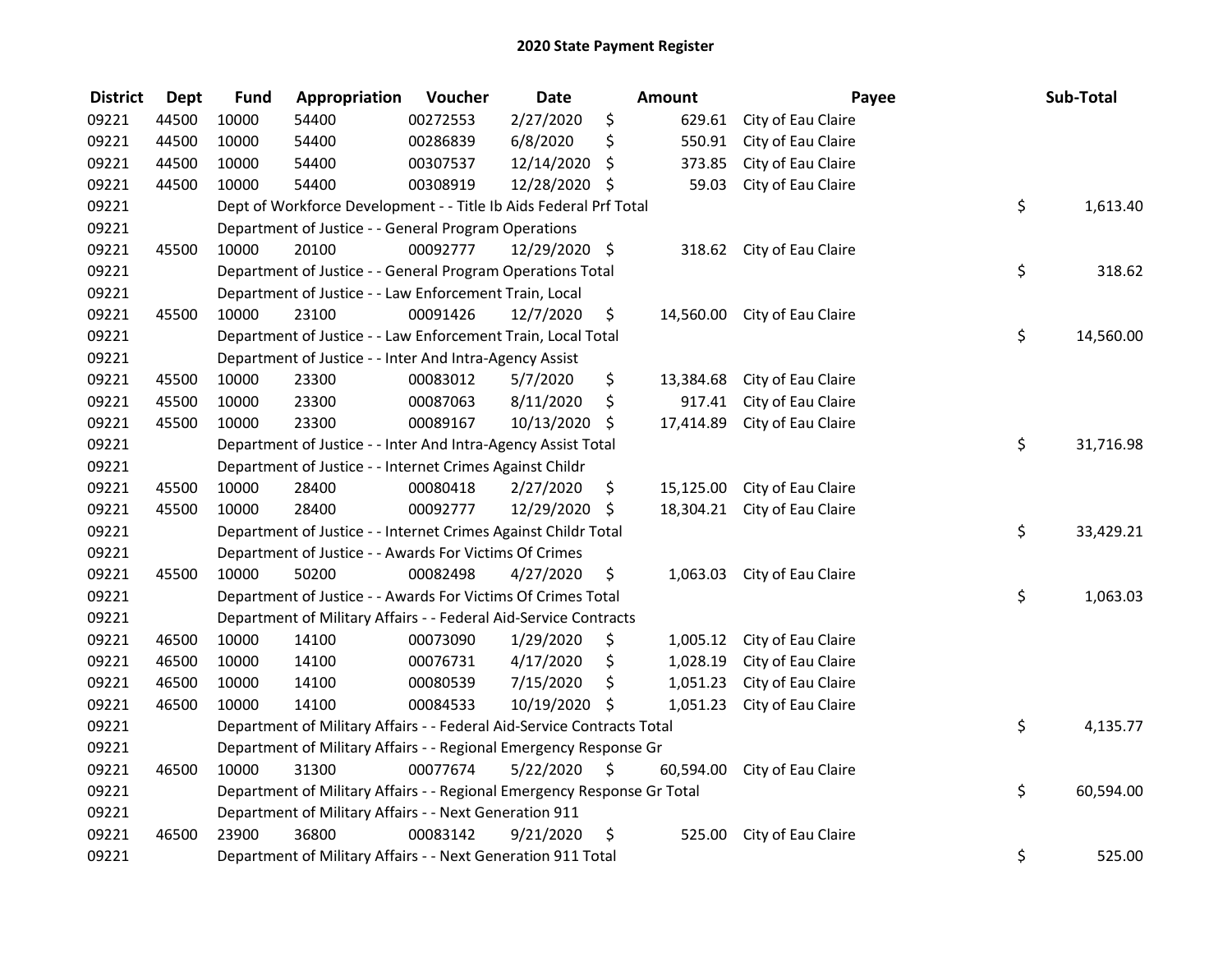# 2020 State Payment Register

| District | Dept | Fund | Appropriation | Voucher | Date | Amount | Payee | Sub-Total |
|---|---|---|---|---|---|---|---|---|
| 09221 | 44500 | 10000 | 54400 | 00272553 | 2/27/2020 | $ 629.61 | City of Eau Claire | |
| 09221 | 44500 | 10000 | 54400 | 00286839 | 6/8/2020 | $ 550.91 | City of Eau Claire | |
| 09221 | 44500 | 10000 | 54400 | 00307537 | 12/14/2020 | $ 373.85 | City of Eau Claire | |
| 09221 | 44500 | 10000 | 54400 | 00308919 | 12/28/2020 | $ 59.03 | City of Eau Claire | |
| 09221 | | Dept of Workforce Development - - Title Ib Aids Federal Prf Total | | | | | | $ 1,613.40 |
| 09221 | | Department of Justice - - General Program Operations | | | | | | |
| 09221 | 45500 | 10000 | 20100 | 00092777 | 12/29/2020 | $ 318.62 | City of Eau Claire | |
| 09221 | | Department of Justice - - General Program Operations Total | | | | | | $ 318.62 |
| 09221 | | Department of Justice - - Law Enforcement Train, Local | | | | | | |
| 09221 | 45500 | 10000 | 23100 | 00091426 | 12/7/2020 | $ 14,560.00 | City of Eau Claire | |
| 09221 | | Department of Justice - - Law Enforcement Train, Local Total | | | | | | $ 14,560.00 |
| 09221 | | Department of Justice - - Inter And Intra-Agency Assist | | | | | | |
| 09221 | 45500 | 10000 | 23300 | 00083012 | 5/7/2020 | $ 13,384.68 | City of Eau Claire | |
| 09221 | 45500 | 10000 | 23300 | 00087063 | 8/11/2020 | $ 917.41 | City of Eau Claire | |
| 09221 | 45500 | 10000 | 23300 | 00089167 | 10/13/2020 | $ 17,414.89 | City of Eau Claire | |
| 09221 | | Department of Justice - - Inter And Intra-Agency Assist Total | | | | | | $ 31,716.98 |
| 09221 | | Department of Justice - - Internet Crimes Against Childr | | | | | | |
| 09221 | 45500 | 10000 | 28400 | 00080418 | 2/27/2020 | $ 15,125.00 | City of Eau Claire | |
| 09221 | 45500 | 10000 | 28400 | 00092777 | 12/29/2020 | $ 18,304.21 | City of Eau Claire | |
| 09221 | | Department of Justice - - Internet Crimes Against Childr Total | | | | | | $ 33,429.21 |
| 09221 | | Department of Justice - - Awards For Victims Of Crimes | | | | | | |
| 09221 | 45500 | 10000 | 50200 | 00082498 | 4/27/2020 | $ 1,063.03 | City of Eau Claire | |
| 09221 | | Department of Justice - - Awards For Victims Of Crimes Total | | | | | | $ 1,063.03 |
| 09221 | | Department of Military Affairs - - Federal Aid-Service Contracts | | | | | | |
| 09221 | 46500 | 10000 | 14100 | 00073090 | 1/29/2020 | $ 1,005.12 | City of Eau Claire | |
| 09221 | 46500 | 10000 | 14100 | 00076731 | 4/17/2020 | $ 1,028.19 | City of Eau Claire | |
| 09221 | 46500 | 10000 | 14100 | 00080539 | 7/15/2020 | $ 1,051.23 | City of Eau Claire | |
| 09221 | 46500 | 10000 | 14100 | 00084533 | 10/19/2020 | $ 1,051.23 | City of Eau Claire | |
| 09221 | | Department of Military Affairs - - Federal Aid-Service Contracts Total | | | | | | $ 4,135.77 |
| 09221 | | Department of Military Affairs - - Regional Emergency Response Gr | | | | | | |
| 09221 | 46500 | 10000 | 31300 | 00077674 | 5/22/2020 | $ 60,594.00 | City of Eau Claire | |
| 09221 | | Department of Military Affairs - - Regional Emergency Response Gr Total | | | | | | $ 60,594.00 |
| 09221 | | Department of Military Affairs - - Next Generation 911 | | | | | | |
| 09221 | 46500 | 23900 | 36800 | 00083142 | 9/21/2020 | $ 525.00 | City of Eau Claire | |
| 09221 | | Department of Military Affairs - - Next Generation 911 Total | | | | | | $ 525.00 |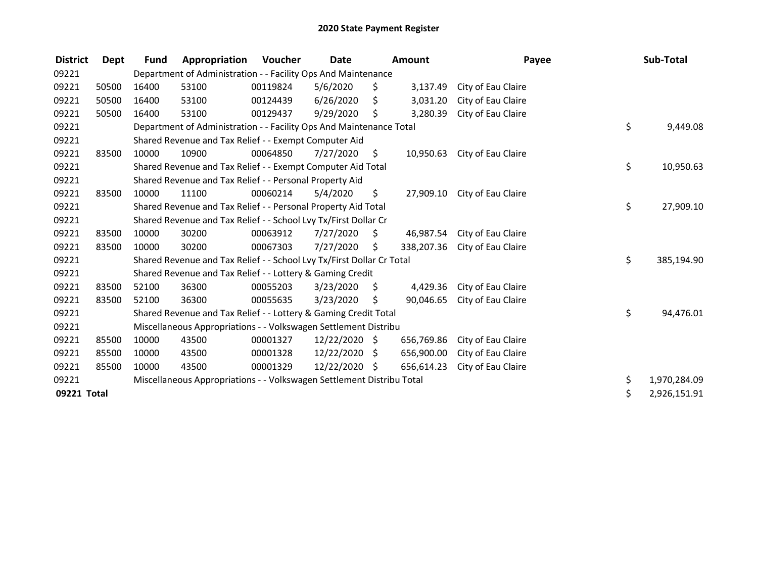# 2020 State Payment Register

| District | Dept | Fund | Appropriation | Voucher | Date | Amount | Payee | Sub-Total |
|---|---|---|---|---|---|---|---|---|
| 09221 | | Department of Administration - - Facility Ops And Maintenance | | | | | | |
| 09221 | 50500 | 16400 | 53100 | 00119824 | 5/6/2020 | $ 3,137.49 | City of Eau Claire | |
| 09221 | 50500 | 16400 | 53100 | 00124439 | 6/26/2020 | $ 3,031.20 | City of Eau Claire | |
| 09221 | 50500 | 16400 | 53100 | 00129437 | 9/29/2020 | $ 3,280.39 | City of Eau Claire | |
| 09221 | | Department of Administration - - Facility Ops And Maintenance Total | | | | | | $ 9,449.08 |
| 09221 | | Shared Revenue and Tax Relief - - Exempt Computer Aid | | | | | | |
| 09221 | 83500 | 10000 | 10900 | 00064850 | 7/27/2020 | $ 10,950.63 | City of Eau Claire | |
| 09221 | | Shared Revenue and Tax Relief - - Exempt Computer Aid Total | | | | | | $ 10,950.63 |
| 09221 | | Shared Revenue and Tax Relief - - Personal Property Aid | | | | | | |
| 09221 | 83500 | 10000 | 11100 | 00060214 | 5/4/2020 | $ 27,909.10 | City of Eau Claire | |
| 09221 | | Shared Revenue and Tax Relief - - Personal Property Aid Total | | | | | | $ 27,909.10 |
| 09221 | | Shared Revenue and Tax Relief - - School Lvy Tx/First Dollar Cr | | | | | | |
| 09221 | 83500 | 10000 | 30200 | 00063912 | 7/27/2020 | $ 46,987.54 | City of Eau Claire | |
| 09221 | 83500 | 10000 | 30200 | 00067303 | 7/27/2020 | $ 338,207.36 | City of Eau Claire | |
| 09221 | | Shared Revenue and Tax Relief - - School Lvy Tx/First Dollar Cr Total | | | | | | $ 385,194.90 |
| 09221 | | Shared Revenue and Tax Relief - - Lottery & Gaming Credit | | | | | | |
| 09221 | 83500 | 52100 | 36300 | 00055203 | 3/23/2020 | $ 4,429.36 | City of Eau Claire | |
| 09221 | 83500 | 52100 | 36300 | 00055635 | 3/23/2020 | $ 90,046.65 | City of Eau Claire | |
| 09221 | | Shared Revenue and Tax Relief - - Lottery & Gaming Credit Total | | | | | | $ 94,476.01 |
| 09221 | | Miscellaneous Appropriations - - Volkswagen Settlement Distribu | | | | | | |
| 09221 | 85500 | 10000 | 43500 | 00001327 | 12/22/2020 | $ 656,769.86 | City of Eau Claire | |
| 09221 | 85500 | 10000 | 43500 | 00001328 | 12/22/2020 | $ 656,900.00 | City of Eau Claire | |
| 09221 | 85500 | 10000 | 43500 | 00001329 | 12/22/2020 | $ 656,614.23 | City of Eau Claire | |
| 09221 | | Miscellaneous Appropriations - - Volkswagen Settlement Distribu Total | | | | | | $ 1,970,284.09 |
| **09221 Total** | | | | | | | | $ 2,926,151.91 |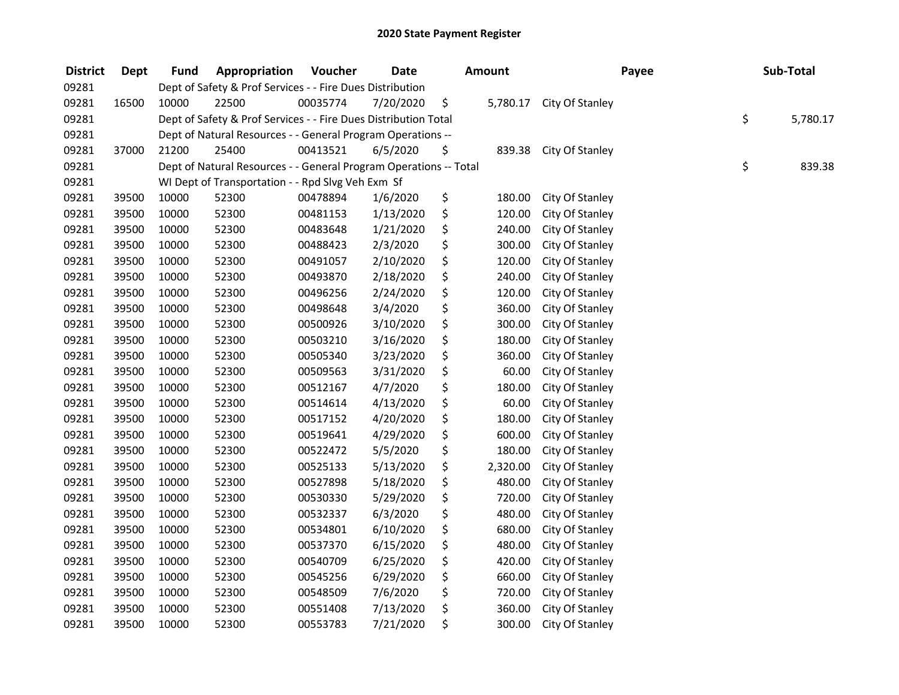# 2020 State Payment Register

| District | Dept | Fund | Appropriation | Voucher | Date | Amount | Payee | Sub-Total |
|---|---|---|---|---|---|---|---|---|
| 09281 | | Dept of Safety & Prof Services - - Fire Dues Distribution | | | | | | |
| 09281 | 16500 | 10000 | 22500 | 00035774 | 7/20/2020 | $ 5,780.17 | City Of Stanley | |
| 09281 | | Dept of Safety & Prof Services - - Fire Dues Distribution Total | | | | | | $ 5,780.17 |
| 09281 | | Dept of Natural Resources - - General Program Operations -- | | | | | | |
| 09281 | 37000 | 21200 | 25400 | 00413521 | 6/5/2020 | $ 839.38 | City Of Stanley | |
| 09281 | | Dept of Natural Resources - - General Program Operations -- Total | | | | | | $ 839.38 |
| 09281 | | WI Dept of Transportation - - Rpd Slvg Veh Exm Sf | | | | | | |
| 09281 | 39500 | 10000 | 52300 | 00478894 | 1/6/2020 | $ 180.00 | City Of Stanley | |
| 09281 | 39500 | 10000 | 52300 | 00481153 | 1/13/2020 | $ 120.00 | City Of Stanley | |
| 09281 | 39500 | 10000 | 52300 | 00483648 | 1/21/2020 | $ 240.00 | City Of Stanley | |
| 09281 | 39500 | 10000 | 52300 | 00488423 | 2/3/2020 | $ 300.00 | City Of Stanley | |
| 09281 | 39500 | 10000 | 52300 | 00491057 | 2/10/2020 | $ 120.00 | City Of Stanley | |
| 09281 | 39500 | 10000 | 52300 | 00493870 | 2/18/2020 | $ 240.00 | City Of Stanley | |
| 09281 | 39500 | 10000 | 52300 | 00496256 | 2/24/2020 | $ 120.00 | City Of Stanley | |
| 09281 | 39500 | 10000 | 52300 | 00498648 | 3/4/2020 | $ 360.00 | City Of Stanley | |
| 09281 | 39500 | 10000 | 52300 | 00500926 | 3/10/2020 | $ 300.00 | City Of Stanley | |
| 09281 | 39500 | 10000 | 52300 | 00503210 | 3/16/2020 | $ 180.00 | City Of Stanley | |
| 09281 | 39500 | 10000 | 52300 | 00505340 | 3/23/2020 | $ 360.00 | City Of Stanley | |
| 09281 | 39500 | 10000 | 52300 | 00509563 | 3/31/2020 | $ 60.00 | City Of Stanley | |
| 09281 | 39500 | 10000 | 52300 | 00512167 | 4/7/2020 | $ 180.00 | City Of Stanley | |
| 09281 | 39500 | 10000 | 52300 | 00514614 | 4/13/2020 | $ 60.00 | City Of Stanley | |
| 09281 | 39500 | 10000 | 52300 | 00517152 | 4/20/2020 | $ 180.00 | City Of Stanley | |
| 09281 | 39500 | 10000 | 52300 | 00519641 | 4/29/2020 | $ 600.00 | City Of Stanley | |
| 09281 | 39500 | 10000 | 52300 | 00522472 | 5/5/2020 | $ 180.00 | City Of Stanley | |
| 09281 | 39500 | 10000 | 52300 | 00525133 | 5/13/2020 | $ 2,320.00 | City Of Stanley | |
| 09281 | 39500 | 10000 | 52300 | 00527898 | 5/18/2020 | $ 480.00 | City Of Stanley | |
| 09281 | 39500 | 10000 | 52300 | 00530330 | 5/29/2020 | $ 720.00 | City Of Stanley | |
| 09281 | 39500 | 10000 | 52300 | 00532337 | 6/3/2020 | $ 480.00 | City Of Stanley | |
| 09281 | 39500 | 10000 | 52300 | 00534801 | 6/10/2020 | $ 680.00 | City Of Stanley | |
| 09281 | 39500 | 10000 | 52300 | 00537370 | 6/15/2020 | $ 480.00 | City Of Stanley | |
| 09281 | 39500 | 10000 | 52300 | 00540709 | 6/25/2020 | $ 420.00 | City Of Stanley | |
| 09281 | 39500 | 10000 | 52300 | 00545256 | 6/29/2020 | $ 660.00 | City Of Stanley | |
| 09281 | 39500 | 10000 | 52300 | 00548509 | 7/6/2020 | $ 720.00 | City Of Stanley | |
| 09281 | 39500 | 10000 | 52300 | 00551408 | 7/13/2020 | $ 360.00 | City Of Stanley | |
| 09281 | 39500 | 10000 | 52300 | 00553783 | 7/21/2020 | $ 300.00 | City Of Stanley | |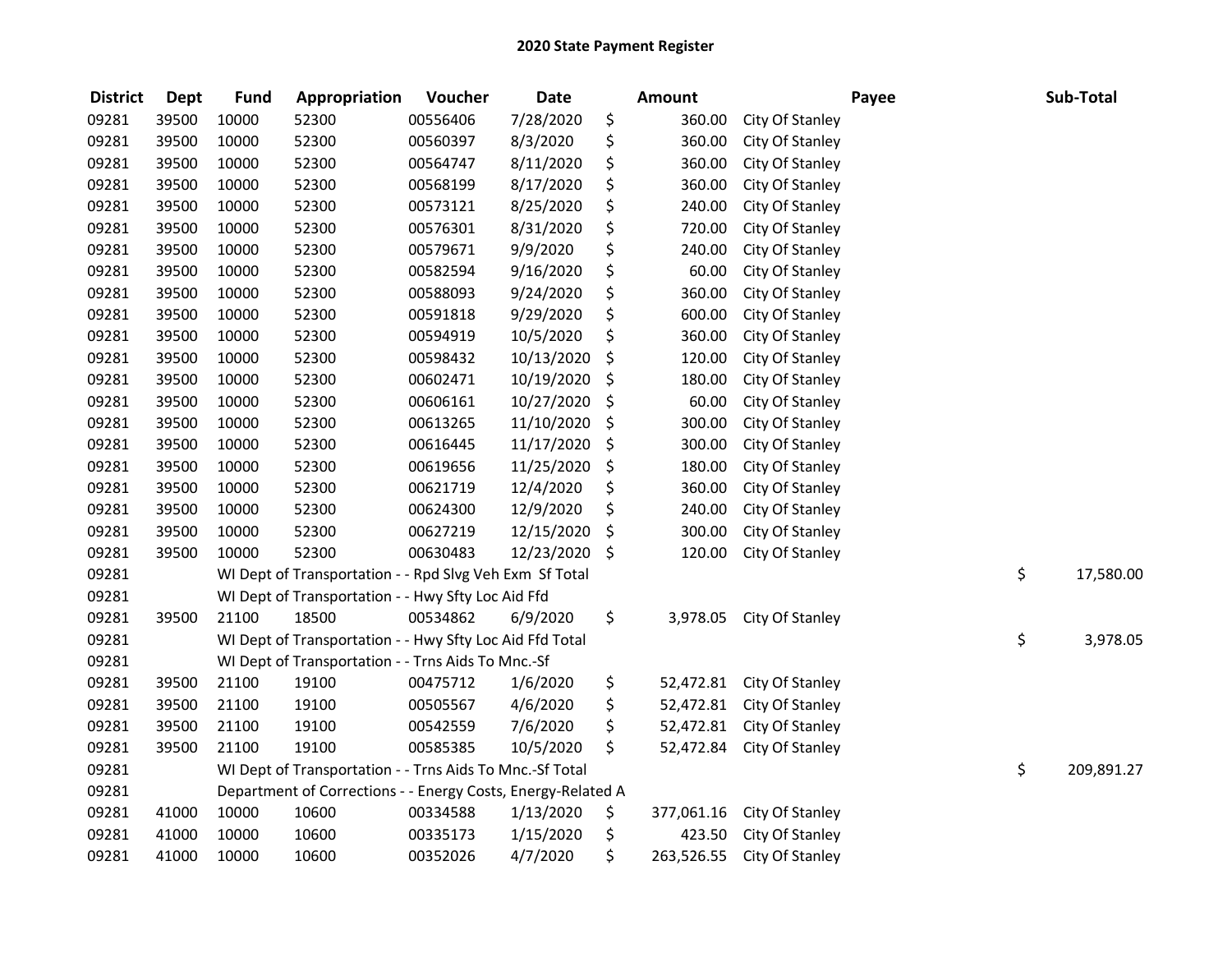# 2020 State Payment Register

| District | Dept | Fund | Appropriation | Voucher | Date | Amount | Payee | Sub-Total |
|---|---|---|---|---|---|---|---|---|
| 09281 | 39500 | 10000 | 52300 | 00556406 | 7/28/2020 | $ 360.00 | City Of Stanley | |
| 09281 | 39500 | 10000 | 52300 | 00560397 | 8/3/2020 | $ 360.00 | City Of Stanley | |
| 09281 | 39500 | 10000 | 52300 | 00564747 | 8/11/2020 | $ 360.00 | City Of Stanley | |
| 09281 | 39500 | 10000 | 52300 | 00568199 | 8/17/2020 | $ 360.00 | City Of Stanley | |
| 09281 | 39500 | 10000 | 52300 | 00573121 | 8/25/2020 | $ 240.00 | City Of Stanley | |
| 09281 | 39500 | 10000 | 52300 | 00576301 | 8/31/2020 | $ 720.00 | City Of Stanley | |
| 09281 | 39500 | 10000 | 52300 | 00579671 | 9/9/2020 | $ 240.00 | City Of Stanley | |
| 09281 | 39500 | 10000 | 52300 | 00582594 | 9/16/2020 | $ 60.00 | City Of Stanley | |
| 09281 | 39500 | 10000 | 52300 | 00588093 | 9/24/2020 | $ 360.00 | City Of Stanley | |
| 09281 | 39500 | 10000 | 52300 | 00591818 | 9/29/2020 | $ 600.00 | City Of Stanley | |
| 09281 | 39500 | 10000 | 52300 | 00594919 | 10/5/2020 | $ 360.00 | City Of Stanley | |
| 09281 | 39500 | 10000 | 52300 | 00598432 | 10/13/2020 | $ 120.00 | City Of Stanley | |
| 09281 | 39500 | 10000 | 52300 | 00602471 | 10/19/2020 | $ 180.00 | City Of Stanley | |
| 09281 | 39500 | 10000 | 52300 | 00606161 | 10/27/2020 | $ 60.00 | City Of Stanley | |
| 09281 | 39500 | 10000 | 52300 | 00613265 | 11/10/2020 | $ 300.00 | City Of Stanley | |
| 09281 | 39500 | 10000 | 52300 | 00616445 | 11/17/2020 | $ 300.00 | City Of Stanley | |
| 09281 | 39500 | 10000 | 52300 | 00619656 | 11/25/2020 | $ 180.00 | City Of Stanley | |
| 09281 | 39500 | 10000 | 52300 | 00621719 | 12/4/2020 | $ 360.00 | City Of Stanley | |
| 09281 | 39500 | 10000 | 52300 | 00624300 | 12/9/2020 | $ 240.00 | City Of Stanley | |
| 09281 | 39500 | 10000 | 52300 | 00627219 | 12/15/2020 | $ 300.00 | City Of Stanley | |
| 09281 | 39500 | 10000 | 52300 | 00630483 | 12/23/2020 | $ 120.00 | City Of Stanley | |
| 09281 | | WI Dept of Transportation - - Rpd Slvg Veh Exm Sf Total | | | | | | $ 17,580.00 |
| 09281 | | WI Dept of Transportation - - Hwy Sfty Loc Aid Ffd | | | | | | |
| 09281 | 39500 | 21100 | 18500 | 00534862 | 6/9/2020 | $ 3,978.05 | City Of Stanley | |
| 09281 | | WI Dept of Transportation - - Hwy Sfty Loc Aid Ffd Total | | | | | | $ 3,978.05 |
| 09281 | | WI Dept of Transportation - - Trns Aids To Mnc.-Sf | | | | | | |
| 09281 | 39500 | 21100 | 19100 | 00475712 | 1/6/2020 | $ 52,472.81 | City Of Stanley | |
| 09281 | 39500 | 21100 | 19100 | 00505567 | 4/6/2020 | $ 52,472.81 | City Of Stanley | |
| 09281 | 39500 | 21100 | 19100 | 00542559 | 7/6/2020 | $ 52,472.81 | City Of Stanley | |
| 09281 | 39500 | 21100 | 19100 | 00585385 | 10/5/2020 | $ 52,472.84 | City Of Stanley | |
| 09281 | | WI Dept of Transportation - - Trns Aids To Mnc.-Sf Total | | | | | | $ 209,891.27 |
| 09281 | | Department of Corrections - - Energy Costs, Energy-Related A | | | | | | |
| 09281 | 41000 | 10000 | 10600 | 00334588 | 1/13/2020 | $ 377,061.16 | City Of Stanley | |
| 09281 | 41000 | 10000 | 10600 | 00335173 | 1/15/2020 | $ 423.50 | City Of Stanley | |
| 09281 | 41000 | 10000 | 10600 | 00352026 | 4/7/2020 | $ 263,526.55 | City Of Stanley | |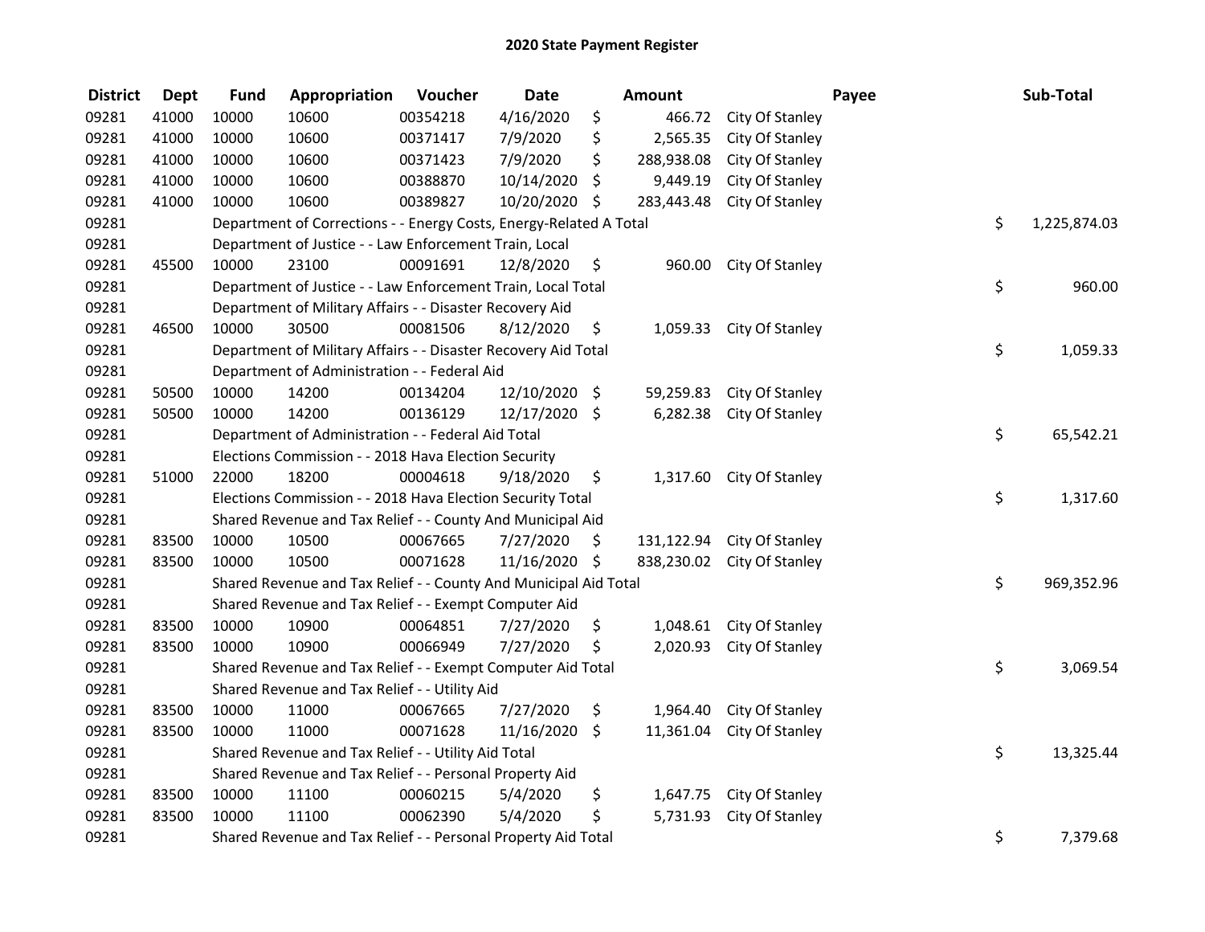# 2020 State Payment Register

| District | Dept | Fund | Appropriation | Voucher | Date | Amount | Payee | Sub-Total |
|---|---|---|---|---|---|---|---|---|
| 09281 | 41000 | 10000 | 10600 | 00354218 | 4/16/2020 | $ 466.72 | City Of Stanley | |
| 09281 | 41000 | 10000 | 10600 | 00371417 | 7/9/2020 | $ 2,565.35 | City Of Stanley | |
| 09281 | 41000 | 10000 | 10600 | 00371423 | 7/9/2020 | $ 288,938.08 | City Of Stanley | |
| 09281 | 41000 | 10000 | 10600 | 00388870 | 10/14/2020 | $ 9,449.19 | City Of Stanley | |
| 09281 | 41000 | 10000 | 10600 | 00389827 | 10/20/2020 | $ 283,443.48 | City Of Stanley | |
| 09281 | | Department of Corrections - - Energy Costs, Energy-Related A Total | | | | | | $ 1,225,874.03 |
| 09281 | | Department of Justice - - Law Enforcement Train, Local | | | | | | |
| 09281 | 45500 | 10000 | 23100 | 00091691 | 12/8/2020 | $ 960.00 | City Of Stanley | |
| 09281 | | Department of Justice - - Law Enforcement Train, Local Total | | | | | | $ 960.00 |
| 09281 | | Department of Military Affairs - - Disaster Recovery Aid | | | | | | |
| 09281 | 46500 | 10000 | 30500 | 00081506 | 8/12/2020 | $ 1,059.33 | City Of Stanley | |
| 09281 | | Department of Military Affairs - - Disaster Recovery Aid Total | | | | | | $ 1,059.33 |
| 09281 | | Department of Administration - - Federal Aid | | | | | | |
| 09281 | 50500 | 10000 | 14200 | 00134204 | 12/10/2020 | $ 59,259.83 | City Of Stanley | |
| 09281 | 50500 | 10000 | 14200 | 00136129 | 12/17/2020 | $ 6,282.38 | City Of Stanley | |
| 09281 | | Department of Administration - - Federal Aid Total | | | | | | $ 65,542.21 |
| 09281 | | Elections Commission - - 2018 Hava Election Security | | | | | | |
| 09281 | 51000 | 22000 | 18200 | 00004618 | 9/18/2020 | $ 1,317.60 | City Of Stanley | |
| 09281 | | Elections Commission - - 2018 Hava Election Security Total | | | | | | $ 1,317.60 |
| 09281 | | Shared Revenue and Tax Relief - - County And Municipal Aid | | | | | | |
| 09281 | 83500 | 10000 | 10500 | 00067665 | 7/27/2020 | $ 131,122.94 | City Of Stanley | |
| 09281 | 83500 | 10000 | 10500 | 00071628 | 11/16/2020 | $ 838,230.02 | City Of Stanley | |
| 09281 | | Shared Revenue and Tax Relief - - County And Municipal Aid Total | | | | | | $ 969,352.96 |
| 09281 | | Shared Revenue and Tax Relief - - Exempt Computer Aid | | | | | | |
| 09281 | 83500 | 10000 | 10900 | 00064851 | 7/27/2020 | $ 1,048.61 | City Of Stanley | |
| 09281 | 83500 | 10000 | 10900 | 00066949 | 7/27/2020 | $ 2,020.93 | City Of Stanley | |
| 09281 | | Shared Revenue and Tax Relief - - Exempt Computer Aid Total | | | | | | $ 3,069.54 |
| 09281 | | Shared Revenue and Tax Relief - - Utility Aid | | | | | | |
| 09281 | 83500 | 10000 | 11000 | 00067665 | 7/27/2020 | $ 1,964.40 | City Of Stanley | |
| 09281 | 83500 | 10000 | 11000 | 00071628 | 11/16/2020 | $ 11,361.04 | City Of Stanley | |
| 09281 | | Shared Revenue and Tax Relief - - Utility Aid Total | | | | | | $ 13,325.44 |
| 09281 | | Shared Revenue and Tax Relief - - Personal Property Aid | | | | | | |
| 09281 | 83500 | 10000 | 11100 | 00060215 | 5/4/2020 | $ 1,647.75 | City Of Stanley | |
| 09281 | 83500 | 10000 | 11100 | 00062390 | 5/4/2020 | $ 5,731.93 | City Of Stanley | |
| 09281 | | Shared Revenue and Tax Relief - - Personal Property Aid Total | | | | | | $ 7,379.68 |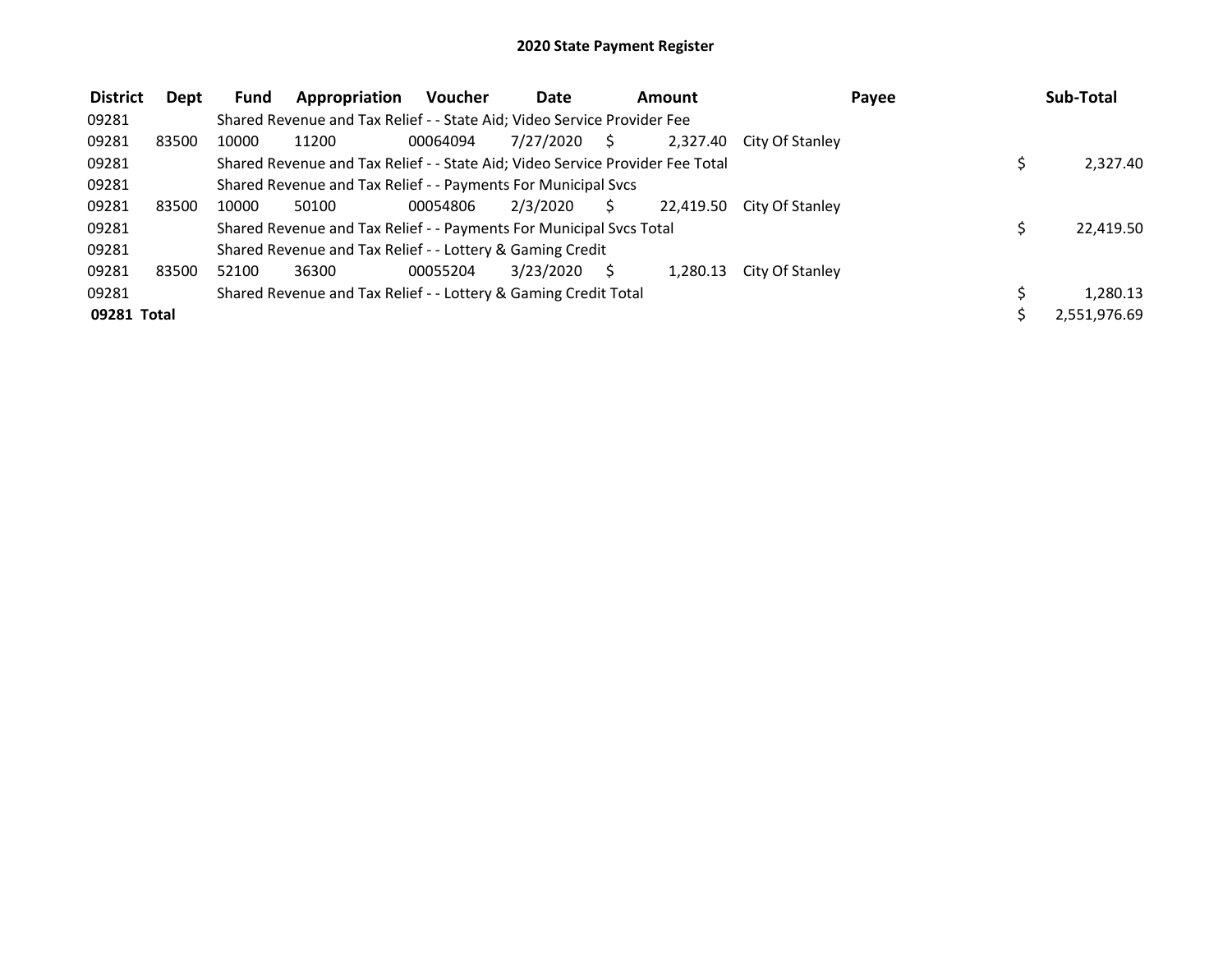# 2020 State Payment Register

| District | Dept | Fund | Appropriation | Voucher | Date | Amount | Payee | Sub-Total |
|---|---|---|---|---|---|---|---|---|
| 09281 | | Shared Revenue and Tax Relief - - State Aid; Video Service Provider Fee | | | | | | |
| 09281 | 83500 | 10000 | 11200 | 00064094 | 7/27/2020 | $ 2,327.40 | City Of Stanley | |
| 09281 | | Shared Revenue and Tax Relief - - State Aid; Video Service Provider Fee Total | | | | | | $ 2,327.40 |
| 09281 | | Shared Revenue and Tax Relief - - Payments For Municipal Svcs | | | | | | |
| 09281 | 83500 | 10000 | 50100 | 00054806 | 2/3/2020 | $ 22,419.50 | City Of Stanley | |
| 09281 | | Shared Revenue and Tax Relief - - Payments For Municipal Svcs Total | | | | | | $ 22,419.50 |
| 09281 | | Shared Revenue and Tax Relief - - Lottery & Gaming Credit | | | | | | |
| 09281 | 83500 | 52100 | 36300 | 00055204 | 3/23/2020 | $ 1,280.13 | City Of Stanley | |
| 09281 | | Shared Revenue and Tax Relief - - Lottery & Gaming Credit Total | | | | | | $ 1,280.13 |
| **09281 Total** | | | | | | | | $ 2,551,976.69 |